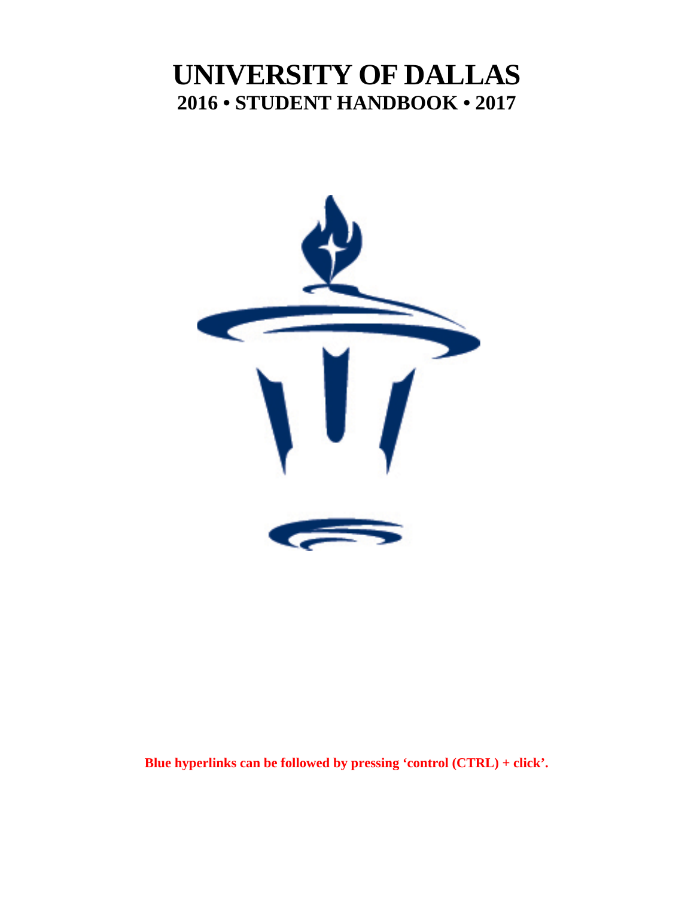# UNIVERSITY OF DALLAS

## 2016 • STUDENT HANDBOOK • 2017

**Blue hyperlinks can be followed by pressing 'control (CTRL) + click'.**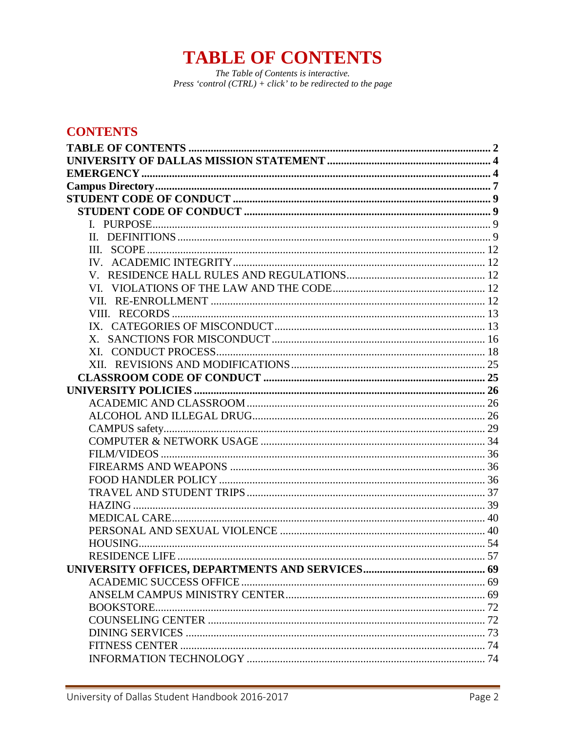# TABLE OF CONTENTS

*The Table of Contents is interactive.*
*Press 'control (CTRL) + click' to be redirected to the page*

## CONTENTS

**TABLE OF CONTENTS** .......... 2
**UNIVERSITY OF DALLAS MISSION STATEMENT** .......... 4
**EMERGENCY** .......... 4
**Campus Directory** .......... 7
**STUDENT CODE OF CONDUCT** .......... 9
- **STUDENT CODE OF CONDUCT** .......... 9
  - I. PURPOSE .......... 9
  - II. DEFINITIONS .......... 9
  - III. SCOPE .......... 12
  - IV. ACADEMIC INTEGRITY .......... 12
  - V. RESIDENCE HALL RULES AND REGULATIONS .......... 12
  - VI. VIOLATIONS OF THE LAW AND THE CODE .......... 12
  - VII. RE-ENROLLMENT .......... 12
  - VIII. RECORDS .......... 13
  - IX. CATEGORIES OF MISCONDUCT .......... 13
  - X. SANCTIONS FOR MISCONDUCT .......... 16
  - XI. CONDUCT PROCESS .......... 18
  - XII. REVISIONS AND MODIFICATIONS .......... 25
- **CLASSROOM CODE OF CONDUCT** .......... 25

**UNIVERSITY POLICIES** .......... 26
- ACADEMIC AND CLASSROOM .......... 26
- ALCOHOL AND ILLEGAL DRUG .......... 26
- CAMPUS safety .......... 29
- COMPUTER & NETWORK USAGE .......... 34
- FILM/VIDEOS .......... 36
- FIREARMS AND WEAPONS .......... 36
- FOOD HANDLER POLICY .......... 36
- TRAVEL AND STUDENT TRIPS .......... 37
- HAZING .......... 39
- MEDICAL CARE .......... 40
- PERSONAL AND SEXUAL VIOLENCE .......... 40
- HOUSING .......... 54
- RESIDENCE LIFE .......... 57

**UNIVERSITY OFFICES, DEPARTMENTS AND SERVICES** .......... 69
- ACADEMIC SUCCESS OFFICE .......... 69
- ANSELM CAMPUS MINISTRY CENTER .......... 69
- BOOKSTORE .......... 72
- COUNSELING CENTER .......... 72
- DINING SERVICES .......... 73
- FITNESS CENTER .......... 74
- INFORMATION TECHNOLOGY .......... 74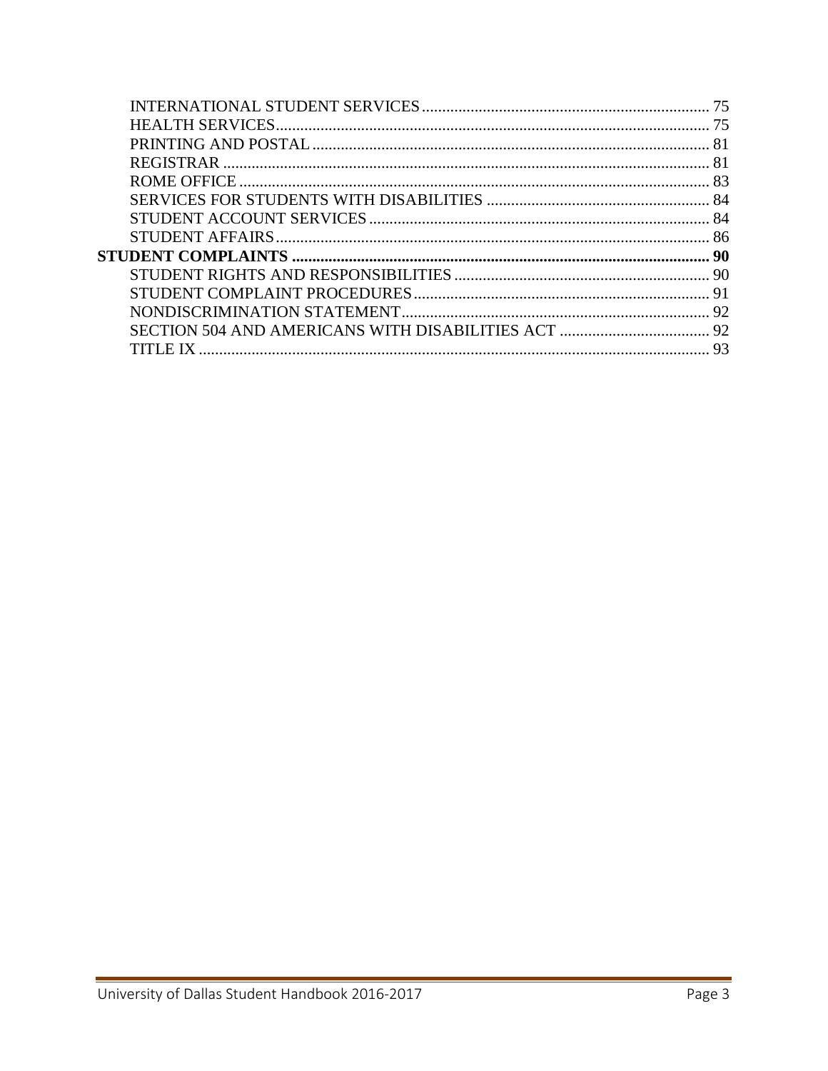- INTERNATIONAL STUDENT SERVICES ........ 75
- HEALTH SERVICES ........ 75
- PRINTING AND POSTAL ........ 81
- REGISTRAR ........ 81
- ROME OFFICE ........ 83
- SERVICES FOR STUDENTS WITH DISABILITIES ........ 84
- STUDENT ACCOUNT SERVICES ........ 84
- STUDENT AFFAIRS ........ 86

**STUDENT COMPLAINTS ........ 90**

- STUDENT RIGHTS AND RESPONSIBILITIES ........ 90
- STUDENT COMPLAINT PROCEDURES ........ 91
- NONDISCRIMINATION STATEMENT ........ 92
- SECTION 504 AND AMERICANS WITH DISABILITIES ACT ........ 92
- TITLE IX ........ 93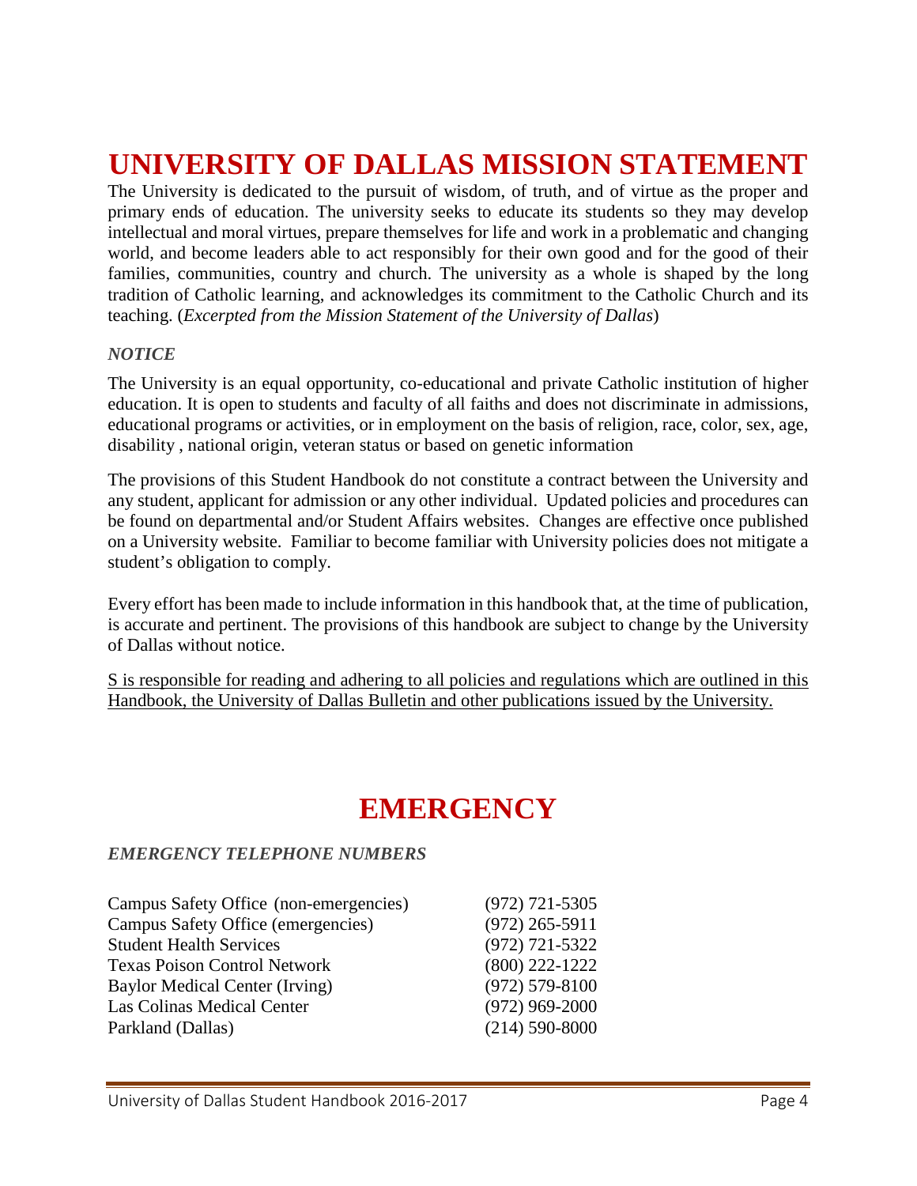# UNIVERSITY OF DALLAS MISSION STATEMENT

The University is dedicated to the pursuit of wisdom, of truth, and of virtue as the proper and primary ends of education. The university seeks to educate its students so they may develop intellectual and moral virtues, prepare themselves for life and work in a problematic and changing world, and become leaders able to act responsibly for their own good and for the good of their families, communities, country and church. The university as a whole is shaped by the long tradition of Catholic learning, and acknowledges its commitment to the Catholic Church and its teaching. (*Excerpted from the Mission Statement of the University of Dallas*)

***NOTICE***

The University is an equal opportunity, co-educational and private Catholic institution of higher education. It is open to students and faculty of all faiths and does not discriminate in admissions, educational programs or activities, or in employment on the basis of religion, race, color, sex, age, disability , national origin, veteran status or based on genetic information

The provisions of this Student Handbook do not constitute a contract between the University and any student, applicant for admission or any other individual. Updated policies and procedures can be found on departmental and/or Student Affairs websites. Changes are effective once published on a University website. Familiar to become familiar with University policies does not mitigate a student's obligation to comply.

Every effort has been made to include information in this handbook that, at the time of publication, is accurate and pertinent. The provisions of this handbook are subject to change by the University of Dallas without notice.

<u>S is responsible for reading and adhering to all policies and regulations which are outlined in this Handbook, the University of Dallas Bulletin and other publications issued by the University.</u>

# EMERGENCY

***EMERGENCY TELEPHONE NUMBERS***

| | |
|---|---|
| Campus Safety Office (non-emergencies) | (972) 721-5305 |
| Campus Safety Office (emergencies) | (972) 265-5911 |
| Student Health Services | (972) 721-5322 |
| Texas Poison Control Network | (800) 222-1222 |
| Baylor Medical Center (Irving) | (972) 579-8100 |
| Las Colinas Medical Center | (972) 969-2000 |
| Parkland (Dallas) | (214) 590-8000 |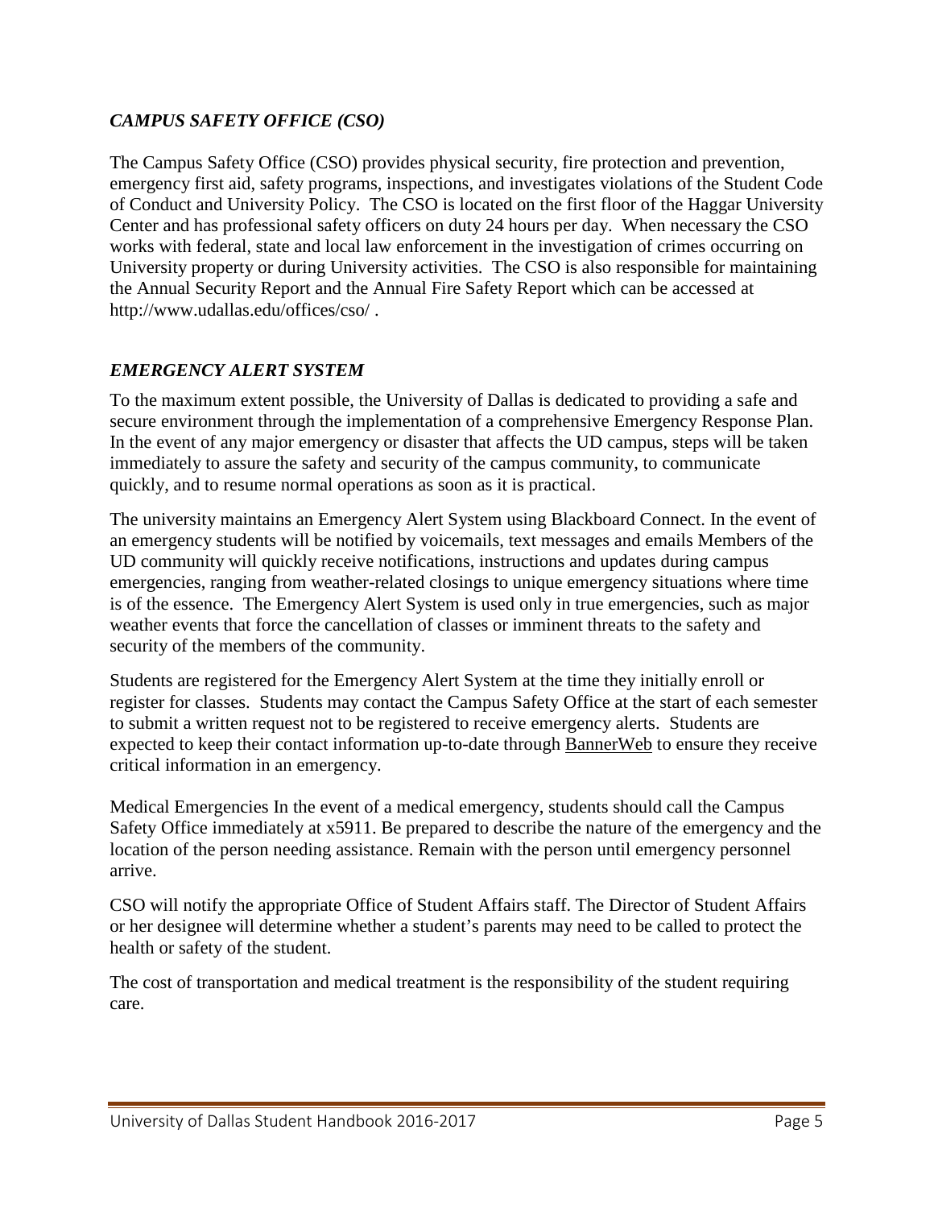## *CAMPUS SAFETY OFFICE (CSO)*

The Campus Safety Office (CSO) provides physical security, fire protection and prevention, emergency first aid, safety programs, inspections, and investigates violations of the Student Code of Conduct and University Policy. The CSO is located on the first floor of the Haggar University Center and has professional safety officers on duty 24 hours per day. When necessary the CSO works with federal, state and local law enforcement in the investigation of crimes occurring on University property or during University activities. The CSO is also responsible for maintaining the Annual Security Report and the Annual Fire Safety Report which can be accessed at http://www.udallas.edu/offices/cso/ .

## *EMERGENCY ALERT SYSTEM*

To the maximum extent possible, the University of Dallas is dedicated to providing a safe and secure environment through the implementation of a comprehensive Emergency Response Plan. In the event of any major emergency or disaster that affects the UD campus, steps will be taken immediately to assure the safety and security of the campus community, to communicate quickly, and to resume normal operations as soon as it is practical.

The university maintains an Emergency Alert System using Blackboard Connect. In the event of an emergency students will be notified by voicemails, text messages and emails Members of the UD community will quickly receive notifications, instructions and updates during campus emergencies, ranging from weather-related closings to unique emergency situations where time is of the essence. The Emergency Alert System is used only in true emergencies, such as major weather events that force the cancellation of classes or imminent threats to the safety and security of the members of the community.

Students are registered for the Emergency Alert System at the time they initially enroll or register for classes. Students may contact the Campus Safety Office at the start of each semester to submit a written request not to be registered to receive emergency alerts. Students are expected to keep their contact information up-to-date through BannerWeb to ensure they receive critical information in an emergency.

Medical Emergencies In the event of a medical emergency, students should call the Campus Safety Office immediately at x5911. Be prepared to describe the nature of the emergency and the location of the person needing assistance. Remain with the person until emergency personnel arrive.

CSO will notify the appropriate Office of Student Affairs staff. The Director of Student Affairs or her designee will determine whether a student's parents may need to be called to protect the health or safety of the student.

The cost of transportation and medical treatment is the responsibility of the student requiring care.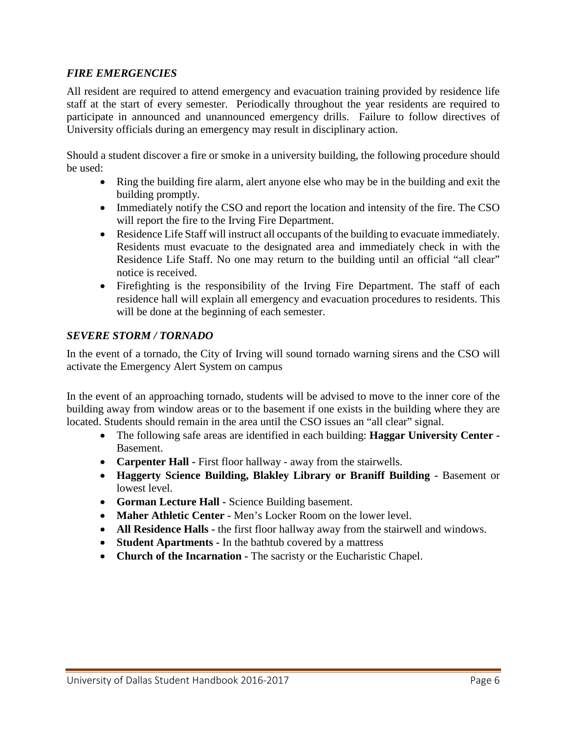### *FIRE EMERGENCIES*

All resident are required to attend emergency and evacuation training provided by residence life staff at the start of every semester. Periodically throughout the year residents are required to participate in announced and unannounced emergency drills. Failure to follow directives of University officials during an emergency may result in disciplinary action.

Should a student discover a fire or smoke in a university building, the following procedure should be used:

- Ring the building fire alarm, alert anyone else who may be in the building and exit the building promptly.
- Immediately notify the CSO and report the location and intensity of the fire. The CSO will report the fire to the Irving Fire Department.
- Residence Life Staff will instruct all occupants of the building to evacuate immediately. Residents must evacuate to the designated area and immediately check in with the Residence Life Staff. No one may return to the building until an official "all clear" notice is received.
- Firefighting is the responsibility of the Irving Fire Department. The staff of each residence hall will explain all emergency and evacuation procedures to residents. This will be done at the beginning of each semester.

### *SEVERE STORM / TORNADO*

In the event of a tornado, the City of Irving will sound tornado warning sirens and the CSO will activate the Emergency Alert System on campus

In the event of an approaching tornado, students will be advised to move to the inner core of the building away from window areas or to the basement if one exists in the building where they are located. Students should remain in the area until the CSO issues an "all clear" signal.

- The following safe areas are identified in each building: **Haggar University Center -** Basement.
- **Carpenter Hall -** First floor hallway - away from the stairwells.
- **Haggerty Science Building, Blakley Library or Braniff Building -** Basement or lowest level.
- **Gorman Lecture Hall -** Science Building basement.
- **Maher Athletic Center -** Men's Locker Room on the lower level.
- **All Residence Halls -** the first floor hallway away from the stairwell and windows.
- **Student Apartments -** In the bathtub covered by a mattress
- **Church of the Incarnation -** The sacristy or the Eucharistic Chapel.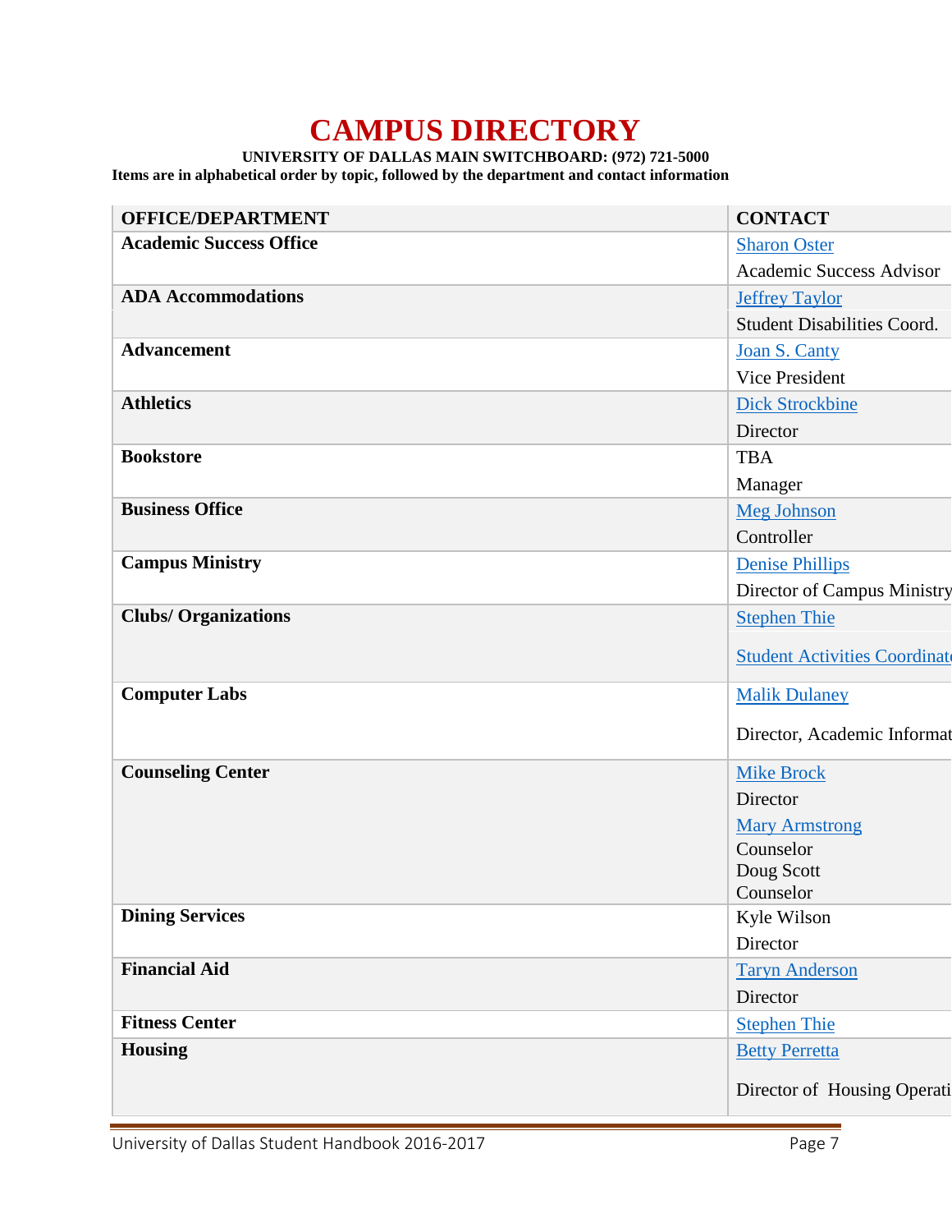# CAMPUS DIRECTORY

**UNIVERSITY OF DALLAS MAIN SWITCHBOARD: (972) 721-5000**

**Items are in alphabetical order by topic, followed by the department and contact information**

| OFFICE/DEPARTMENT | CONTACT |
|---|---|
| **Academic Success Office** | Sharon Oster<br>Academic Success Advisor |
| **ADA Accommodations** | Jeffrey Taylor<br>Student Disabilities Coord. |
| **Advancement** | Joan S. Canty<br>Vice President |
| **Athletics** | Dick Strockbine<br>Director |
| **Bookstore** | TBA<br>Manager |
| **Business Office** | Meg Johnson<br>Controller |
| **Campus Ministry** | Denise Phillips<br>Director of Campus Ministry |
| **Clubs/ Organizations** | Stephen Thie<br>Student Activities Coordinat |
| **Computer Labs** | Malik Dulaney<br>Director, Academic Informat |
| **Counseling Center** | Mike Brock<br>Director<br>Mary Armstrong<br>Counselor<br>Doug Scott<br>Counselor |
| **Dining Services** | Kyle Wilson<br>Director |
| **Financial Aid** | Taryn Anderson<br>Director |
| **Fitness Center** | Stephen Thie |
| **Housing** | Betty Perretta<br>Director of Housing Operati |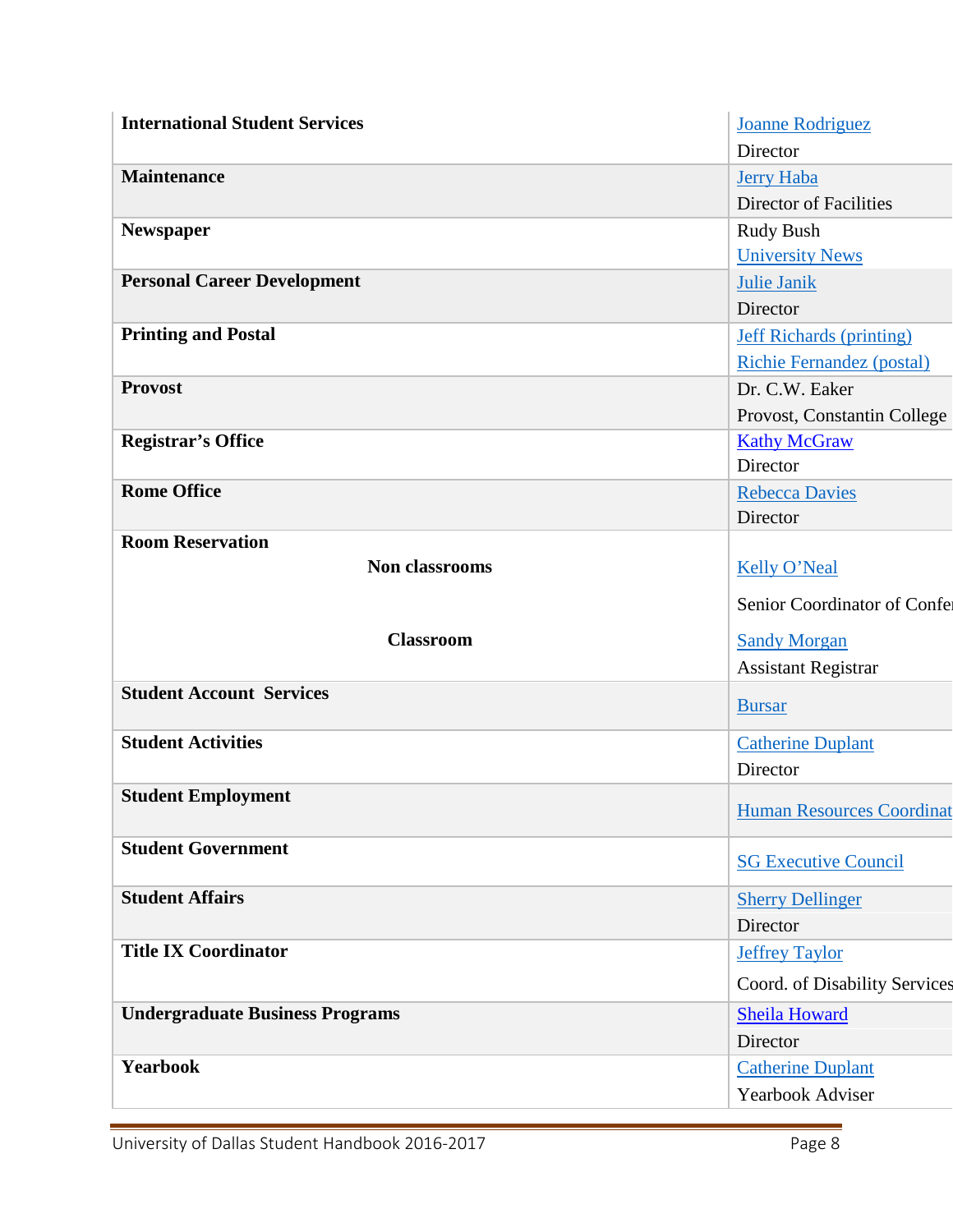| | |
|---|---|
| **International Student Services** | Joanne Rodriguez<br>Director |
| **Maintenance** | Jerry Haba<br>Director of Facilities |
| **Newspaper** | Rudy Bush<br>University News |
| **Personal Career Development** | Julie Janik<br>Director |
| **Printing and Postal** | Jeff Richards (printing)<br>Richie Fernandez (postal) |
| **Provost** | Dr. C.W. Eaker<br>Provost, Constantin College |
| **Registrar's Office** | Kathy McGraw<br>Director |
| **Rome Office** | Rebecca Davies<br>Director |
| **Room Reservation**<br>**Non classrooms**<br><br>**Classroom** | Kelly O'Neal<br>Senior Coordinator of Confer<br>Sandy Morgan<br>Assistant Registrar |
| **Student Account Services** | Bursar |
| **Student Activities** | Catherine Duplant<br>Director |
| **Student Employment** | Human Resources Coordinat |
| **Student Government** | SG Executive Council |
| **Student Affairs** | Sherry Dellinger<br>Director |
| **Title IX Coordinator** | Jeffrey Taylor<br>Coord. of Disability Services |
| **Undergraduate Business Programs** | Sheila Howard<br>Director |
| **Yearbook** | Catherine Duplant<br>Yearbook Adviser |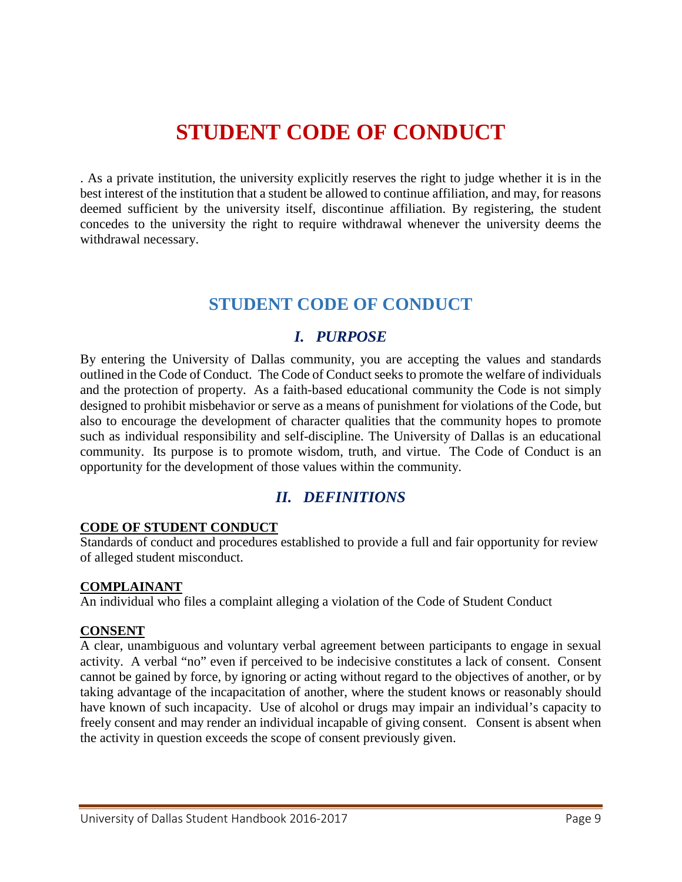# STUDENT CODE OF CONDUCT

. As a private institution, the university explicitly reserves the right to judge whether it is in the best interest of the institution that a student be allowed to continue affiliation, and may, for reasons deemed sufficient by the university itself, discontinue affiliation. By registering, the student concedes to the university the right to require withdrawal whenever the university deems the withdrawal necessary.

## STUDENT CODE OF CONDUCT

### *I. PURPOSE*

By entering the University of Dallas community, you are accepting the values and standards outlined in the Code of Conduct. The Code of Conduct seeks to promote the welfare of individuals and the protection of property. As a faith-based educational community the Code is not simply designed to prohibit misbehavior or serve as a means of punishment for violations of the Code, but also to encourage the development of character qualities that the community hopes to promote such as individual responsibility and self-discipline. The University of Dallas is an educational community. Its purpose is to promote wisdom, truth, and virtue. The Code of Conduct is an opportunity for the development of those values within the community.

### *II. DEFINITIONS*

**CODE OF STUDENT CONDUCT**
Standards of conduct and procedures established to provide a full and fair opportunity for review of alleged student misconduct.

**COMPLAINANT**
An individual who files a complaint alleging a violation of the Code of Student Conduct

**CONSENT**
A clear, unambiguous and voluntary verbal agreement between participants to engage in sexual activity. A verbal "no" even if perceived to be indecisive constitutes a lack of consent. Consent cannot be gained by force, by ignoring or acting without regard to the objectives of another, or by taking advantage of the incapacitation of another, where the student knows or reasonably should have known of such incapacity. Use of alcohol or drugs may impair an individual's capacity to freely consent and may render an individual incapable of giving consent. Consent is absent when the activity in question exceeds the scope of consent previously given.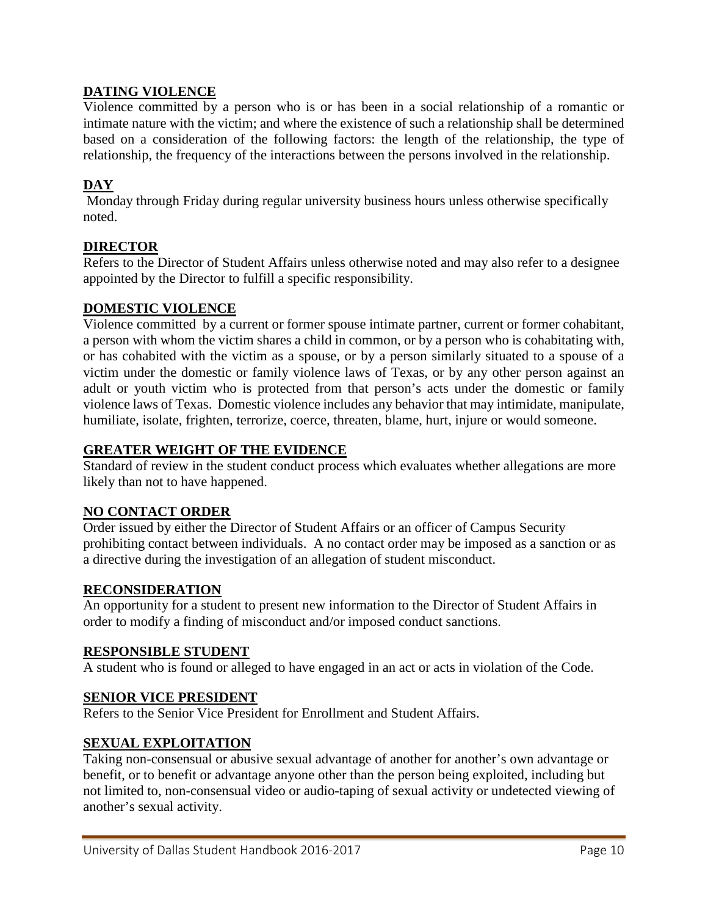**DATING VIOLENCE**

Violence committed by a person who is or has been in a social relationship of a romantic or intimate nature with the victim; and where the existence of such a relationship shall be determined based on a consideration of the following factors: the length of the relationship, the type of relationship, the frequency of the interactions between the persons involved in the relationship.

**DAY**

Monday through Friday during regular university business hours unless otherwise specifically noted.

**DIRECTOR**

Refers to the Director of Student Affairs unless otherwise noted and may also refer to a designee appointed by the Director to fulfill a specific responsibility.

**DOMESTIC VIOLENCE**

Violence committed by a current or former spouse intimate partner, current or former cohabitant, a person with whom the victim shares a child in common, or by a person who is cohabitating with, or has cohabited with the victim as a spouse, or by a person similarly situated to a spouse of a victim under the domestic or family violence laws of Texas, or by any other person against an adult or youth victim who is protected from that person's acts under the domestic or family violence laws of Texas. Domestic violence includes any behavior that may intimidate, manipulate, humiliate, isolate, frighten, terrorize, coerce, threaten, blame, hurt, injure or would someone.

**GREATER WEIGHT OF THE EVIDENCE**

Standard of review in the student conduct process which evaluates whether allegations are more likely than not to have happened.

**NO CONTACT ORDER**

Order issued by either the Director of Student Affairs or an officer of Campus Security prohibiting contact between individuals. A no contact order may be imposed as a sanction or as a directive during the investigation of an allegation of student misconduct.

**RECONSIDERATION**

An opportunity for a student to present new information to the Director of Student Affairs in order to modify a finding of misconduct and/or imposed conduct sanctions.

**RESPONSIBLE STUDENT**

A student who is found or alleged to have engaged in an act or acts in violation of the Code.

**SENIOR VICE PRESIDENT**

Refers to the Senior Vice President for Enrollment and Student Affairs.

**SEXUAL EXPLOITATION**

Taking non-consensual or abusive sexual advantage of another for another's own advantage or benefit, or to benefit or advantage anyone other than the person being exploited, including but not limited to, non-consensual video or audio-taping of sexual activity or undetected viewing of another's sexual activity.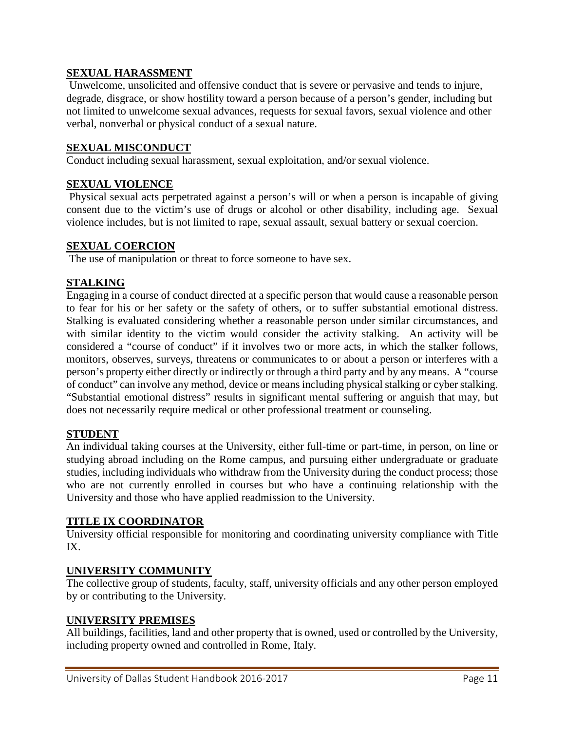### SEXUAL HARASSMENT

Unwelcome, unsolicited and offensive conduct that is severe or pervasive and tends to injure, degrade, disgrace, or show hostility toward a person because of a person's gender, including but not limited to unwelcome sexual advances, requests for sexual favors, sexual violence and other verbal, nonverbal or physical conduct of a sexual nature.

### SEXUAL MISCONDUCT

Conduct including sexual harassment, sexual exploitation, and/or sexual violence.

### SEXUAL VIOLENCE

Physical sexual acts perpetrated against a person's will or when a person is incapable of giving consent due to the victim's use of drugs or alcohol or other disability, including age. Sexual violence includes, but is not limited to rape, sexual assault, sexual battery or sexual coercion.

### SEXUAL COERCION

The use of manipulation or threat to force someone to have sex.

### STALKING

Engaging in a course of conduct directed at a specific person that would cause a reasonable person to fear for his or her safety or the safety of others, or to suffer substantial emotional distress. Stalking is evaluated considering whether a reasonable person under similar circumstances, and with similar identity to the victim would consider the activity stalking. An activity will be considered a "course of conduct" if it involves two or more acts, in which the stalker follows, monitors, observes, surveys, threatens or communicates to or about a person or interferes with a person's property either directly or indirectly or through a third party and by any means. A "course of conduct" can involve any method, device or means including physical stalking or cyber stalking. "Substantial emotional distress" results in significant mental suffering or anguish that may, but does not necessarily require medical or other professional treatment or counseling.

### STUDENT

An individual taking courses at the University, either full-time or part-time, in person, on line or studying abroad including on the Rome campus, and pursuing either undergraduate or graduate studies, including individuals who withdraw from the University during the conduct process; those who are not currently enrolled in courses but who have a continuing relationship with the University and those who have applied readmission to the University.

### TITLE IX COORDINATOR

University official responsible for monitoring and coordinating university compliance with Title IX.

### UNIVERSITY COMMUNITY

The collective group of students, faculty, staff, university officials and any other person employed by or contributing to the University.

### UNIVERSITY PREMISES

All buildings, facilities, land and other property that is owned, used or controlled by the University, including property owned and controlled in Rome, Italy.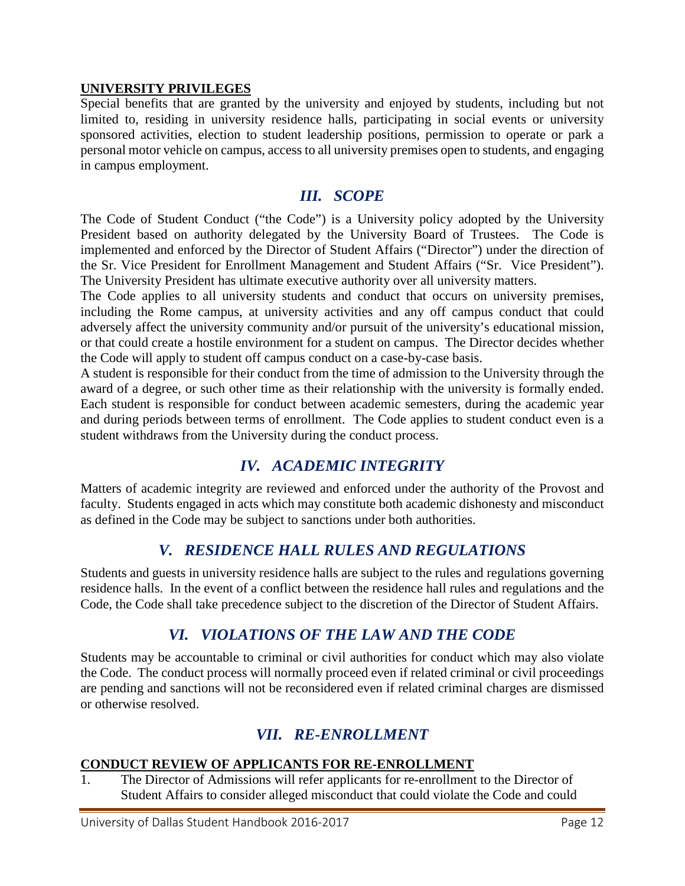**UNIVERSITY PRIVILEGES**

Special benefits that are granted by the university and enjoyed by students, including but not limited to, residing in university residence halls, participating in social events or university sponsored activities, election to student leadership positions, permission to operate or park a personal motor vehicle on campus, access to all university premises open to students, and engaging in campus employment.

## *III. SCOPE*

The Code of Student Conduct ("the Code") is a University policy adopted by the University President based on authority delegated by the University Board of Trustees. The Code is implemented and enforced by the Director of Student Affairs ("Director") under the direction of the Sr. Vice President for Enrollment Management and Student Affairs ("Sr. Vice President"). The University President has ultimate executive authority over all university matters.

The Code applies to all university students and conduct that occurs on university premises, including the Rome campus, at university activities and any off campus conduct that could adversely affect the university community and/or pursuit of the university's educational mission, or that could create a hostile environment for a student on campus. The Director decides whether the Code will apply to student off campus conduct on a case-by-case basis.

A student is responsible for their conduct from the time of admission to the University through the award of a degree, or such other time as their relationship with the university is formally ended. Each student is responsible for conduct between academic semesters, during the academic year and during periods between terms of enrollment. The Code applies to student conduct even is a student withdraws from the University during the conduct process.

## *IV. ACADEMIC INTEGRITY*

Matters of academic integrity are reviewed and enforced under the authority of the Provost and faculty. Students engaged in acts which may constitute both academic dishonesty and misconduct as defined in the Code may be subject to sanctions under both authorities.

## *V. RESIDENCE HALL RULES AND REGULATIONS*

Students and guests in university residence halls are subject to the rules and regulations governing residence halls. In the event of a conflict between the residence hall rules and regulations and the Code, the Code shall take precedence subject to the discretion of the Director of Student Affairs.

## *VI. VIOLATIONS OF THE LAW AND THE CODE*

Students may be accountable to criminal or civil authorities for conduct which may also violate the Code. The conduct process will normally proceed even if related criminal or civil proceedings are pending and sanctions will not be reconsidered even if related criminal charges are dismissed or otherwise resolved.

## *VII. RE-ENROLLMENT*

**CONDUCT REVIEW OF APPLICANTS FOR RE-ENROLLMENT**

1. The Director of Admissions will refer applicants for re-enrollment to the Director of Student Affairs to consider alleged misconduct that could violate the Code and could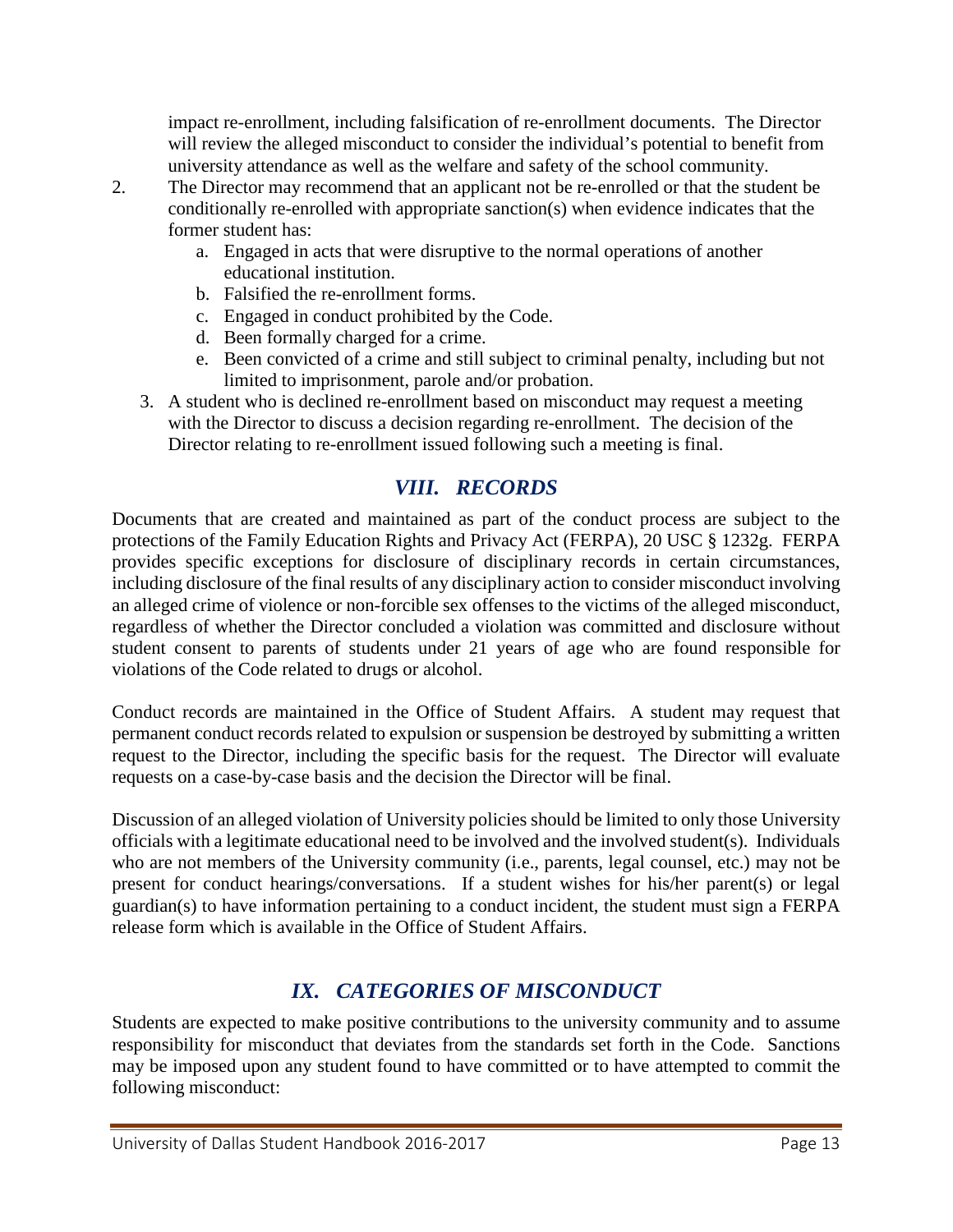impact re-enrollment, including falsification of re-enrollment documents. The Director will review the alleged misconduct to consider the individual's potential to benefit from university attendance as well as the welfare and safety of the school community.

2. The Director may recommend that an applicant not be re-enrolled or that the student be conditionally re-enrolled with appropriate sanction(s) when evidence indicates that the former student has:
   a. Engaged in acts that were disruptive to the normal operations of another educational institution.
   b. Falsified the re-enrollment forms.
   c. Engaged in conduct prohibited by the Code.
   d. Been formally charged for a crime.
   e. Been convicted of a crime and still subject to criminal penalty, including but not limited to imprisonment, parole and/or probation.
3. A student who is declined re-enrollment based on misconduct may request a meeting with the Director to discuss a decision regarding re-enrollment. The decision of the Director relating to re-enrollment issued following such a meeting is final.

## *VIII. RECORDS*

Documents that are created and maintained as part of the conduct process are subject to the protections of the Family Education Rights and Privacy Act (FERPA), 20 USC § 1232g. FERPA provides specific exceptions for disclosure of disciplinary records in certain circumstances, including disclosure of the final results of any disciplinary action to consider misconduct involving an alleged crime of violence or non-forcible sex offenses to the victims of the alleged misconduct, regardless of whether the Director concluded a violation was committed and disclosure without student consent to parents of students under 21 years of age who are found responsible for violations of the Code related to drugs or alcohol.

Conduct records are maintained in the Office of Student Affairs. A student may request that permanent conduct records related to expulsion or suspension be destroyed by submitting a written request to the Director, including the specific basis for the request. The Director will evaluate requests on a case-by-case basis and the decision the Director will be final.

Discussion of an alleged violation of University policies should be limited to only those University officials with a legitimate educational need to be involved and the involved student(s). Individuals who are not members of the University community (i.e., parents, legal counsel, etc.) may not be present for conduct hearings/conversations. If a student wishes for his/her parent(s) or legal guardian(s) to have information pertaining to a conduct incident, the student must sign a FERPA release form which is available in the Office of Student Affairs.

## *IX. CATEGORIES OF MISCONDUCT*

Students are expected to make positive contributions to the university community and to assume responsibility for misconduct that deviates from the standards set forth in the Code. Sanctions may be imposed upon any student found to have committed or to have attempted to commit the following misconduct: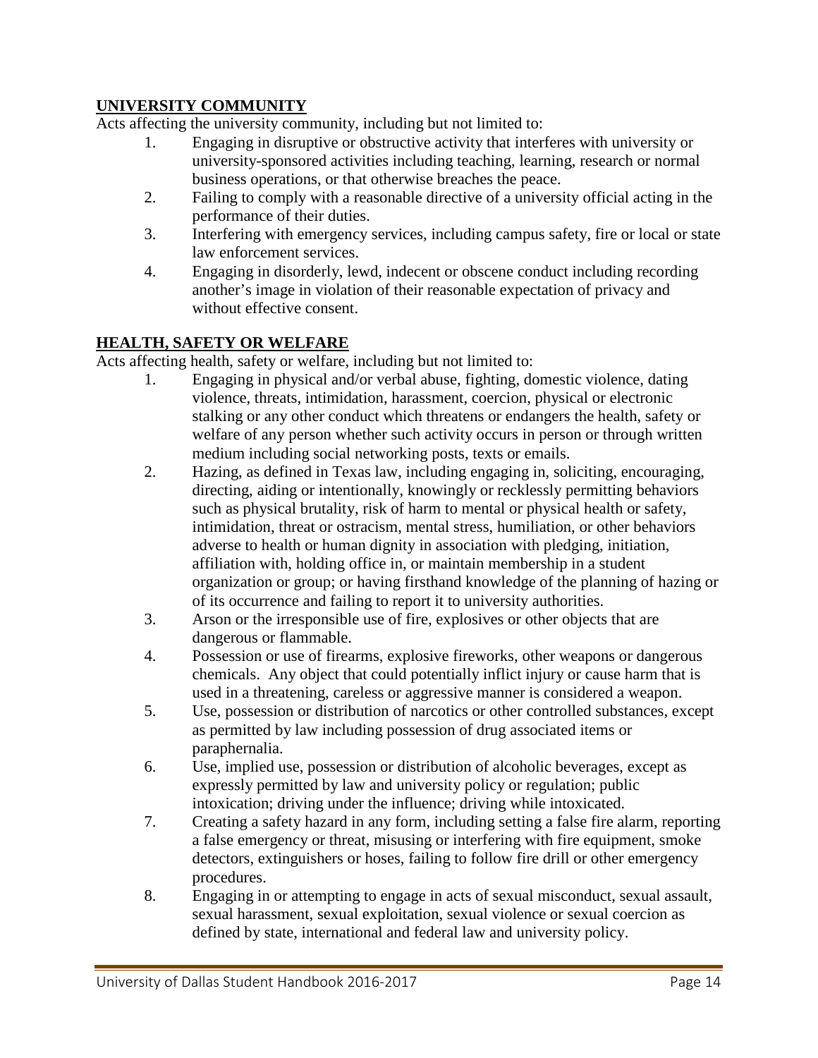## UNIVERSITY COMMUNITY

Acts affecting the university community, including but not limited to:

1. Engaging in disruptive or obstructive activity that interferes with university or university-sponsored activities including teaching, learning, research or normal business operations, or that otherwise breaches the peace.
2. Failing to comply with a reasonable directive of a university official acting in the performance of their duties.
3. Interfering with emergency services, including campus safety, fire or local or state law enforcement services.
4. Engaging in disorderly, lewd, indecent or obscene conduct including recording another's image in violation of their reasonable expectation of privacy and without effective consent.

## HEALTH, SAFETY OR WELFARE

Acts affecting health, safety or welfare, including but not limited to:

1. Engaging in physical and/or verbal abuse, fighting, domestic violence, dating violence, threats, intimidation, harassment, coercion, physical or electronic stalking or any other conduct which threatens or endangers the health, safety or welfare of any person whether such activity occurs in person or through written medium including social networking posts, texts or emails.
2. Hazing, as defined in Texas law, including engaging in, soliciting, encouraging, directing, aiding or intentionally, knowingly or recklessly permitting behaviors such as physical brutality, risk of harm to mental or physical health or safety, intimidation, threat or ostracism, mental stress, humiliation, or other behaviors adverse to health or human dignity in association with pledging, initiation, affiliation with, holding office in, or maintain membership in a student organization or group; or having firsthand knowledge of the planning of hazing or of its occurrence and failing to report it to university authorities.
3. Arson or the irresponsible use of fire, explosives or other objects that are dangerous or flammable.
4. Possession or use of firearms, explosive fireworks, other weapons or dangerous chemicals. Any object that could potentially inflict injury or cause harm that is used in a threatening, careless or aggressive manner is considered a weapon.
5. Use, possession or distribution of narcotics or other controlled substances, except as permitted by law including possession of drug associated items or paraphernalia.
6. Use, implied use, possession or distribution of alcoholic beverages, except as expressly permitted by law and university policy or regulation; public intoxication; driving under the influence; driving while intoxicated.
7. Creating a safety hazard in any form, including setting a false fire alarm, reporting a false emergency or threat, misusing or interfering with fire equipment, smoke detectors, extinguishers or hoses, failing to follow fire drill or other emergency procedures.
8. Engaging in or attempting to engage in acts of sexual misconduct, sexual assault, sexual harassment, sexual exploitation, sexual violence or sexual coercion as defined by state, international and federal law and university policy.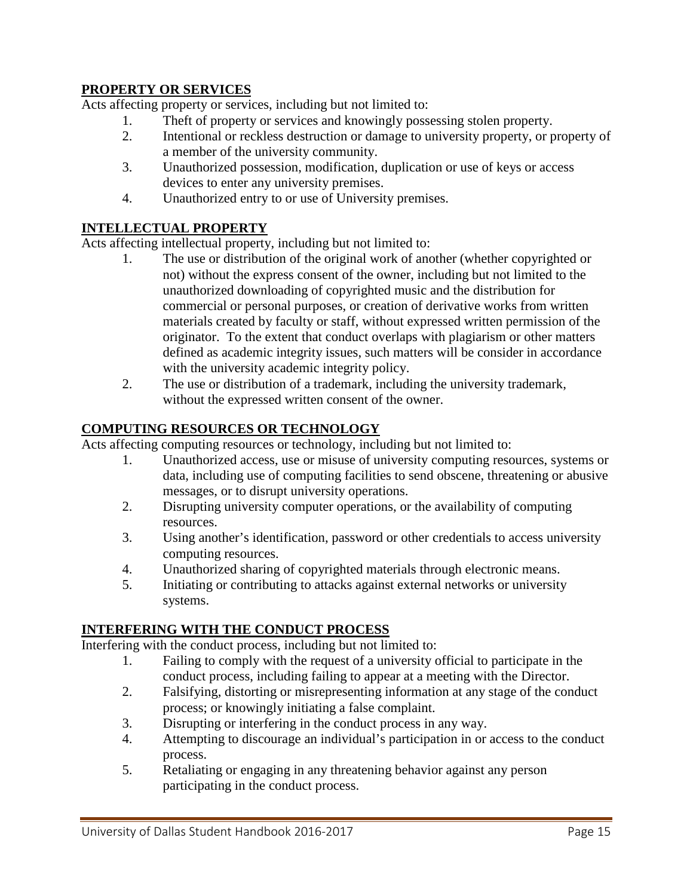**PROPERTY OR SERVICES**

Acts affecting property or services, including but not limited to:

1. Theft of property or services and knowingly possessing stolen property.
2. Intentional or reckless destruction or damage to university property, or property of a member of the university community.
3. Unauthorized possession, modification, duplication or use of keys or access devices to enter any university premises.
4. Unauthorized entry to or use of University premises.

**INTELLECTUAL PROPERTY**

Acts affecting intellectual property, including but not limited to:

1. The use or distribution of the original work of another (whether copyrighted or not) without the express consent of the owner, including but not limited to the unauthorized downloading of copyrighted music and the distribution for commercial or personal purposes, or creation of derivative works from written materials created by faculty or staff, without expressed written permission of the originator. To the extent that conduct overlaps with plagiarism or other matters defined as academic integrity issues, such matters will be consider in accordance with the university academic integrity policy.
2. The use or distribution of a trademark, including the university trademark, without the expressed written consent of the owner.

**COMPUTING RESOURCES OR TECHNOLOGY**

Acts affecting computing resources or technology, including but not limited to:

1. Unauthorized access, use or misuse of university computing resources, systems or data, including use of computing facilities to send obscene, threatening or abusive messages, or to disrupt university operations.
2. Disrupting university computer operations, or the availability of computing resources.
3. Using another's identification, password or other credentials to access university computing resources.
4. Unauthorized sharing of copyrighted materials through electronic means.
5. Initiating or contributing to attacks against external networks or university systems.

**INTERFERING WITH THE CONDUCT PROCESS**

Interfering with the conduct process, including but not limited to:

1. Failing to comply with the request of a university official to participate in the conduct process, including failing to appear at a meeting with the Director.
2. Falsifying, distorting or misrepresenting information at any stage of the conduct process; or knowingly initiating a false complaint.
3. Disrupting or interfering in the conduct process in any way.
4. Attempting to discourage an individual's participation in or access to the conduct process.
5. Retaliating or engaging in any threatening behavior against any person participating in the conduct process.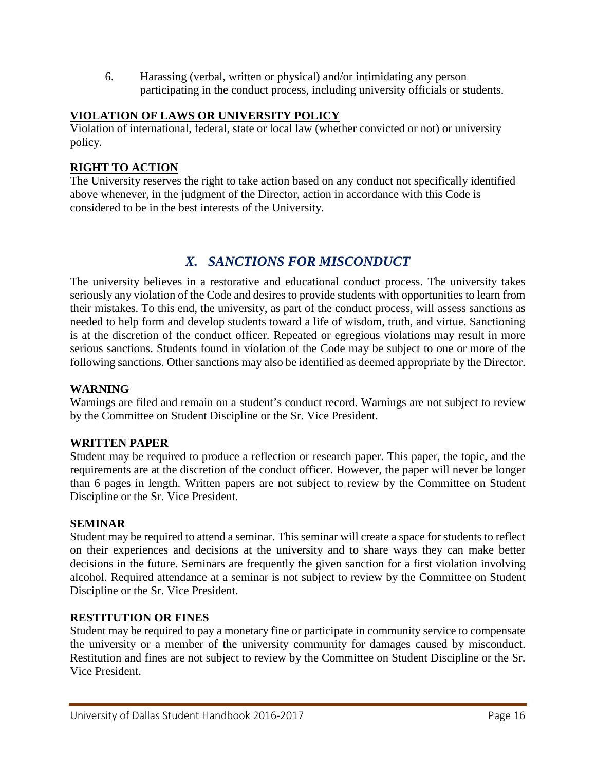6. Harassing (verbal, written or physical) and/or intimidating any person participating in the conduct process, including university officials or students.

**VIOLATION OF LAWS OR UNIVERSITY POLICY**

Violation of international, federal, state or local law (whether convicted or not) or university policy.

**RIGHT TO ACTION**

The University reserves the right to take action based on any conduct not specifically identified above whenever, in the judgment of the Director, action in accordance with this Code is considered to be in the best interests of the University.

## *X. SANCTIONS FOR MISCONDUCT*

The university believes in a restorative and educational conduct process. The university takes seriously any violation of the Code and desires to provide students with opportunities to learn from their mistakes. To this end, the university, as part of the conduct process, will assess sanctions as needed to help form and develop students toward a life of wisdom, truth, and virtue. Sanctioning is at the discretion of the conduct officer. Repeated or egregious violations may result in more serious sanctions. Students found in violation of the Code may be subject to one or more of the following sanctions. Other sanctions may also be identified as deemed appropriate by the Director.

**WARNING**

Warnings are filed and remain on a student's conduct record. Warnings are not subject to review by the Committee on Student Discipline or the Sr. Vice President.

**WRITTEN PAPER**

Student may be required to produce a reflection or research paper. This paper, the topic, and the requirements are at the discretion of the conduct officer. However, the paper will never be longer than 6 pages in length. Written papers are not subject to review by the Committee on Student Discipline or the Sr. Vice President.

**SEMINAR**

Student may be required to attend a seminar. This seminar will create a space for students to reflect on their experiences and decisions at the university and to share ways they can make better decisions in the future. Seminars are frequently the given sanction for a first violation involving alcohol. Required attendance at a seminar is not subject to review by the Committee on Student Discipline or the Sr. Vice President.

**RESTITUTION OR FINES**

Student may be required to pay a monetary fine or participate in community service to compensate the university or a member of the university community for damages caused by misconduct. Restitution and fines are not subject to review by the Committee on Student Discipline or the Sr. Vice President.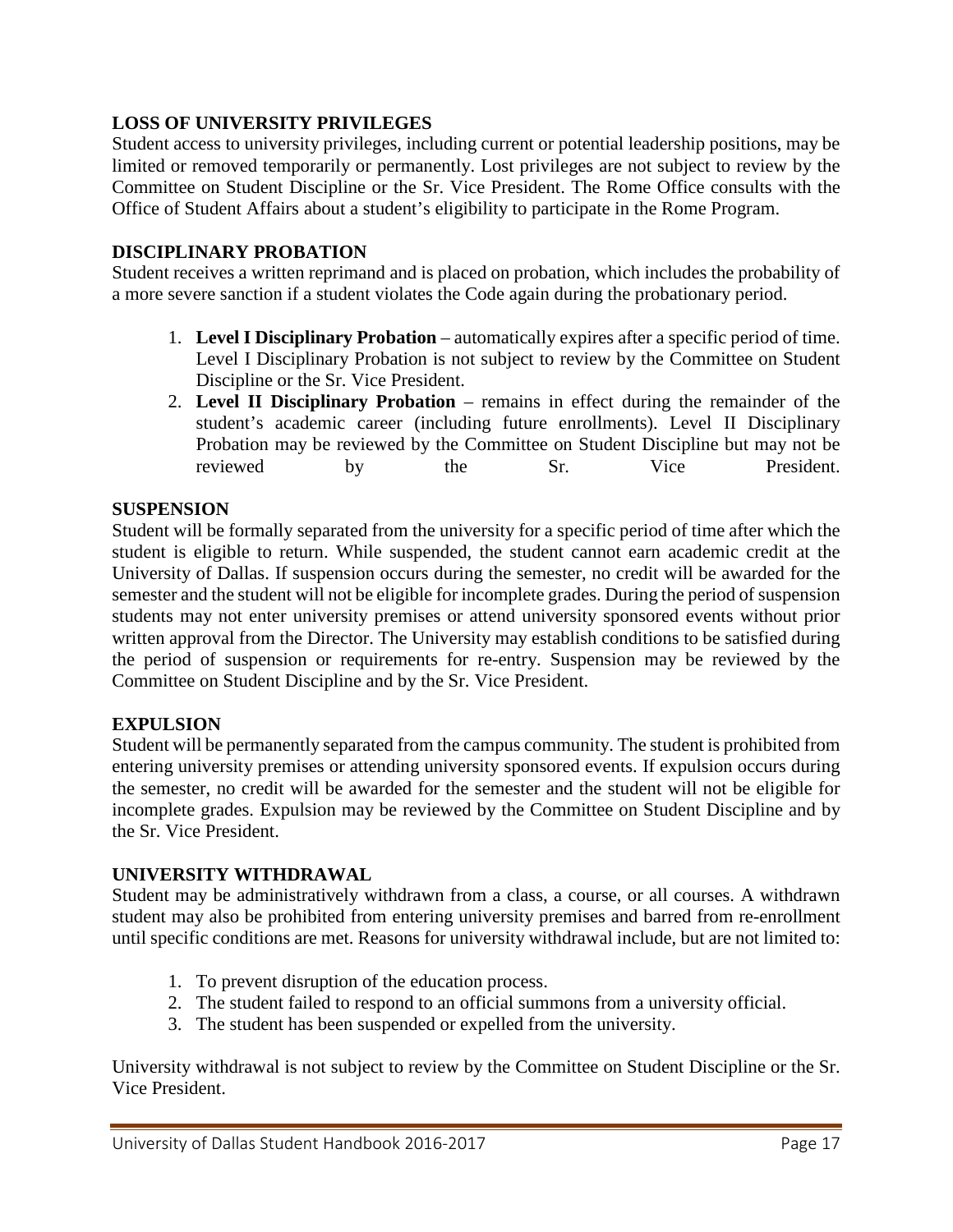**LOSS OF UNIVERSITY PRIVILEGES**

Student access to university privileges, including current or potential leadership positions, may be limited or removed temporarily or permanently. Lost privileges are not subject to review by the Committee on Student Discipline or the Sr. Vice President. The Rome Office consults with the Office of Student Affairs about a student's eligibility to participate in the Rome Program.

**DISCIPLINARY PROBATION**

Student receives a written reprimand and is placed on probation, which includes the probability of a more severe sanction if a student violates the Code again during the probationary period.

1. **Level I Disciplinary Probation** – automatically expires after a specific period of time. Level I Disciplinary Probation is not subject to review by the Committee on Student Discipline or the Sr. Vice President.
2. **Level II Disciplinary Probation** – remains in effect during the remainder of the student's academic career (including future enrollments). Level II Disciplinary Probation may be reviewed by the Committee on Student Discipline but may not be reviewed by the Sr. Vice President.

**SUSPENSION**

Student will be formally separated from the university for a specific period of time after which the student is eligible to return. While suspended, the student cannot earn academic credit at the University of Dallas. If suspension occurs during the semester, no credit will be awarded for the semester and the student will not be eligible for incomplete grades. During the period of suspension students may not enter university premises or attend university sponsored events without prior written approval from the Director. The University may establish conditions to be satisfied during the period of suspension or requirements for re-entry. Suspension may be reviewed by the Committee on Student Discipline and by the Sr. Vice President.

**EXPULSION**

Student will be permanently separated from the campus community. The student is prohibited from entering university premises or attending university sponsored events. If expulsion occurs during the semester, no credit will be awarded for the semester and the student will not be eligible for incomplete grades. Expulsion may be reviewed by the Committee on Student Discipline and by the Sr. Vice President.

**UNIVERSITY WITHDRAWAL**

Student may be administratively withdrawn from a class, a course, or all courses. A withdrawn student may also be prohibited from entering university premises and barred from re-enrollment until specific conditions are met. Reasons for university withdrawal include, but are not limited to:

1. To prevent disruption of the education process.
2. The student failed to respond to an official summons from a university official.
3. The student has been suspended or expelled from the university.

University withdrawal is not subject to review by the Committee on Student Discipline or the Sr. Vice President.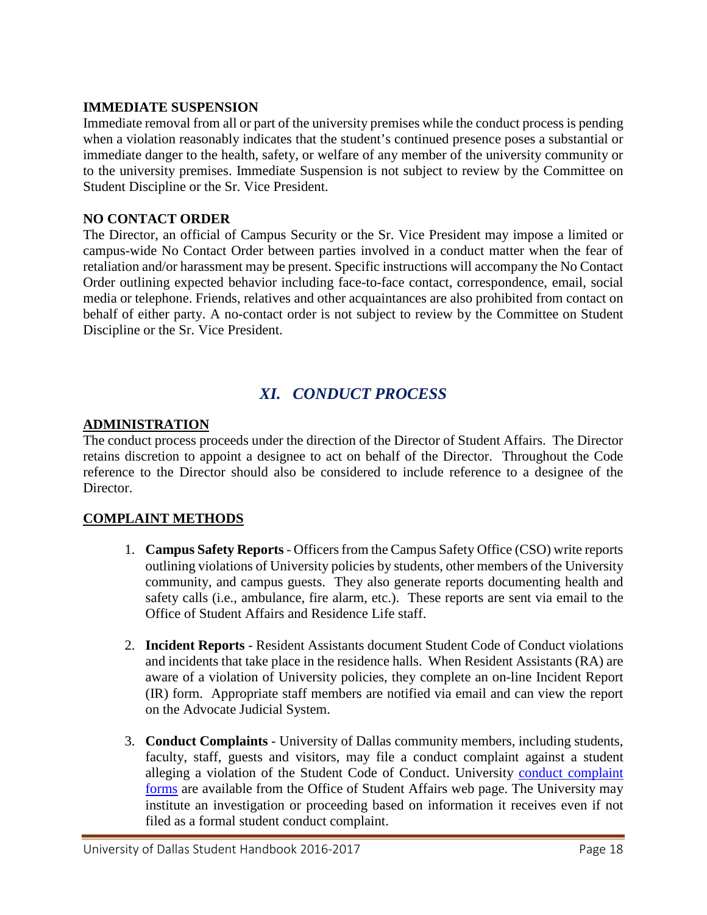**IMMEDIATE SUSPENSION**

Immediate removal from all or part of the university premises while the conduct process is pending when a violation reasonably indicates that the student's continued presence poses a substantial or immediate danger to the health, safety, or welfare of any member of the university community or to the university premises. Immediate Suspension is not subject to review by the Committee on Student Discipline or the Sr. Vice President.

**NO CONTACT ORDER**

The Director, an official of Campus Security or the Sr. Vice President may impose a limited or campus-wide No Contact Order between parties involved in a conduct matter when the fear of retaliation and/or harassment may be present. Specific instructions will accompany the No Contact Order outlining expected behavior including face-to-face contact, correspondence, email, social media or telephone. Friends, relatives and other acquaintances are also prohibited from contact on behalf of either party. A no-contact order is not subject to review by the Committee on Student Discipline or the Sr. Vice President.

## *XI. CONDUCT PROCESS*

**ADMINISTRATION**

The conduct process proceeds under the direction of the Director of Student Affairs. The Director retains discretion to appoint a designee to act on behalf of the Director. Throughout the Code reference to the Director should also be considered to include reference to a designee of the Director.

**COMPLAINT METHODS**

1. **Campus Safety Reports** - Officers from the Campus Safety Office (CSO) write reports outlining violations of University policies by students, other members of the University community, and campus guests. They also generate reports documenting health and safety calls (i.e., ambulance, fire alarm, etc.). These reports are sent via email to the Office of Student Affairs and Residence Life staff.

2. **Incident Reports** - Resident Assistants document Student Code of Conduct violations and incidents that take place in the residence halls. When Resident Assistants (RA) are aware of a violation of University policies, they complete an on-line Incident Report (IR) form. Appropriate staff members are notified via email and can view the report on the Advocate Judicial System.

3. **Conduct Complaints** - University of Dallas community members, including students, faculty, staff, guests and visitors, may file a conduct complaint against a student alleging a violation of the Student Code of Conduct. University conduct complaint forms are available from the Office of Student Affairs web page. The University may institute an investigation or proceeding based on information it receives even if not filed as a formal student conduct complaint.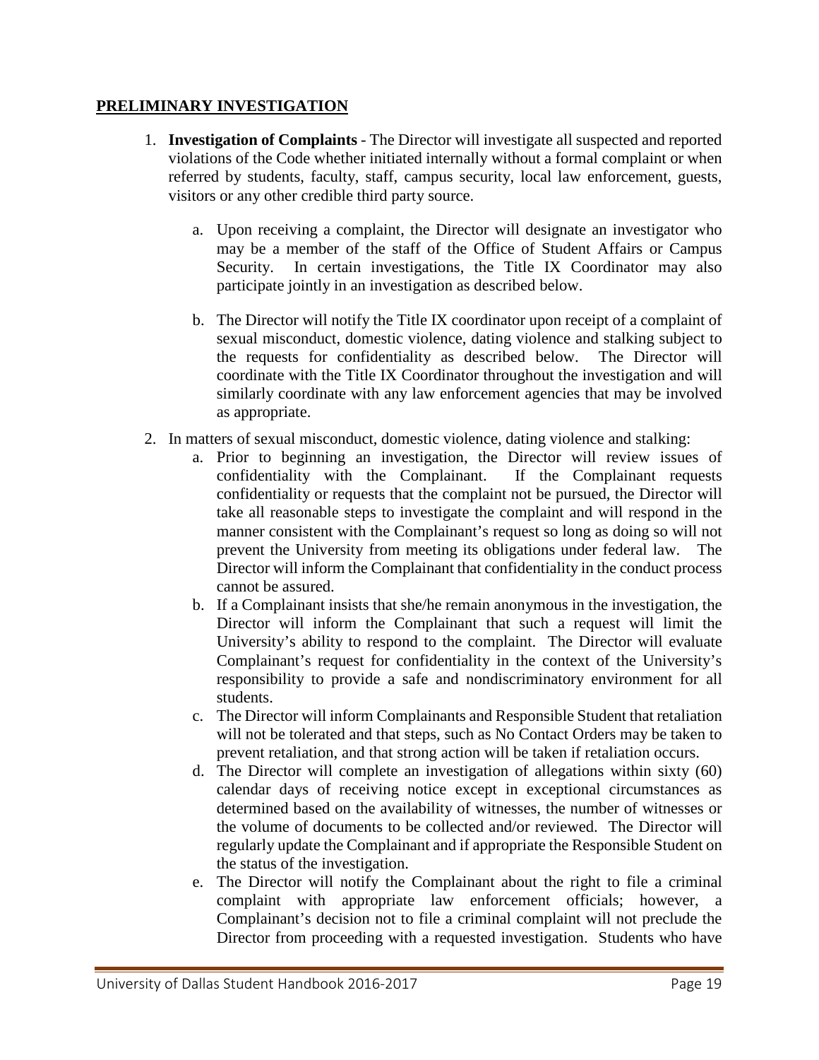**PRELIMINARY INVESTIGATION**

1. **Investigation of Complaints** - The Director will investigate all suspected and reported violations of the Code whether initiated internally without a formal complaint or when referred by students, faculty, staff, campus security, local law enforcement, guests, visitors or any other credible third party source.

    a. Upon receiving a complaint, the Director will designate an investigator who may be a member of the staff of the Office of Student Affairs or Campus Security. In certain investigations, the Title IX Coordinator may also participate jointly in an investigation as described below.

    b. The Director will notify the Title IX coordinator upon receipt of a complaint of sexual misconduct, domestic violence, dating violence and stalking subject to the requests for confidentiality as described below. The Director will coordinate with the Title IX Coordinator throughout the investigation and will similarly coordinate with any law enforcement agencies that may be involved as appropriate.

2. In matters of sexual misconduct, domestic violence, dating violence and stalking:
    a. Prior to beginning an investigation, the Director will review issues of confidentiality with the Complainant. If the Complainant requests confidentiality or requests that the complaint not be pursued, the Director will take all reasonable steps to investigate the complaint and will respond in the manner consistent with the Complainant's request so long as doing so will not prevent the University from meeting its obligations under federal law. The Director will inform the Complainant that confidentiality in the conduct process cannot be assured.
    b. If a Complainant insists that she/he remain anonymous in the investigation, the Director will inform the Complainant that such a request will limit the University's ability to respond to the complaint. The Director will evaluate Complainant's request for confidentiality in the context of the University's responsibility to provide a safe and nondiscriminatory environment for all students.
    c. The Director will inform Complainants and Responsible Student that retaliation will not be tolerated and that steps, such as No Contact Orders may be taken to prevent retaliation, and that strong action will be taken if retaliation occurs.
    d. The Director will complete an investigation of allegations within sixty (60) calendar days of receiving notice except in exceptional circumstances as determined based on the availability of witnesses, the number of witnesses or the volume of documents to be collected and/or reviewed. The Director will regularly update the Complainant and if appropriate the Responsible Student on the status of the investigation.
    e. The Director will notify the Complainant about the right to file a criminal complaint with appropriate law enforcement officials; however, a Complainant's decision not to file a criminal complaint will not preclude the Director from proceeding with a requested investigation. Students who have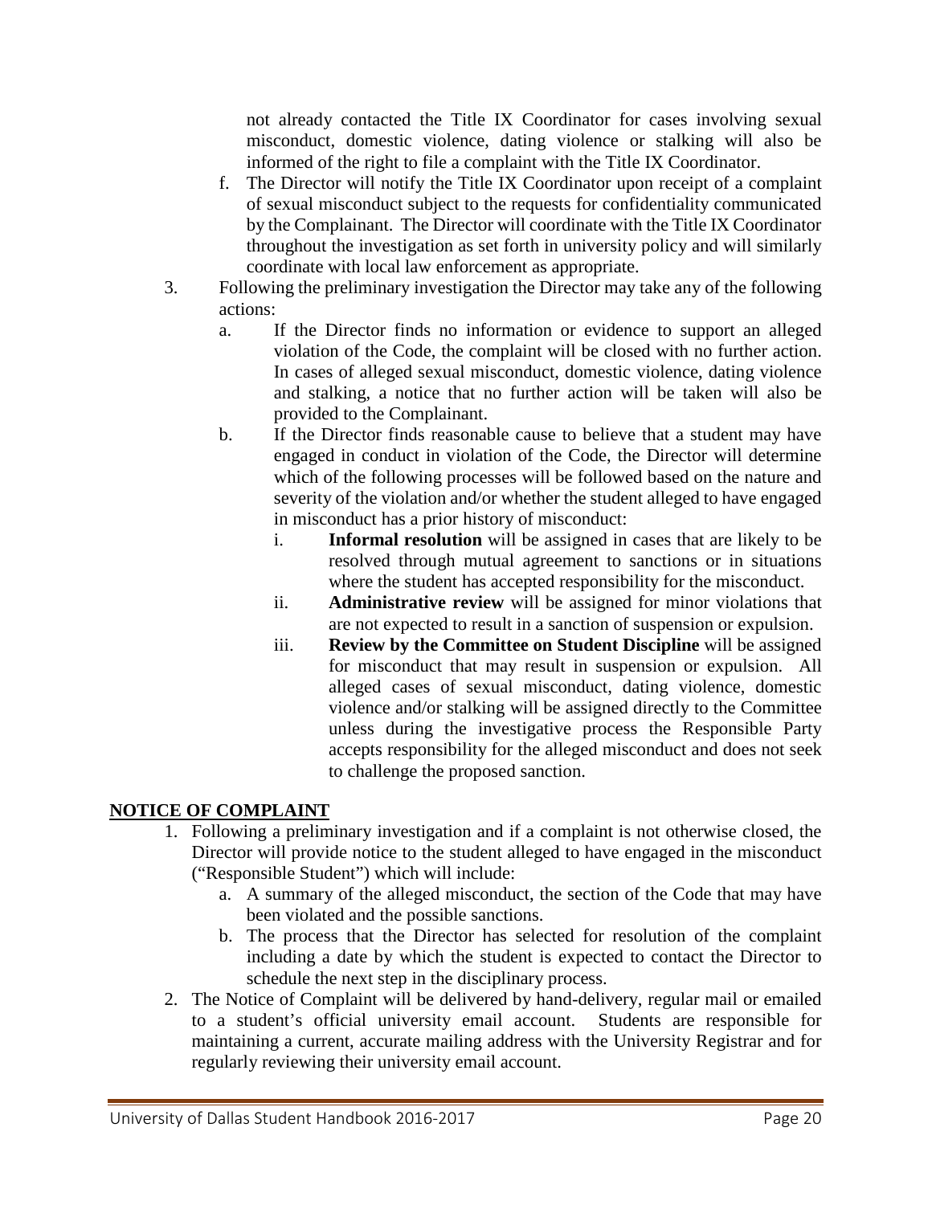not already contacted the Title IX Coordinator for cases involving sexual misconduct, domestic violence, dating violence or stalking will also be informed of the right to file a complaint with the Title IX Coordinator.

  f. The Director will notify the Title IX Coordinator upon receipt of a complaint of sexual misconduct subject to the requests for confidentiality communicated by the Complainant. The Director will coordinate with the Title IX Coordinator throughout the investigation as set forth in university policy and will similarly coordinate with local law enforcement as appropriate.

3. Following the preliminary investigation the Director may take any of the following actions:
   a. If the Director finds no information or evidence to support an alleged violation of the Code, the complaint will be closed with no further action. In cases of alleged sexual misconduct, domestic violence, dating violence and stalking, a notice that no further action will be taken will also be provided to the Complainant.
   b. If the Director finds reasonable cause to believe that a student may have engaged in conduct in violation of the Code, the Director will determine which of the following processes will be followed based on the nature and severity of the violation and/or whether the student alleged to have engaged in misconduct has a prior history of misconduct:
      i. **Informal resolution** will be assigned in cases that are likely to be resolved through mutual agreement to sanctions or in situations where the student has accepted responsibility for the misconduct.
      ii. **Administrative review** will be assigned for minor violations that are not expected to result in a sanction of suspension or expulsion.
      iii. **Review by the Committee on Student Discipline** will be assigned for misconduct that may result in suspension or expulsion. All alleged cases of sexual misconduct, dating violence, domestic violence and/or stalking will be assigned directly to the Committee unless during the investigative process the Responsible Party accepts responsibility for the alleged misconduct and does not seek to challenge the proposed sanction.

## NOTICE OF COMPLAINT

1. Following a preliminary investigation and if a complaint is not otherwise closed, the Director will provide notice to the student alleged to have engaged in the misconduct ("Responsible Student") which will include:
   a. A summary of the alleged misconduct, the section of the Code that may have been violated and the possible sanctions.
   b. The process that the Director has selected for resolution of the complaint including a date by which the student is expected to contact the Director to schedule the next step in the disciplinary process.
2. The Notice of Complaint will be delivered by hand-delivery, regular mail or emailed to a student's official university email account. Students are responsible for maintaining a current, accurate mailing address with the University Registrar and for regularly reviewing their university email account.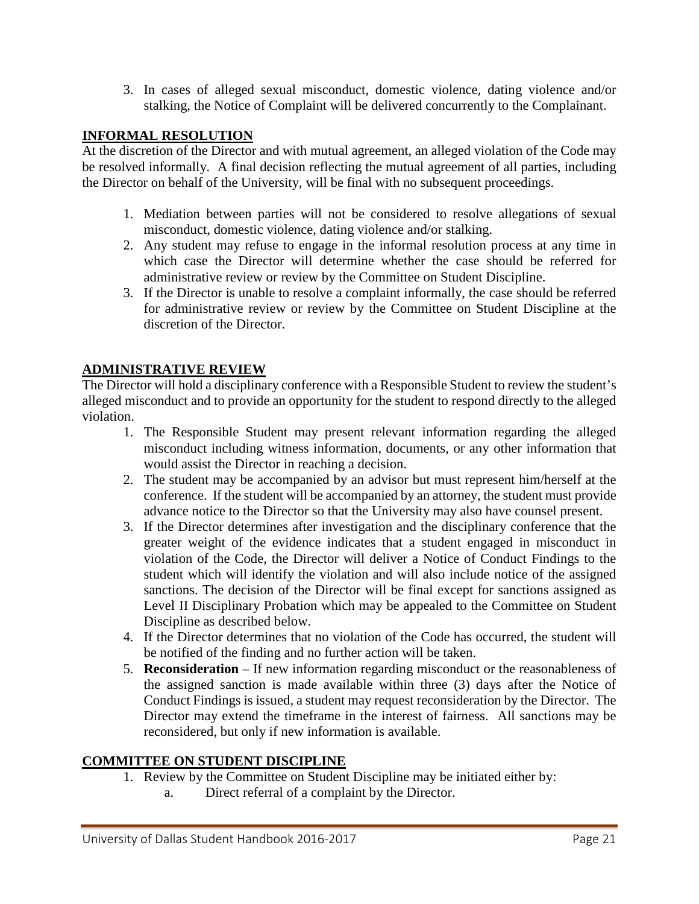3. In cases of alleged sexual misconduct, domestic violence, dating violence and/or stalking, the Notice of Complaint will be delivered concurrently to the Complainant.

## INFORMAL RESOLUTION

At the discretion of the Director and with mutual agreement, an alleged violation of the Code may be resolved informally. A final decision reflecting the mutual agreement of all parties, including the Director on behalf of the University, will be final with no subsequent proceedings.

1. Mediation between parties will not be considered to resolve allegations of sexual misconduct, domestic violence, dating violence and/or stalking.
2. Any student may refuse to engage in the informal resolution process at any time in which case the Director will determine whether the case should be referred for administrative review or review by the Committee on Student Discipline.
3. If the Director is unable to resolve a complaint informally, the case should be referred for administrative review or review by the Committee on Student Discipline at the discretion of the Director.

## ADMINISTRATIVE REVIEW

The Director will hold a disciplinary conference with a Responsible Student to review the student's alleged misconduct and to provide an opportunity for the student to respond directly to the alleged violation.

1. The Responsible Student may present relevant information regarding the alleged misconduct including witness information, documents, or any other information that would assist the Director in reaching a decision.
2. The student may be accompanied by an advisor but must represent him/herself at the conference. If the student will be accompanied by an attorney, the student must provide advance notice to the Director so that the University may also have counsel present.
3. If the Director determines after investigation and the disciplinary conference that the greater weight of the evidence indicates that a student engaged in misconduct in violation of the Code, the Director will deliver a Notice of Conduct Findings to the student which will identify the violation and will also include notice of the assigned sanctions. The decision of the Director will be final except for sanctions assigned as Level II Disciplinary Probation which may be appealed to the Committee on Student Discipline as described below.
4. If the Director determines that no violation of the Code has occurred, the student will be notified of the finding and no further action will be taken.
5. **Reconsideration** – If new information regarding misconduct or the reasonableness of the assigned sanction is made available within three (3) days after the Notice of Conduct Findings is issued, a student may request reconsideration by the Director. The Director may extend the timeframe in the interest of fairness. All sanctions may be reconsidered, but only if new information is available.

## COMMITTEE ON STUDENT DISCIPLINE

1. Review by the Committee on Student Discipline may be initiated either by:
   a. Direct referral of a complaint by the Director.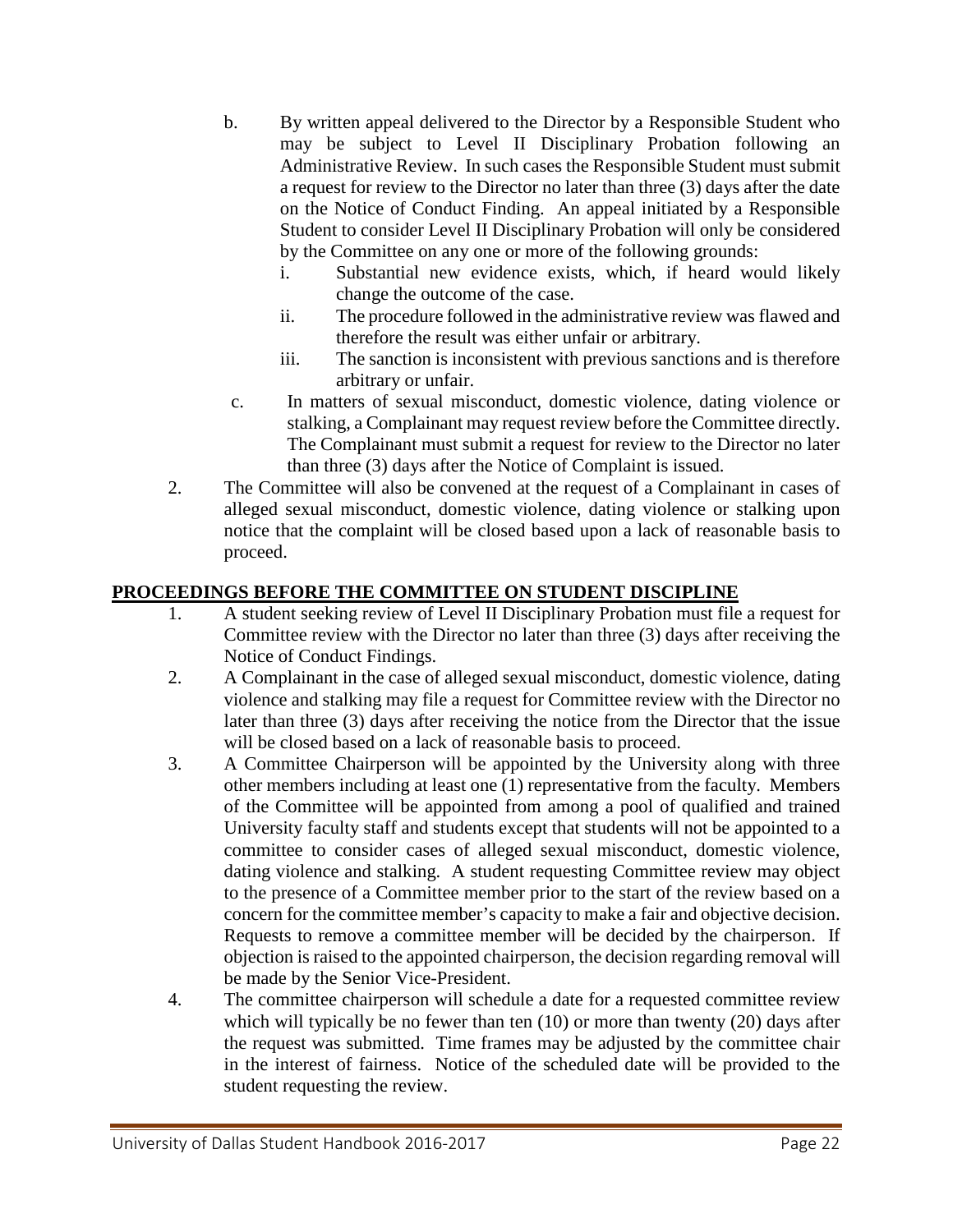b. By written appeal delivered to the Director by a Responsible Student who may be subject to Level II Disciplinary Probation following an Administrative Review. In such cases the Responsible Student must submit a request for review to the Director no later than three (3) days after the date on the Notice of Conduct Finding. An appeal initiated by a Responsible Student to consider Level II Disciplinary Probation will only be considered by the Committee on any one or more of the following grounds:
   i. Substantial new evidence exists, which, if heard would likely change the outcome of the case.
   ii. The procedure followed in the administrative review was flawed and therefore the result was either unfair or arbitrary.
   iii. The sanction is inconsistent with previous sanctions and is therefore arbitrary or unfair.

c. In matters of sexual misconduct, domestic violence, dating violence or stalking, a Complainant may request review before the Committee directly. The Complainant must submit a request for review to the Director no later than three (3) days after the Notice of Complaint is issued.

2. The Committee will also be convened at the request of a Complainant in cases of alleged sexual misconduct, domestic violence, dating violence or stalking upon notice that the complaint will be closed based upon a lack of reasonable basis to proceed.

## PROCEEDINGS BEFORE THE COMMITTEE ON STUDENT DISCIPLINE

1. A student seeking review of Level II Disciplinary Probation must file a request for Committee review with the Director no later than three (3) days after receiving the Notice of Conduct Findings.
2. A Complainant in the case of alleged sexual misconduct, domestic violence, dating violence and stalking may file a request for Committee review with the Director no later than three (3) days after receiving the notice from the Director that the issue will be closed based on a lack of reasonable basis to proceed.
3. A Committee Chairperson will be appointed by the University along with three other members including at least one (1) representative from the faculty. Members of the Committee will be appointed from among a pool of qualified and trained University faculty staff and students except that students will not be appointed to a committee to consider cases of alleged sexual misconduct, domestic violence, dating violence and stalking. A student requesting Committee review may object to the presence of a Committee member prior to the start of the review based on a concern for the committee member's capacity to make a fair and objective decision. Requests to remove a committee member will be decided by the chairperson. If objection is raised to the appointed chairperson, the decision regarding removal will be made by the Senior Vice-President.
4. The committee chairperson will schedule a date for a requested committee review which will typically be no fewer than ten (10) or more than twenty (20) days after the request was submitted. Time frames may be adjusted by the committee chair in the interest of fairness. Notice of the scheduled date will be provided to the student requesting the review.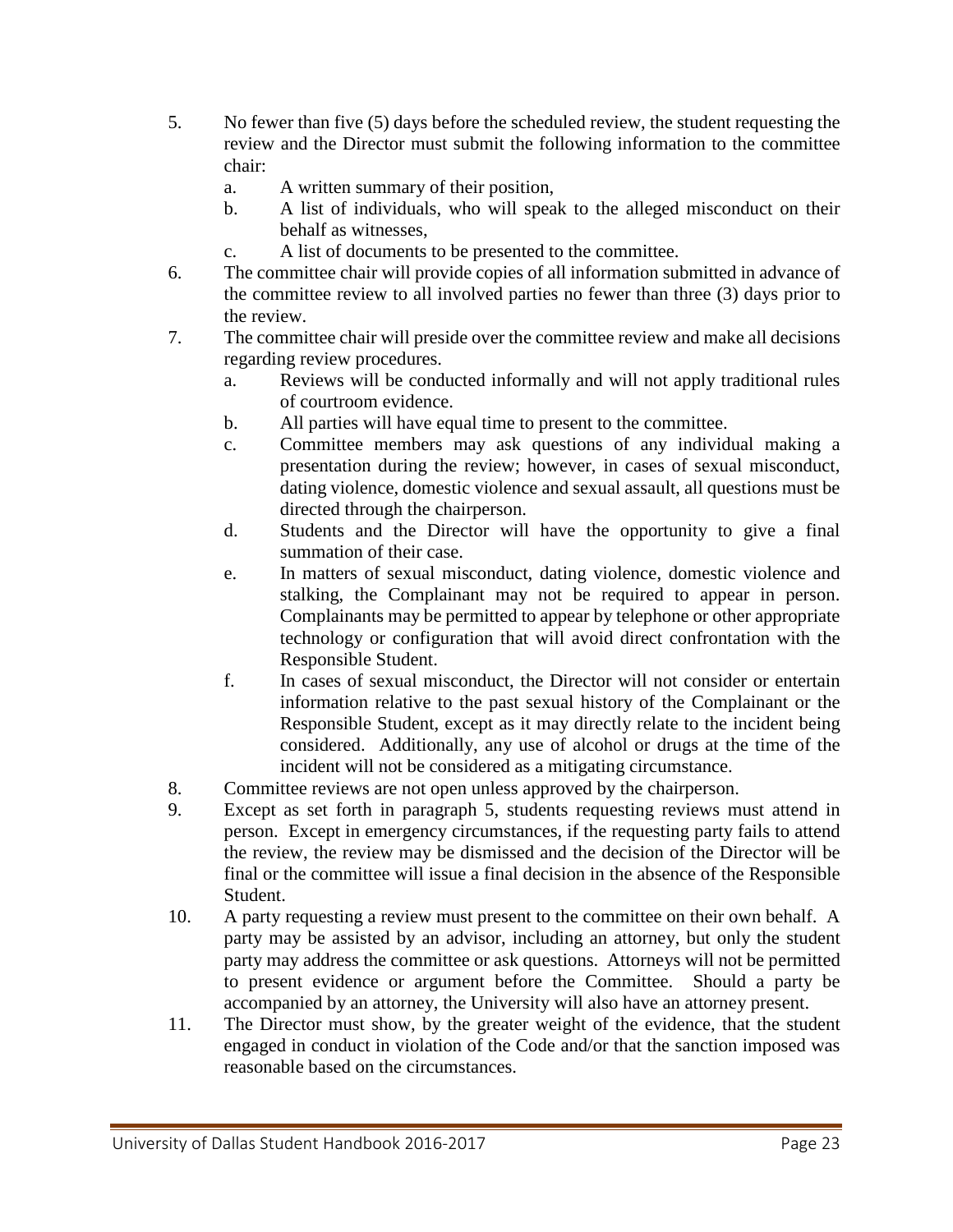5. No fewer than five (5) days before the scheduled review, the student requesting the review and the Director must submit the following information to the committee chair:
    a. A written summary of their position,
    b. A list of individuals, who will speak to the alleged misconduct on their behalf as witnesses,
    c. A list of documents to be presented to the committee.
6. The committee chair will provide copies of all information submitted in advance of the committee review to all involved parties no fewer than three (3) days prior to the review.
7. The committee chair will preside over the committee review and make all decisions regarding review procedures.
    a. Reviews will be conducted informally and will not apply traditional rules of courtroom evidence.
    b. All parties will have equal time to present to the committee.
    c. Committee members may ask questions of any individual making a presentation during the review; however, in cases of sexual misconduct, dating violence, domestic violence and sexual assault, all questions must be directed through the chairperson.
    d. Students and the Director will have the opportunity to give a final summation of their case.
    e. In matters of sexual misconduct, dating violence, domestic violence and stalking, the Complainant may not be required to appear in person. Complainants may be permitted to appear by telephone or other appropriate technology or configuration that will avoid direct confrontation with the Responsible Student.
    f. In cases of sexual misconduct, the Director will not consider or entertain information relative to the past sexual history of the Complainant or the Responsible Student, except as it may directly relate to the incident being considered. Additionally, any use of alcohol or drugs at the time of the incident will not be considered as a mitigating circumstance.
8. Committee reviews are not open unless approved by the chairperson.
9. Except as set forth in paragraph 5, students requesting reviews must attend in person. Except in emergency circumstances, if the requesting party fails to attend the review, the review may be dismissed and the decision of the Director will be final or the committee will issue a final decision in the absence of the Responsible Student.
10. A party requesting a review must present to the committee on their own behalf. A party may be assisted by an advisor, including an attorney, but only the student party may address the committee or ask questions. Attorneys will not be permitted to present evidence or argument before the Committee. Should a party be accompanied by an attorney, the University will also have an attorney present.
11. The Director must show, by the greater weight of the evidence, that the student engaged in conduct in violation of the Code and/or that the sanction imposed was reasonable based on the circumstances.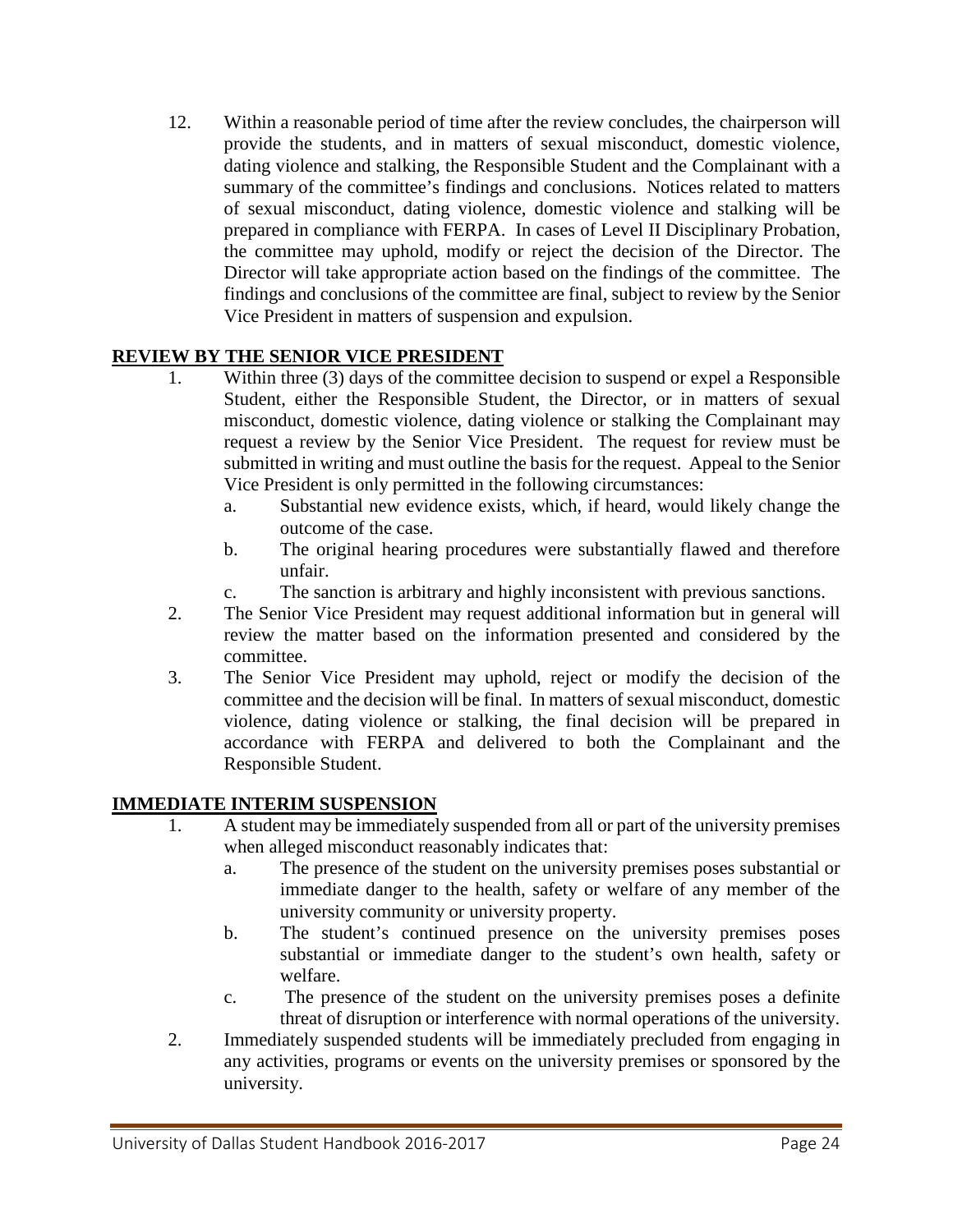12. Within a reasonable period of time after the review concludes, the chairperson will provide the students, and in matters of sexual misconduct, domestic violence, dating violence and stalking, the Responsible Student and the Complainant with a summary of the committee's findings and conclusions. Notices related to matters of sexual misconduct, dating violence, domestic violence and stalking will be prepared in compliance with FERPA. In cases of Level II Disciplinary Probation, the committee may uphold, modify or reject the decision of the Director. The Director will take appropriate action based on the findings of the committee. The findings and conclusions of the committee are final, subject to review by the Senior Vice President in matters of suspension and expulsion.

**REVIEW BY THE SENIOR VICE PRESIDENT**

1. Within three (3) days of the committee decision to suspend or expel a Responsible Student, either the Responsible Student, the Director, or in matters of sexual misconduct, domestic violence, dating violence or stalking the Complainant may request a review by the Senior Vice President. The request for review must be submitted in writing and must outline the basis for the request. Appeal to the Senior Vice President is only permitted in the following circumstances:
   a. Substantial new evidence exists, which, if heard, would likely change the outcome of the case.
   b. The original hearing procedures were substantially flawed and therefore unfair.
   c. The sanction is arbitrary and highly inconsistent with previous sanctions.
2. The Senior Vice President may request additional information but in general will review the matter based on the information presented and considered by the committee.
3. The Senior Vice President may uphold, reject or modify the decision of the committee and the decision will be final. In matters of sexual misconduct, domestic violence, dating violence or stalking, the final decision will be prepared in accordance with FERPA and delivered to both the Complainant and the Responsible Student.

**IMMEDIATE INTERIM SUSPENSION**

1. A student may be immediately suspended from all or part of the university premises when alleged misconduct reasonably indicates that:
   a. The presence of the student on the university premises poses substantial or immediate danger to the health, safety or welfare of any member of the university community or university property.
   b. The student's continued presence on the university premises poses substantial or immediate danger to the student's own health, safety or welfare.
   c. The presence of the student on the university premises poses a definite threat of disruption or interference with normal operations of the university.
2. Immediately suspended students will be immediately precluded from engaging in any activities, programs or events on the university premises or sponsored by the university.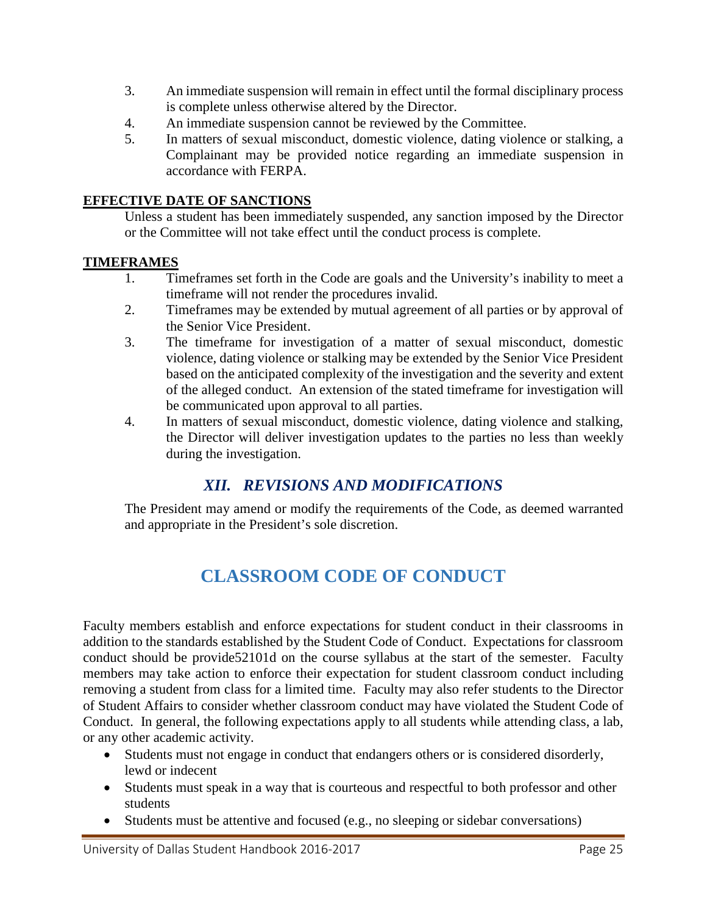3. An immediate suspension will remain in effect until the formal disciplinary process is complete unless otherwise altered by the Director.
4. An immediate suspension cannot be reviewed by the Committee.
5. In matters of sexual misconduct, domestic violence, dating violence or stalking, a Complainant may be provided notice regarding an immediate suspension in accordance with FERPA.

**EFFECTIVE DATE OF SANCTIONS**

Unless a student has been immediately suspended, any sanction imposed by the Director or the Committee will not take effect until the conduct process is complete.

**TIMEFRAMES**

1. Timeframes set forth in the Code are goals and the University's inability to meet a timeframe will not render the procedures invalid.
2. Timeframes may be extended by mutual agreement of all parties or by approval of the Senior Vice President.
3. The timeframe for investigation of a matter of sexual misconduct, domestic violence, dating violence or stalking may be extended by the Senior Vice President based on the anticipated complexity of the investigation and the severity and extent of the alleged conduct. An extension of the stated timeframe for investigation will be communicated upon approval to all parties.
4. In matters of sexual misconduct, domestic violence, dating violence and stalking, the Director will deliver investigation updates to the parties no less than weekly during the investigation.

## *XII. REVISIONS AND MODIFICATIONS*

The President may amend or modify the requirements of the Code, as deemed warranted and appropriate in the President's sole discretion.

# CLASSROOM CODE OF CONDUCT

Faculty members establish and enforce expectations for student conduct in their classrooms in addition to the standards established by the Student Code of Conduct. Expectations for classroom conduct should be provide52101d on the course syllabus at the start of the semester. Faculty members may take action to enforce their expectation for student classroom conduct including removing a student from class for a limited time. Faculty may also refer students to the Director of Student Affairs to consider whether classroom conduct may have violated the Student Code of Conduct. In general, the following expectations apply to all students while attending class, a lab, or any other academic activity.

- Students must not engage in conduct that endangers others or is considered disorderly, lewd or indecent
- Students must speak in a way that is courteous and respectful to both professor and other students
- Students must be attentive and focused (e.g., no sleeping or sidebar conversations)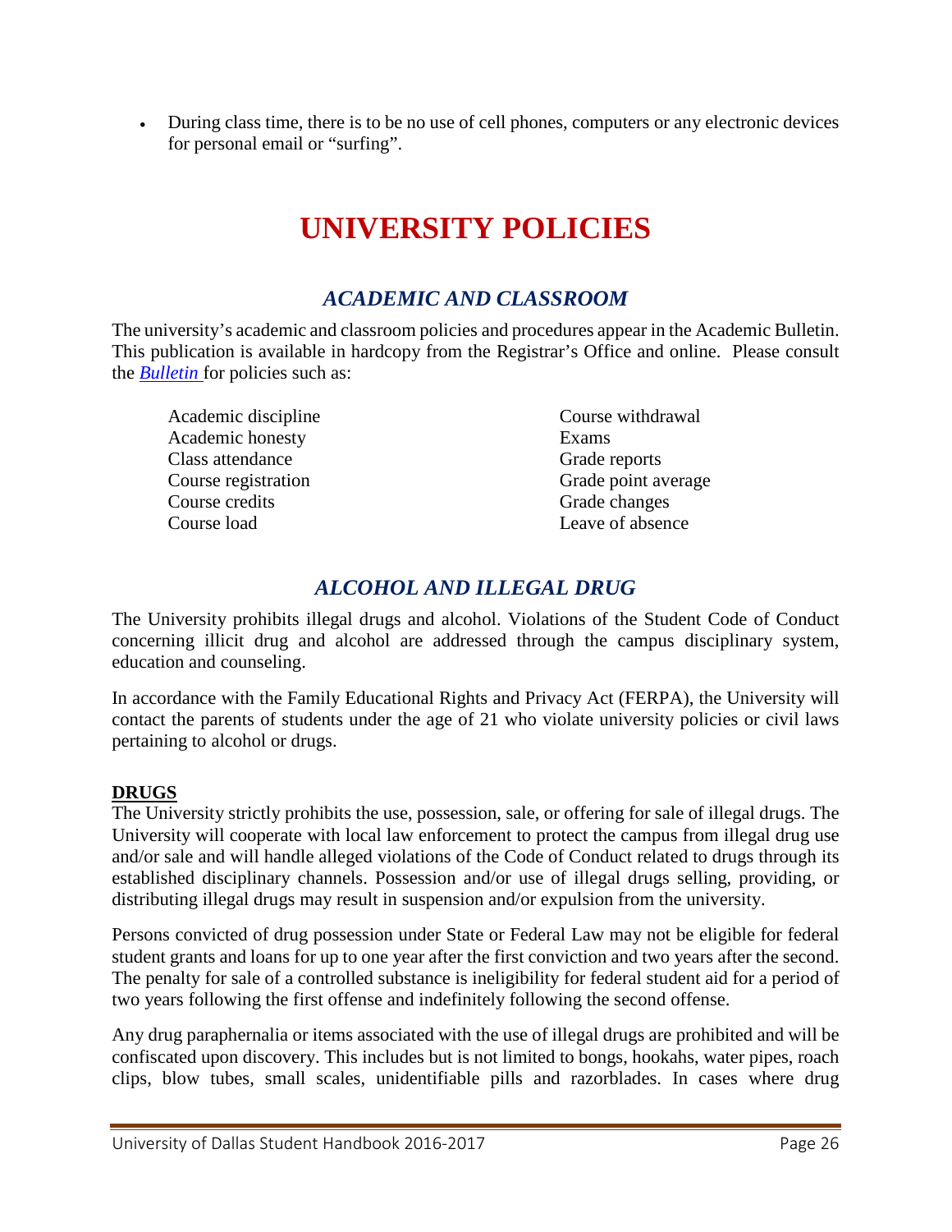- During class time, there is to be no use of cell phones, computers or any electronic devices for personal email or "surfing".

# UNIVERSITY POLICIES

## *ACADEMIC AND CLASSROOM*

The university's academic and classroom policies and procedures appear in the Academic Bulletin. This publication is available in hardcopy from the Registrar's Office and online. Please consult the *Bulletin* for policies such as:

- Academic discipline
- Academic honesty
- Class attendance
- Course registration
- Course credits
- Course load
- Course withdrawal
- Exams
- Grade reports
- Grade point average
- Grade changes
- Leave of absence

## *ALCOHOL AND ILLEGAL DRUG*

The University prohibits illegal drugs and alcohol. Violations of the Student Code of Conduct concerning illicit drug and alcohol are addressed through the campus disciplinary system, education and counseling.

In accordance with the Family Educational Rights and Privacy Act (FERPA), the University will contact the parents of students under the age of 21 who violate university policies or civil laws pertaining to alcohol or drugs.

### DRUGS

The University strictly prohibits the use, possession, sale, or offering for sale of illegal drugs. The University will cooperate with local law enforcement to protect the campus from illegal drug use and/or sale and will handle alleged violations of the Code of Conduct related to drugs through its established disciplinary channels. Possession and/or use of illegal drugs selling, providing, or distributing illegal drugs may result in suspension and/or expulsion from the university.

Persons convicted of drug possession under State or Federal Law may not be eligible for federal student grants and loans for up to one year after the first conviction and two years after the second. The penalty for sale of a controlled substance is ineligibility for federal student aid for a period of two years following the first offense and indefinitely following the second offense.

Any drug paraphernalia or items associated with the use of illegal drugs are prohibited and will be confiscated upon discovery. This includes but is not limited to bongs, hookahs, water pipes, roach clips, blow tubes, small scales, unidentifiable pills and razorblades. In cases where drug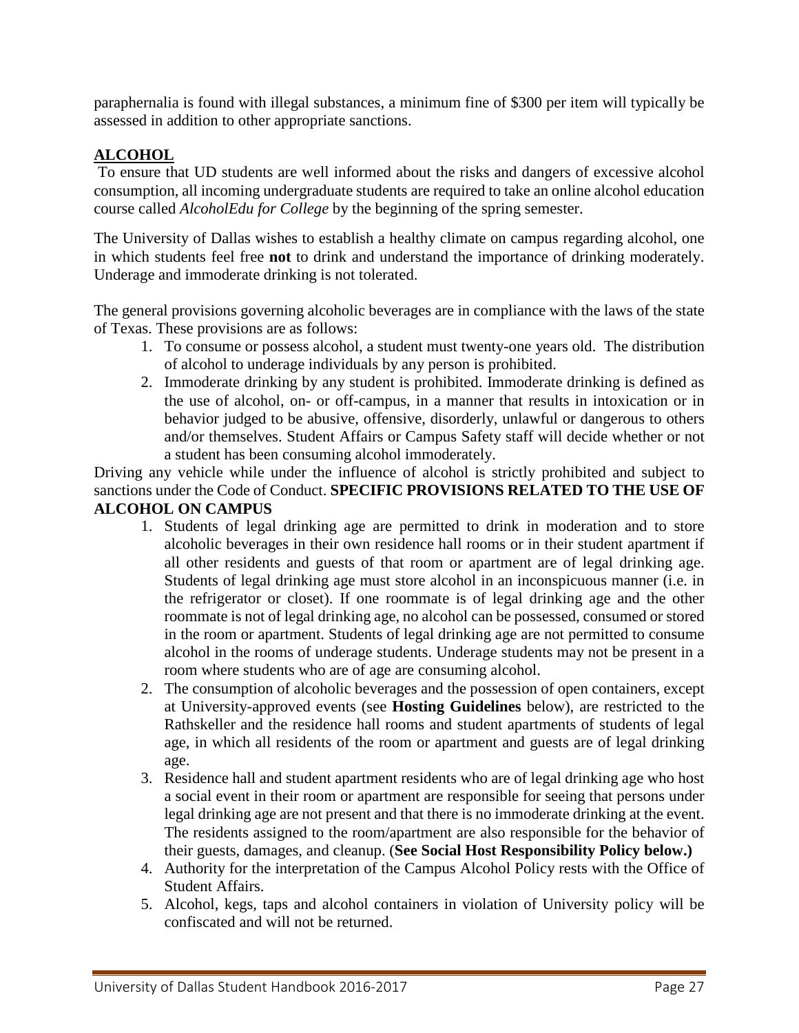paraphernalia is found with illegal substances, a minimum fine of $300 per item will typically be assessed in addition to other appropriate sanctions.

## ALCOHOL

To ensure that UD students are well informed about the risks and dangers of excessive alcohol consumption, all incoming undergraduate students are required to take an online alcohol education course called *AlcoholEdu for College* by the beginning of the spring semester.

The University of Dallas wishes to establish a healthy climate on campus regarding alcohol, one in which students feel free **not** to drink and understand the importance of drinking moderately. Underage and immoderate drinking is not tolerated.

The general provisions governing alcoholic beverages are in compliance with the laws of the state of Texas. These provisions are as follows:

1. To consume or possess alcohol, a student must twenty-one years old. The distribution of alcohol to underage individuals by any person is prohibited.
2. Immoderate drinking by any student is prohibited. Immoderate drinking is defined as the use of alcohol, on- or off-campus, in a manner that results in intoxication or in behavior judged to be abusive, offensive, disorderly, unlawful or dangerous to others and/or themselves. Student Affairs or Campus Safety staff will decide whether or not a student has been consuming alcohol immoderately.

Driving any vehicle while under the influence of alcohol is strictly prohibited and subject to sanctions under the Code of Conduct. **SPECIFIC PROVISIONS RELATED TO THE USE OF ALCOHOL ON CAMPUS**

1. Students of legal drinking age are permitted to drink in moderation and to store alcoholic beverages in their own residence hall rooms or in their student apartment if all other residents and guests of that room or apartment are of legal drinking age. Students of legal drinking age must store alcohol in an inconspicuous manner (i.e. in the refrigerator or closet). If one roommate is of legal drinking age and the other roommate is not of legal drinking age, no alcohol can be possessed, consumed or stored in the room or apartment. Students of legal drinking age are not permitted to consume alcohol in the rooms of underage students. Underage students may not be present in a room where students who are of age are consuming alcohol.
2. The consumption of alcoholic beverages and the possession of open containers, except at University-approved events (see **Hosting Guidelines** below), are restricted to the Rathskeller and the residence hall rooms and student apartments of students of legal age, in which all residents of the room or apartment and guests are of legal drinking age.
3. Residence hall and student apartment residents who are of legal drinking age who host a social event in their room or apartment are responsible for seeing that persons under legal drinking age are not present and that there is no immoderate drinking at the event. The residents assigned to the room/apartment are also responsible for the behavior of their guests, damages, and cleanup. (**See Social Host Responsibility Policy below.)**
4. Authority for the interpretation of the Campus Alcohol Policy rests with the Office of Student Affairs.
5. Alcohol, kegs, taps and alcohol containers in violation of University policy will be confiscated and will not be returned.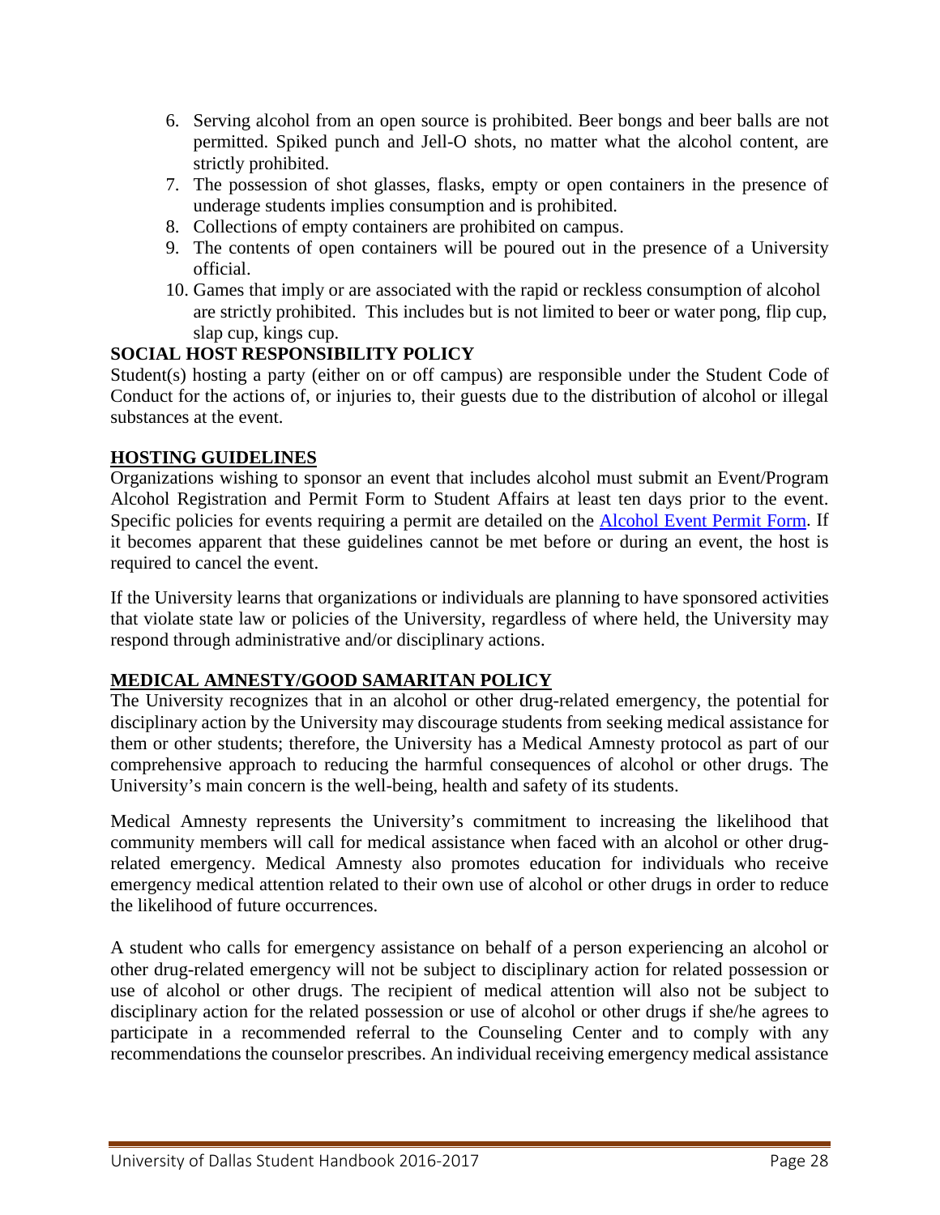6. Serving alcohol from an open source is prohibited. Beer bongs and beer balls are not permitted. Spiked punch and Jell-O shots, no matter what the alcohol content, are strictly prohibited.
7. The possession of shot glasses, flasks, empty or open containers in the presence of underage students implies consumption and is prohibited.
8. Collections of empty containers are prohibited on campus.
9. The contents of open containers will be poured out in the presence of a University official.
10. Games that imply or are associated with the rapid or reckless consumption of alcohol are strictly prohibited. This includes but is not limited to beer or water pong, flip cup, slap cup, kings cup.

**SOCIAL HOST RESPONSIBILITY POLICY**

Student(s) hosting a party (either on or off campus) are responsible under the Student Code of Conduct for the actions of, or injuries to, their guests due to the distribution of alcohol or illegal substances at the event.

**HOSTING GUIDELINES**

Organizations wishing to sponsor an event that includes alcohol must submit an Event/Program Alcohol Registration and Permit Form to Student Affairs at least ten days prior to the event. Specific policies for events requiring a permit are detailed on the Alcohol Event Permit Form. If it becomes apparent that these guidelines cannot be met before or during an event, the host is required to cancel the event.

If the University learns that organizations or individuals are planning to have sponsored activities that violate state law or policies of the University, regardless of where held, the University may respond through administrative and/or disciplinary actions.

**MEDICAL AMNESTY/GOOD SAMARITAN POLICY**

The University recognizes that in an alcohol or other drug-related emergency, the potential for disciplinary action by the University may discourage students from seeking medical assistance for them or other students; therefore, the University has a Medical Amnesty protocol as part of our comprehensive approach to reducing the harmful consequences of alcohol or other drugs. The University's main concern is the well-being, health and safety of its students.

Medical Amnesty represents the University's commitment to increasing the likelihood that community members will call for medical assistance when faced with an alcohol or other drug-related emergency. Medical Amnesty also promotes education for individuals who receive emergency medical attention related to their own use of alcohol or other drugs in order to reduce the likelihood of future occurrences.

A student who calls for emergency assistance on behalf of a person experiencing an alcohol or other drug-related emergency will not be subject to disciplinary action for related possession or use of alcohol or other drugs. The recipient of medical attention will also not be subject to disciplinary action for the related possession or use of alcohol or other drugs if she/he agrees to participate in a recommended referral to the Counseling Center and to comply with any recommendations the counselor prescribes. An individual receiving emergency medical assistance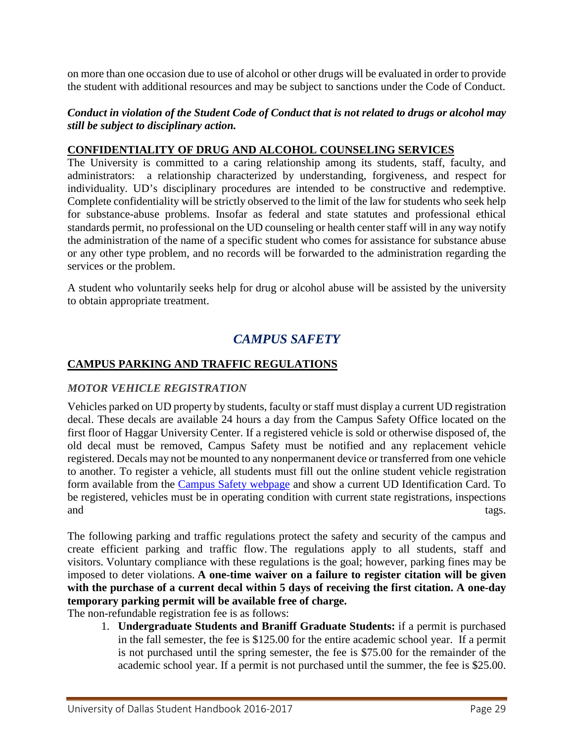on more than one occasion due to use of alcohol or other drugs will be evaluated in order to provide the student with additional resources and may be subject to sanctions under the Code of Conduct.

***Conduct in violation of the Student Code of Conduct that is not related to drugs or alcohol may still be subject to disciplinary action.***

**CONFIDENTIALITY OF DRUG AND ALCOHOL COUNSELING SERVICES**

The University is committed to a caring relationship among its students, staff, faculty, and administrators: a relationship characterized by understanding, forgiveness, and respect for individuality. UD's disciplinary procedures are intended to be constructive and redemptive. Complete confidentiality will be strictly observed to the limit of the law for students who seek help for substance-abuse problems. Insofar as federal and state statutes and professional ethical standards permit, no professional on the UD counseling or health center staff will in any way notify the administration of the name of a specific student who comes for assistance for substance abuse or any other type problem, and no records will be forwarded to the administration regarding the services or the problem.

A student who voluntarily seeks help for drug or alcohol abuse will be assisted by the university to obtain appropriate treatment.

# *CAMPUS SAFETY*

## CAMPUS PARKING AND TRAFFIC REGULATIONS

### *MOTOR VEHICLE REGISTRATION*

Vehicles parked on UD property by students, faculty or staff must display a current UD registration decal. These decals are available 24 hours a day from the Campus Safety Office located on the first floor of Haggar University Center. If a registered vehicle is sold or otherwise disposed of, the old decal must be removed, Campus Safety must be notified and any replacement vehicle registered. Decals may not be mounted to any nonpermanent device or transferred from one vehicle to another. To register a vehicle, all students must fill out the online student vehicle registration form available from the Campus Safety webpage and show a current UD Identification Card. To be registered, vehicles must be in operating condition with current state registrations, inspections and tags.

The following parking and traffic regulations protect the safety and security of the campus and create efficient parking and traffic flow. The regulations apply to all students, staff and visitors. Voluntary compliance with these regulations is the goal; however, parking fines may be imposed to deter violations. **A one-time waiver on a failure to register citation will be given with the purchase of a current decal within 5 days of receiving the first citation. A one-day temporary parking permit will be available free of charge.**

The non-refundable registration fee is as follows:

1. **Undergraduate Students and Braniff Graduate Students:** if a permit is purchased in the fall semester, the fee is $125.00 for the entire academic school year. If a permit is not purchased until the spring semester, the fee is $75.00 for the remainder of the academic school year. If a permit is not purchased until the summer, the fee is $25.00.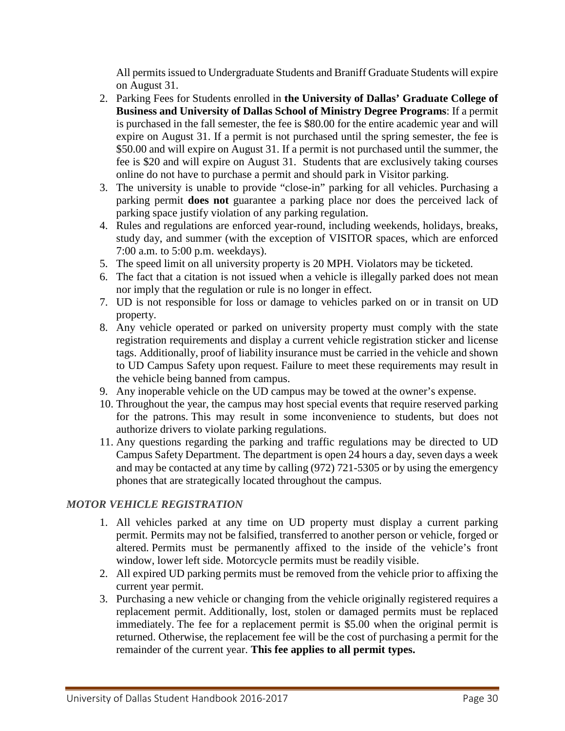All permits issued to Undergraduate Students and Braniff Graduate Students will expire on August 31.

2. Parking Fees for Students enrolled in **the University of Dallas' Graduate College of Business and University of Dallas School of Ministry Degree Programs**: If a permit is purchased in the fall semester, the fee is $80.00 for the entire academic year and will expire on August 31. If a permit is not purchased until the spring semester, the fee is $50.00 and will expire on August 31. If a permit is not purchased until the summer, the fee is $20 and will expire on August 31. Students that are exclusively taking courses online do not have to purchase a permit and should park in Visitor parking.
3. The university is unable to provide "close-in" parking for all vehicles. Purchasing a parking permit **does not** guarantee a parking place nor does the perceived lack of parking space justify violation of any parking regulation.
4. Rules and regulations are enforced year-round, including weekends, holidays, breaks, study day, and summer (with the exception of VISITOR spaces, which are enforced 7:00 a.m. to 5:00 p.m. weekdays).
5. The speed limit on all university property is 20 MPH. Violators may be ticketed.
6. The fact that a citation is not issued when a vehicle is illegally parked does not mean nor imply that the regulation or rule is no longer in effect.
7. UD is not responsible for loss or damage to vehicles parked on or in transit on UD property.
8. Any vehicle operated or parked on university property must comply with the state registration requirements and display a current vehicle registration sticker and license tags. Additionally, proof of liability insurance must be carried in the vehicle and shown to UD Campus Safety upon request. Failure to meet these requirements may result in the vehicle being banned from campus.
9. Any inoperable vehicle on the UD campus may be towed at the owner's expense.
10. Throughout the year, the campus may host special events that require reserved parking for the patrons. This may result in some inconvenience to students, but does not authorize drivers to violate parking regulations.
11. Any questions regarding the parking and traffic regulations may be directed to UD Campus Safety Department. The department is open 24 hours a day, seven days a week and may be contacted at any time by calling (972) 721-5305 or by using the emergency phones that are strategically located throughout the campus.

### *MOTOR VEHICLE REGISTRATION*

1. All vehicles parked at any time on UD property must display a current parking permit. Permits may not be falsified, transferred to another person or vehicle, forged or altered. Permits must be permanently affixed to the inside of the vehicle's front window, lower left side. Motorcycle permits must be readily visible.
2. All expired UD parking permits must be removed from the vehicle prior to affixing the current year permit.
3. Purchasing a new vehicle or changing from the vehicle originally registered requires a replacement permit. Additionally, lost, stolen or damaged permits must be replaced immediately. The fee for a replacement permit is $5.00 when the original permit is returned. Otherwise, the replacement fee will be the cost of purchasing a permit for the remainder of the current year. **This fee applies to all permit types.**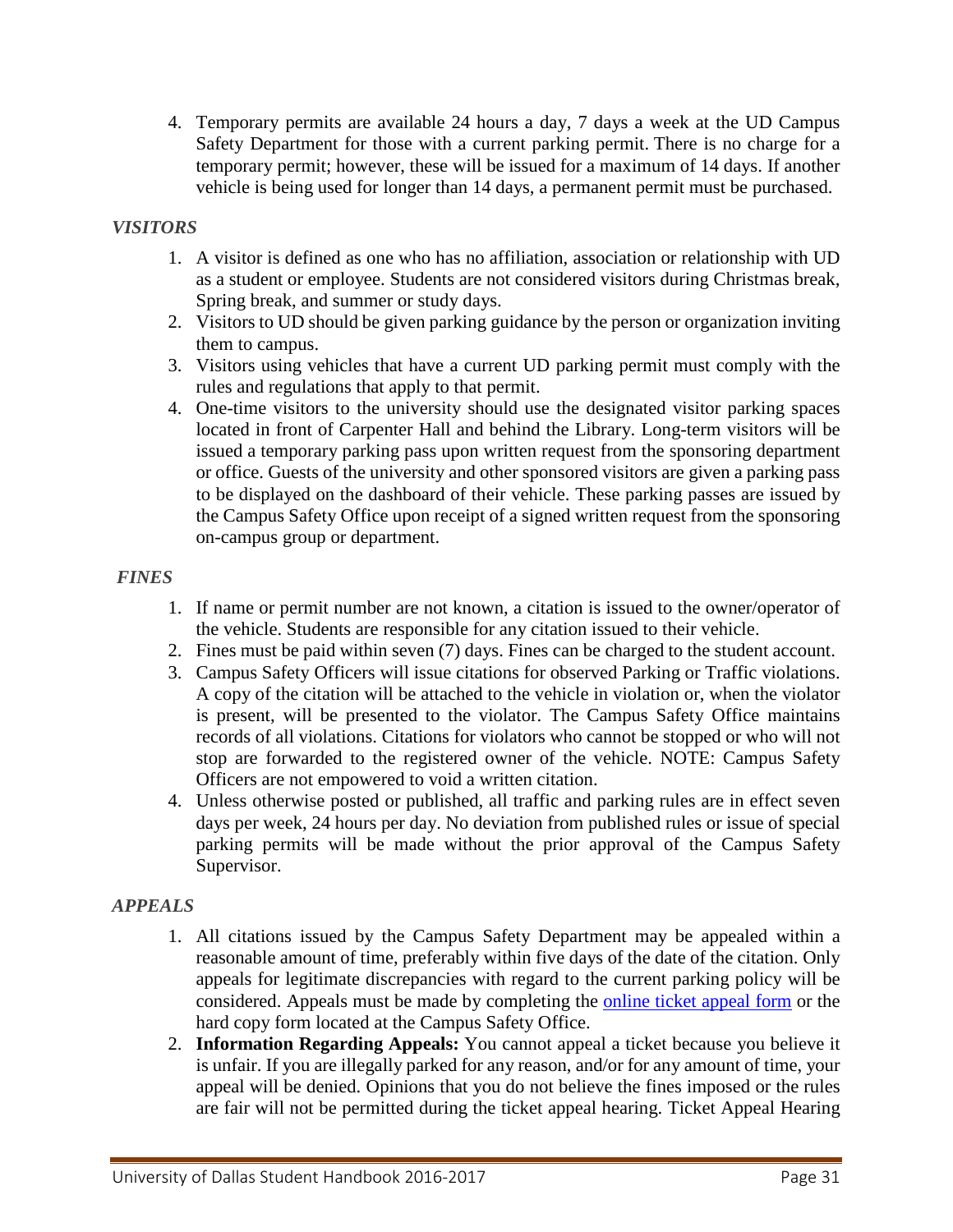4. Temporary permits are available 24 hours a day, 7 days a week at the UD Campus Safety Department for those with a current parking permit. There is no charge for a temporary permit; however, these will be issued for a maximum of 14 days. If another vehicle is being used for longer than 14 days, a permanent permit must be purchased.

### *VISITORS*

1. A visitor is defined as one who has no affiliation, association or relationship with UD as a student or employee. Students are not considered visitors during Christmas break, Spring break, and summer or study days.
2. Visitors to UD should be given parking guidance by the person or organization inviting them to campus.
3. Visitors using vehicles that have a current UD parking permit must comply with the rules and regulations that apply to that permit.
4. One-time visitors to the university should use the designated visitor parking spaces located in front of Carpenter Hall and behind the Library. Long-term visitors will be issued a temporary parking pass upon written request from the sponsoring department or office. Guests of the university and other sponsored visitors are given a parking pass to be displayed on the dashboard of their vehicle. These parking passes are issued by the Campus Safety Office upon receipt of a signed written request from the sponsoring on-campus group or department.

### *FINES*

1. If name or permit number are not known, a citation is issued to the owner/operator of the vehicle. Students are responsible for any citation issued to their vehicle.
2. Fines must be paid within seven (7) days. Fines can be charged to the student account.
3. Campus Safety Officers will issue citations for observed Parking or Traffic violations. A copy of the citation will be attached to the vehicle in violation or, when the violator is present, will be presented to the violator. The Campus Safety Office maintains records of all violations. Citations for violators who cannot be stopped or who will not stop are forwarded to the registered owner of the vehicle. NOTE: Campus Safety Officers are not empowered to void a written citation.
4. Unless otherwise posted or published, all traffic and parking rules are in effect seven days per week, 24 hours per day. No deviation from published rules or issue of special parking permits will be made without the prior approval of the Campus Safety Supervisor.

### *APPEALS*

1. All citations issued by the Campus Safety Department may be appealed within a reasonable amount of time, preferably within five days of the date of the citation. Only appeals for legitimate discrepancies with regard to the current parking policy will be considered. Appeals must be made by completing the online ticket appeal form or the hard copy form located at the Campus Safety Office.
2. **Information Regarding Appeals:** You cannot appeal a ticket because you believe it is unfair. If you are illegally parked for any reason, and/or for any amount of time, your appeal will be denied. Opinions that you do not believe the fines imposed or the rules are fair will not be permitted during the ticket appeal hearing. Ticket Appeal Hearing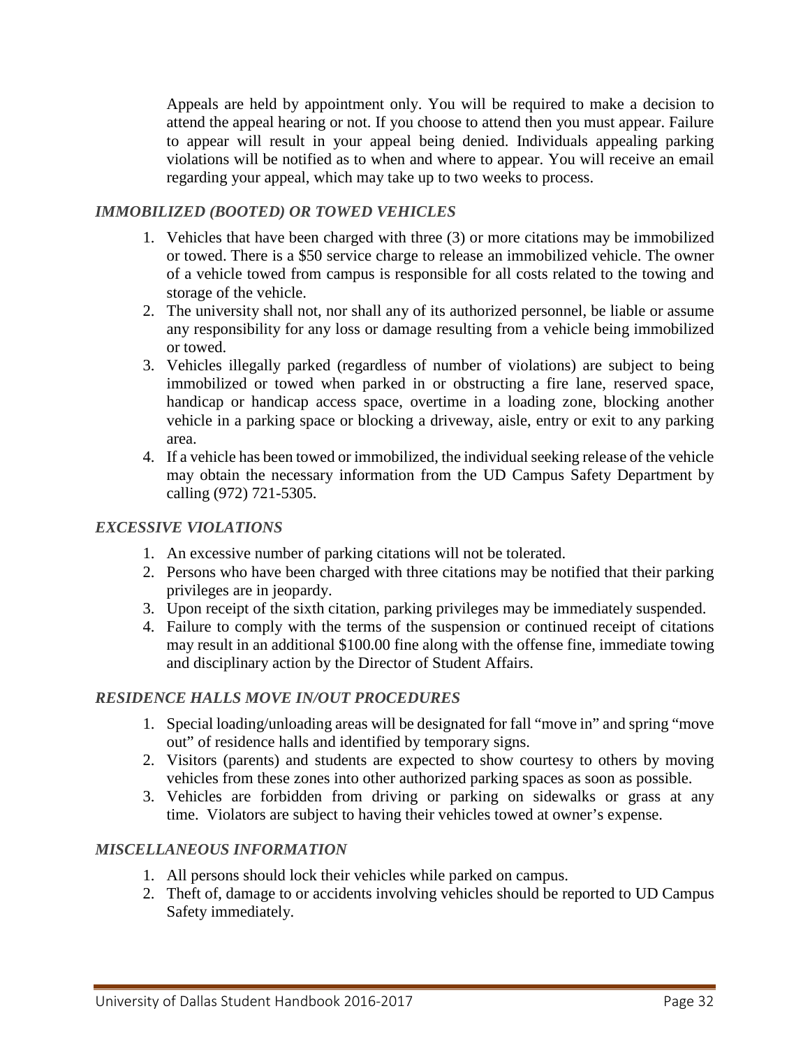Appeals are held by appointment only. You will be required to make a decision to attend the appeal hearing or not. If you choose to attend then you must appear. Failure to appear will result in your appeal being denied. Individuals appealing parking violations will be notified as to when and where to appear. You will receive an email regarding your appeal, which may take up to two weeks to process.

### *IMMOBILIZED (BOOTED) OR TOWED VEHICLES*

1. Vehicles that have been charged with three (3) or more citations may be immobilized or towed. There is a $50 service charge to release an immobilized vehicle. The owner of a vehicle towed from campus is responsible for all costs related to the towing and storage of the vehicle.
2. The university shall not, nor shall any of its authorized personnel, be liable or assume any responsibility for any loss or damage resulting from a vehicle being immobilized or towed.
3. Vehicles illegally parked (regardless of number of violations) are subject to being immobilized or towed when parked in or obstructing a fire lane, reserved space, handicap or handicap access space, overtime in a loading zone, blocking another vehicle in a parking space or blocking a driveway, aisle, entry or exit to any parking area.
4. If a vehicle has been towed or immobilized, the individual seeking release of the vehicle may obtain the necessary information from the UD Campus Safety Department by calling (972) 721-5305.

### *EXCESSIVE VIOLATIONS*

1. An excessive number of parking citations will not be tolerated.
2. Persons who have been charged with three citations may be notified that their parking privileges are in jeopardy.
3. Upon receipt of the sixth citation, parking privileges may be immediately suspended.
4. Failure to comply with the terms of the suspension or continued receipt of citations may result in an additional $100.00 fine along with the offense fine, immediate towing and disciplinary action by the Director of Student Affairs.

### *RESIDENCE HALLS MOVE IN/OUT PROCEDURES*

1. Special loading/unloading areas will be designated for fall "move in" and spring "move out" of residence halls and identified by temporary signs.
2. Visitors (parents) and students are expected to show courtesy to others by moving vehicles from these zones into other authorized parking spaces as soon as possible.
3. Vehicles are forbidden from driving or parking on sidewalks or grass at any time. Violators are subject to having their vehicles towed at owner's expense.

### *MISCELLANEOUS INFORMATION*

1. All persons should lock their vehicles while parked on campus.
2. Theft of, damage to or accidents involving vehicles should be reported to UD Campus Safety immediately.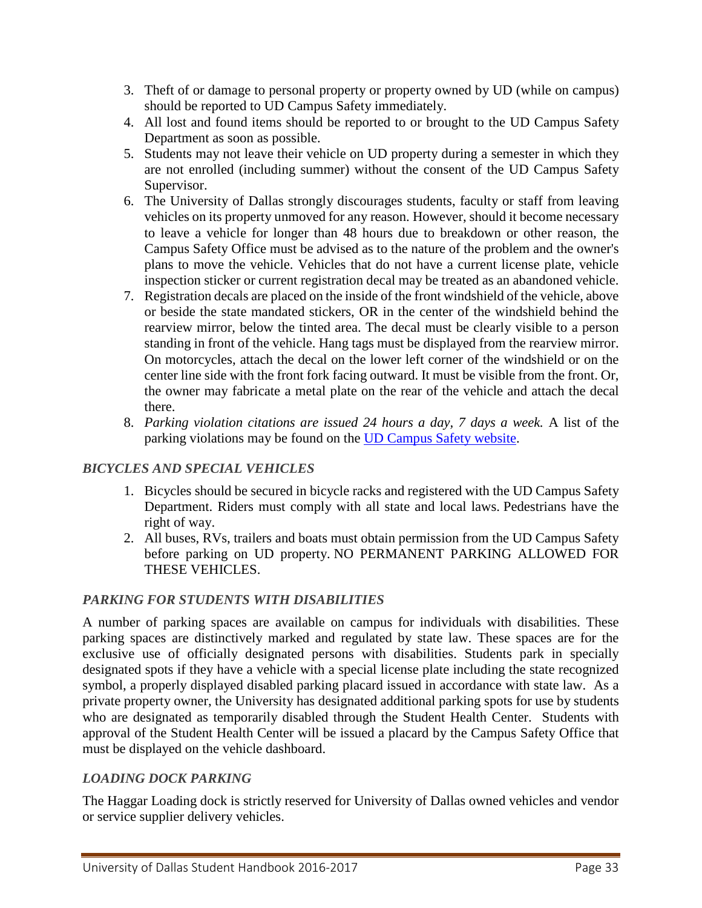3. Theft of or damage to personal property or property owned by UD (while on campus) should be reported to UD Campus Safety immediately.
4. All lost and found items should be reported to or brought to the UD Campus Safety Department as soon as possible.
5. Students may not leave their vehicle on UD property during a semester in which they are not enrolled (including summer) without the consent of the UD Campus Safety Supervisor.
6. The University of Dallas strongly discourages students, faculty or staff from leaving vehicles on its property unmoved for any reason. However, should it become necessary to leave a vehicle for longer than 48 hours due to breakdown or other reason, the Campus Safety Office must be advised as to the nature of the problem and the owner's plans to move the vehicle. Vehicles that do not have a current license plate, vehicle inspection sticker or current registration decal may be treated as an abandoned vehicle.
7. Registration decals are placed on the inside of the front windshield of the vehicle, above or beside the state mandated stickers, OR in the center of the windshield behind the rearview mirror, below the tinted area. The decal must be clearly visible to a person standing in front of the vehicle. Hang tags must be displayed from the rearview mirror. On motorcycles, attach the decal on the lower left corner of the windshield or on the center line side with the front fork facing outward. It must be visible from the front. Or, the owner may fabricate a metal plate on the rear of the vehicle and attach the decal there.
8. *Parking violation citations are issued 24 hours a day, 7 days a week.* A list of the parking violations may be found on the UD Campus Safety website.

### *BICYCLES AND SPECIAL VEHICLES*

1. Bicycles should be secured in bicycle racks and registered with the UD Campus Safety Department. Riders must comply with all state and local laws. Pedestrians have the right of way.
2. All buses, RVs, trailers and boats must obtain permission from the UD Campus Safety before parking on UD property. NO PERMANENT PARKING ALLOWED FOR THESE VEHICLES.

### *PARKING FOR STUDENTS WITH DISABILITIES*

A number of parking spaces are available on campus for individuals with disabilities. These parking spaces are distinctively marked and regulated by state law. These spaces are for the exclusive use of officially designated persons with disabilities. Students park in specially designated spots if they have a vehicle with a special license plate including the state recognized symbol, a properly displayed disabled parking placard issued in accordance with state law. As a private property owner, the University has designated additional parking spots for use by students who are designated as temporarily disabled through the Student Health Center. Students with approval of the Student Health Center will be issued a placard by the Campus Safety Office that must be displayed on the vehicle dashboard.

### *LOADING DOCK PARKING*

The Haggar Loading dock is strictly reserved for University of Dallas owned vehicles and vendor or service supplier delivery vehicles.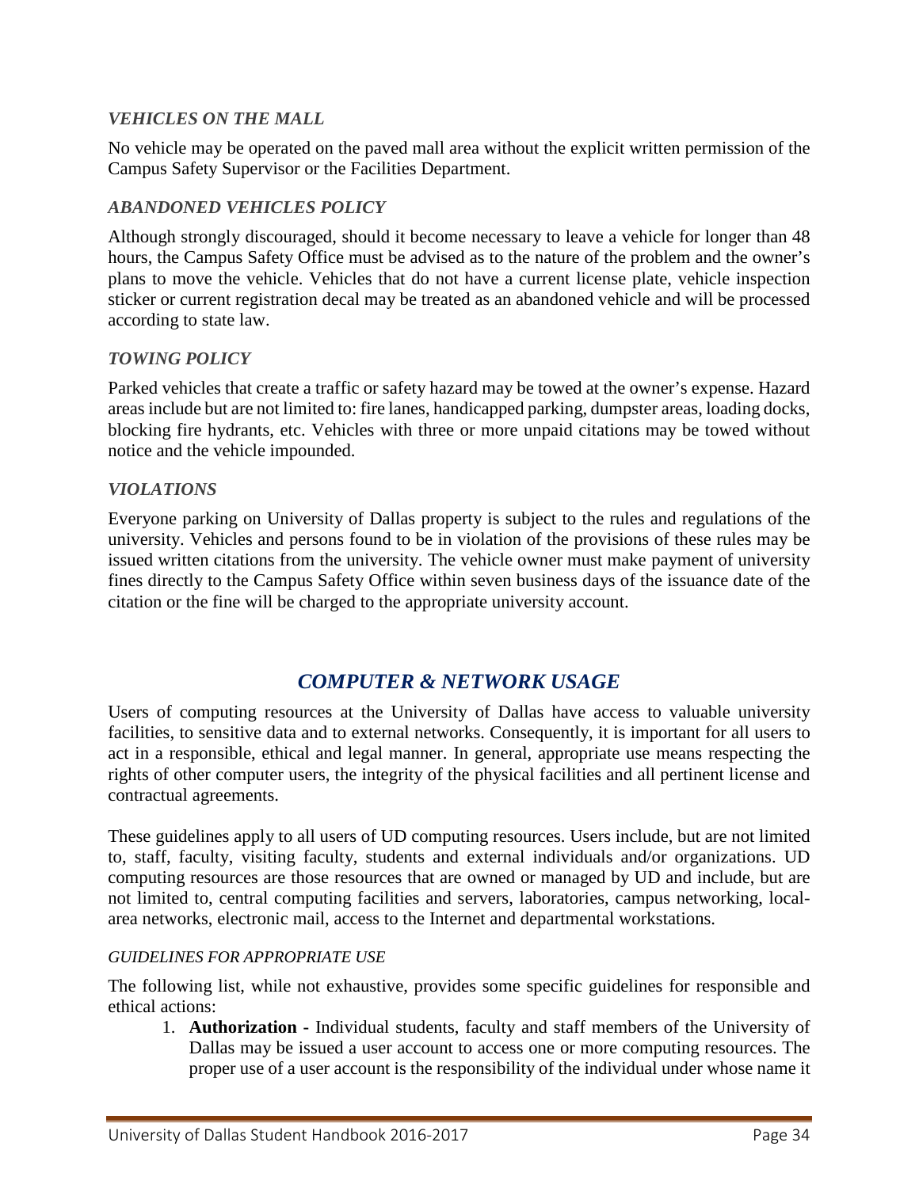### *VEHICLES ON THE MALL*

No vehicle may be operated on the paved mall area without the explicit written permission of the Campus Safety Supervisor or the Facilities Department.

### *ABANDONED VEHICLES POLICY*

Although strongly discouraged, should it become necessary to leave a vehicle for longer than 48 hours, the Campus Safety Office must be advised as to the nature of the problem and the owner's plans to move the vehicle. Vehicles that do not have a current license plate, vehicle inspection sticker or current registration decal may be treated as an abandoned vehicle and will be processed according to state law.

### *TOWING POLICY*

Parked vehicles that create a traffic or safety hazard may be towed at the owner's expense. Hazard areas include but are not limited to: fire lanes, handicapped parking, dumpster areas, loading docks, blocking fire hydrants, etc. Vehicles with three or more unpaid citations may be towed without notice and the vehicle impounded.

### *VIOLATIONS*

Everyone parking on University of Dallas property is subject to the rules and regulations of the university. Vehicles and persons found to be in violation of the provisions of these rules may be issued written citations from the university. The vehicle owner must make payment of university fines directly to the Campus Safety Office within seven business days of the issuance date of the citation or the fine will be charged to the appropriate university account.

## *COMPUTER & NETWORK USAGE*

Users of computing resources at the University of Dallas have access to valuable university facilities, to sensitive data and to external networks. Consequently, it is important for all users to act in a responsible, ethical and legal manner. In general, appropriate use means respecting the rights of other computer users, the integrity of the physical facilities and all pertinent license and contractual agreements.

These guidelines apply to all users of UD computing resources. Users include, but are not limited to, staff, faculty, visiting faculty, students and external individuals and/or organizations. UD computing resources are those resources that are owned or managed by UD and include, but are not limited to, central computing facilities and servers, laboratories, campus networking, local-area networks, electronic mail, access to the Internet and departmental workstations.

#### *GUIDELINES FOR APPROPRIATE USE*

The following list, while not exhaustive, provides some specific guidelines for responsible and ethical actions:

1. **Authorization -** Individual students, faculty and staff members of the University of Dallas may be issued a user account to access one or more computing resources. The proper use of a user account is the responsibility of the individual under whose name it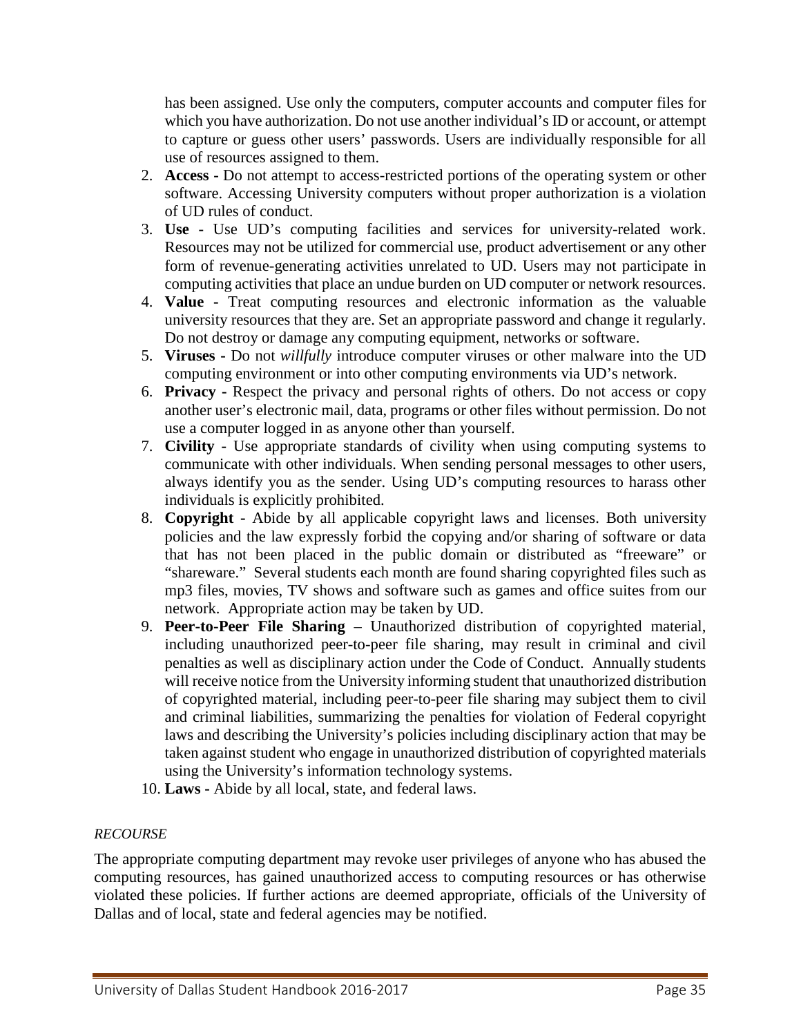has been assigned. Use only the computers, computer accounts and computer files for which you have authorization. Do not use another individual's ID or account, or attempt to capture or guess other users' passwords. Users are individually responsible for all use of resources assigned to them.

2. **Access -** Do not attempt to access-restricted portions of the operating system or other software. Accessing University computers without proper authorization is a violation of UD rules of conduct.
3. **Use -** Use UD's computing facilities and services for university-related work. Resources may not be utilized for commercial use, product advertisement or any other form of revenue-generating activities unrelated to UD. Users may not participate in computing activities that place an undue burden on UD computer or network resources.
4. **Value -** Treat computing resources and electronic information as the valuable university resources that they are. Set an appropriate password and change it regularly. Do not destroy or damage any computing equipment, networks or software.
5. **Viruses -** Do not *willfully* introduce computer viruses or other malware into the UD computing environment or into other computing environments via UD's network.
6. **Privacy -** Respect the privacy and personal rights of others. Do not access or copy another user's electronic mail, data, programs or other files without permission. Do not use a computer logged in as anyone other than yourself.
7. **Civility -** Use appropriate standards of civility when using computing systems to communicate with other individuals. When sending personal messages to other users, always identify you as the sender. Using UD's computing resources to harass other individuals is explicitly prohibited.
8. **Copyright -** Abide by all applicable copyright laws and licenses. Both university policies and the law expressly forbid the copying and/or sharing of software or data that has not been placed in the public domain or distributed as "freeware" or "shareware." Several students each month are found sharing copyrighted files such as mp3 files, movies, TV shows and software such as games and office suites from our network. Appropriate action may be taken by UD.
9. **Peer-to-Peer File Sharing** – Unauthorized distribution of copyrighted material, including unauthorized peer-to-peer file sharing, may result in criminal and civil penalties as well as disciplinary action under the Code of Conduct. Annually students will receive notice from the University informing student that unauthorized distribution of copyrighted material, including peer-to-peer file sharing may subject them to civil and criminal liabilities, summarizing the penalties for violation of Federal copyright laws and describing the University's policies including disciplinary action that may be taken against student who engage in unauthorized distribution of copyrighted materials using the University's information technology systems.
10. **Laws -** Abide by all local, state, and federal laws.

*RECOURSE*

The appropriate computing department may revoke user privileges of anyone who has abused the computing resources, has gained unauthorized access to computing resources or has otherwise violated these policies. If further actions are deemed appropriate, officials of the University of Dallas and of local, state and federal agencies may be notified.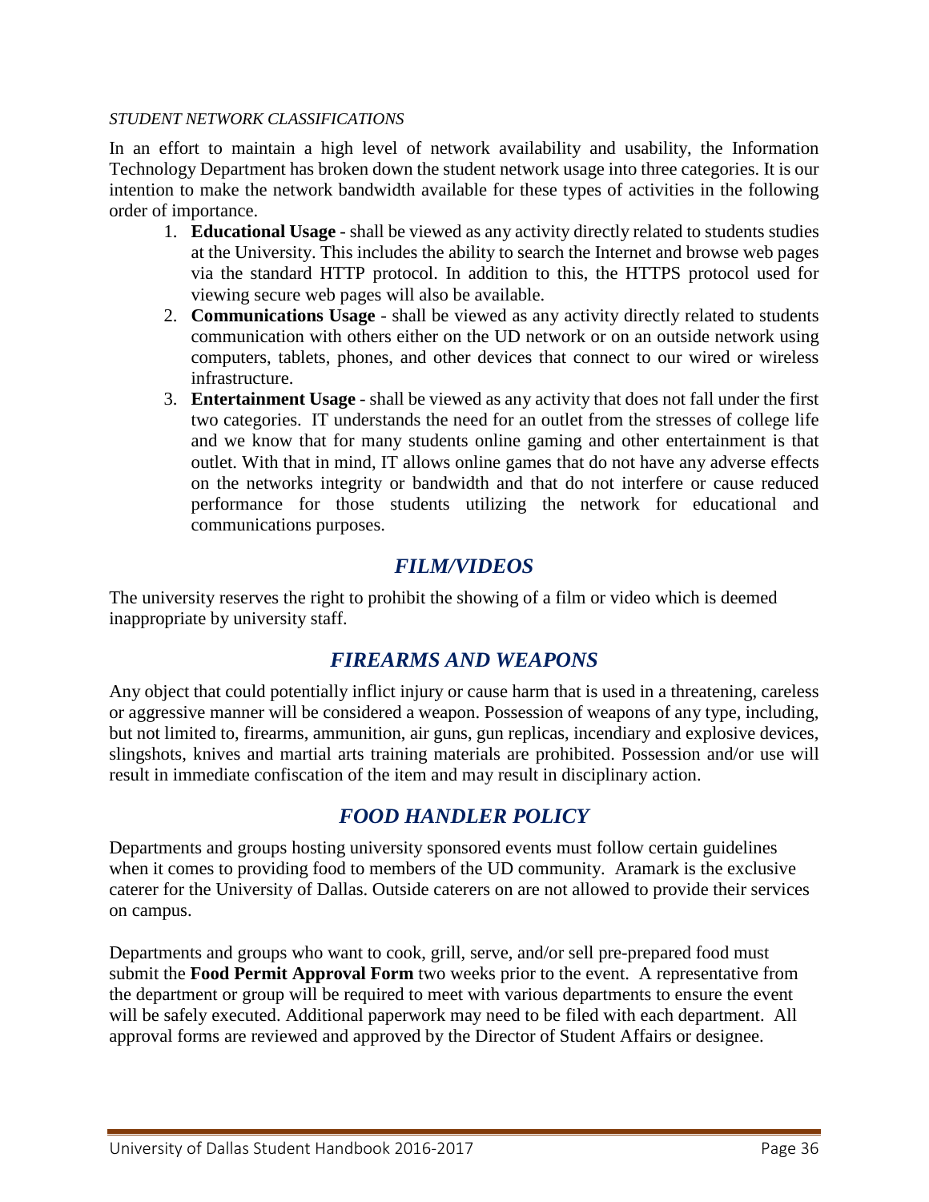*STUDENT NETWORK CLASSIFICATIONS*

In an effort to maintain a high level of network availability and usability, the Information Technology Department has broken down the student network usage into three categories. It is our intention to make the network bandwidth available for these types of activities in the following order of importance.

1. **Educational Usage** - shall be viewed as any activity directly related to students studies at the University. This includes the ability to search the Internet and browse web pages via the standard HTTP protocol. In addition to this, the HTTPS protocol used for viewing secure web pages will also be available.
2. **Communications Usage** - shall be viewed as any activity directly related to students communication with others either on the UD network or on an outside network using computers, tablets, phones, and other devices that connect to our wired or wireless infrastructure.
3. **Entertainment Usage** - shall be viewed as any activity that does not fall under the first two categories. IT understands the need for an outlet from the stresses of college life and we know that for many students online gaming and other entertainment is that outlet. With that in mind, IT allows online games that do not have any adverse effects on the networks integrity or bandwidth and that do not interfere or cause reduced performance for those students utilizing the network for educational and communications purposes.

## *FILM/VIDEOS*

The university reserves the right to prohibit the showing of a film or video which is deemed inappropriate by university staff.

## *FIREARMS AND WEAPONS*

Any object that could potentially inflict injury or cause harm that is used in a threatening, careless or aggressive manner will be considered a weapon. Possession of weapons of any type, including, but not limited to, firearms, ammunition, air guns, gun replicas, incendiary and explosive devices, slingshots, knives and martial arts training materials are prohibited. Possession and/or use will result in immediate confiscation of the item and may result in disciplinary action.

## *FOOD HANDLER POLICY*

Departments and groups hosting university sponsored events must follow certain guidelines when it comes to providing food to members of the UD community. Aramark is the exclusive caterer for the University of Dallas. Outside caterers on are not allowed to provide their services on campus.

Departments and groups who want to cook, grill, serve, and/or sell pre-prepared food must submit the **Food Permit Approval Form** two weeks prior to the event. A representative from the department or group will be required to meet with various departments to ensure the event will be safely executed. Additional paperwork may need to be filed with each department. All approval forms are reviewed and approved by the Director of Student Affairs or designee.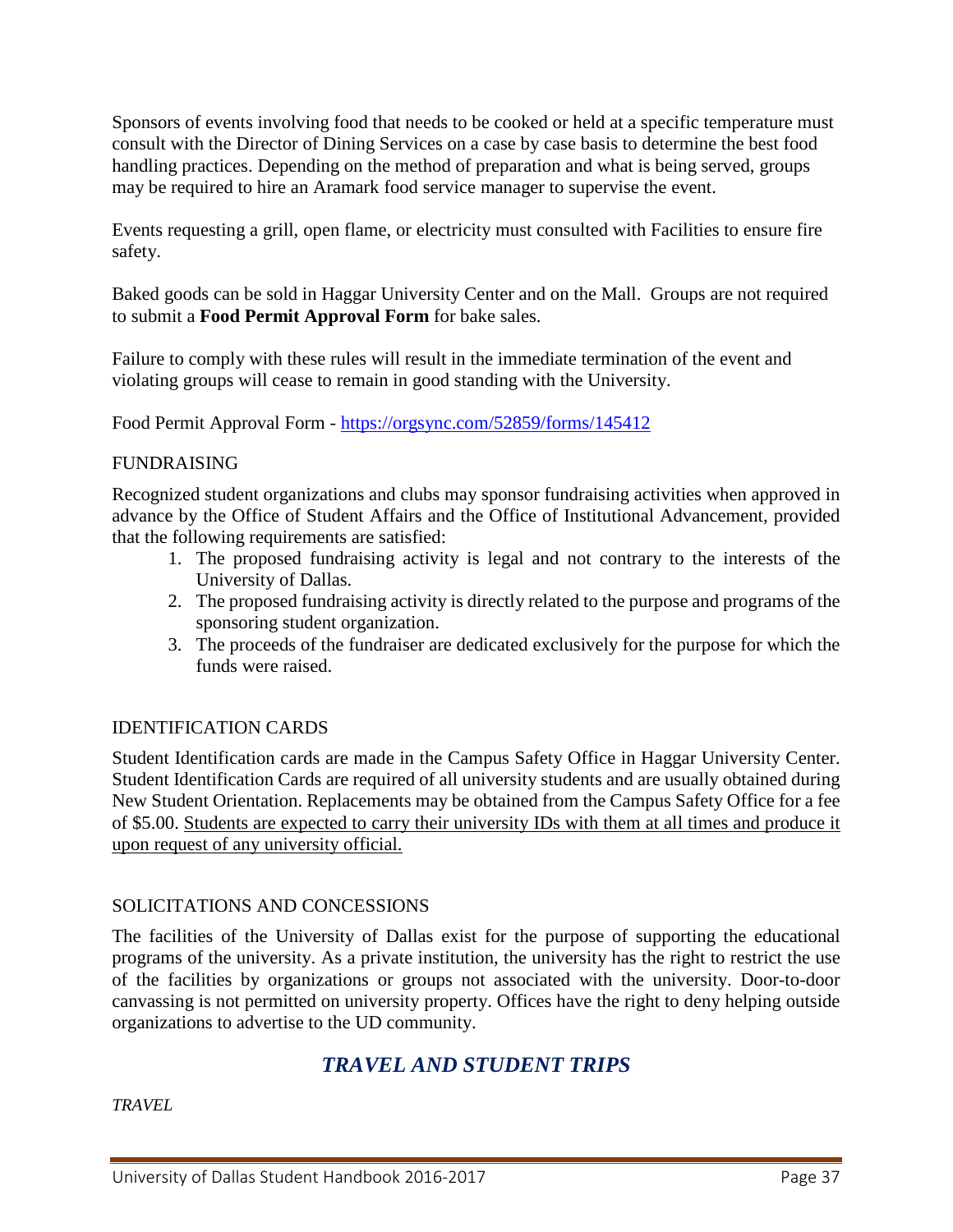Sponsors of events involving food that needs to be cooked or held at a specific temperature must consult with the Director of Dining Services on a case by case basis to determine the best food handling practices. Depending on the method of preparation and what is being served, groups may be required to hire an Aramark food service manager to supervise the event.

Events requesting a grill, open flame, or electricity must consulted with Facilities to ensure fire safety.

Baked goods can be sold in Haggar University Center and on the Mall. Groups are not required to submit a **Food Permit Approval Form** for bake sales.

Failure to comply with these rules will result in the immediate termination of the event and violating groups will cease to remain in good standing with the University.

Food Permit Approval Form - https://orgsync.com/52859/forms/145412

## FUNDRAISING

Recognized student organizations and clubs may sponsor fundraising activities when approved in advance by the Office of Student Affairs and the Office of Institutional Advancement, provided that the following requirements are satisfied:

1. The proposed fundraising activity is legal and not contrary to the interests of the University of Dallas.
2. The proposed fundraising activity is directly related to the purpose and programs of the sponsoring student organization.
3. The proceeds of the fundraiser are dedicated exclusively for the purpose for which the funds were raised.

## IDENTIFICATION CARDS

Student Identification cards are made in the Campus Safety Office in Haggar University Center. Student Identification Cards are required of all university students and are usually obtained during New Student Orientation. Replacements may be obtained from the Campus Safety Office for a fee of $5.00. Students are expected to carry their university IDs with them at all times and produce it upon request of any university official.

## SOLICITATIONS AND CONCESSIONS

The facilities of the University of Dallas exist for the purpose of supporting the educational programs of the university. As a private institution, the university has the right to restrict the use of the facilities by organizations or groups not associated with the university. Door-to-door canvassing is not permitted on university property. Offices have the right to deny helping outside organizations to advertise to the UD community.

# *TRAVEL AND STUDENT TRIPS*

*TRAVEL*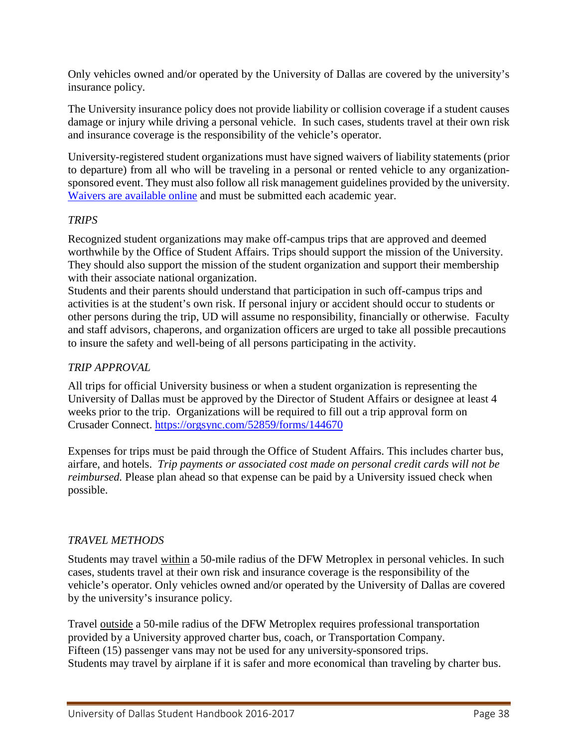Only vehicles owned and/or operated by the University of Dallas are covered by the university's insurance policy.

The University insurance policy does not provide liability or collision coverage if a student causes damage or injury while driving a personal vehicle. In such cases, students travel at their own risk and insurance coverage is the responsibility of the vehicle's operator.

University-registered student organizations must have signed waivers of liability statements (prior to departure) from all who will be traveling in a personal or rented vehicle to any organization-sponsored event. They must also follow all risk management guidelines provided by the university. [Waivers are available online]() and must be submitted each academic year.

### *TRIPS*

Recognized student organizations may make off-campus trips that are approved and deemed worthwhile by the Office of Student Affairs. Trips should support the mission of the University. They should also support the mission of the student organization and support their membership with their associate national organization.

Students and their parents should understand that participation in such off-campus trips and activities is at the student's own risk. If personal injury or accident should occur to students or other persons during the trip, UD will assume no responsibility, financially or otherwise. Faculty and staff advisors, chaperons, and organization officers are urged to take all possible precautions to insure the safety and well-being of all persons participating in the activity.

### *TRIP APPROVAL*

All trips for official University business or when a student organization is representing the University of Dallas must be approved by the Director of Student Affairs or designee at least 4 weeks prior to the trip. Organizations will be required to fill out a trip approval form on Crusader Connect. https://orgsync.com/52859/forms/144670

Expenses for trips must be paid through the Office of Student Affairs. This includes charter bus, airfare, and hotels. *Trip payments or associated cost made on personal credit cards will not be reimbursed.* Please plan ahead so that expense can be paid by a University issued check when possible.

### *TRAVEL METHODS*

Students may travel within a 50-mile radius of the DFW Metroplex in personal vehicles. In such cases, students travel at their own risk and insurance coverage is the responsibility of the vehicle's operator. Only vehicles owned and/or operated by the University of Dallas are covered by the university's insurance policy.

Travel outside a 50-mile radius of the DFW Metroplex requires professional transportation provided by a University approved charter bus, coach, or Transportation Company.
Fifteen (15) passenger vans may not be used for any university-sponsored trips.
Students may travel by airplane if it is safer and more economical than traveling by charter bus.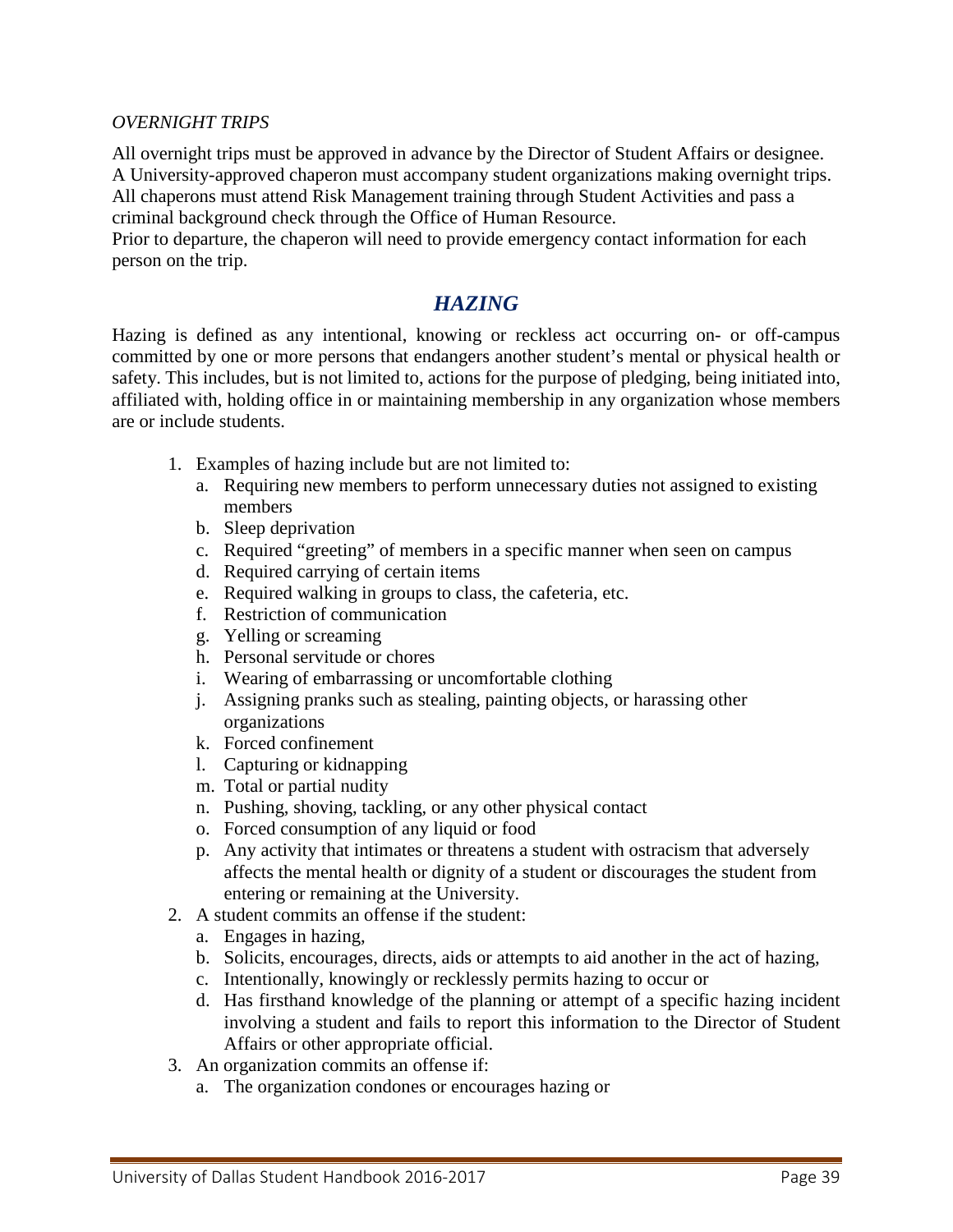*OVERNIGHT TRIPS*

All overnight trips must be approved in advance by the Director of Student Affairs or designee. A University-approved chaperon must accompany student organizations making overnight trips. All chaperons must attend Risk Management training through Student Activities and pass a criminal background check through the Office of Human Resource.

Prior to departure, the chaperon will need to provide emergency contact information for each person on the trip.

## *HAZING*

Hazing is defined as any intentional, knowing or reckless act occurring on- or off-campus committed by one or more persons that endangers another student's mental or physical health or safety. This includes, but is not limited to, actions for the purpose of pledging, being initiated into, affiliated with, holding office in or maintaining membership in any organization whose members are or include students.

1. Examples of hazing include but are not limited to:
   a. Requiring new members to perform unnecessary duties not assigned to existing members
   b. Sleep deprivation
   c. Required "greeting" of members in a specific manner when seen on campus
   d. Required carrying of certain items
   e. Required walking in groups to class, the cafeteria, etc.
   f. Restriction of communication
   g. Yelling or screaming
   h. Personal servitude or chores
   i. Wearing of embarrassing or uncomfortable clothing
   j. Assigning pranks such as stealing, painting objects, or harassing other organizations
   k. Forced confinement
   l. Capturing or kidnapping
   m. Total or partial nudity
   n. Pushing, shoving, tackling, or any other physical contact
   o. Forced consumption of any liquid or food
   p. Any activity that intimates or threatens a student with ostracism that adversely affects the mental health or dignity of a student or discourages the student from entering or remaining at the University.
2. A student commits an offense if the student:
   a. Engages in hazing,
   b. Solicits, encourages, directs, aids or attempts to aid another in the act of hazing,
   c. Intentionally, knowingly or recklessly permits hazing to occur or
   d. Has firsthand knowledge of the planning or attempt of a specific hazing incident involving a student and fails to report this information to the Director of Student Affairs or other appropriate official.
3. An organization commits an offense if:
   a. The organization condones or encourages hazing or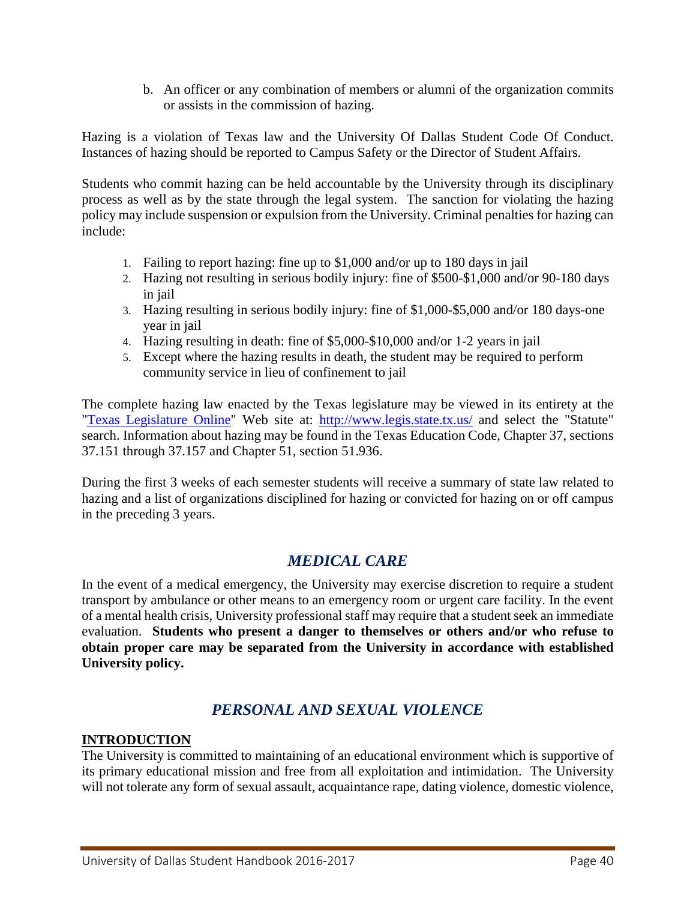b. An officer or any combination of members or alumni of the organization commits or assists in the commission of hazing.

Hazing is a violation of Texas law and the University Of Dallas Student Code Of Conduct. Instances of hazing should be reported to Campus Safety or the Director of Student Affairs.

Students who commit hazing can be held accountable by the University through its disciplinary process as well as by the state through the legal system. The sanction for violating the hazing policy may include suspension or expulsion from the University. Criminal penalties for hazing can include:

1. Failing to report hazing: fine up to $1,000 and/or up to 180 days in jail
2. Hazing not resulting in serious bodily injury: fine of $500-$1,000 and/or 90-180 days in jail
3. Hazing resulting in serious bodily injury: fine of $1,000-$5,000 and/or 180 days-one year in jail
4. Hazing resulting in death: fine of $5,000-$10,000 and/or 1-2 years in jail
5. Except where the hazing results in death, the student may be required to perform community service in lieu of confinement to jail

The complete hazing law enacted by the Texas legislature may be viewed in its entirety at the "[Texas Legislature Online](http://www.legis.state.tx.us/)" Web site at: [http://www.legis.state.tx.us/](http://www.legis.state.tx.us/) and select the "Statute" search. Information about hazing may be found in the Texas Education Code, Chapter 37, sections 37.151 through 37.157 and Chapter 51, section 51.936.

During the first 3 weeks of each semester students will receive a summary of state law related to hazing and a list of organizations disciplined for hazing or convicted for hazing on or off campus in the preceding 3 years.

## *MEDICAL CARE*

In the event of a medical emergency, the University may exercise discretion to require a student transport by ambulance or other means to an emergency room or urgent care facility. In the event of a mental health crisis, University professional staff may require that a student seek an immediate evaluation. **Students who present a danger to themselves or others and/or who refuse to obtain proper care may be separated from the University in accordance with established University policy.**

## *PERSONAL AND SEXUAL VIOLENCE*

### INTRODUCTION

The University is committed to maintaining of an educational environment which is supportive of its primary educational mission and free from all exploitation and intimidation. The University will not tolerate any form of sexual assault, acquaintance rape, dating violence, domestic violence,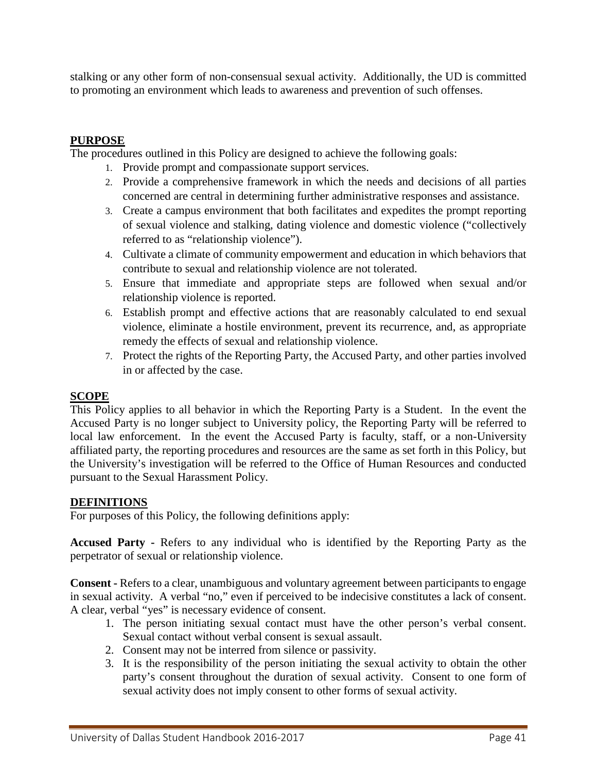stalking or any other form of non-consensual sexual activity. Additionally, the UD is committed to promoting an environment which leads to awareness and prevention of such offenses.

## PURPOSE

The procedures outlined in this Policy are designed to achieve the following goals:

1. Provide prompt and compassionate support services.
2. Provide a comprehensive framework in which the needs and decisions of all parties concerned are central in determining further administrative responses and assistance.
3. Create a campus environment that both facilitates and expedites the prompt reporting of sexual violence and stalking, dating violence and domestic violence ("collectively referred to as "relationship violence").
4. Cultivate a climate of community empowerment and education in which behaviors that contribute to sexual and relationship violence are not tolerated.
5. Ensure that immediate and appropriate steps are followed when sexual and/or relationship violence is reported.
6. Establish prompt and effective actions that are reasonably calculated to end sexual violence, eliminate a hostile environment, prevent its recurrence, and, as appropriate remedy the effects of sexual and relationship violence.
7. Protect the rights of the Reporting Party, the Accused Party, and other parties involved in or affected by the case.

## SCOPE

This Policy applies to all behavior in which the Reporting Party is a Student. In the event the Accused Party is no longer subject to University policy, the Reporting Party will be referred to local law enforcement. In the event the Accused Party is faculty, staff, or a non-University affiliated party, the reporting procedures and resources are the same as set forth in this Policy, but the University's investigation will be referred to the Office of Human Resources and conducted pursuant to the Sexual Harassment Policy.

## DEFINITIONS

For purposes of this Policy, the following definitions apply:

**Accused Party -** Refers to any individual who is identified by the Reporting Party as the perpetrator of sexual or relationship violence.

**Consent -** Refers to a clear, unambiguous and voluntary agreement between participants to engage in sexual activity. A verbal "no," even if perceived to be indecisive constitutes a lack of consent. A clear, verbal "yes" is necessary evidence of consent.

1. The person initiating sexual contact must have the other person's verbal consent. Sexual contact without verbal consent is sexual assault.
2. Consent may not be interred from silence or passivity.
3. It is the responsibility of the person initiating the sexual activity to obtain the other party's consent throughout the duration of sexual activity. Consent to one form of sexual activity does not imply consent to other forms of sexual activity.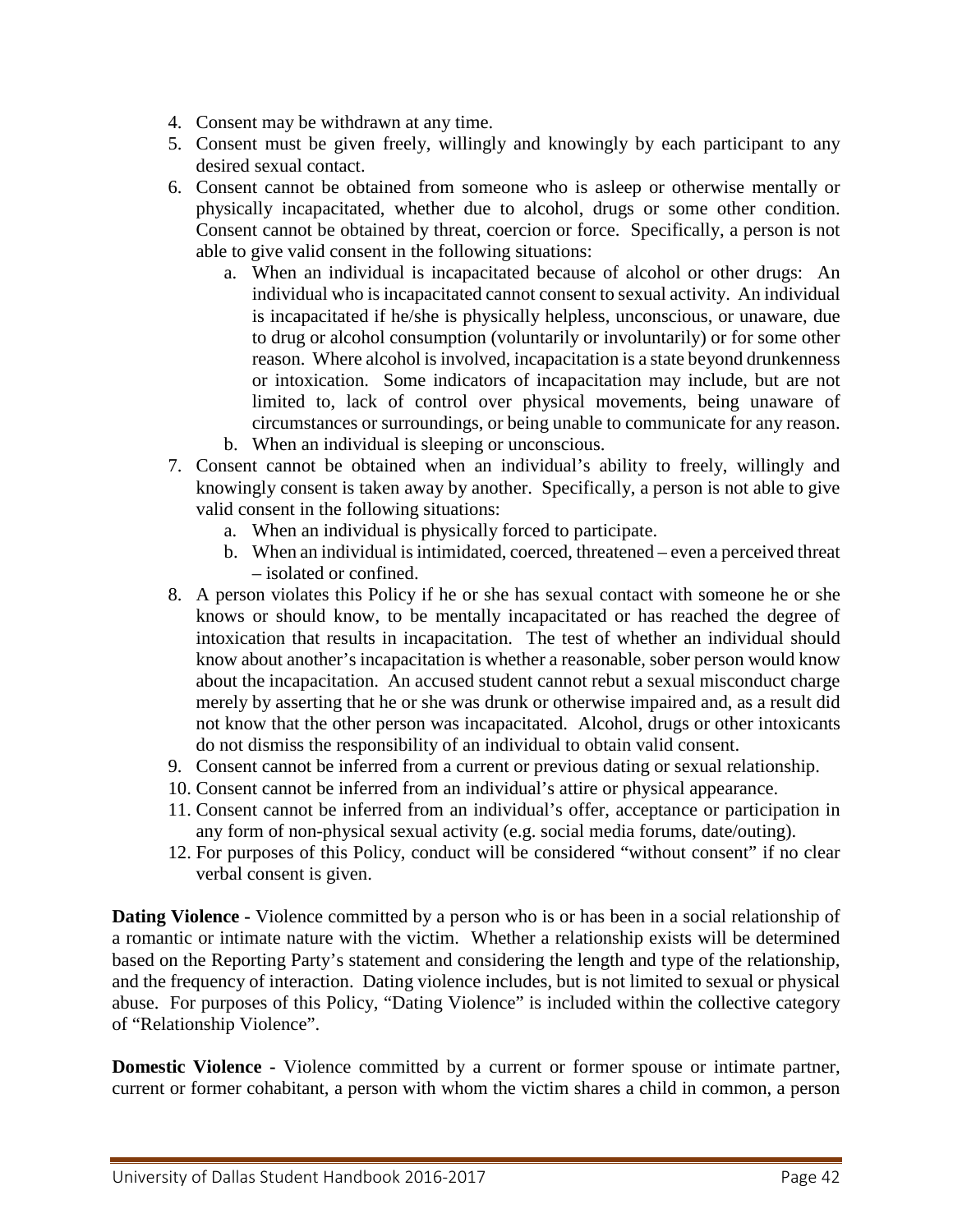4. Consent may be withdrawn at any time.
5. Consent must be given freely, willingly and knowingly by each participant to any desired sexual contact.
6. Consent cannot be obtained from someone who is asleep or otherwise mentally or physically incapacitated, whether due to alcohol, drugs or some other condition. Consent cannot be obtained by threat, coercion or force. Specifically, a person is not able to give valid consent in the following situations:
   a. When an individual is incapacitated because of alcohol or other drugs: An individual who is incapacitated cannot consent to sexual activity. An individual is incapacitated if he/she is physically helpless, unconscious, or unaware, due to drug or alcohol consumption (voluntarily or involuntarily) or for some other reason. Where alcohol is involved, incapacitation is a state beyond drunkenness or intoxication. Some indicators of incapacitation may include, but are not limited to, lack of control over physical movements, being unaware of circumstances or surroundings, or being unable to communicate for any reason.
   b. When an individual is sleeping or unconscious.
7. Consent cannot be obtained when an individual's ability to freely, willingly and knowingly consent is taken away by another. Specifically, a person is not able to give valid consent in the following situations:
   a. When an individual is physically forced to participate.
   b. When an individual is intimidated, coerced, threatened – even a perceived threat – isolated or confined.
8. A person violates this Policy if he or she has sexual contact with someone he or she knows or should know, to be mentally incapacitated or has reached the degree of intoxication that results in incapacitation. The test of whether an individual should know about another's incapacitation is whether a reasonable, sober person would know about the incapacitation. An accused student cannot rebut a sexual misconduct charge merely by asserting that he or she was drunk or otherwise impaired and, as a result did not know that the other person was incapacitated. Alcohol, drugs or other intoxicants do not dismiss the responsibility of an individual to obtain valid consent.
9. Consent cannot be inferred from a current or previous dating or sexual relationship.
10. Consent cannot be inferred from an individual's attire or physical appearance.
11. Consent cannot be inferred from an individual's offer, acceptance or participation in any form of non-physical sexual activity (e.g. social media forums, date/outing).
12. For purposes of this Policy, conduct will be considered "without consent" if no clear verbal consent is given.

**Dating Violence -** Violence committed by a person who is or has been in a social relationship of a romantic or intimate nature with the victim. Whether a relationship exists will be determined based on the Reporting Party's statement and considering the length and type of the relationship, and the frequency of interaction. Dating violence includes, but is not limited to sexual or physical abuse. For purposes of this Policy, "Dating Violence" is included within the collective category of "Relationship Violence".

**Domestic Violence -** Violence committed by a current or former spouse or intimate partner, current or former cohabitant, a person with whom the victim shares a child in common, a person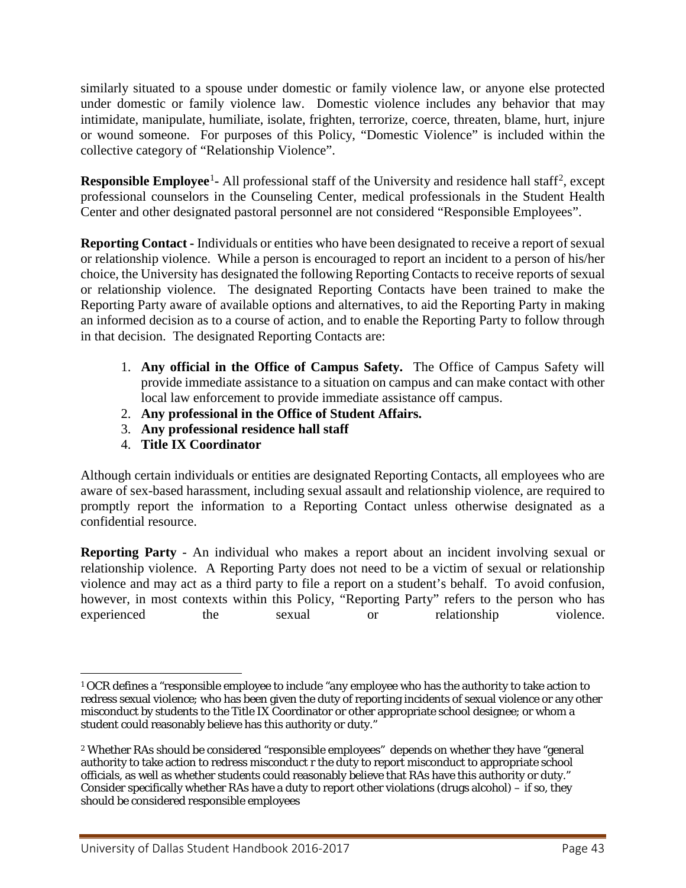similarly situated to a spouse under domestic or family violence law, or anyone else protected under domestic or family violence law. Domestic violence includes any behavior that may intimidate, manipulate, humiliate, isolate, frighten, terrorize, coerce, threaten, blame, hurt, injure or wound someone. For purposes of this Policy, "Domestic Violence" is included within the collective category of "Relationship Violence".

**Responsible Employee**[1]**-** All professional staff of the University and residence hall staff[2], except professional counselors in the Counseling Center, medical professionals in the Student Health Center and other designated pastoral personnel are not considered "Responsible Employees".

**Reporting Contact -** Individuals or entities who have been designated to receive a report of sexual or relationship violence. While a person is encouraged to report an incident to a person of his/her choice, the University has designated the following Reporting Contacts to receive reports of sexual or relationship violence. The designated Reporting Contacts have been trained to make the Reporting Party aware of available options and alternatives, to aid the Reporting Party in making an informed decision as to a course of action, and to enable the Reporting Party to follow through in that decision. The designated Reporting Contacts are:

1. **Any official in the Office of Campus Safety.** The Office of Campus Safety will provide immediate assistance to a situation on campus and can make contact with other local law enforcement to provide immediate assistance off campus.
2. **Any professional in the Office of Student Affairs.**
3. **Any professional residence hall staff**
4. **Title IX Coordinator**

Although certain individuals or entities are designated Reporting Contacts, all employees who are aware of sex-based harassment, including sexual assault and relationship violence, are required to promptly report the information to a Reporting Contact unless otherwise designated as a confidential resource.

**Reporting Party** - An individual who makes a report about an incident involving sexual or relationship violence. A Reporting Party does not need to be a victim of sexual or relationship violence and may act as a third party to file a report on a student's behalf. To avoid confusion, however, in most contexts within this Policy, "Reporting Party" refers to the person who has experienced the sexual or relationship violence.

---

[1] OCR defines a "responsible employee to include "any employee who has the authority to take action to redress sexual violence; who has been given the duty of reporting incidents of sexual violence or any other misconduct by students to the Title IX Coordinator or other appropriate school designee; or whom a student could reasonably believe has this authority or duty."

[2] Whether RAs should be considered "responsible employees" depends on whether they have "general authority to take action to redress misconduct r the duty to report misconduct to appropriate school officials, as well as whether students could reasonably believe that RAs have this authority or duty." Consider specifically whether RAs have a duty to report other violations (drugs alcohol) – if so, they should be considered responsible employees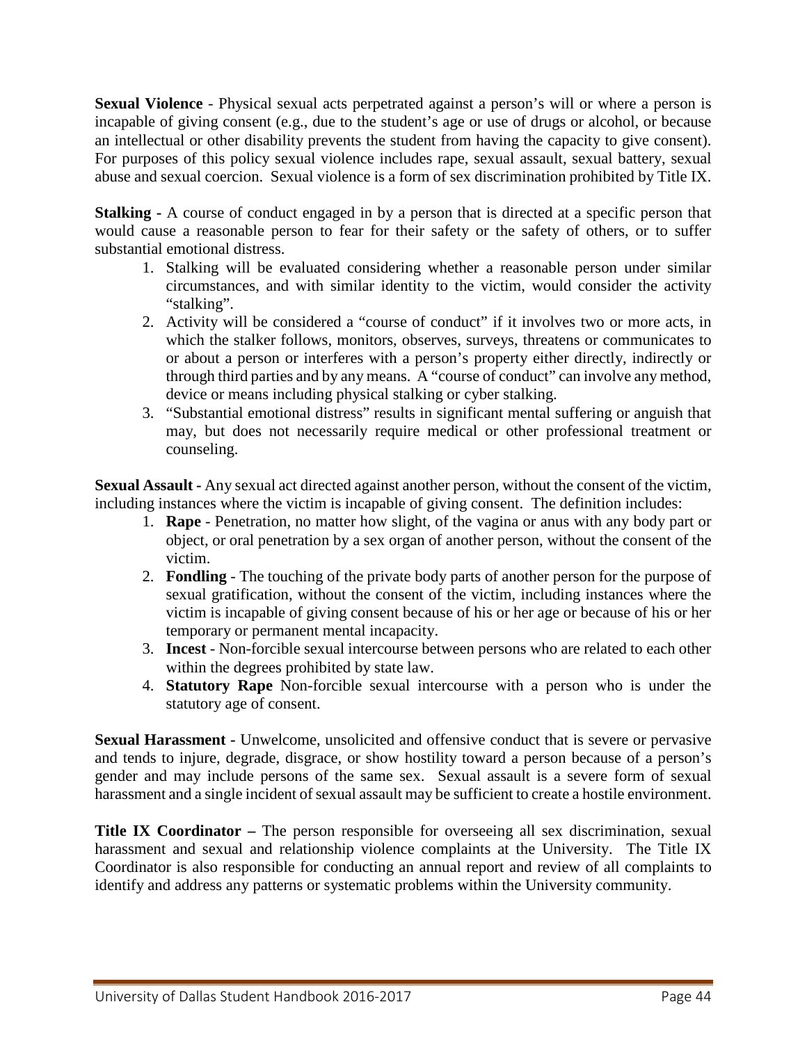**Sexual Violence** - Physical sexual acts perpetrated against a person's will or where a person is incapable of giving consent (e.g., due to the student's age or use of drugs or alcohol, or because an intellectual or other disability prevents the student from having the capacity to give consent). For purposes of this policy sexual violence includes rape, sexual assault, sexual battery, sexual abuse and sexual coercion. Sexual violence is a form of sex discrimination prohibited by Title IX.

**Stalking -** A course of conduct engaged in by a person that is directed at a specific person that would cause a reasonable person to fear for their safety or the safety of others, or to suffer substantial emotional distress.

1. Stalking will be evaluated considering whether a reasonable person under similar circumstances, and with similar identity to the victim, would consider the activity "stalking".
2. Activity will be considered a "course of conduct" if it involves two or more acts, in which the stalker follows, monitors, observes, surveys, threatens or communicates to or about a person or interferes with a person's property either directly, indirectly or through third parties and by any means. A "course of conduct" can involve any method, device or means including physical stalking or cyber stalking.
3. "Substantial emotional distress" results in significant mental suffering or anguish that may, but does not necessarily require medical or other professional treatment or counseling.

**Sexual Assault -** Any sexual act directed against another person, without the consent of the victim, including instances where the victim is incapable of giving consent. The definition includes:

1. **Rape** - Penetration, no matter how slight, of the vagina or anus with any body part or object, or oral penetration by a sex organ of another person, without the consent of the victim.
2. **Fondling** - The touching of the private body parts of another person for the purpose of sexual gratification, without the consent of the victim, including instances where the victim is incapable of giving consent because of his or her age or because of his or her temporary or permanent mental incapacity.
3. **Incest** - Non-forcible sexual intercourse between persons who are related to each other within the degrees prohibited by state law.
4. **Statutory Rape** Non-forcible sexual intercourse with a person who is under the statutory age of consent.

**Sexual Harassment -** Unwelcome, unsolicited and offensive conduct that is severe or pervasive and tends to injure, degrade, disgrace, or show hostility toward a person because of a person's gender and may include persons of the same sex. Sexual assault is a severe form of sexual harassment and a single incident of sexual assault may be sufficient to create a hostile environment.

**Title IX Coordinator –** The person responsible for overseeing all sex discrimination, sexual harassment and sexual and relationship violence complaints at the University. The Title IX Coordinator is also responsible for conducting an annual report and review of all complaints to identify and address any patterns or systematic problems within the University community.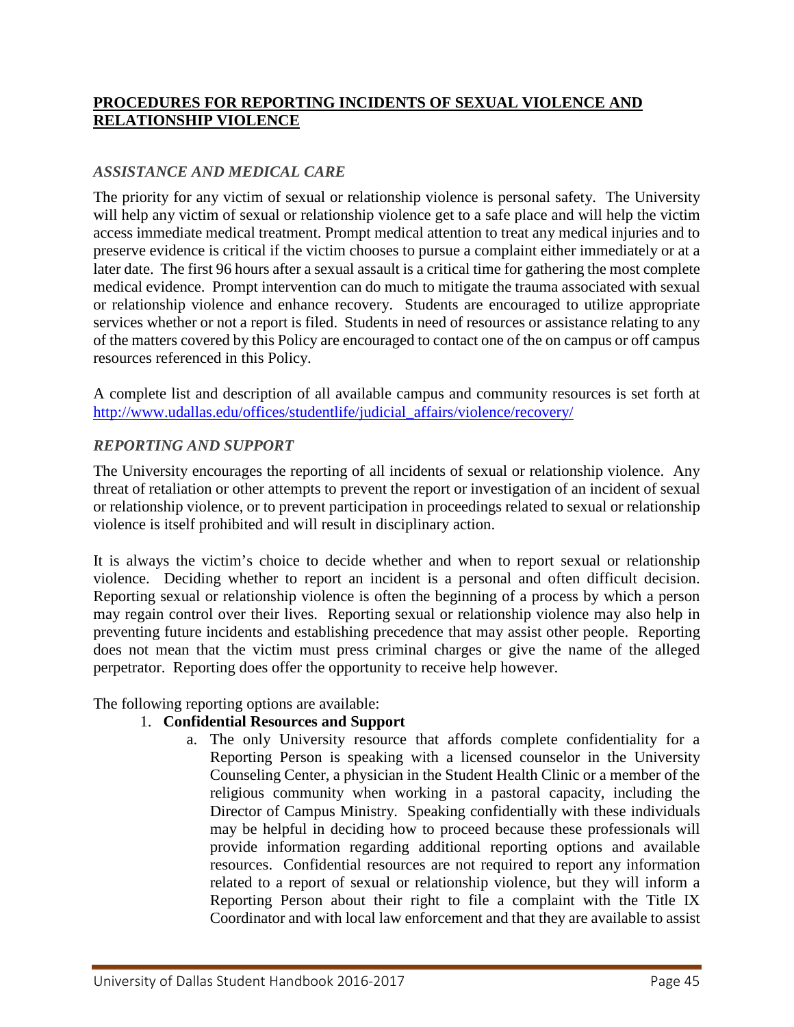## PROCEDURES FOR REPORTING INCIDENTS OF SEXUAL VIOLENCE AND RELATIONSHIP VIOLENCE

### *ASSISTANCE AND MEDICAL CARE*

The priority for any victim of sexual or relationship violence is personal safety. The University will help any victim of sexual or relationship violence get to a safe place and will help the victim access immediate medical treatment. Prompt medical attention to treat any medical injuries and to preserve evidence is critical if the victim chooses to pursue a complaint either immediately or at a later date. The first 96 hours after a sexual assault is a critical time for gathering the most complete medical evidence. Prompt intervention can do much to mitigate the trauma associated with sexual or relationship violence and enhance recovery. Students are encouraged to utilize appropriate services whether or not a report is filed. Students in need of resources or assistance relating to any of the matters covered by this Policy are encouraged to contact one of the on campus or off campus resources referenced in this Policy.

A complete list and description of all available campus and community resources is set forth at [http://www.udallas.edu/offices/studentlife/judicial_affairs/violence/recovery/](http://www.udallas.edu/offices/studentlife/judicial_affairs/violence/recovery/)

### *REPORTING AND SUPPORT*

The University encourages the reporting of all incidents of sexual or relationship violence. Any threat of retaliation or other attempts to prevent the report or investigation of an incident of sexual or relationship violence, or to prevent participation in proceedings related to sexual or relationship violence is itself prohibited and will result in disciplinary action.

It is always the victim's choice to decide whether and when to report sexual or relationship violence. Deciding whether to report an incident is a personal and often difficult decision. Reporting sexual or relationship violence is often the beginning of a process by which a person may regain control over their lives. Reporting sexual or relationship violence may also help in preventing future incidents and establishing precedence that may assist other people. Reporting does not mean that the victim must press criminal charges or give the name of the alleged perpetrator. Reporting does offer the opportunity to receive help however.

The following reporting options are available:

1. **Confidential Resources and Support**
   a. The only University resource that affords complete confidentiality for a Reporting Person is speaking with a licensed counselor in the University Counseling Center, a physician in the Student Health Clinic or a member of the religious community when working in a pastoral capacity, including the Director of Campus Ministry. Speaking confidentially with these individuals may be helpful in deciding how to proceed because these professionals will provide information regarding additional reporting options and available resources. Confidential resources are not required to report any information related to a report of sexual or relationship violence, but they will inform a Reporting Person about their right to file a complaint with the Title IX Coordinator and with local law enforcement and that they are available to assist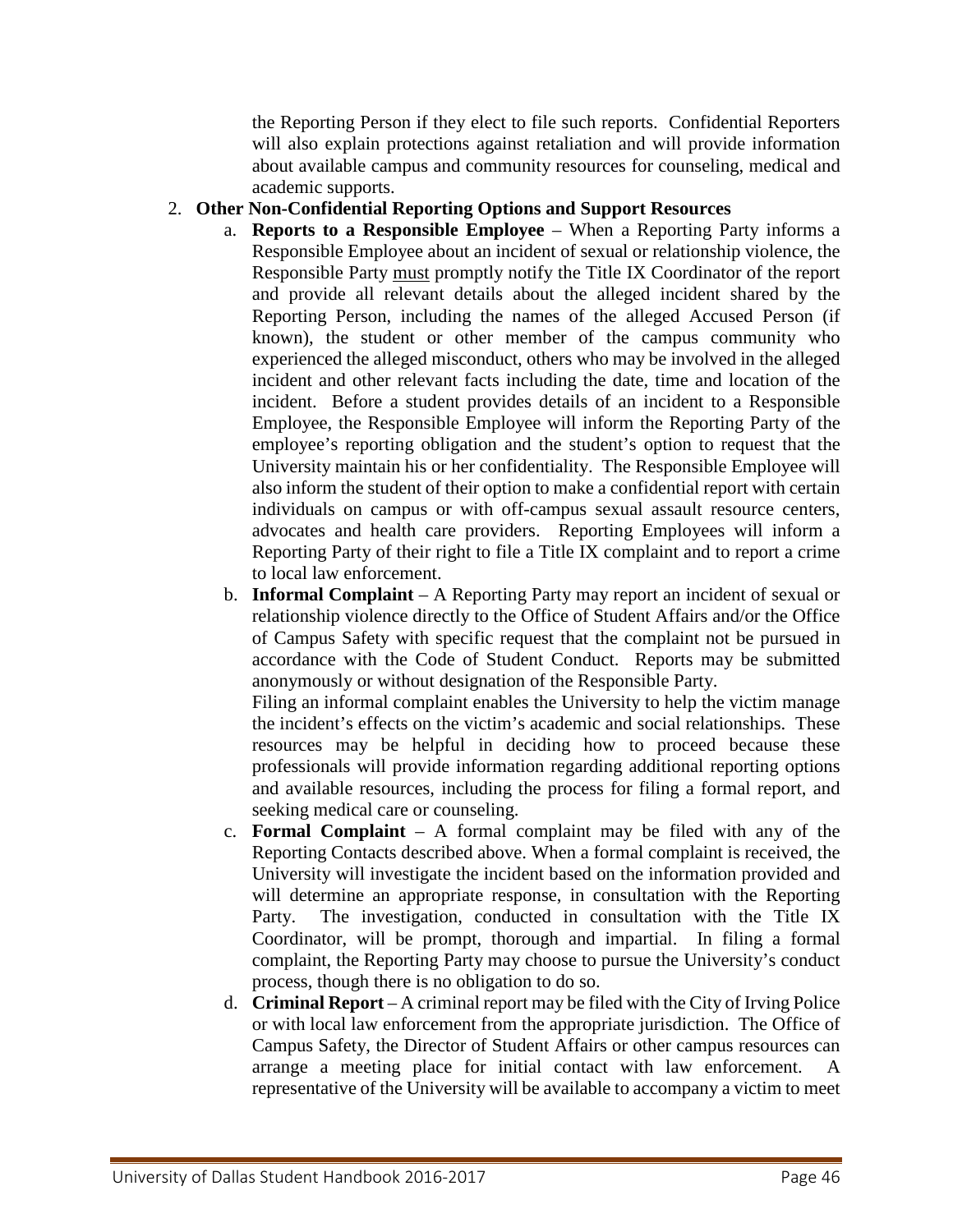the Reporting Person if they elect to file such reports. Confidential Reporters will also explain protections against retaliation and will provide information about available campus and community resources for counseling, medical and academic supports.

2. **Other Non-Confidential Reporting Options and Support Resources**
   a. **Reports to a Responsible Employee** – When a Reporting Party informs a Responsible Employee about an incident of sexual or relationship violence, the Responsible Party <u>must</u> promptly notify the Title IX Coordinator of the report and provide all relevant details about the alleged incident shared by the Reporting Person, including the names of the alleged Accused Person (if known), the student or other member of the campus community who experienced the alleged misconduct, others who may be involved in the alleged incident and other relevant facts including the date, time and location of the incident. Before a student provides details of an incident to a Responsible Employee, the Responsible Employee will inform the Reporting Party of the employee's reporting obligation and the student's option to request that the University maintain his or her confidentiality. The Responsible Employee will also inform the student of their option to make a confidential report with certain individuals on campus or with off-campus sexual assault resource centers, advocates and health care providers. Reporting Employees will inform a Reporting Party of their right to file a Title IX complaint and to report a crime to local law enforcement.

   b. **Informal Complaint** – A Reporting Party may report an incident of sexual or relationship violence directly to the Office of Student Affairs and/or the Office of Campus Safety with specific request that the complaint not be pursued in accordance with the Code of Student Conduct. Reports may be submitted anonymously or without designation of the Responsible Party.
   Filing an informal complaint enables the University to help the victim manage the incident's effects on the victim's academic and social relationships. These resources may be helpful in deciding how to proceed because these professionals will provide information regarding additional reporting options and available resources, including the process for filing a formal report, and seeking medical care or counseling.

   c. **Formal Complaint** – A formal complaint may be filed with any of the Reporting Contacts described above. When a formal complaint is received, the University will investigate the incident based on the information provided and will determine an appropriate response, in consultation with the Reporting Party. The investigation, conducted in consultation with the Title IX Coordinator, will be prompt, thorough and impartial. In filing a formal complaint, the Reporting Party may choose to pursue the University's conduct process, though there is no obligation to do so.

   d. **Criminal Report** – A criminal report may be filed with the City of Irving Police or with local law enforcement from the appropriate jurisdiction. The Office of Campus Safety, the Director of Student Affairs or other campus resources can arrange a meeting place for initial contact with law enforcement. A representative of the University will be available to accompany a victim to meet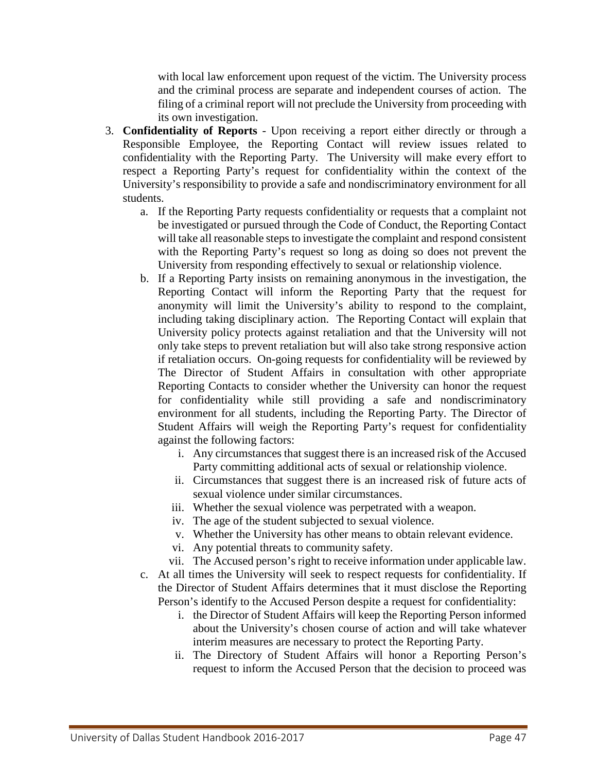with local law enforcement upon request of the victim. The University process and the criminal process are separate and independent courses of action. The filing of a criminal report will not preclude the University from proceeding with its own investigation.

3. **Confidentiality of Reports** - Upon receiving a report either directly or through a Responsible Employee, the Reporting Contact will review issues related to confidentiality with the Reporting Party. The University will make every effort to respect a Reporting Party's request for confidentiality within the context of the University's responsibility to provide a safe and nondiscriminatory environment for all students.
   a. If the Reporting Party requests confidentiality or requests that a complaint not be investigated or pursued through the Code of Conduct, the Reporting Contact will take all reasonable steps to investigate the complaint and respond consistent with the Reporting Party's request so long as doing so does not prevent the University from responding effectively to sexual or relationship violence.
   b. If a Reporting Party insists on remaining anonymous in the investigation, the Reporting Contact will inform the Reporting Party that the request for anonymity will limit the University's ability to respond to the complaint, including taking disciplinary action. The Reporting Contact will explain that University policy protects against retaliation and that the University will not only take steps to prevent retaliation but will also take strong responsive action if retaliation occurs. On-going requests for confidentiality will be reviewed by The Director of Student Affairs in consultation with other appropriate Reporting Contacts to consider whether the University can honor the request for confidentiality while still providing a safe and nondiscriminatory environment for all students, including the Reporting Party. The Director of Student Affairs will weigh the Reporting Party's request for confidentiality against the following factors:
      i. Any circumstances that suggest there is an increased risk of the Accused Party committing additional acts of sexual or relationship violence.
      ii. Circumstances that suggest there is an increased risk of future acts of sexual violence under similar circumstances.
      iii. Whether the sexual violence was perpetrated with a weapon.
      iv. The age of the student subjected to sexual violence.
      v. Whether the University has other means to obtain relevant evidence.
      vi. Any potential threats to community safety.
      vii. The Accused person's right to receive information under applicable law.
   c. At all times the University will seek to respect requests for confidentiality. If the Director of Student Affairs determines that it must disclose the Reporting Person's identify to the Accused Person despite a request for confidentiality:
      i. the Director of Student Affairs will keep the Reporting Person informed about the University's chosen course of action and will take whatever interim measures are necessary to protect the Reporting Party.
      ii. The Directory of Student Affairs will honor a Reporting Person's request to inform the Accused Person that the decision to proceed was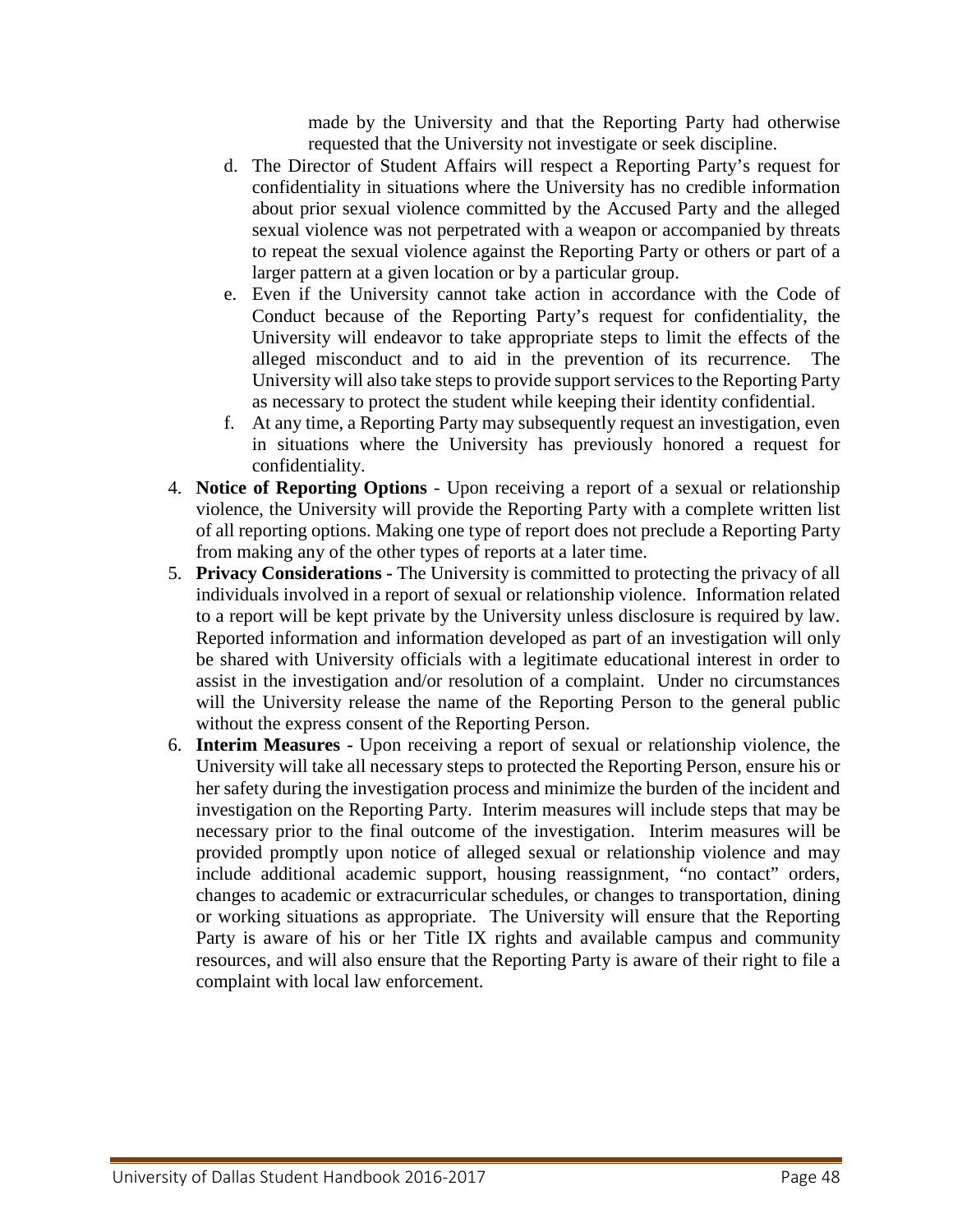made by the University and that the Reporting Party had otherwise requested that the University not investigate or seek discipline.

d. The Director of Student Affairs will respect a Reporting Party's request for confidentiality in situations where the University has no credible information about prior sexual violence committed by the Accused Party and the alleged sexual violence was not perpetrated with a weapon or accompanied by threats to repeat the sexual violence against the Reporting Party or others or part of a larger pattern at a given location or by a particular group.

e. Even if the University cannot take action in accordance with the Code of Conduct because of the Reporting Party's request for confidentiality, the University will endeavor to take appropriate steps to limit the effects of the alleged misconduct and to aid in the prevention of its recurrence. The University will also take steps to provide support services to the Reporting Party as necessary to protect the student while keeping their identity confidential.

f. At any time, a Reporting Party may subsequently request an investigation, even in situations where the University has previously honored a request for confidentiality.

4. **Notice of Reporting Options** - Upon receiving a report of a sexual or relationship violence, the University will provide the Reporting Party with a complete written list of all reporting options. Making one type of report does not preclude a Reporting Party from making any of the other types of reports at a later time.

5. **Privacy Considerations -** The University is committed to protecting the privacy of all individuals involved in a report of sexual or relationship violence. Information related to a report will be kept private by the University unless disclosure is required by law. Reported information and information developed as part of an investigation will only be shared with University officials with a legitimate educational interest in order to assist in the investigation and/or resolution of a complaint. Under no circumstances will the University release the name of the Reporting Person to the general public without the express consent of the Reporting Person.

6. **Interim Measures -** Upon receiving a report of sexual or relationship violence, the University will take all necessary steps to protected the Reporting Person, ensure his or her safety during the investigation process and minimize the burden of the incident and investigation on the Reporting Party. Interim measures will include steps that may be necessary prior to the final outcome of the investigation. Interim measures will be provided promptly upon notice of alleged sexual or relationship violence and may include additional academic support, housing reassignment, "no contact" orders, changes to academic or extracurricular schedules, or changes to transportation, dining or working situations as appropriate. The University will ensure that the Reporting Party is aware of his or her Title IX rights and available campus and community resources, and will also ensure that the Reporting Party is aware of their right to file a complaint with local law enforcement.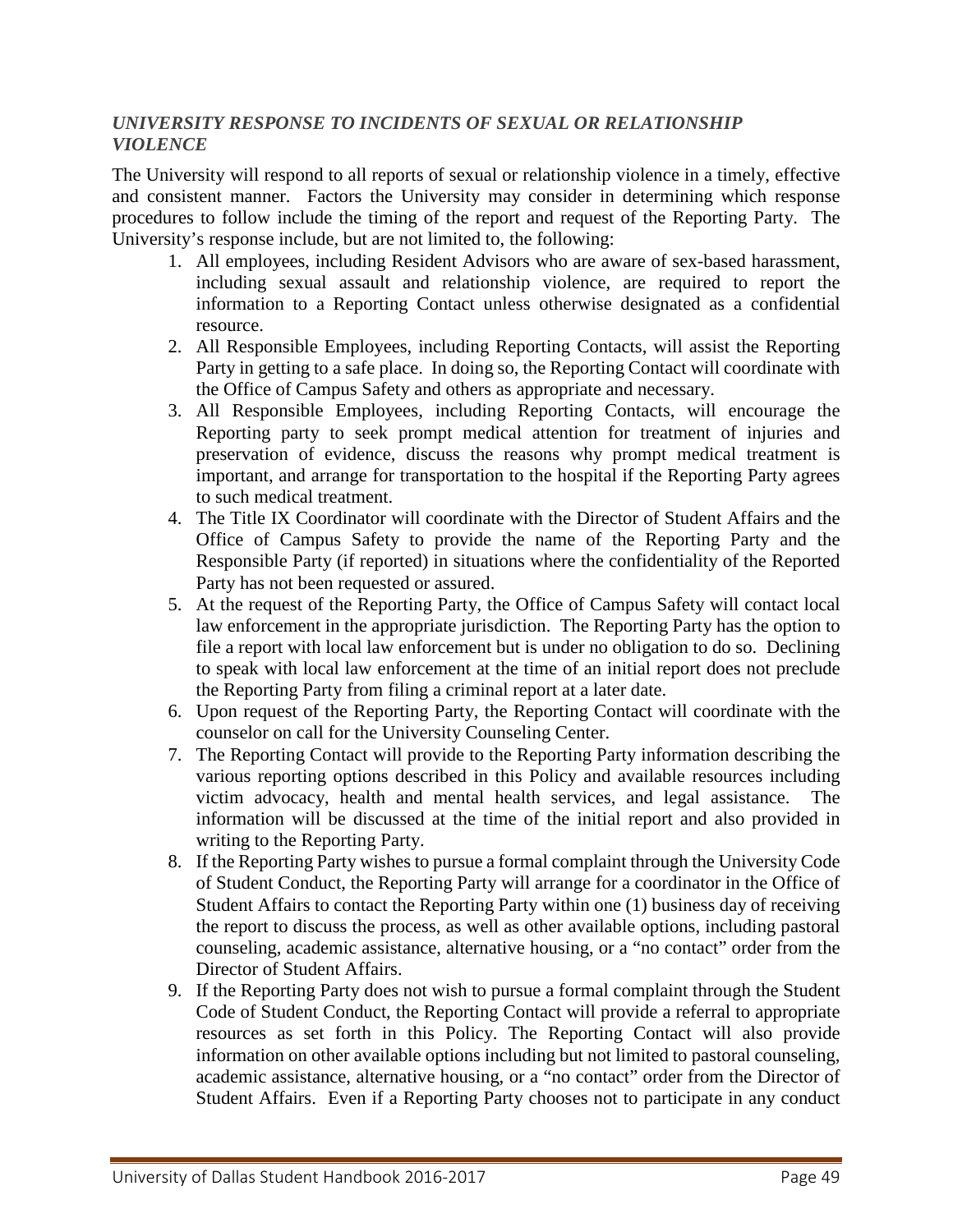### *UNIVERSITY RESPONSE TO INCIDENTS OF SEXUAL OR RELATIONSHIP VIOLENCE*

The University will respond to all reports of sexual or relationship violence in a timely, effective and consistent manner. Factors the University may consider in determining which response procedures to follow include the timing of the report and request of the Reporting Party. The University's response include, but are not limited to, the following:

1. All employees, including Resident Advisors who are aware of sex-based harassment, including sexual assault and relationship violence, are required to report the information to a Reporting Contact unless otherwise designated as a confidential resource.
2. All Responsible Employees, including Reporting Contacts, will assist the Reporting Party in getting to a safe place. In doing so, the Reporting Contact will coordinate with the Office of Campus Safety and others as appropriate and necessary.
3. All Responsible Employees, including Reporting Contacts, will encourage the Reporting party to seek prompt medical attention for treatment of injuries and preservation of evidence, discuss the reasons why prompt medical treatment is important, and arrange for transportation to the hospital if the Reporting Party agrees to such medical treatment.
4. The Title IX Coordinator will coordinate with the Director of Student Affairs and the Office of Campus Safety to provide the name of the Reporting Party and the Responsible Party (if reported) in situations where the confidentiality of the Reported Party has not been requested or assured.
5. At the request of the Reporting Party, the Office of Campus Safety will contact local law enforcement in the appropriate jurisdiction. The Reporting Party has the option to file a report with local law enforcement but is under no obligation to do so. Declining to speak with local law enforcement at the time of an initial report does not preclude the Reporting Party from filing a criminal report at a later date.
6. Upon request of the Reporting Party, the Reporting Contact will coordinate with the counselor on call for the University Counseling Center.
7. The Reporting Contact will provide to the Reporting Party information describing the various reporting options described in this Policy and available resources including victim advocacy, health and mental health services, and legal assistance. The information will be discussed at the time of the initial report and also provided in writing to the Reporting Party.
8. If the Reporting Party wishes to pursue a formal complaint through the University Code of Student Conduct, the Reporting Party will arrange for a coordinator in the Office of Student Affairs to contact the Reporting Party within one (1) business day of receiving the report to discuss the process, as well as other available options, including pastoral counseling, academic assistance, alternative housing, or a "no contact" order from the Director of Student Affairs.
9. If the Reporting Party does not wish to pursue a formal complaint through the Student Code of Student Conduct, the Reporting Contact will provide a referral to appropriate resources as set forth in this Policy. The Reporting Contact will also provide information on other available options including but not limited to pastoral counseling, academic assistance, alternative housing, or a "no contact" order from the Director of Student Affairs. Even if a Reporting Party chooses not to participate in any conduct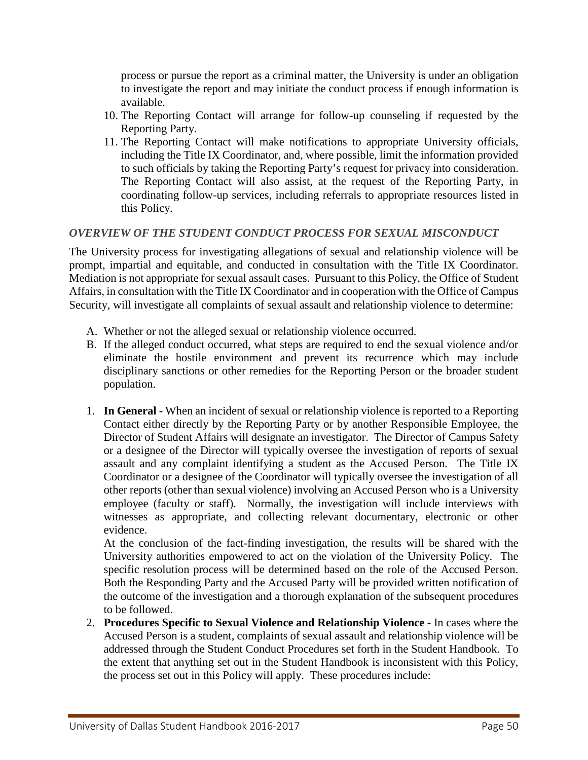process or pursue the report as a criminal matter, the University is under an obligation to investigate the report and may initiate the conduct process if enough information is available.

10. The Reporting Contact will arrange for follow-up counseling if requested by the Reporting Party.
11. The Reporting Contact will make notifications to appropriate University officials, including the Title IX Coordinator, and, where possible, limit the information provided to such officials by taking the Reporting Party's request for privacy into consideration. The Reporting Contact will also assist, at the request of the Reporting Party, in coordinating follow-up services, including referrals to appropriate resources listed in this Policy.

### *OVERVIEW OF THE STUDENT CONDUCT PROCESS FOR SEXUAL MISCONDUCT*

The University process for investigating allegations of sexual and relationship violence will be prompt, impartial and equitable, and conducted in consultation with the Title IX Coordinator. Mediation is not appropriate for sexual assault cases. Pursuant to this Policy, the Office of Student Affairs, in consultation with the Title IX Coordinator and in cooperation with the Office of Campus Security, will investigate all complaints of sexual assault and relationship violence to determine:

A. Whether or not the alleged sexual or relationship violence occurred.
B. If the alleged conduct occurred, what steps are required to end the sexual violence and/or eliminate the hostile environment and prevent its recurrence which may include disciplinary sanctions or other remedies for the Reporting Person or the broader student population.

1. **In General -** When an incident of sexual or relationship violence is reported to a Reporting Contact either directly by the Reporting Party or by another Responsible Employee, the Director of Student Affairs will designate an investigator. The Director of Campus Safety or a designee of the Director will typically oversee the investigation of reports of sexual assault and any complaint identifying a student as the Accused Person. The Title IX Coordinator or a designee of the Coordinator will typically oversee the investigation of all other reports (other than sexual violence) involving an Accused Person who is a University employee (faculty or staff). Normally, the investigation will include interviews with witnesses as appropriate, and collecting relevant documentary, electronic or other evidence.

   At the conclusion of the fact-finding investigation, the results will be shared with the University authorities empowered to act on the violation of the University Policy. The specific resolution process will be determined based on the role of the Accused Person. Both the Responding Party and the Accused Party will be provided written notification of the outcome of the investigation and a thorough explanation of the subsequent procedures to be followed.
2. **Procedures Specific to Sexual Violence and Relationship Violence -** In cases where the Accused Person is a student, complaints of sexual assault and relationship violence will be addressed through the Student Conduct Procedures set forth in the Student Handbook. To the extent that anything set out in the Student Handbook is inconsistent with this Policy, the process set out in this Policy will apply. These procedures include: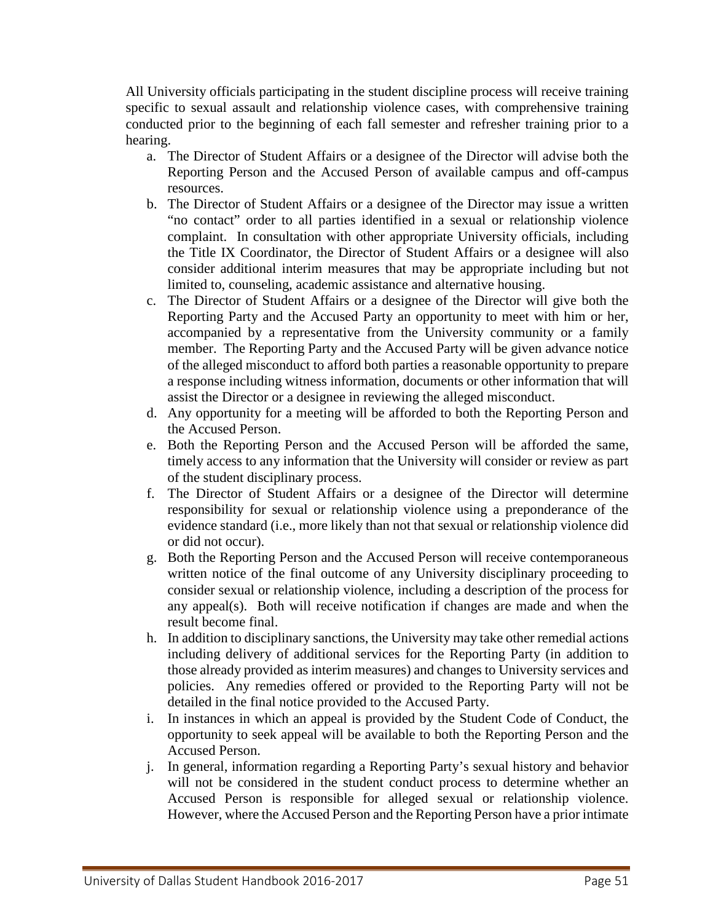All University officials participating in the student discipline process will receive training specific to sexual assault and relationship violence cases, with comprehensive training conducted prior to the beginning of each fall semester and refresher training prior to a hearing.

a. The Director of Student Affairs or a designee of the Director will advise both the Reporting Person and the Accused Person of available campus and off-campus resources.
b. The Director of Student Affairs or a designee of the Director may issue a written "no contact" order to all parties identified in a sexual or relationship violence complaint. In consultation with other appropriate University officials, including the Title IX Coordinator, the Director of Student Affairs or a designee will also consider additional interim measures that may be appropriate including but not limited to, counseling, academic assistance and alternative housing.
c. The Director of Student Affairs or a designee of the Director will give both the Reporting Party and the Accused Party an opportunity to meet with him or her, accompanied by a representative from the University community or a family member. The Reporting Party and the Accused Party will be given advance notice of the alleged misconduct to afford both parties a reasonable opportunity to prepare a response including witness information, documents or other information that will assist the Director or a designee in reviewing the alleged misconduct.
d. Any opportunity for a meeting will be afforded to both the Reporting Person and the Accused Person.
e. Both the Reporting Person and the Accused Person will be afforded the same, timely access to any information that the University will consider or review as part of the student disciplinary process.
f. The Director of Student Affairs or a designee of the Director will determine responsibility for sexual or relationship violence using a preponderance of the evidence standard (i.e., more likely than not that sexual or relationship violence did or did not occur).
g. Both the Reporting Person and the Accused Person will receive contemporaneous written notice of the final outcome of any University disciplinary proceeding to consider sexual or relationship violence, including a description of the process for any appeal(s). Both will receive notification if changes are made and when the result become final.
h. In addition to disciplinary sanctions, the University may take other remedial actions including delivery of additional services for the Reporting Party (in addition to those already provided as interim measures) and changes to University services and policies. Any remedies offered or provided to the Reporting Party will not be detailed in the final notice provided to the Accused Party.
i. In instances in which an appeal is provided by the Student Code of Conduct, the opportunity to seek appeal will be available to both the Reporting Person and the Accused Person.
j. In general, information regarding a Reporting Party's sexual history and behavior will not be considered in the student conduct process to determine whether an Accused Person is responsible for alleged sexual or relationship violence. However, where the Accused Person and the Reporting Person have a prior intimate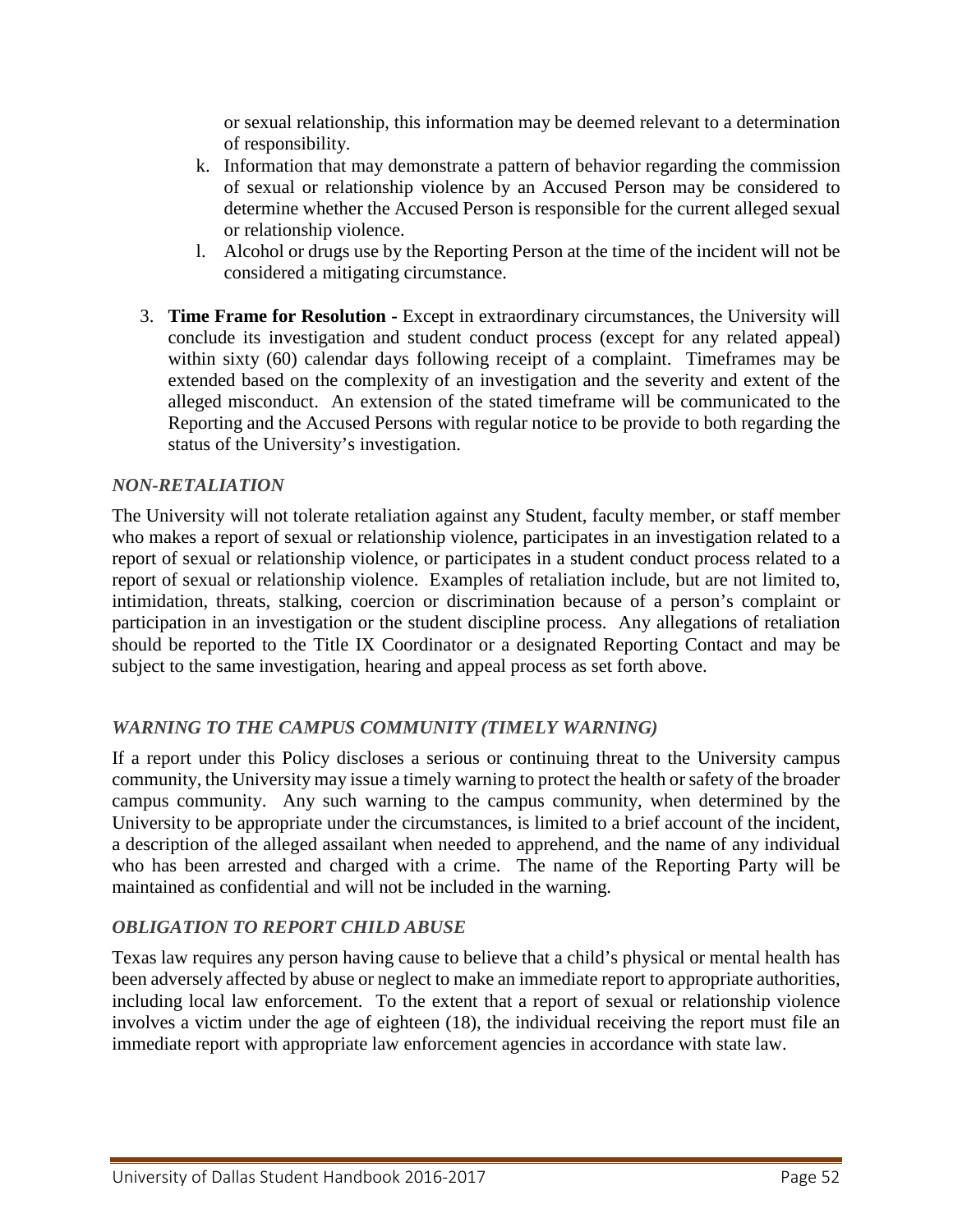or sexual relationship, this information may be deemed relevant to a determination of responsibility.

k. Information that may demonstrate a pattern of behavior regarding the commission of sexual or relationship violence by an Accused Person may be considered to determine whether the Accused Person is responsible for the current alleged sexual or relationship violence.

l. Alcohol or drugs use by the Reporting Person at the time of the incident will not be considered a mitigating circumstance.

3. **Time Frame for Resolution -** Except in extraordinary circumstances, the University will conclude its investigation and student conduct process (except for any related appeal) within sixty (60) calendar days following receipt of a complaint. Timeframes may be extended based on the complexity of an investigation and the severity and extent of the alleged misconduct. An extension of the stated timeframe will be communicated to the Reporting and the Accused Persons with regular notice to be provide to both regarding the status of the University's investigation.

### *NON-RETALIATION*

The University will not tolerate retaliation against any Student, faculty member, or staff member who makes a report of sexual or relationship violence, participates in an investigation related to a report of sexual or relationship violence, or participates in a student conduct process related to a report of sexual or relationship violence. Examples of retaliation include, but are not limited to, intimidation, threats, stalking, coercion or discrimination because of a person's complaint or participation in an investigation or the student discipline process. Any allegations of retaliation should be reported to the Title IX Coordinator or a designated Reporting Contact and may be subject to the same investigation, hearing and appeal process as set forth above.

### *WARNING TO THE CAMPUS COMMUNITY (TIMELY WARNING)*

If a report under this Policy discloses a serious or continuing threat to the University campus community, the University may issue a timely warning to protect the health or safety of the broader campus community. Any such warning to the campus community, when determined by the University to be appropriate under the circumstances, is limited to a brief account of the incident, a description of the alleged assailant when needed to apprehend, and the name of any individual who has been arrested and charged with a crime. The name of the Reporting Party will be maintained as confidential and will not be included in the warning.

### *OBLIGATION TO REPORT CHILD ABUSE*

Texas law requires any person having cause to believe that a child's physical or mental health has been adversely affected by abuse or neglect to make an immediate report to appropriate authorities, including local law enforcement. To the extent that a report of sexual or relationship violence involves a victim under the age of eighteen (18), the individual receiving the report must file an immediate report with appropriate law enforcement agencies in accordance with state law.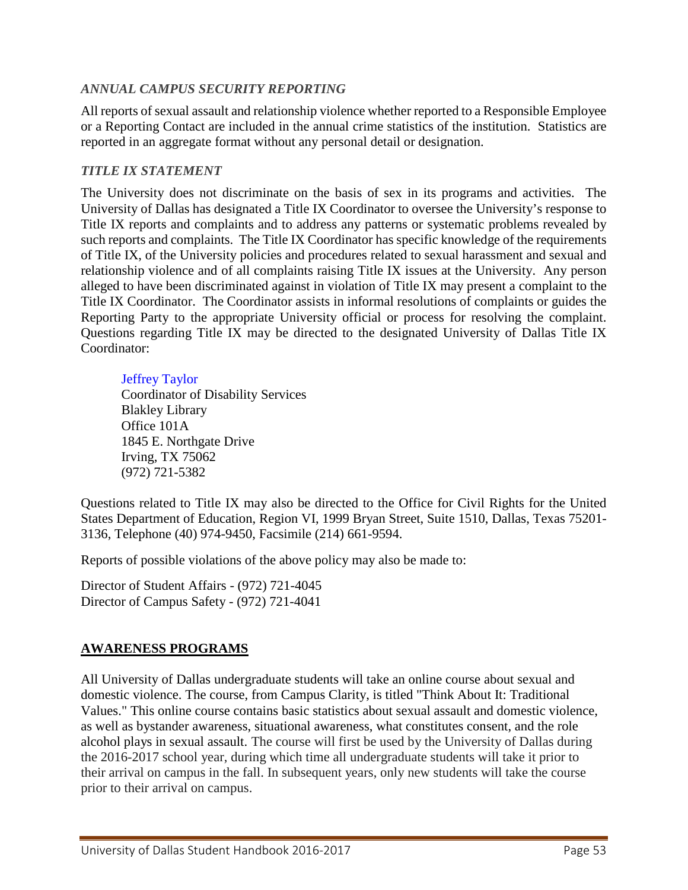### *ANNUAL CAMPUS SECURITY REPORTING*

All reports of sexual assault and relationship violence whether reported to a Responsible Employee or a Reporting Contact are included in the annual crime statistics of the institution. Statistics are reported in an aggregate format without any personal detail or designation.

### *TITLE IX STATEMENT*

The University does not discriminate on the basis of sex in its programs and activities. The University of Dallas has designated a Title IX Coordinator to oversee the University's response to Title IX reports and complaints and to address any patterns or systematic problems revealed by such reports and complaints. The Title IX Coordinator has specific knowledge of the requirements of Title IX, of the University policies and procedures related to sexual harassment and sexual and relationship violence and of all complaints raising Title IX issues at the University. Any person alleged to have been discriminated against in violation of Title IX may present a complaint to the Title IX Coordinator. The Coordinator assists in informal resolutions of complaints or guides the Reporting Party to the appropriate University official or process for resolving the complaint. Questions regarding Title IX may be directed to the designated University of Dallas Title IX Coordinator:

> Jeffrey Taylor
> Coordinator of Disability Services
> Blakley Library
> Office 101A
> 1845 E. Northgate Drive
> Irving, TX 75062
> (972) 721-5382

Questions related to Title IX may also be directed to the Office for Civil Rights for the United States Department of Education, Region VI, 1999 Bryan Street, Suite 1510, Dallas, Texas 75201-3136, Telephone (40) 974-9450, Facsimile (214) 661-9594.

Reports of possible violations of the above policy may also be made to:

Director of Student Affairs - (972) 721-4045
Director of Campus Safety - (972) 721-4041

## **AWARENESS PROGRAMS**

All University of Dallas undergraduate students will take an online course about sexual and domestic violence. The course, from Campus Clarity, is titled "Think About It: Traditional Values." This online course contains basic statistics about sexual assault and domestic violence, as well as bystander awareness, situational awareness, what constitutes consent, and the role alcohol plays in sexual assault. The course will first be used by the University of Dallas during the 2016-2017 school year, during which time all undergraduate students will take it prior to their arrival on campus in the fall. In subsequent years, only new students will take the course prior to their arrival on campus.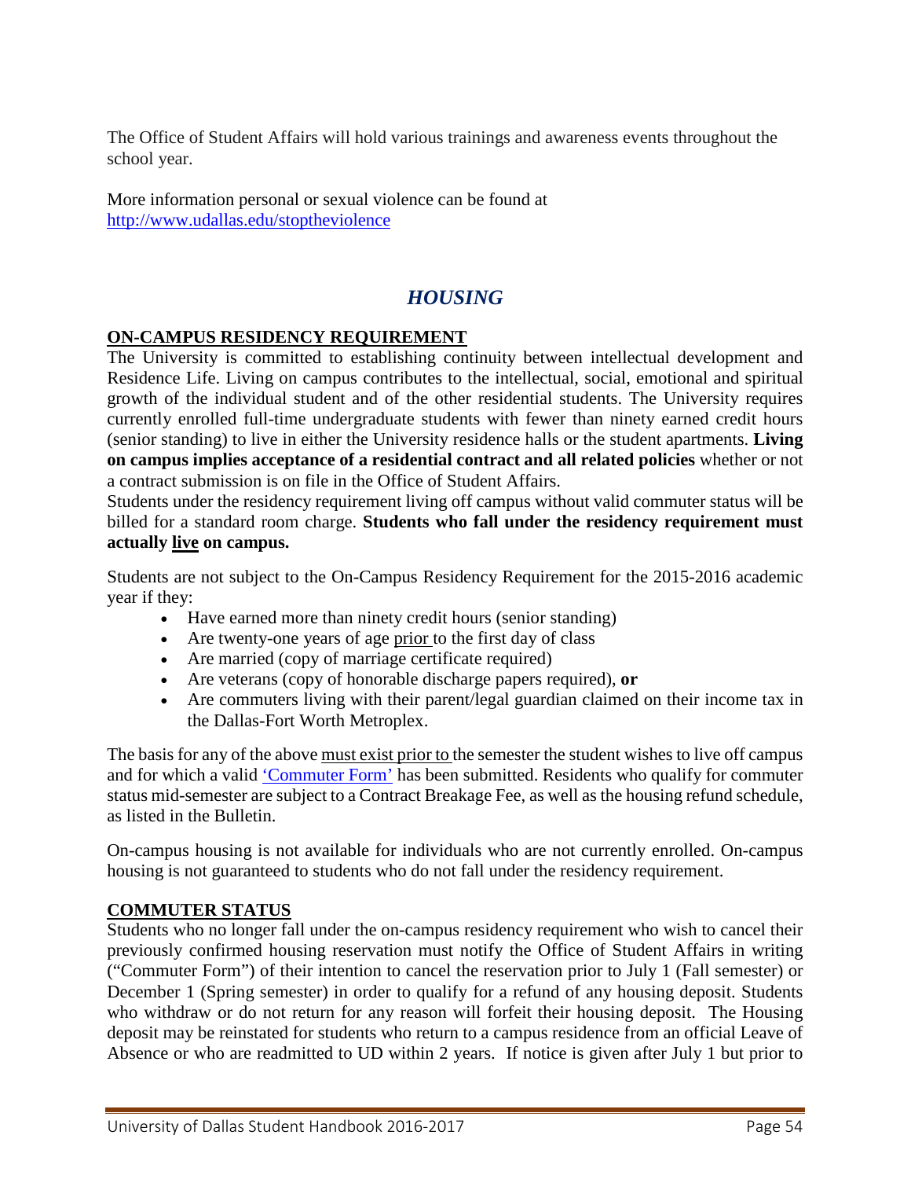The Office of Student Affairs will hold various trainings and awareness events throughout the school year.

More information personal or sexual violence can be found at [http://www.udallas.edu/stoptheviolence](http://www.udallas.edu/stoptheviolence)

## *HOUSING*

### ON-CAMPUS RESIDENCY REQUIREMENT

The University is committed to establishing continuity between intellectual development and Residence Life. Living on campus contributes to the intellectual, social, emotional and spiritual growth of the individual student and of the other residential students. The University requires currently enrolled full-time undergraduate students with fewer than ninety earned credit hours (senior standing) to live in either the University residence halls or the student apartments. **Living on campus implies acceptance of a residential contract and all related policies** whether or not a contract submission is on file in the Office of Student Affairs.

Students under the residency requirement living off campus without valid commuter status will be billed for a standard room charge. **Students who fall under the residency requirement must actually <u>live</u> on campus.**

Students are not subject to the On-Campus Residency Requirement for the 2015-2016 academic year if they:

- Have earned more than ninety credit hours (senior standing)
- Are twenty-one years of age <u>prior</u> to the first day of class
- Are married (copy of marriage certificate required)
- Are veterans (copy of honorable discharge papers required), **or**
- Are commuters living with their parent/legal guardian claimed on their income tax in the Dallas-Fort Worth Metroplex.

The basis for any of the above <u>must exist prior to</u> the semester the student wishes to live off campus and for which a valid 'Commuter Form' has been submitted. Residents who qualify for commuter status mid-semester are subject to a Contract Breakage Fee, as well as the housing refund schedule, as listed in the Bulletin.

On-campus housing is not available for individuals who are not currently enrolled. On-campus housing is not guaranteed to students who do not fall under the residency requirement.

### COMMUTER STATUS

Students who no longer fall under the on-campus residency requirement who wish to cancel their previously confirmed housing reservation must notify the Office of Student Affairs in writing ("Commuter Form") of their intention to cancel the reservation prior to July 1 (Fall semester) or December 1 (Spring semester) in order to qualify for a refund of any housing deposit. Students who withdraw or do not return for any reason will forfeit their housing deposit. The Housing deposit may be reinstated for students who return to a campus residence from an official Leave of Absence or who are readmitted to UD within 2 years. If notice is given after July 1 but prior to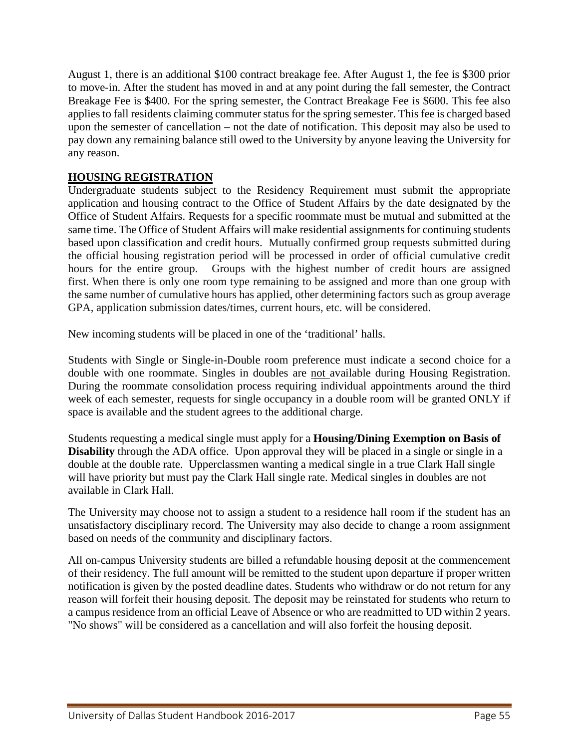August 1, there is an additional $100 contract breakage fee. After August 1, the fee is $300 prior to move-in. After the student has moved in and at any point during the fall semester, the Contract Breakage Fee is $400. For the spring semester, the Contract Breakage Fee is $600. This fee also applies to fall residents claiming commuter status for the spring semester. This fee is charged based upon the semester of cancellation – not the date of notification. This deposit may also be used to pay down any remaining balance still owed to the University by anyone leaving the University for any reason.

## HOUSING REGISTRATION

Undergraduate students subject to the Residency Requirement must submit the appropriate application and housing contract to the Office of Student Affairs by the date designated by the Office of Student Affairs. Requests for a specific roommate must be mutual and submitted at the same time. The Office of Student Affairs will make residential assignments for continuing students based upon classification and credit hours. Mutually confirmed group requests submitted during the official housing registration period will be processed in order of official cumulative credit hours for the entire group. Groups with the highest number of credit hours are assigned first. When there is only one room type remaining to be assigned and more than one group with the same number of cumulative hours has applied, other determining factors such as group average GPA, application submission dates/times, current hours, etc. will be considered.

New incoming students will be placed in one of the 'traditional' halls.

Students with Single or Single-in-Double room preference must indicate a second choice for a double with one roommate. Singles in doubles are not available during Housing Registration. During the roommate consolidation process requiring individual appointments around the third week of each semester, requests for single occupancy in a double room will be granted ONLY if space is available and the student agrees to the additional charge.

Students requesting a medical single must apply for a **Housing/Dining Exemption on Basis of Disability** through the ADA office. Upon approval they will be placed in a single or single in a double at the double rate. Upperclassmen wanting a medical single in a true Clark Hall single will have priority but must pay the Clark Hall single rate. Medical singles in doubles are not available in Clark Hall.

The University may choose not to assign a student to a residence hall room if the student has an unsatisfactory disciplinary record. The University may also decide to change a room assignment based on needs of the community and disciplinary factors.

All on-campus University students are billed a refundable housing deposit at the commencement of their residency. The full amount will be remitted to the student upon departure if proper written notification is given by the posted deadline dates. Students who withdraw or do not return for any reason will forfeit their housing deposit. The deposit may be reinstated for students who return to a campus residence from an official Leave of Absence or who are readmitted to UD within 2 years. "No shows" will be considered as a cancellation and will also forfeit the housing deposit.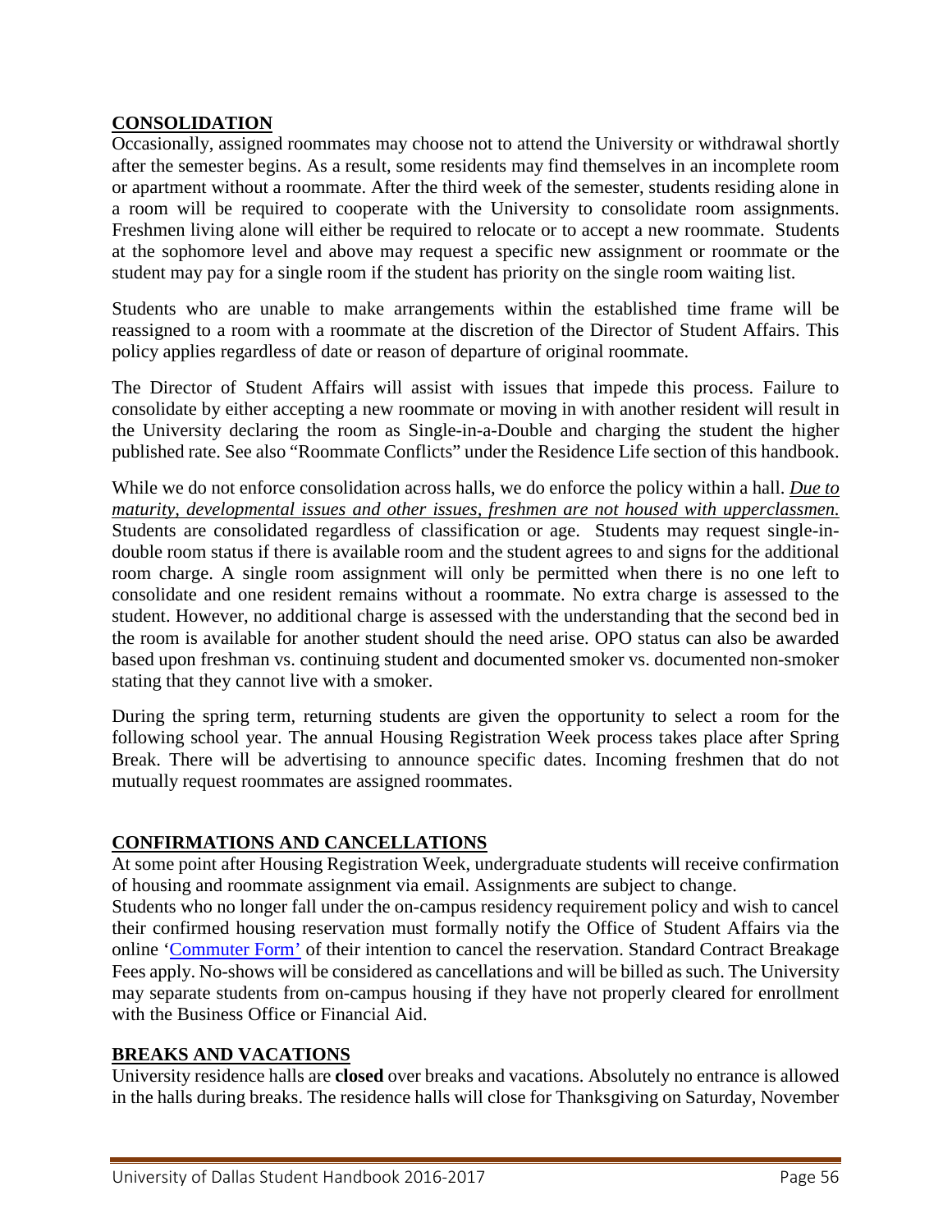## CONSOLIDATION

Occasionally, assigned roommates may choose not to attend the University or withdrawal shortly after the semester begins. As a result, some residents may find themselves in an incomplete room or apartment without a roommate. After the third week of the semester, students residing alone in a room will be required to cooperate with the University to consolidate room assignments. Freshmen living alone will either be required to relocate or to accept a new roommate. Students at the sophomore level and above may request a specific new assignment or roommate or the student may pay for a single room if the student has priority on the single room waiting list.

Students who are unable to make arrangements within the established time frame will be reassigned to a room with a roommate at the discretion of the Director of Student Affairs. This policy applies regardless of date or reason of departure of original roommate.

The Director of Student Affairs will assist with issues that impede this process. Failure to consolidate by either accepting a new roommate or moving in with another resident will result in the University declaring the room as Single-in-a-Double and charging the student the higher published rate. See also "Roommate Conflicts" under the Residence Life section of this handbook.

While we do not enforce consolidation across halls, we do enforce the policy within a hall. *Due to maturity, developmental issues and other issues, freshmen are not housed with upperclassmen.* Students are consolidated regardless of classification or age. Students may request single-in-double room status if there is available room and the student agrees to and signs for the additional room charge. A single room assignment will only be permitted when there is no one left to consolidate and one resident remains without a roommate. No extra charge is assessed to the student. However, no additional charge is assessed with the understanding that the second bed in the room is available for another student should the need arise. OPO status can also be awarded based upon freshman vs. continuing student and documented smoker vs. documented non-smoker stating that they cannot live with a smoker.

During the spring term, returning students are given the opportunity to select a room for the following school year. The annual Housing Registration Week process takes place after Spring Break. There will be advertising to announce specific dates. Incoming freshmen that do not mutually request roommates are assigned roommates.

## CONFIRMATIONS AND CANCELLATIONS

At some point after Housing Registration Week, undergraduate students will receive confirmation of housing and roommate assignment via email. Assignments are subject to change.

Students who no longer fall under the on-campus residency requirement policy and wish to cancel their confirmed housing reservation must formally notify the Office of Student Affairs via the online 'Commuter Form' of their intention to cancel the reservation. Standard Contract Breakage Fees apply. No-shows will be considered as cancellations and will be billed as such. The University may separate students from on-campus housing if they have not properly cleared for enrollment with the Business Office or Financial Aid.

## BREAKS AND VACATIONS

University residence halls are **closed** over breaks and vacations. Absolutely no entrance is allowed in the halls during breaks. The residence halls will close for Thanksgiving on Saturday, November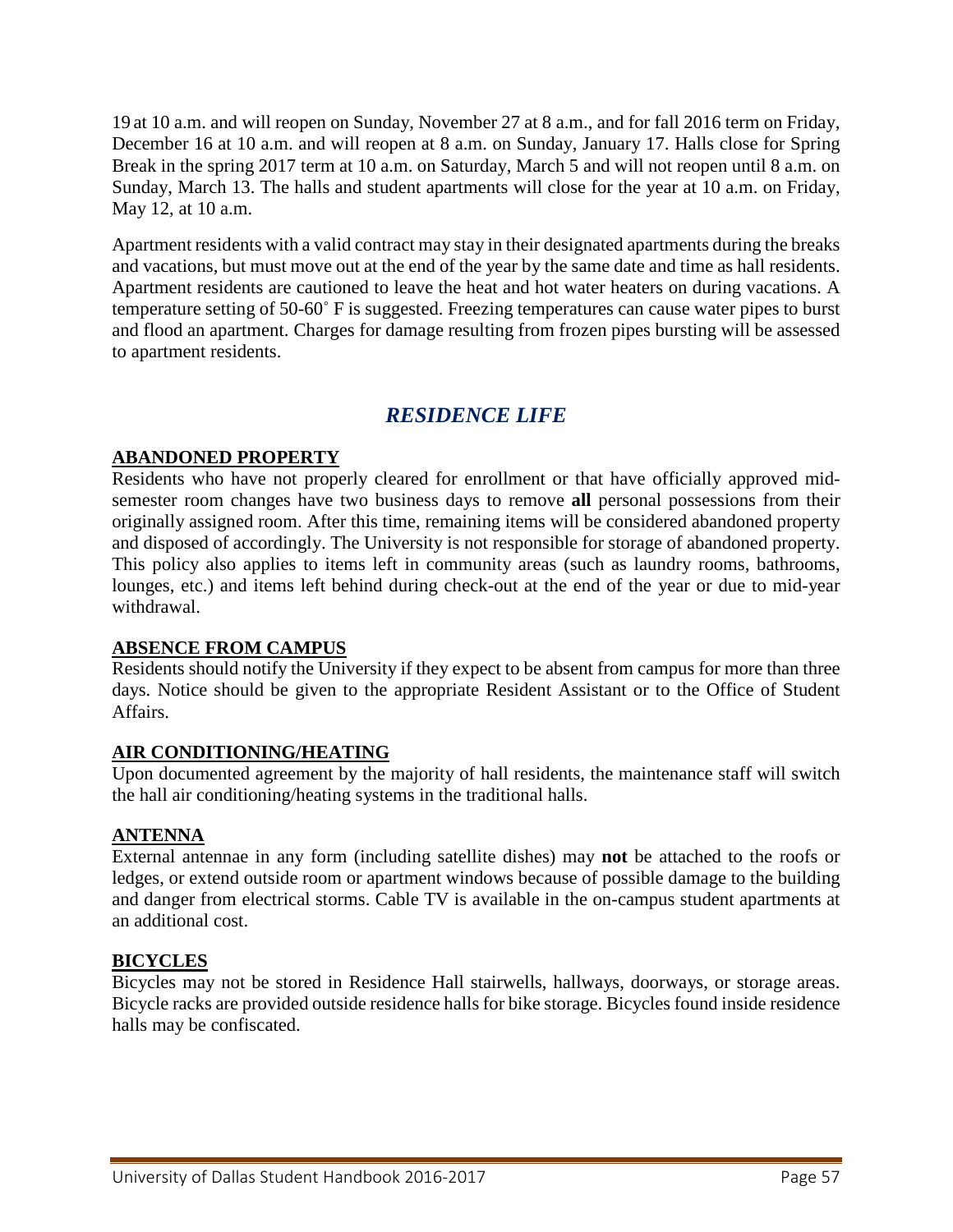19 at 10 a.m. and will reopen on Sunday, November 27 at 8 a.m., and for fall 2016 term on Friday, December 16 at 10 a.m. and will reopen at 8 a.m. on Sunday, January 17. Halls close for Spring Break in the spring 2017 term at 10 a.m. on Saturday, March 5 and will not reopen until 8 a.m. on Sunday, March 13. The halls and student apartments will close for the year at 10 a.m. on Friday, May 12, at 10 a.m.

Apartment residents with a valid contract may stay in their designated apartments during the breaks and vacations, but must move out at the end of the year by the same date and time as hall residents. Apartment residents are cautioned to leave the heat and hot water heaters on during vacations. A temperature setting of 50-60˚ F is suggested. Freezing temperatures can cause water pipes to burst and flood an apartment. Charges for damage resulting from frozen pipes bursting will be assessed to apartment residents.

## *RESIDENCE LIFE*

### ABANDONED PROPERTY

Residents who have not properly cleared for enrollment or that have officially approved mid-semester room changes have two business days to remove **all** personal possessions from their originally assigned room. After this time, remaining items will be considered abandoned property and disposed of accordingly. The University is not responsible for storage of abandoned property. This policy also applies to items left in community areas (such as laundry rooms, bathrooms, lounges, etc.) and items left behind during check-out at the end of the year or due to mid-year withdrawal.

### ABSENCE FROM CAMPUS

Residents should notify the University if they expect to be absent from campus for more than three days. Notice should be given to the appropriate Resident Assistant or to the Office of Student Affairs.

### AIR CONDITIONING/HEATING

Upon documented agreement by the majority of hall residents, the maintenance staff will switch the hall air conditioning/heating systems in the traditional halls.

### ANTENNA

External antennae in any form (including satellite dishes) may **not** be attached to the roofs or ledges, or extend outside room or apartment windows because of possible damage to the building and danger from electrical storms. Cable TV is available in the on-campus student apartments at an additional cost.

### BICYCLES

Bicycles may not be stored in Residence Hall stairwells, hallways, doorways, or storage areas. Bicycle racks are provided outside residence halls for bike storage. Bicycles found inside residence halls may be confiscated.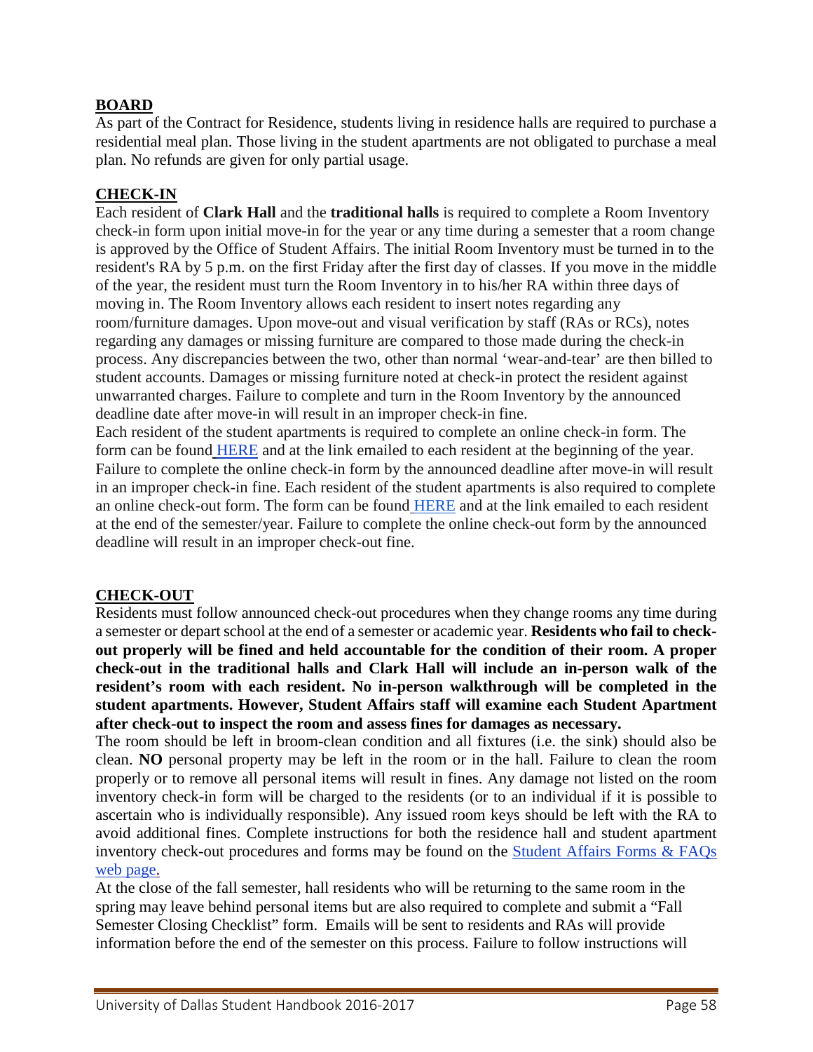## BOARD

As part of the Contract for Residence, students living in residence halls are required to purchase a residential meal plan. Those living in the student apartments are not obligated to purchase a meal plan. No refunds are given for only partial usage.

## CHECK-IN

Each resident of **Clark Hall** and the **traditional halls** is required to complete a Room Inventory check-in form upon initial move-in for the year or any time during a semester that a room change is approved by the Office of Student Affairs. The initial Room Inventory must be turned in to the resident's RA by 5 p.m. on the first Friday after the first day of classes. If you move in the middle of the year, the resident must turn the Room Inventory in to his/her RA within three days of moving in. The Room Inventory allows each resident to insert notes regarding any room/furniture damages. Upon move-out and visual verification by staff (RAs or RCs), notes regarding any damages or missing furniture are compared to those made during the check-in process. Any discrepancies between the two, other than normal 'wear-and-tear' are then billed to student accounts. Damages or missing furniture noted at check-in protect the resident against unwarranted charges. Failure to complete and turn in the Room Inventory by the announced deadline date after move-in will result in an improper check-in fine.

Each resident of the student apartments is required to complete an online check-in form. The form can be found HERE and at the link emailed to each resident at the beginning of the year. Failure to complete the online check-in form by the announced deadline after move-in will result in an improper check-in fine. Each resident of the student apartments is also required to complete an online check-out form. The form can be found HERE and at the link emailed to each resident at the end of the semester/year. Failure to complete the online check-out form by the announced deadline will result in an improper check-out fine.

## CHECK-OUT

Residents must follow announced check-out procedures when they change rooms any time during a semester or depart school at the end of a semester or academic year. **Residents who fail to check-out properly will be fined and held accountable for the condition of their room. A proper check-out in the traditional halls and Clark Hall will include an in-person walk of the resident's room with each resident. No in-person walkthrough will be completed in the student apartments. However, Student Affairs staff will examine each Student Apartment after check-out to inspect the room and assess fines for damages as necessary.**

The room should be left in broom-clean condition and all fixtures (i.e. the sink) should also be clean. **NO** personal property may be left in the room or in the hall. Failure to clean the room properly or to remove all personal items will result in fines. Any damage not listed on the room inventory check-in form will be charged to the residents (or to an individual if it is possible to ascertain who is individually responsible). Any issued room keys should be left with the RA to avoid additional fines. Complete instructions for both the residence hall and student apartment inventory check-out procedures and forms may be found on the Student Affairs Forms & FAQs web page.

At the close of the fall semester, hall residents who will be returning to the same room in the spring may leave behind personal items but are also required to complete and submit a "Fall Semester Closing Checklist" form. Emails will be sent to residents and RAs will provide information before the end of the semester on this process. Failure to follow instructions will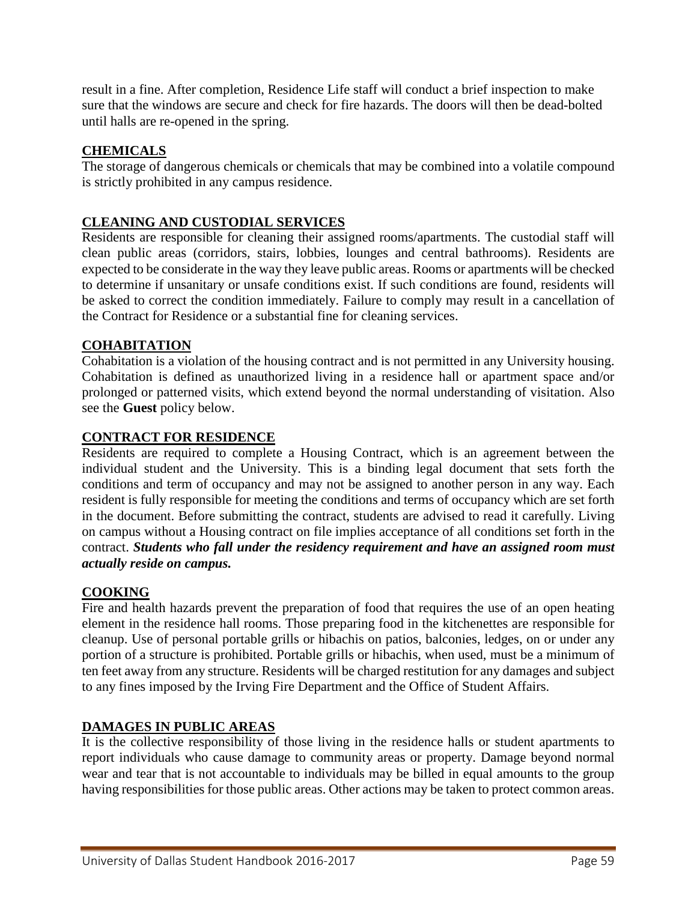result in a fine. After completion, Residence Life staff will conduct a brief inspection to make sure that the windows are secure and check for fire hazards. The doors will then be dead-bolted until halls are re-opened in the spring.

## CHEMICALS

The storage of dangerous chemicals or chemicals that may be combined into a volatile compound is strictly prohibited in any campus residence.

## CLEANING AND CUSTODIAL SERVICES

Residents are responsible for cleaning their assigned rooms/apartments. The custodial staff will clean public areas (corridors, stairs, lobbies, lounges and central bathrooms). Residents are expected to be considerate in the way they leave public areas. Rooms or apartments will be checked to determine if unsanitary or unsafe conditions exist. If such conditions are found, residents will be asked to correct the condition immediately. Failure to comply may result in a cancellation of the Contract for Residence or a substantial fine for cleaning services.

## COHABITATION

Cohabitation is a violation of the housing contract and is not permitted in any University housing. Cohabitation is defined as unauthorized living in a residence hall or apartment space and/or prolonged or patterned visits, which extend beyond the normal understanding of visitation. Also see the **Guest** policy below.

## CONTRACT FOR RESIDENCE

Residents are required to complete a Housing Contract, which is an agreement between the individual student and the University. This is a binding legal document that sets forth the conditions and term of occupancy and may not be assigned to another person in any way. Each resident is fully responsible for meeting the conditions and terms of occupancy which are set forth in the document. Before submitting the contract, students are advised to read it carefully. Living on campus without a Housing contract on file implies acceptance of all conditions set forth in the contract. ***Students who fall under the residency requirement and have an assigned room must actually reside on campus.***

## COOKING

Fire and health hazards prevent the preparation of food that requires the use of an open heating element in the residence hall rooms. Those preparing food in the kitchenettes are responsible for cleanup. Use of personal portable grills or hibachis on patios, balconies, ledges, on or under any portion of a structure is prohibited. Portable grills or hibachis, when used, must be a minimum of ten feet away from any structure. Residents will be charged restitution for any damages and subject to any fines imposed by the Irving Fire Department and the Office of Student Affairs.

## DAMAGES IN PUBLIC AREAS

It is the collective responsibility of those living in the residence halls or student apartments to report individuals who cause damage to community areas or property. Damage beyond normal wear and tear that is not accountable to individuals may be billed in equal amounts to the group having responsibilities for those public areas. Other actions may be taken to protect common areas.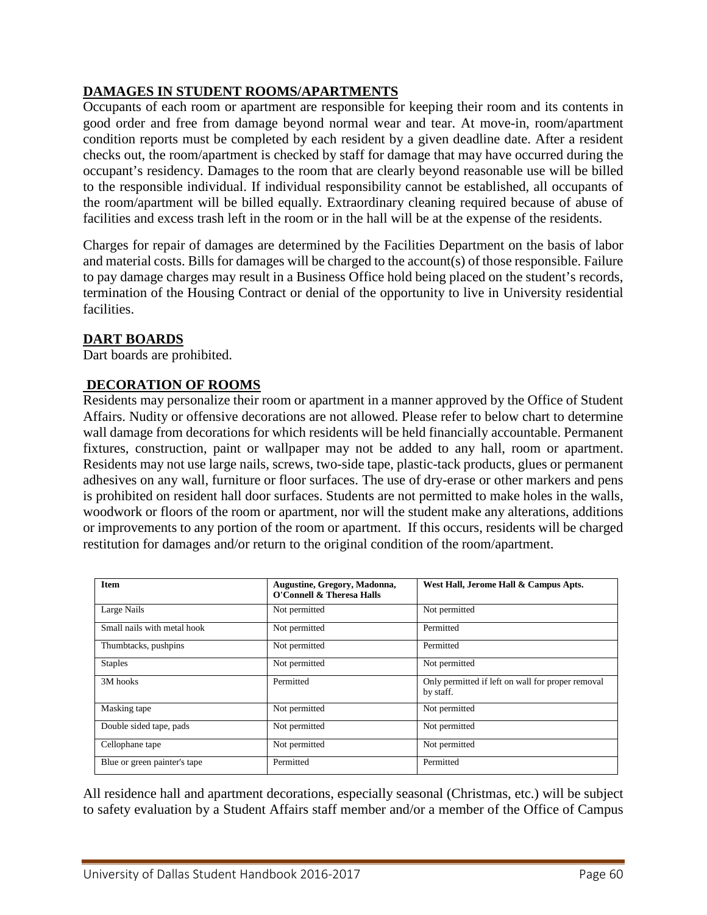## DAMAGES IN STUDENT ROOMS/APARTMENTS

Occupants of each room or apartment are responsible for keeping their room and its contents in good order and free from damage beyond normal wear and tear. At move-in, room/apartment condition reports must be completed by each resident by a given deadline date. After a resident checks out, the room/apartment is checked by staff for damage that may have occurred during the occupant's residency. Damages to the room that are clearly beyond reasonable use will be billed to the responsible individual. If individual responsibility cannot be established, all occupants of the room/apartment will be billed equally. Extraordinary cleaning required because of abuse of facilities and excess trash left in the room or in the hall will be at the expense of the residents.

Charges for repair of damages are determined by the Facilities Department on the basis of labor and material costs. Bills for damages will be charged to the account(s) of those responsible. Failure to pay damage charges may result in a Business Office hold being placed on the student's records, termination of the Housing Contract or denial of the opportunity to live in University residential facilities.

## DART BOARDS

Dart boards are prohibited.

## DECORATION OF ROOMS

Residents may personalize their room or apartment in a manner approved by the Office of Student Affairs. Nudity or offensive decorations are not allowed. Please refer to below chart to determine wall damage from decorations for which residents will be held financially accountable. Permanent fixtures, construction, paint or wallpaper may not be added to any hall, room or apartment. Residents may not use large nails, screws, two-side tape, plastic-tack products, glues or permanent adhesives on any wall, furniture or floor surfaces. The use of dry-erase or other markers and pens is prohibited on resident hall door surfaces. Students are not permitted to make holes in the walls, woodwork or floors of the room or apartment, nor will the student make any alterations, additions or improvements to any portion of the room or apartment. If this occurs, residents will be charged restitution for damages and/or return to the original condition of the room/apartment.

| Item | Augustine, Gregory, Madonna, O'Connell & Theresa Halls | West Hall, Jerome Hall & Campus Apts. |
|---|---|---|
| Large Nails | Not permitted | Not permitted |
| Small nails with metal hook | Not permitted | Permitted |
| Thumbtacks, pushpins | Not permitted | Permitted |
| Staples | Not permitted | Not permitted |
| 3M hooks | Permitted | Only permitted if left on wall for proper removal by staff. |
| Masking tape | Not permitted | Not permitted |
| Double sided tape, pads | Not permitted | Not permitted |
| Cellophane tape | Not permitted | Not permitted |
| Blue or green painter's tape | Permitted | Permitted |

All residence hall and apartment decorations, especially seasonal (Christmas, etc.) will be subject to safety evaluation by a Student Affairs staff member and/or a member of the Office of Campus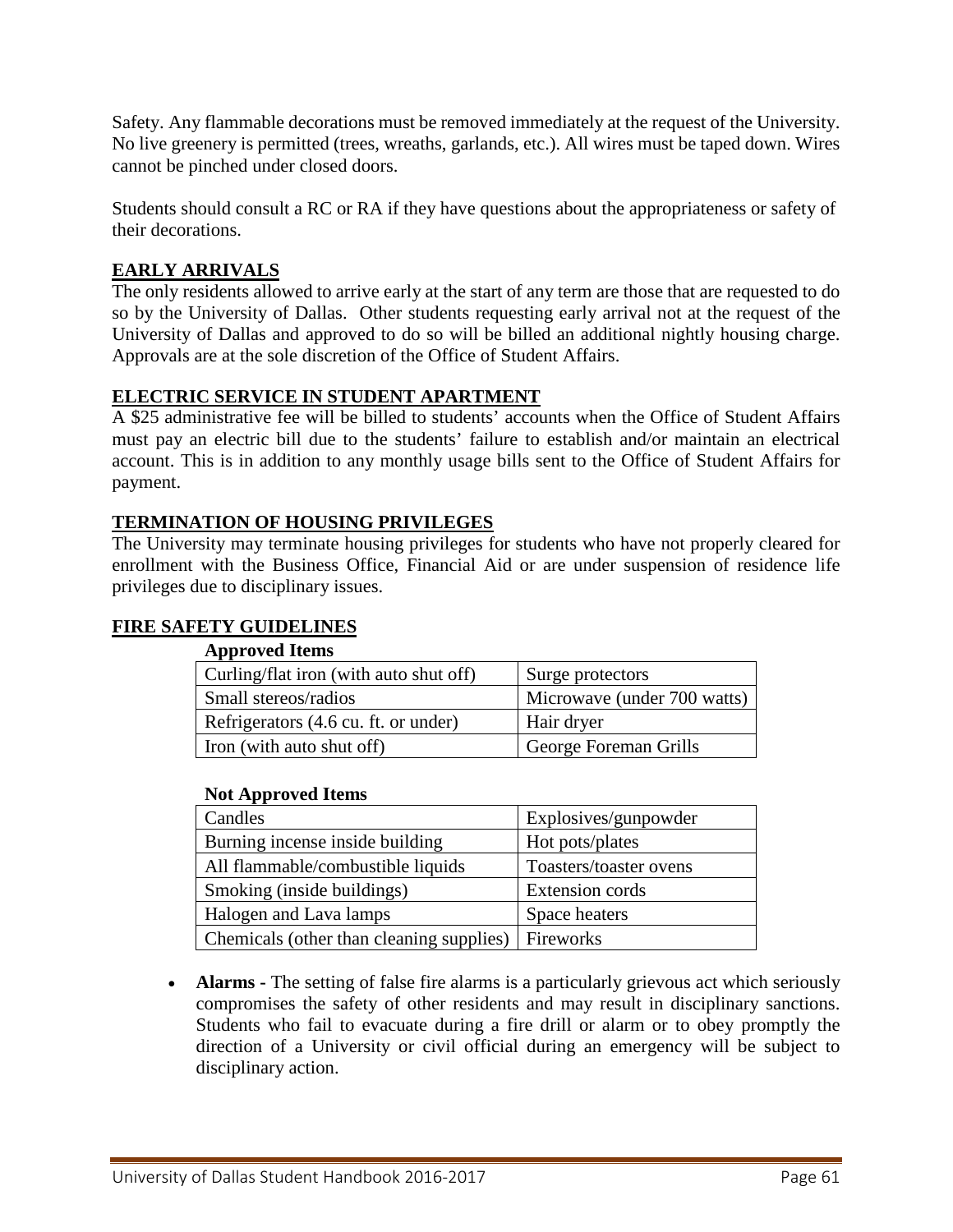Safety. Any flammable decorations must be removed immediately at the request of the University. No live greenery is permitted (trees, wreaths, garlands, etc.). All wires must be taped down. Wires cannot be pinched under closed doors.

Students should consult a RC or RA if they have questions about the appropriateness or safety of their decorations.

## EARLY ARRIVALS

The only residents allowed to arrive early at the start of any term are those that are requested to do so by the University of Dallas. Other students requesting early arrival not at the request of the University of Dallas and approved to do so will be billed an additional nightly housing charge. Approvals are at the sole discretion of the Office of Student Affairs.

## ELECTRIC SERVICE IN STUDENT APARTMENT

A $25 administrative fee will be billed to students' accounts when the Office of Student Affairs must pay an electric bill due to the students' failure to establish and/or maintain an electrical account. This is in addition to any monthly usage bills sent to the Office of Student Affairs for payment.

## TERMINATION OF HOUSING PRIVILEGES

The University may terminate housing privileges for students who have not properly cleared for enrollment with the Business Office, Financial Aid or are under suspension of residence life privileges due to disciplinary issues.

## FIRE SAFETY GUIDELINES

**Approved Items**

| | |
|---|---|
| Curling/flat iron (with auto shut off) | Surge protectors |
| Small stereos/radios | Microwave (under 700 watts) |
| Refrigerators (4.6 cu. ft. or under) | Hair dryer |
| Iron (with auto shut off) | George Foreman Grills |

**Not Approved Items**

| | |
|---|---|
| Candles | Explosives/gunpowder |
| Burning incense inside building | Hot pots/plates |
| All flammable/combustible liquids | Toasters/toaster ovens |
| Smoking (inside buildings) | Extension cords |
| Halogen and Lava lamps | Space heaters |
| Chemicals (other than cleaning supplies) | Fireworks |

- **Alarms -** The setting of false fire alarms is a particularly grievous act which seriously compromises the safety of other residents and may result in disciplinary sanctions. Students who fail to evacuate during a fire drill or alarm or to obey promptly the direction of a University or civil official during an emergency will be subject to disciplinary action.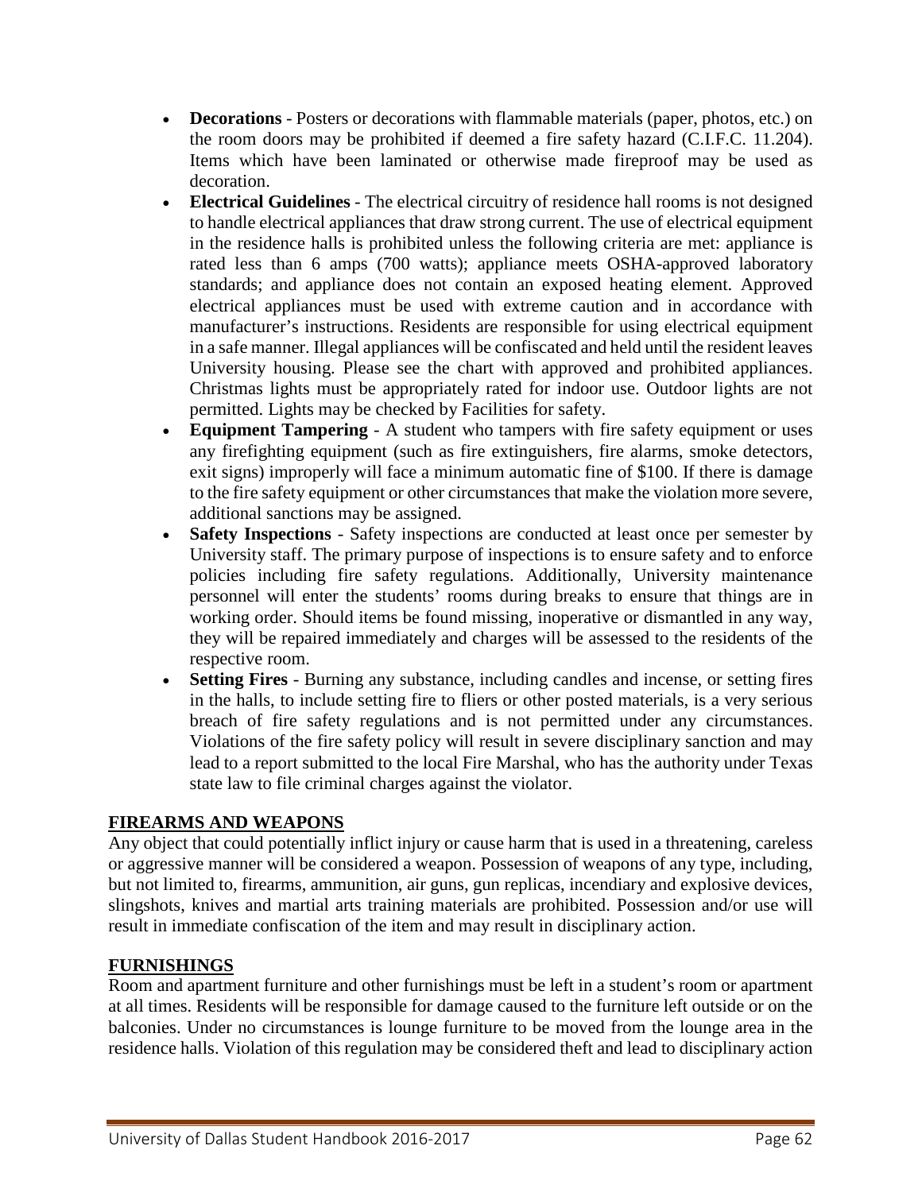- **Decorations** - Posters or decorations with flammable materials (paper, photos, etc.) on the room doors may be prohibited if deemed a fire safety hazard (C.I.F.C. 11.204). Items which have been laminated or otherwise made fireproof may be used as decoration.
- **Electrical Guidelines** - The electrical circuitry of residence hall rooms is not designed to handle electrical appliances that draw strong current. The use of electrical equipment in the residence halls is prohibited unless the following criteria are met: appliance is rated less than 6 amps (700 watts); appliance meets OSHA-approved laboratory standards; and appliance does not contain an exposed heating element. Approved electrical appliances must be used with extreme caution and in accordance with manufacturer's instructions. Residents are responsible for using electrical equipment in a safe manner. Illegal appliances will be confiscated and held until the resident leaves University housing. Please see the chart with approved and prohibited appliances. Christmas lights must be appropriately rated for indoor use. Outdoor lights are not permitted. Lights may be checked by Facilities for safety.
- **Equipment Tampering** - A student who tampers with fire safety equipment or uses any firefighting equipment (such as fire extinguishers, fire alarms, smoke detectors, exit signs) improperly will face a minimum automatic fine of $100. If there is damage to the fire safety equipment or other circumstances that make the violation more severe, additional sanctions may be assigned.
- **Safety Inspections** - Safety inspections are conducted at least once per semester by University staff. The primary purpose of inspections is to ensure safety and to enforce policies including fire safety regulations. Additionally, University maintenance personnel will enter the students' rooms during breaks to ensure that things are in working order. Should items be found missing, inoperative or dismantled in any way, they will be repaired immediately and charges will be assessed to the residents of the respective room.
- **Setting Fires** - Burning any substance, including candles and incense, or setting fires in the halls, to include setting fire to fliers or other posted materials, is a very serious breach of fire safety regulations and is not permitted under any circumstances. Violations of the fire safety policy will result in severe disciplinary sanction and may lead to a report submitted to the local Fire Marshal, who has the authority under Texas state law to file criminal charges against the violator.

## FIREARMS AND WEAPONS

Any object that could potentially inflict injury or cause harm that is used in a threatening, careless or aggressive manner will be considered a weapon. Possession of weapons of any type, including, but not limited to, firearms, ammunition, air guns, gun replicas, incendiary and explosive devices, slingshots, knives and martial arts training materials are prohibited. Possession and/or use will result in immediate confiscation of the item and may result in disciplinary action.

## FURNISHINGS

Room and apartment furniture and other furnishings must be left in a student's room or apartment at all times. Residents will be responsible for damage caused to the furniture left outside or on the balconies. Under no circumstances is lounge furniture to be moved from the lounge area in the residence halls. Violation of this regulation may be considered theft and lead to disciplinary action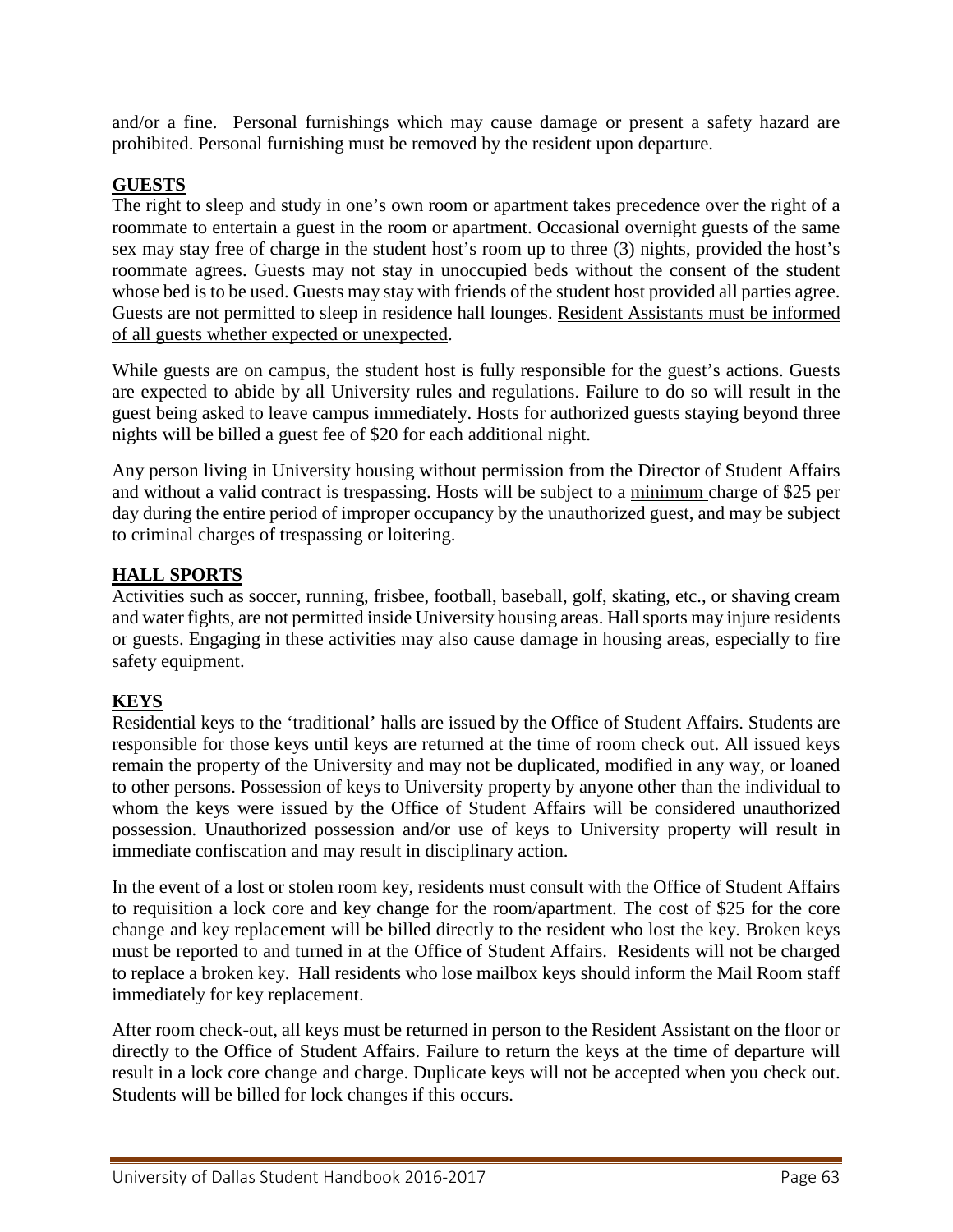and/or a fine. Personal furnishings which may cause damage or present a safety hazard are prohibited. Personal furnishing must be removed by the resident upon departure.

## GUESTS

The right to sleep and study in one's own room or apartment takes precedence over the right of a roommate to entertain a guest in the room or apartment. Occasional overnight guests of the same sex may stay free of charge in the student host's room up to three (3) nights, provided the host's roommate agrees. Guests may not stay in unoccupied beds without the consent of the student whose bed is to be used. Guests may stay with friends of the student host provided all parties agree. Guests are not permitted to sleep in residence hall lounges. Resident Assistants must be informed of all guests whether expected or unexpected.

While guests are on campus, the student host is fully responsible for the guest's actions. Guests are expected to abide by all University rules and regulations. Failure to do so will result in the guest being asked to leave campus immediately. Hosts for authorized guests staying beyond three nights will be billed a guest fee of $20 for each additional night.

Any person living in University housing without permission from the Director of Student Affairs and without a valid contract is trespassing. Hosts will be subject to a minimum charge of $25 per day during the entire period of improper occupancy by the unauthorized guest, and may be subject to criminal charges of trespassing or loitering.

## HALL SPORTS

Activities such as soccer, running, frisbee, football, baseball, golf, skating, etc., or shaving cream and water fights, are not permitted inside University housing areas. Hall sports may injure residents or guests. Engaging in these activities may also cause damage in housing areas, especially to fire safety equipment.

## KEYS

Residential keys to the 'traditional' halls are issued by the Office of Student Affairs. Students are responsible for those keys until keys are returned at the time of room check out. All issued keys remain the property of the University and may not be duplicated, modified in any way, or loaned to other persons. Possession of keys to University property by anyone other than the individual to whom the keys were issued by the Office of Student Affairs will be considered unauthorized possession. Unauthorized possession and/or use of keys to University property will result in immediate confiscation and may result in disciplinary action.

In the event of a lost or stolen room key, residents must consult with the Office of Student Affairs to requisition a lock core and key change for the room/apartment. The cost of $25 for the core change and key replacement will be billed directly to the resident who lost the key. Broken keys must be reported to and turned in at the Office of Student Affairs. Residents will not be charged to replace a broken key. Hall residents who lose mailbox keys should inform the Mail Room staff immediately for key replacement.

After room check-out, all keys must be returned in person to the Resident Assistant on the floor or directly to the Office of Student Affairs. Failure to return the keys at the time of departure will result in a lock core change and charge. Duplicate keys will not be accepted when you check out. Students will be billed for lock changes if this occurs.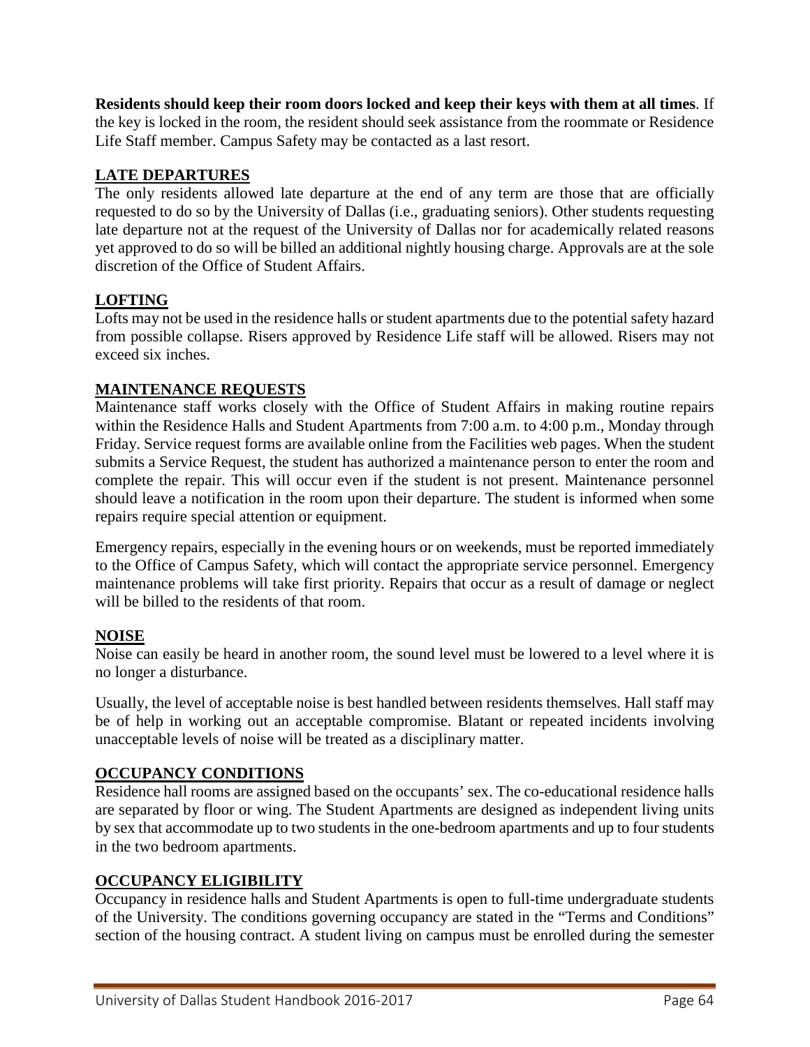**Residents should keep their room doors locked and keep their keys with them at all times**. If the key is locked in the room, the resident should seek assistance from the roommate or Residence Life Staff member. Campus Safety may be contacted as a last resort.

## LATE DEPARTURES

The only residents allowed late departure at the end of any term are those that are officially requested to do so by the University of Dallas (i.e., graduating seniors). Other students requesting late departure not at the request of the University of Dallas nor for academically related reasons yet approved to do so will be billed an additional nightly housing charge. Approvals are at the sole discretion of the Office of Student Affairs.

## LOFTING

Lofts may not be used in the residence halls or student apartments due to the potential safety hazard from possible collapse. Risers approved by Residence Life staff will be allowed. Risers may not exceed six inches.

## MAINTENANCE REQUESTS

Maintenance staff works closely with the Office of Student Affairs in making routine repairs within the Residence Halls and Student Apartments from 7:00 a.m. to 4:00 p.m., Monday through Friday. Service request forms are available online from the Facilities web pages. When the student submits a Service Request, the student has authorized a maintenance person to enter the room and complete the repair. This will occur even if the student is not present. Maintenance personnel should leave a notification in the room upon their departure. The student is informed when some repairs require special attention or equipment.

Emergency repairs, especially in the evening hours or on weekends, must be reported immediately to the Office of Campus Safety, which will contact the appropriate service personnel. Emergency maintenance problems will take first priority. Repairs that occur as a result of damage or neglect will be billed to the residents of that room.

## NOISE

Noise can easily be heard in another room, the sound level must be lowered to a level where it is no longer a disturbance.

Usually, the level of acceptable noise is best handled between residents themselves. Hall staff may be of help in working out an acceptable compromise. Blatant or repeated incidents involving unacceptable levels of noise will be treated as a disciplinary matter.

## OCCUPANCY CONDITIONS

Residence hall rooms are assigned based on the occupants' sex. The co-educational residence halls are separated by floor or wing. The Student Apartments are designed as independent living units by sex that accommodate up to two students in the one-bedroom apartments and up to four students in the two bedroom apartments.

## OCCUPANCY ELIGIBILITY

Occupancy in residence halls and Student Apartments is open to full-time undergraduate students of the University. The conditions governing occupancy are stated in the "Terms and Conditions" section of the housing contract. A student living on campus must be enrolled during the semester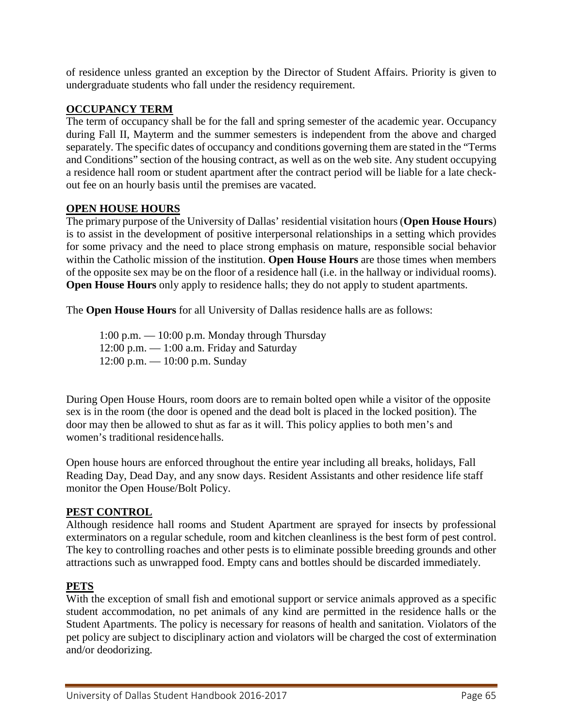of residence unless granted an exception by the Director of Student Affairs. Priority is given to undergraduate students who fall under the residency requirement.

## OCCUPANCY TERM

The term of occupancy shall be for the fall and spring semester of the academic year. Occupancy during Fall II, Mayterm and the summer semesters is independent from the above and charged separately. The specific dates of occupancy and conditions governing them are stated in the "Terms and Conditions" section of the housing contract, as well as on the web site. Any student occupying a residence hall room or student apartment after the contract period will be liable for a late check-out fee on an hourly basis until the premises are vacated.

## OPEN HOUSE HOURS

The primary purpose of the University of Dallas' residential visitation hours (**Open House Hours**) is to assist in the development of positive interpersonal relationships in a setting which provides for some privacy and the need to place strong emphasis on mature, responsible social behavior within the Catholic mission of the institution. **Open House Hours** are those times when members of the opposite sex may be on the floor of a residence hall (i.e. in the hallway or individual rooms). **Open House Hours** only apply to residence halls; they do not apply to student apartments.

The **Open House Hours** for all University of Dallas residence halls are as follows:

1:00 p.m. — 10:00 p.m. Monday through Thursday
12:00 p.m. — 1:00 a.m. Friday and Saturday
12:00 p.m. — 10:00 p.m. Sunday

During Open House Hours, room doors are to remain bolted open while a visitor of the opposite sex is in the room (the door is opened and the dead bolt is placed in the locked position). The door may then be allowed to shut as far as it will. This policy applies to both men's and women's traditional residence halls.

Open house hours are enforced throughout the entire year including all breaks, holidays, Fall Reading Day, Dead Day, and any snow days. Resident Assistants and other residence life staff monitor the Open House/Bolt Policy.

## PEST CONTROL

Although residence hall rooms and Student Apartment are sprayed for insects by professional exterminators on a regular schedule, room and kitchen cleanliness is the best form of pest control. The key to controlling roaches and other pests is to eliminate possible breeding grounds and other attractions such as unwrapped food. Empty cans and bottles should be discarded immediately.

## PETS

With the exception of small fish and emotional support or service animals approved as a specific student accommodation, no pet animals of any kind are permitted in the residence halls or the Student Apartments. The policy is necessary for reasons of health and sanitation. Violators of the pet policy are subject to disciplinary action and violators will be charged the cost of extermination and/or deodorizing.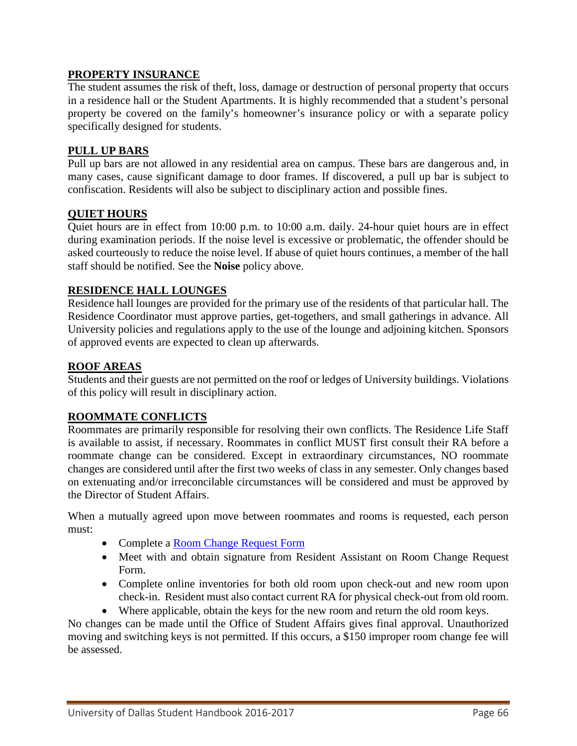## PROPERTY INSURANCE

The student assumes the risk of theft, loss, damage or destruction of personal property that occurs in a residence hall or the Student Apartments. It is highly recommended that a student's personal property be covered on the family's homeowner's insurance policy or with a separate policy specifically designed for students.

## PULL UP BARS

Pull up bars are not allowed in any residential area on campus. These bars are dangerous and, in many cases, cause significant damage to door frames. If discovered, a pull up bar is subject to confiscation. Residents will also be subject to disciplinary action and possible fines.

## QUIET HOURS

Quiet hours are in effect from 10:00 p.m. to 10:00 a.m. daily. 24-hour quiet hours are in effect during examination periods. If the noise level is excessive or problematic, the offender should be asked courteously to reduce the noise level. If abuse of quiet hours continues, a member of the hall staff should be notified. See the **Noise** policy above.

## RESIDENCE HALL LOUNGES

Residence hall lounges are provided for the primary use of the residents of that particular hall. The Residence Coordinator must approve parties, get-togethers, and small gatherings in advance. All University policies and regulations apply to the use of the lounge and adjoining kitchen. Sponsors of approved events are expected to clean up afterwards.

## ROOF AREAS

Students and their guests are not permitted on the roof or ledges of University buildings. Violations of this policy will result in disciplinary action.

## ROOMMATE CONFLICTS

Roommates are primarily responsible for resolving their own conflicts. The Residence Life Staff is available to assist, if necessary. Roommates in conflict MUST first consult their RA before a roommate change can be considered. Except in extraordinary circumstances, NO roommate changes are considered until after the first two weeks of class in any semester. Only changes based on extenuating and/or irreconcilable circumstances will be considered and must be approved by the Director of Student Affairs.

When a mutually agreed upon move between roommates and rooms is requested, each person must:

- Complete a Room Change Request Form
- Meet with and obtain signature from Resident Assistant on Room Change Request Form.
- Complete online inventories for both old room upon check-out and new room upon check-in. Resident must also contact current RA for physical check-out from old room.
- Where applicable, obtain the keys for the new room and return the old room keys.

No changes can be made until the Office of Student Affairs gives final approval. Unauthorized moving and switching keys is not permitted. If this occurs, a $150 improper room change fee will be assessed.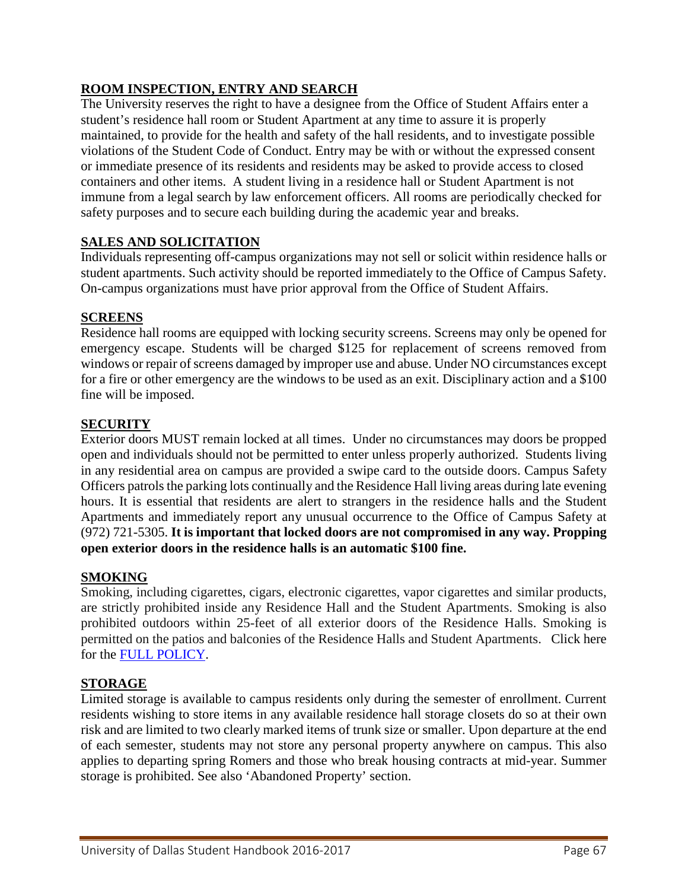## ROOM INSPECTION, ENTRY AND SEARCH

The University reserves the right to have a designee from the Office of Student Affairs enter a student's residence hall room or Student Apartment at any time to assure it is properly maintained, to provide for the health and safety of the hall residents, and to investigate possible violations of the Student Code of Conduct. Entry may be with or without the expressed consent or immediate presence of its residents and residents may be asked to provide access to closed containers and other items. A student living in a residence hall or Student Apartment is not immune from a legal search by law enforcement officers. All rooms are periodically checked for safety purposes and to secure each building during the academic year and breaks.

## SALES AND SOLICITATION

Individuals representing off-campus organizations may not sell or solicit within residence halls or student apartments. Such activity should be reported immediately to the Office of Campus Safety. On-campus organizations must have prior approval from the Office of Student Affairs.

## SCREENS

Residence hall rooms are equipped with locking security screens. Screens may only be opened for emergency escape. Students will be charged $125 for replacement of screens removed from windows or repair of screens damaged by improper use and abuse. Under NO circumstances except for a fire or other emergency are the windows to be used as an exit. Disciplinary action and a $100 fine will be imposed.

## SECURITY

Exterior doors MUST remain locked at all times. Under no circumstances may doors be propped open and individuals should not be permitted to enter unless properly authorized. Students living in any residential area on campus are provided a swipe card to the outside doors. Campus Safety Officers patrols the parking lots continually and the Residence Hall living areas during late evening hours. It is essential that residents are alert to strangers in the residence halls and the Student Apartments and immediately report any unusual occurrence to the Office of Campus Safety at (972) 721-5305. **It is important that locked doors are not compromised in any way. Propping open exterior doors in the residence halls is an automatic $100 fine.**

## SMOKING

Smoking, including cigarettes, cigars, electronic cigarettes, vapor cigarettes and similar products, are strictly prohibited inside any Residence Hall and the Student Apartments. Smoking is also prohibited outdoors within 25-feet of all exterior doors of the Residence Halls. Smoking is permitted on the patios and balconies of the Residence Halls and Student Apartments. Click here for the [FULL POLICY](#).

## STORAGE

Limited storage is available to campus residents only during the semester of enrollment. Current residents wishing to store items in any available residence hall storage closets do so at their own risk and are limited to two clearly marked items of trunk size or smaller. Upon departure at the end of each semester, students may not store any personal property anywhere on campus. This also applies to departing spring Romers and those who break housing contracts at mid-year. Summer storage is prohibited. See also 'Abandoned Property' section.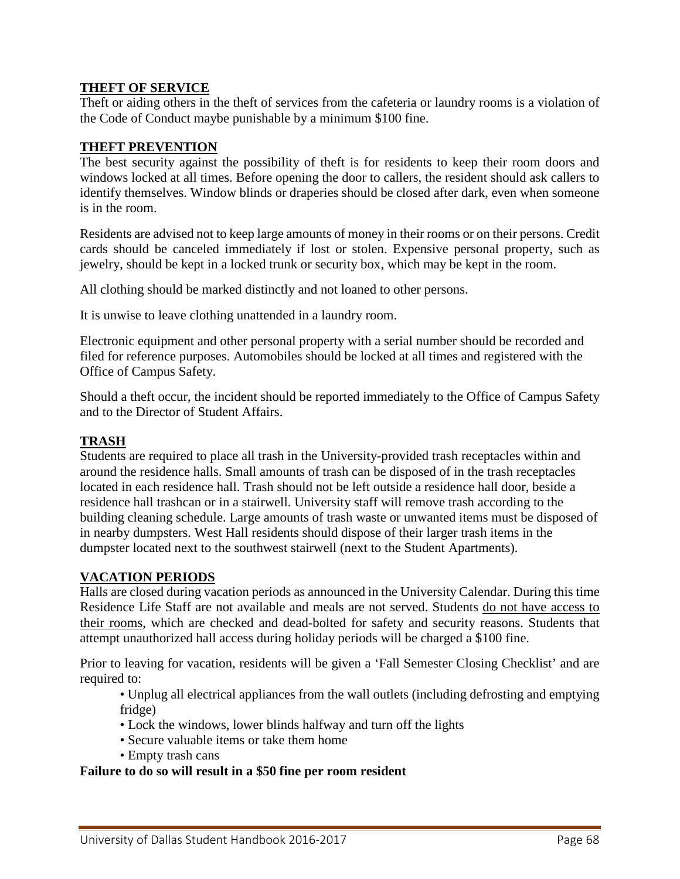## THEFT OF SERVICE

Theft or aiding others in the theft of services from the cafeteria or laundry rooms is a violation of the Code of Conduct maybe punishable by a minimum $100 fine.

## THEFT PREVENTION

The best security against the possibility of theft is for residents to keep their room doors and windows locked at all times. Before opening the door to callers, the resident should ask callers to identify themselves. Window blinds or draperies should be closed after dark, even when someone is in the room.

Residents are advised not to keep large amounts of money in their rooms or on their persons. Credit cards should be canceled immediately if lost or stolen. Expensive personal property, such as jewelry, should be kept in a locked trunk or security box, which may be kept in the room.

All clothing should be marked distinctly and not loaned to other persons.

It is unwise to leave clothing unattended in a laundry room.

Electronic equipment and other personal property with a serial number should be recorded and filed for reference purposes. Automobiles should be locked at all times and registered with the Office of Campus Safety.

Should a theft occur, the incident should be reported immediately to the Office of Campus Safety and to the Director of Student Affairs.

## TRASH

Students are required to place all trash in the University-provided trash receptacles within and around the residence halls. Small amounts of trash can be disposed of in the trash receptacles located in each residence hall. Trash should not be left outside a residence hall door, beside a residence hall trashcan or in a stairwell. University staff will remove trash according to the building cleaning schedule. Large amounts of trash waste or unwanted items must be disposed of in nearby dumpsters. West Hall residents should dispose of their larger trash items in the dumpster located next to the southwest stairwell (next to the Student Apartments).

## VACATION PERIODS

Halls are closed during vacation periods as announced in the University Calendar. During this time Residence Life Staff are not available and meals are not served. Students <u>do not have access to their rooms</u>, which are checked and dead-bolted for safety and security reasons. Students that attempt unauthorized hall access during holiday periods will be charged a $100 fine.

Prior to leaving for vacation, residents will be given a 'Fall Semester Closing Checklist' and are required to:

- Unplug all electrical appliances from the wall outlets (including defrosting and emptying fridge)
- Lock the windows, lower blinds halfway and turn off the lights
- Secure valuable items or take them home
- Empty trash cans

**Failure to do so will result in a $50 fine per room resident**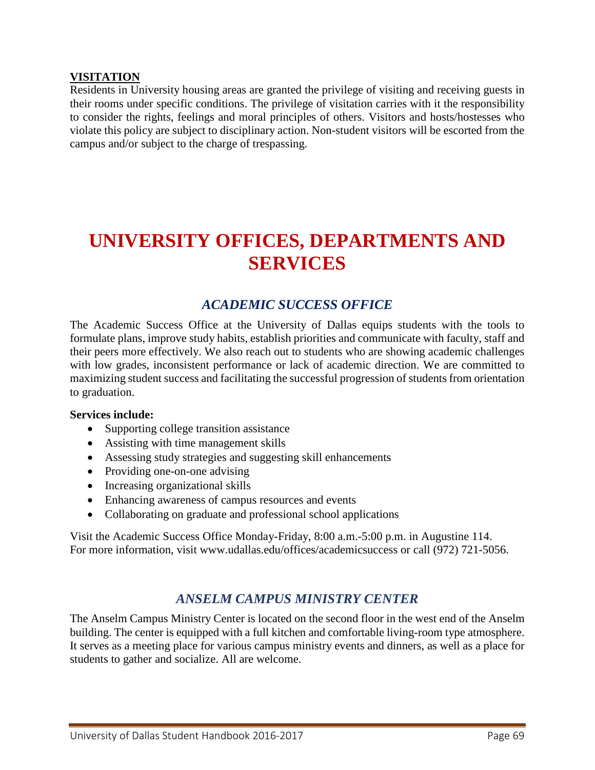**VISITATION**

Residents in University housing areas are granted the privilege of visiting and receiving guests in their rooms under specific conditions. The privilege of visitation carries with it the responsibility to consider the rights, feelings and moral principles of others. Visitors and hosts/hostesses who violate this policy are subject to disciplinary action. Non-student visitors will be escorted from the campus and/or subject to the charge of trespassing.

# UNIVERSITY OFFICES, DEPARTMENTS AND SERVICES

## *ACADEMIC SUCCESS OFFICE*

The Academic Success Office at the University of Dallas equips students with the tools to formulate plans, improve study habits, establish priorities and communicate with faculty, staff and their peers more effectively. We also reach out to students who are showing academic challenges with low grades, inconsistent performance or lack of academic direction. We are committed to maximizing student success and facilitating the successful progression of students from orientation to graduation.

**Services include:**

- Supporting college transition assistance
- Assisting with time management skills
- Assessing study strategies and suggesting skill enhancements
- Providing one-on-one advising
- Increasing organizational skills
- Enhancing awareness of campus resources and events
- Collaborating on graduate and professional school applications

Visit the Academic Success Office Monday-Friday, 8:00 a.m.-5:00 p.m. in Augustine 114.
For more information, visit www.udallas.edu/offices/academicsuccess or call (972) 721-5056.

## *ANSELM CAMPUS MINISTRY CENTER*

The Anselm Campus Ministry Center is located on the second floor in the west end of the Anselm building. The center is equipped with a full kitchen and comfortable living-room type atmosphere. It serves as a meeting place for various campus ministry events and dinners, as well as a place for students to gather and socialize. All are welcome.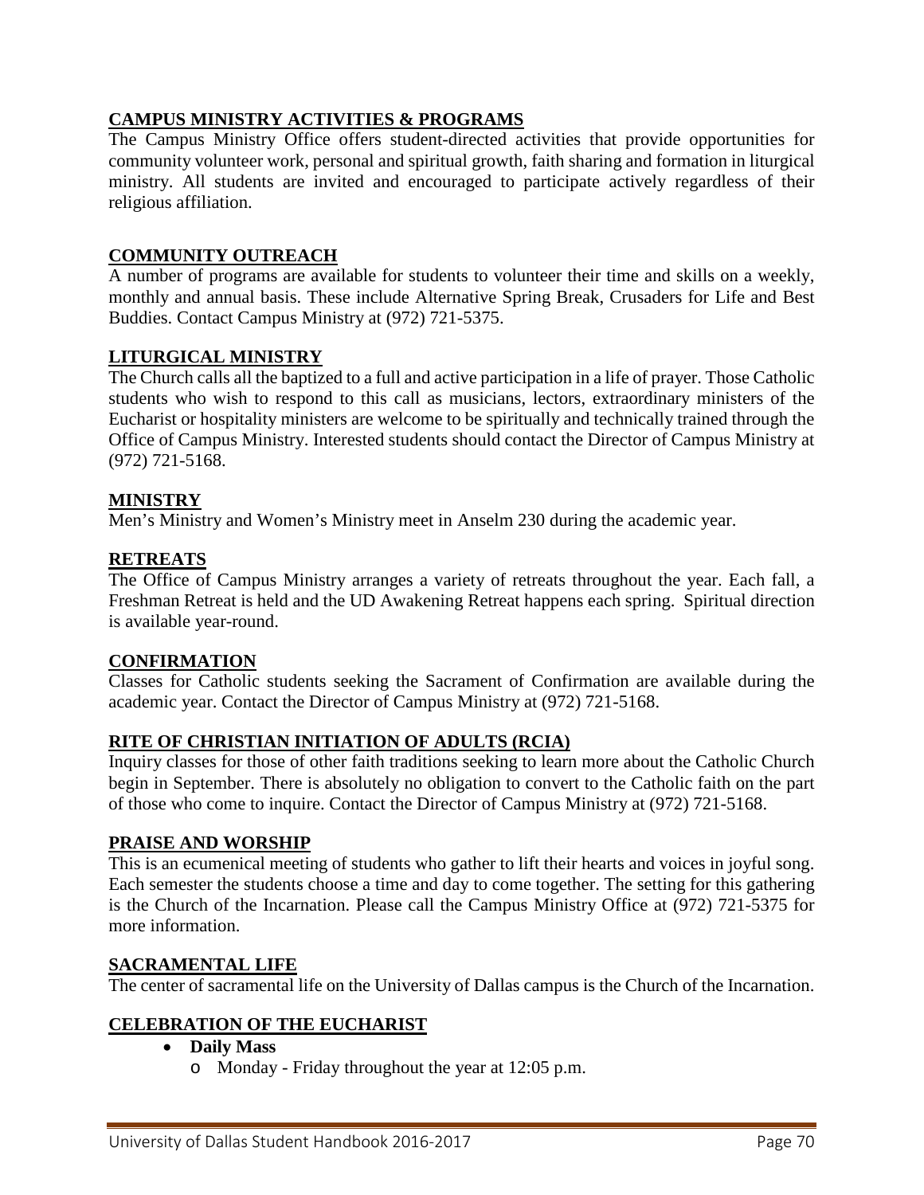## CAMPUS MINISTRY ACTIVITIES & PROGRAMS

The Campus Ministry Office offers student-directed activities that provide opportunities for community volunteer work, personal and spiritual growth, faith sharing and formation in liturgical ministry. All students are invited and encouraged to participate actively regardless of their religious affiliation.

## COMMUNITY OUTREACH

A number of programs are available for students to volunteer their time and skills on a weekly, monthly and annual basis. These include Alternative Spring Break, Crusaders for Life and Best Buddies. Contact Campus Ministry at (972) 721-5375.

## LITURGICAL MINISTRY

The Church calls all the baptized to a full and active participation in a life of prayer. Those Catholic students who wish to respond to this call as musicians, lectors, extraordinary ministers of the Eucharist or hospitality ministers are welcome to be spiritually and technically trained through the Office of Campus Ministry. Interested students should contact the Director of Campus Ministry at (972) 721-5168.

## MINISTRY

Men's Ministry and Women's Ministry meet in Anselm 230 during the academic year.

## RETREATS

The Office of Campus Ministry arranges a variety of retreats throughout the year. Each fall, a Freshman Retreat is held and the UD Awakening Retreat happens each spring. Spiritual direction is available year-round.

## CONFIRMATION

Classes for Catholic students seeking the Sacrament of Confirmation are available during the academic year. Contact the Director of Campus Ministry at (972) 721-5168.

## RITE OF CHRISTIAN INITIATION OF ADULTS (RCIA)

Inquiry classes for those of other faith traditions seeking to learn more about the Catholic Church begin in September. There is absolutely no obligation to convert to the Catholic faith on the part of those who come to inquire. Contact the Director of Campus Ministry at (972) 721-5168.

## PRAISE AND WORSHIP

This is an ecumenical meeting of students who gather to lift their hearts and voices in joyful song. Each semester the students choose a time and day to come together. The setting for this gathering is the Church of the Incarnation. Please call the Campus Ministry Office at (972) 721-5375 for more information.

## SACRAMENTAL LIFE

The center of sacramental life on the University of Dallas campus is the Church of the Incarnation.

## CELEBRATION OF THE EUCHARIST

- **Daily Mass**
  - Monday - Friday throughout the year at 12:05 p.m.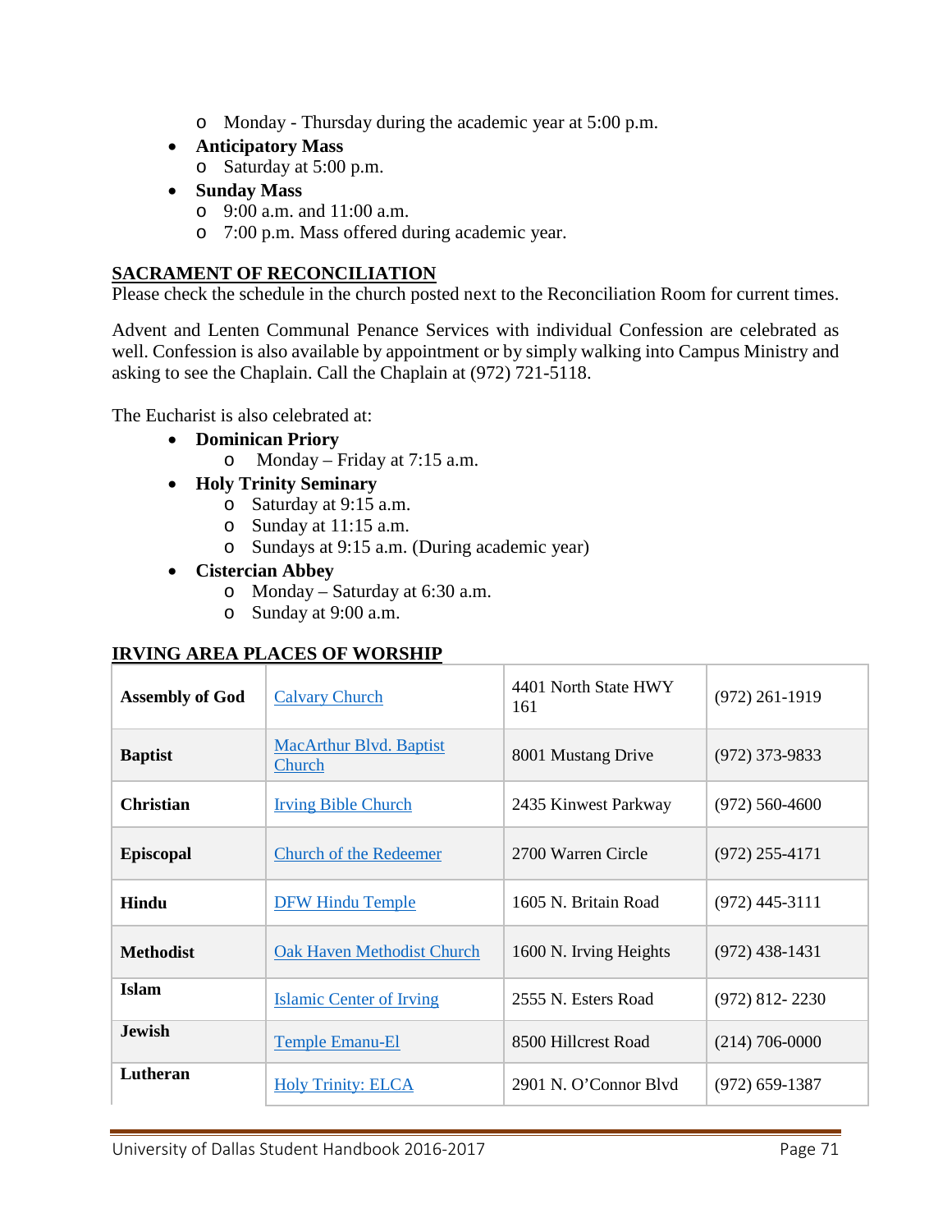- Monday - Thursday during the academic year at 5:00 p.m.
- **Anticipatory Mass**
    - Saturday at 5:00 p.m.
- **Sunday Mass**
    - 9:00 a.m. and 11:00 a.m.
    - 7:00 p.m. Mass offered during academic year.

## SACRAMENT OF RECONCILIATION

Please check the schedule in the church posted next to the Reconciliation Room for current times.

Advent and Lenten Communal Penance Services with individual Confession are celebrated as well. Confession is also available by appointment or by simply walking into Campus Ministry and asking to see the Chaplain. Call the Chaplain at (972) 721-5118.

The Eucharist is also celebrated at:

- **Dominican Priory**
    - Monday – Friday at 7:15 a.m.
- **Holy Trinity Seminary**
    - Saturday at 9:15 a.m.
    - Sunday at 11:15 a.m.
    - Sundays at 9:15 a.m. (During academic year)
- **Cistercian Abbey**
    - Monday – Saturday at 6:30 a.m.
    - Sunday at 9:00 a.m.

## IRVING AREA PLACES OF WORSHIP

| | | | |
|---|---|---|---|
| **Assembly of God** | Calvary Church | 4401 North State HWY 161 | (972) 261-1919 |
| **Baptist** | MacArthur Blvd. Baptist Church | 8001 Mustang Drive | (972) 373-9833 |
| **Christian** | Irving Bible Church | 2435 Kinwest Parkway | (972) 560-4600 |
| **Episcopal** | Church of the Redeemer | 2700 Warren Circle | (972) 255-4171 |
| **Hindu** | DFW Hindu Temple | 1605 N. Britain Road | (972) 445-3111 |
| **Methodist** | Oak Haven Methodist Church | 1600 N. Irving Heights | (972) 438-1431 |
| **Islam** | Islamic Center of Irving | 2555 N. Esters Road | (972) 812- 2230 |
| **Jewish** | Temple Emanu-El | 8500 Hillcrest Road | (214) 706-0000 |
| **Lutheran** | Holy Trinity: ELCA | 2901 N. O'Connor Blvd | (972) 659-1387 |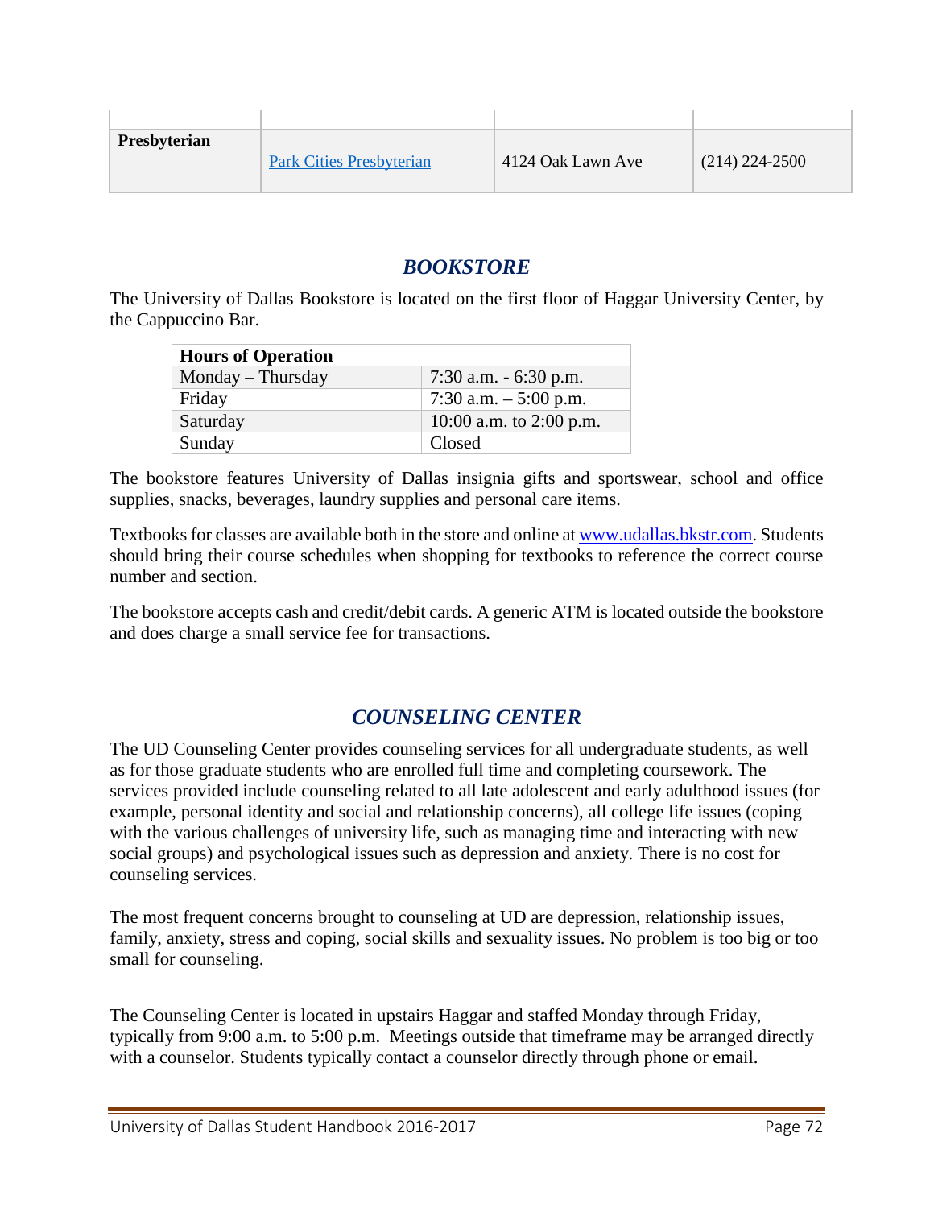| | | | |
|---|---|---|---|
| **Presbyterian** | Park Cities Presbyterian | 4124 Oak Lawn Ave | (214) 224-2500 |

## *BOOKSTORE*

The University of Dallas Bookstore is located on the first floor of Haggar University Center, by the Cappuccino Bar.

| **Hours of Operation** | |
|---|---|
| Monday – Thursday | 7:30 a.m. - 6:30 p.m. |
| Friday | 7:30 a.m. – 5:00 p.m. |
| Saturday | 10:00 a.m. to 2:00 p.m. |
| Sunday | Closed |

The bookstore features University of Dallas insignia gifts and sportswear, school and office supplies, snacks, beverages, laundry supplies and personal care items.

Textbooks for classes are available both in the store and online at www.udallas.bkstr.com. Students should bring their course schedules when shopping for textbooks to reference the correct course number and section.

The bookstore accepts cash and credit/debit cards. A generic ATM is located outside the bookstore and does charge a small service fee for transactions.

## *COUNSELING CENTER*

The UD Counseling Center provides counseling services for all undergraduate students, as well as for those graduate students who are enrolled full time and completing coursework. The services provided include counseling related to all late adolescent and early adulthood issues (for example, personal identity and social and relationship concerns), all college life issues (coping with the various challenges of university life, such as managing time and interacting with new social groups) and psychological issues such as depression and anxiety. There is no cost for counseling services.

The most frequent concerns brought to counseling at UD are depression, relationship issues, family, anxiety, stress and coping, social skills and sexuality issues. No problem is too big or too small for counseling.

The Counseling Center is located in upstairs Haggar and staffed Monday through Friday, typically from 9:00 a.m. to 5:00 p.m. Meetings outside that timeframe may be arranged directly with a counselor. Students typically contact a counselor directly through phone or email.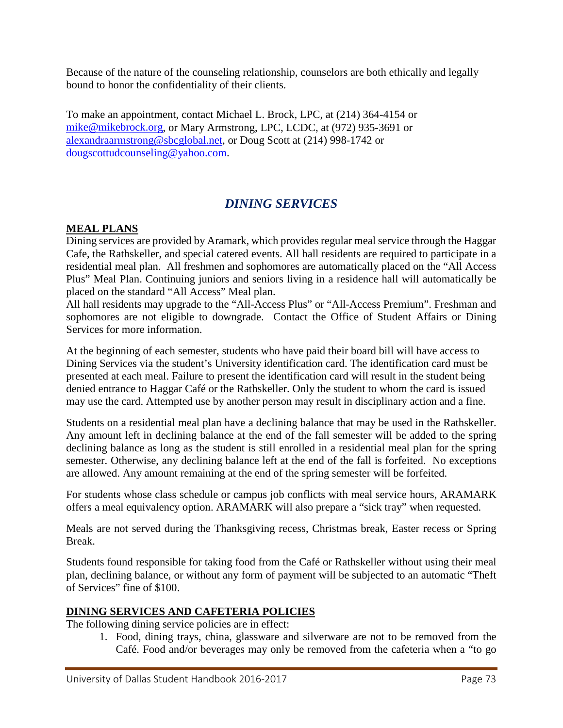Because of the nature of the counseling relationship, counselors are both ethically and legally bound to honor the confidentiality of their clients.

To make an appointment, contact Michael L. Brock, LPC, at (214) 364-4154 or mike@mikebrock.org, or Mary Armstrong, LPC, LCDC, at (972) 935-3691 or alexandraarmstrong@sbcglobal.net, or Doug Scott at (214) 998-1742 or dougscottudcounseling@yahoo.com.

## *DINING SERVICES*

### MEAL PLANS

Dining services are provided by Aramark, which provides regular meal service through the Haggar Cafe, the Rathskeller, and special catered events. All hall residents are required to participate in a residential meal plan. All freshmen and sophomores are automatically placed on the "All Access Plus" Meal Plan. Continuing juniors and seniors living in a residence hall will automatically be placed on the standard "All Access" Meal plan.

All hall residents may upgrade to the "All-Access Plus" or "All-Access Premium". Freshman and sophomores are not eligible to downgrade. Contact the Office of Student Affairs or Dining Services for more information.

At the beginning of each semester, students who have paid their board bill will have access to Dining Services via the student's University identification card. The identification card must be presented at each meal. Failure to present the identification card will result in the student being denied entrance to Haggar Café or the Rathskeller. Only the student to whom the card is issued may use the card. Attempted use by another person may result in disciplinary action and a fine.

Students on a residential meal plan have a declining balance that may be used in the Rathskeller. Any amount left in declining balance at the end of the fall semester will be added to the spring declining balance as long as the student is still enrolled in a residential meal plan for the spring semester. Otherwise, any declining balance left at the end of the fall is forfeited. No exceptions are allowed. Any amount remaining at the end of the spring semester will be forfeited.

For students whose class schedule or campus job conflicts with meal service hours, ARAMARK offers a meal equivalency option. ARAMARK will also prepare a "sick tray" when requested.

Meals are not served during the Thanksgiving recess, Christmas break, Easter recess or Spring Break.

Students found responsible for taking food from the Café or Rathskeller without using their meal plan, declining balance, or without any form of payment will be subjected to an automatic "Theft of Services" fine of $100.

### DINING SERVICES AND CAFETERIA POLICIES

The following dining service policies are in effect:

1. Food, dining trays, china, glassware and silverware are not to be removed from the Café. Food and/or beverages may only be removed from the cafeteria when a "to go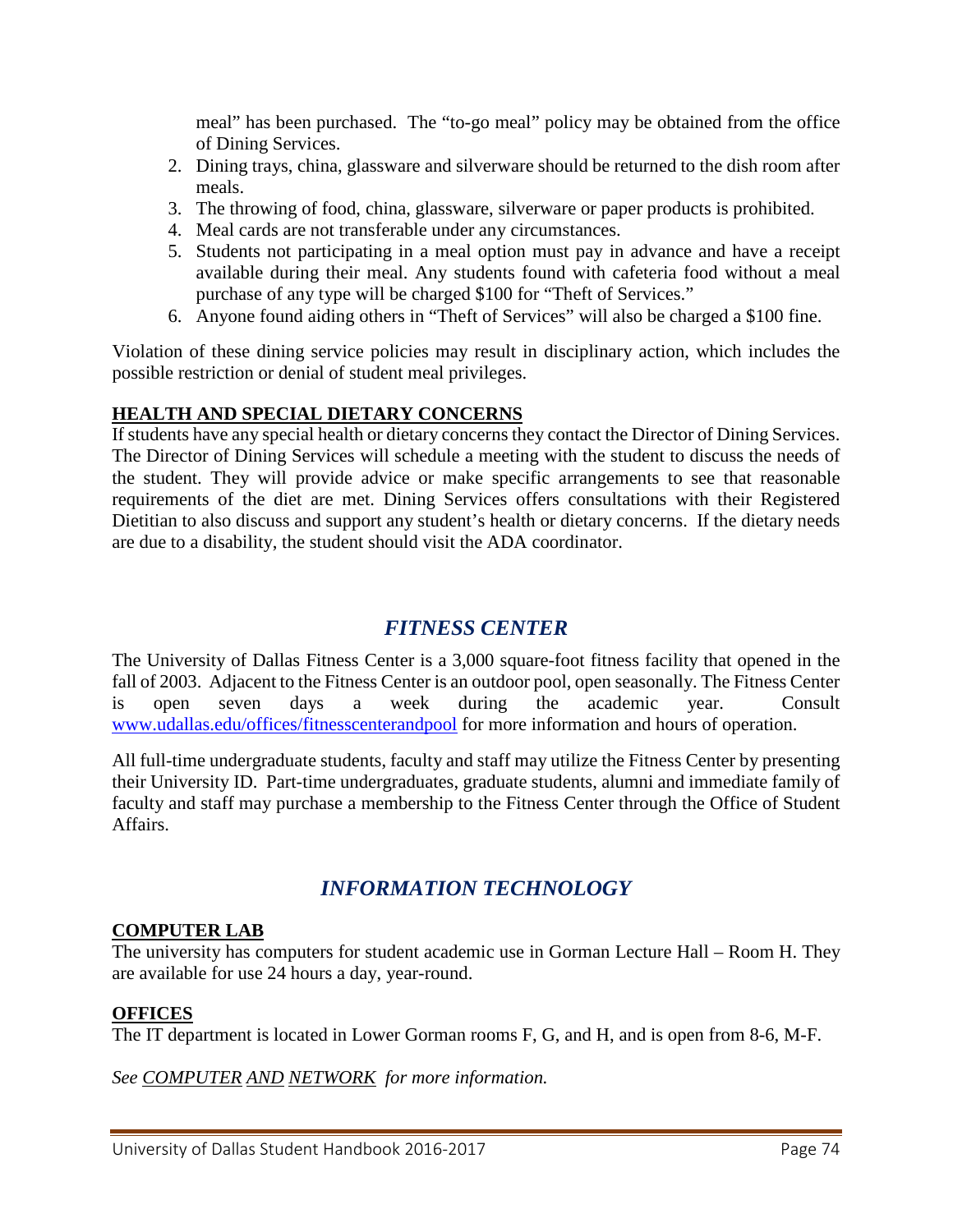meal" has been purchased. The "to-go meal" policy may be obtained from the office of Dining Services.

2. Dining trays, china, glassware and silverware should be returned to the dish room after meals.
3. The throwing of food, china, glassware, silverware or paper products is prohibited.
4. Meal cards are not transferable under any circumstances.
5. Students not participating in a meal option must pay in advance and have a receipt available during their meal. Any students found with cafeteria food without a meal purchase of any type will be charged $100 for "Theft of Services."
6. Anyone found aiding others in "Theft of Services" will also be charged a $100 fine.

Violation of these dining service policies may result in disciplinary action, which includes the possible restriction or denial of student meal privileges.

### HEALTH AND SPECIAL DIETARY CONCERNS

If students have any special health or dietary concerns they contact the Director of Dining Services. The Director of Dining Services will schedule a meeting with the student to discuss the needs of the student. They will provide advice or make specific arrangements to see that reasonable requirements of the diet are met. Dining Services offers consultations with their Registered Dietitian to also discuss and support any student's health or dietary concerns. If the dietary needs are due to a disability, the student should visit the ADA coordinator.

## *FITNESS CENTER*

The University of Dallas Fitness Center is a 3,000 square-foot fitness facility that opened in the fall of 2003. Adjacent to the Fitness Center is an outdoor pool, open seasonally. The Fitness Center is open seven days a week during the academic year. Consult www.udallas.edu/offices/fitnesscenterandpool for more information and hours of operation.

All full-time undergraduate students, faculty and staff may utilize the Fitness Center by presenting their University ID. Part-time undergraduates, graduate students, alumni and immediate family of faculty and staff may purchase a membership to the Fitness Center through the Office of Student Affairs.

## *INFORMATION TECHNOLOGY*

### COMPUTER LAB

The university has computers for student academic use in Gorman Lecture Hall – Room H. They are available for use 24 hours a day, year-round.

### OFFICES

The IT department is located in Lower Gorman rooms F, G, and H, and is open from 8-6, M-F.

*See COMPUTER AND NETWORK for more information.*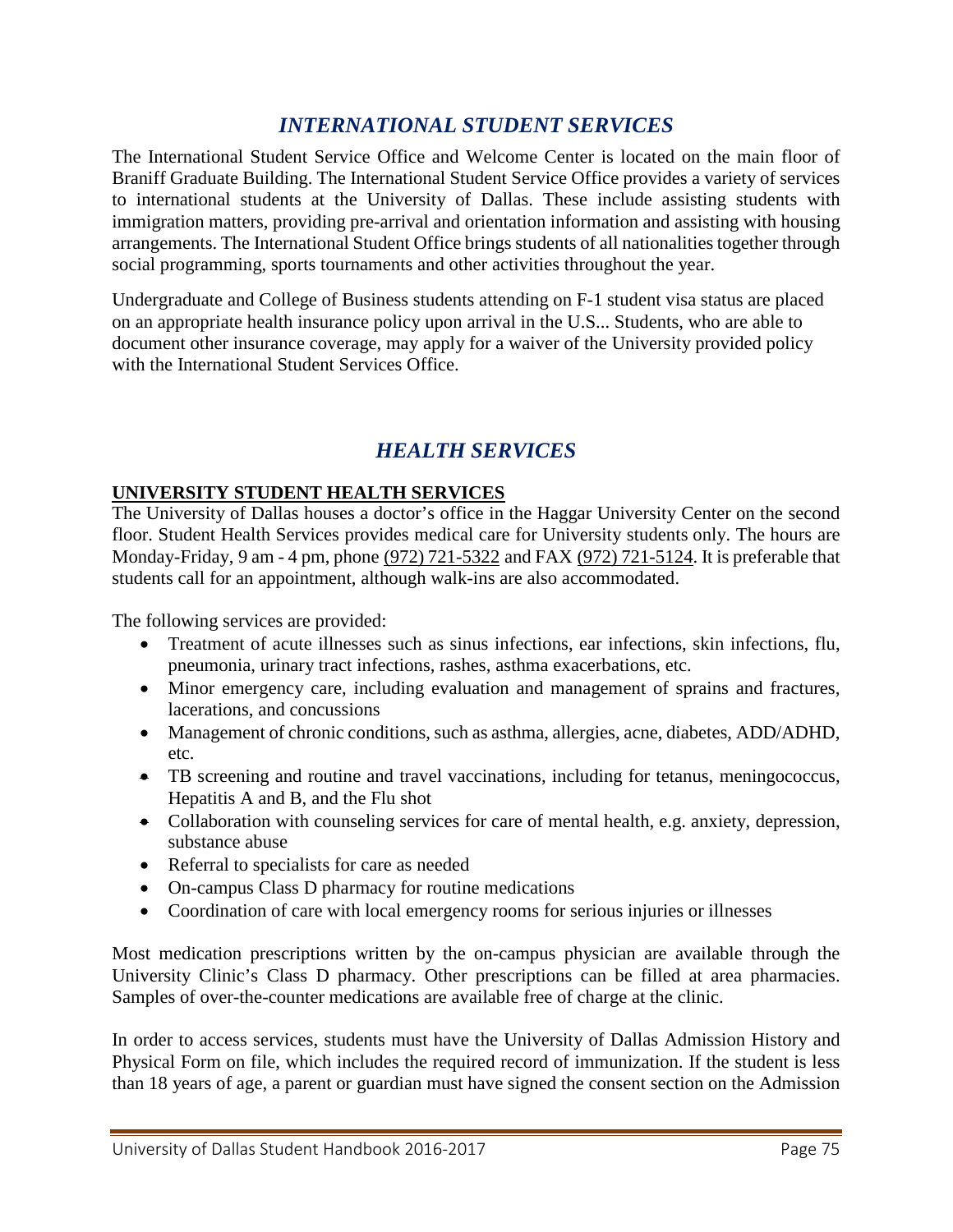## *INTERNATIONAL STUDENT SERVICES*

The International Student Service Office and Welcome Center is located on the main floor of Braniff Graduate Building. The International Student Service Office provides a variety of services to international students at the University of Dallas. These include assisting students with immigration matters, providing pre-arrival and orientation information and assisting with housing arrangements. The International Student Office brings students of all nationalities together through social programming, sports tournaments and other activities throughout the year.

Undergraduate and College of Business students attending on F-1 student visa status are placed on an appropriate health insurance policy upon arrival in the U.S... Students, who are able to document other insurance coverage, may apply for a waiver of the University provided policy with the International Student Services Office.

## *HEALTH SERVICES*

### UNIVERSITY STUDENT HEALTH SERVICES

The University of Dallas houses a doctor's office in the Haggar University Center on the second floor. Student Health Services provides medical care for University students only. The hours are Monday-Friday, 9 am - 4 pm, phone (972) 721-5322 and FAX (972) 721-5124. It is preferable that students call for an appointment, although walk-ins are also accommodated.

The following services are provided:

- Treatment of acute illnesses such as sinus infections, ear infections, skin infections, flu, pneumonia, urinary tract infections, rashes, asthma exacerbations, etc.
- Minor emergency care, including evaluation and management of sprains and fractures, lacerations, and concussions
- Management of chronic conditions, such as asthma, allergies, acne, diabetes, ADD/ADHD, etc.
- TB screening and routine and travel vaccinations, including for tetanus, meningococcus, Hepatitis A and B, and the Flu shot
- Collaboration with counseling services for care of mental health, e.g. anxiety, depression, substance abuse
- Referral to specialists for care as needed
- On-campus Class D pharmacy for routine medications
- Coordination of care with local emergency rooms for serious injuries or illnesses

Most medication prescriptions written by the on-campus physician are available through the University Clinic's Class D pharmacy. Other prescriptions can be filled at area pharmacies. Samples of over-the-counter medications are available free of charge at the clinic.

In order to access services, students must have the University of Dallas Admission History and Physical Form on file, which includes the required record of immunization. If the student is less than 18 years of age, a parent or guardian must have signed the consent section on the Admission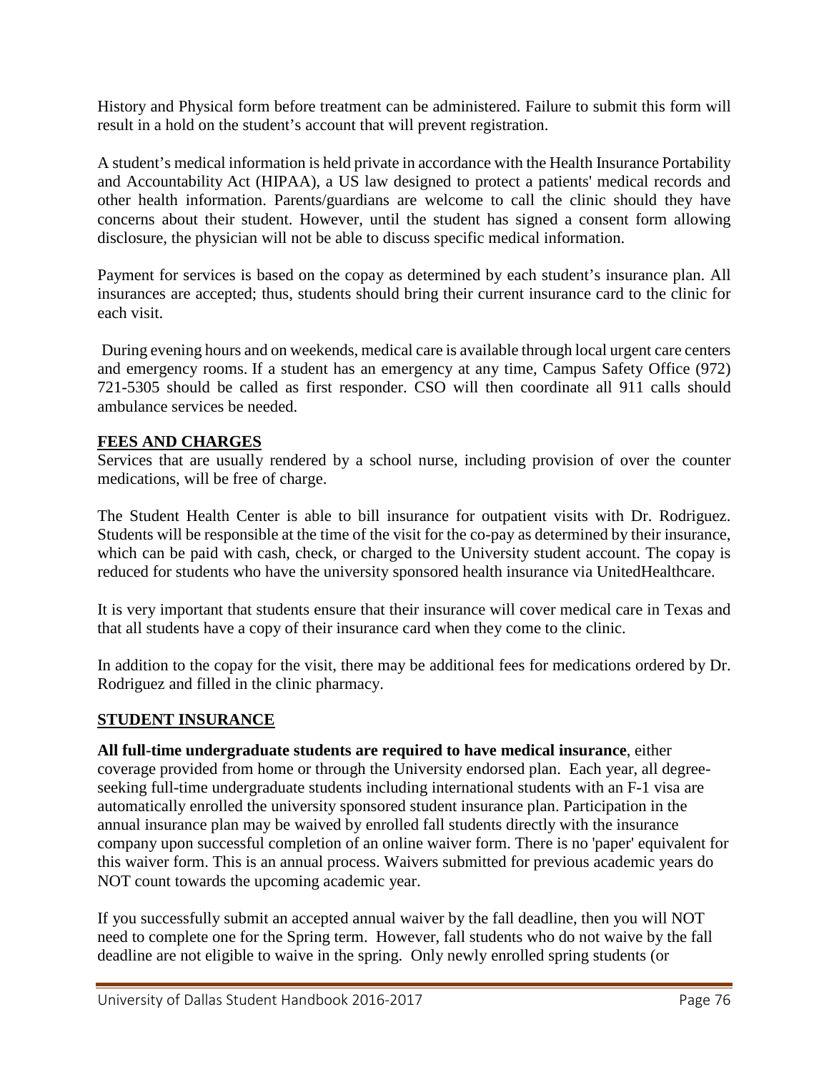History and Physical form before treatment can be administered. Failure to submit this form will result in a hold on the student's account that will prevent registration.

A student's medical information is held private in accordance with the Health Insurance Portability and Accountability Act (HIPAA), a US law designed to protect a patients' medical records and other health information. Parents/guardians are welcome to call the clinic should they have concerns about their student. However, until the student has signed a consent form allowing disclosure, the physician will not be able to discuss specific medical information.

Payment for services is based on the copay as determined by each student's insurance plan. All insurances are accepted; thus, students should bring their current insurance card to the clinic for each visit.

During evening hours and on weekends, medical care is available through local urgent care centers and emergency rooms. If a student has an emergency at any time, Campus Safety Office (972) 721-5305 should be called as first responder. CSO will then coordinate all 911 calls should ambulance services be needed.

## FEES AND CHARGES

Services that are usually rendered by a school nurse, including provision of over the counter medications, will be free of charge.

The Student Health Center is able to bill insurance for outpatient visits with Dr. Rodriguez. Students will be responsible at the time of the visit for the co-pay as determined by their insurance, which can be paid with cash, check, or charged to the University student account. The copay is reduced for students who have the university sponsored health insurance via UnitedHealthcare.

It is very important that students ensure that their insurance will cover medical care in Texas and that all students have a copy of their insurance card when they come to the clinic.

In addition to the copay for the visit, there may be additional fees for medications ordered by Dr. Rodriguez and filled in the clinic pharmacy.

## STUDENT INSURANCE

**All full-time undergraduate students are required to have medical insurance**, either coverage provided from home or through the University endorsed plan. Each year, all degree-seeking full-time undergraduate students including international students with an F-1 visa are automatically enrolled the university sponsored student insurance plan. Participation in the annual insurance plan may be waived by enrolled fall students directly with the insurance company upon successful completion of an online waiver form. There is no 'paper' equivalent for this waiver form. This is an annual process. Waivers submitted for previous academic years do NOT count towards the upcoming academic year.

If you successfully submit an accepted annual waiver by the fall deadline, then you will NOT need to complete one for the Spring term. However, fall students who do not waive by the fall deadline are not eligible to waive in the spring. Only newly enrolled spring students (or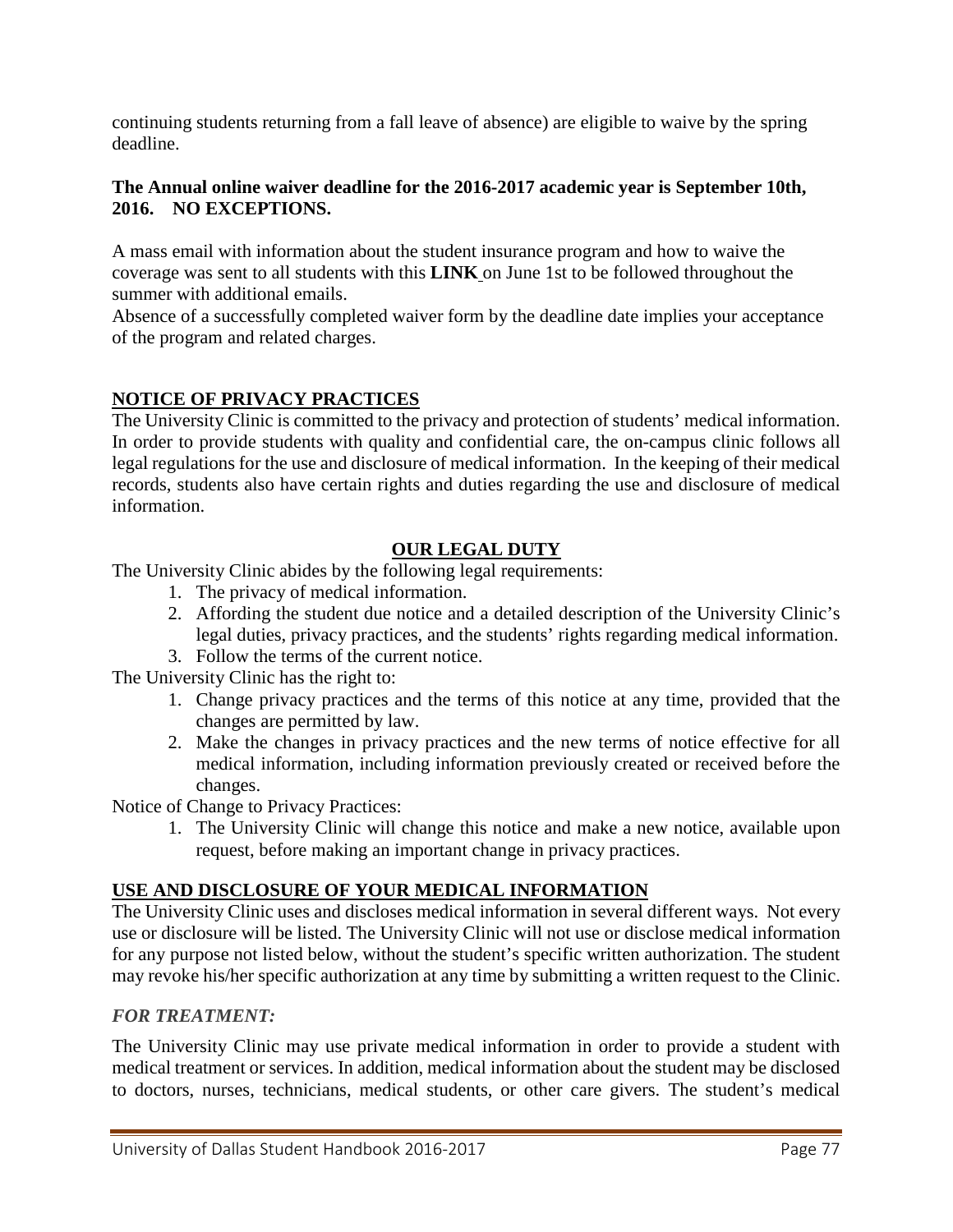continuing students returning from a fall leave of absence) are eligible to waive by the spring deadline.

**The Annual online waiver deadline for the 2016-2017 academic year is September 10th, 2016. NO EXCEPTIONS.**

A mass email with information about the student insurance program and how to waive the coverage was sent to all students with this **LINK** on June 1st to be followed throughout the summer with additional emails.

Absence of a successfully completed waiver form by the deadline date implies your acceptance of the program and related charges.

## NOTICE OF PRIVACY PRACTICES

The University Clinic is committed to the privacy and protection of students' medical information. In order to provide students with quality and confidential care, the on-campus clinic follows all legal regulations for the use and disclosure of medical information. In the keeping of their medical records, students also have certain rights and duties regarding the use and disclosure of medical information.

### OUR LEGAL DUTY

The University Clinic abides by the following legal requirements:

1. The privacy of medical information.
2. Affording the student due notice and a detailed description of the University Clinic's legal duties, privacy practices, and the students' rights regarding medical information.
3. Follow the terms of the current notice.

The University Clinic has the right to:

1. Change privacy practices and the terms of this notice at any time, provided that the changes are permitted by law.
2. Make the changes in privacy practices and the new terms of notice effective for all medical information, including information previously created or received before the changes.

Notice of Change to Privacy Practices:

1. The University Clinic will change this notice and make a new notice, available upon request, before making an important change in privacy practices.

## USE AND DISCLOSURE OF YOUR MEDICAL INFORMATION

The University Clinic uses and discloses medical information in several different ways. Not every use or disclosure will be listed. The University Clinic will not use or disclose medical information for any purpose not listed below, without the student's specific written authorization. The student may revoke his/her specific authorization at any time by submitting a written request to the Clinic.

### *FOR TREATMENT:*

The University Clinic may use private medical information in order to provide a student with medical treatment or services. In addition, medical information about the student may be disclosed to doctors, nurses, technicians, medical students, or other care givers. The student's medical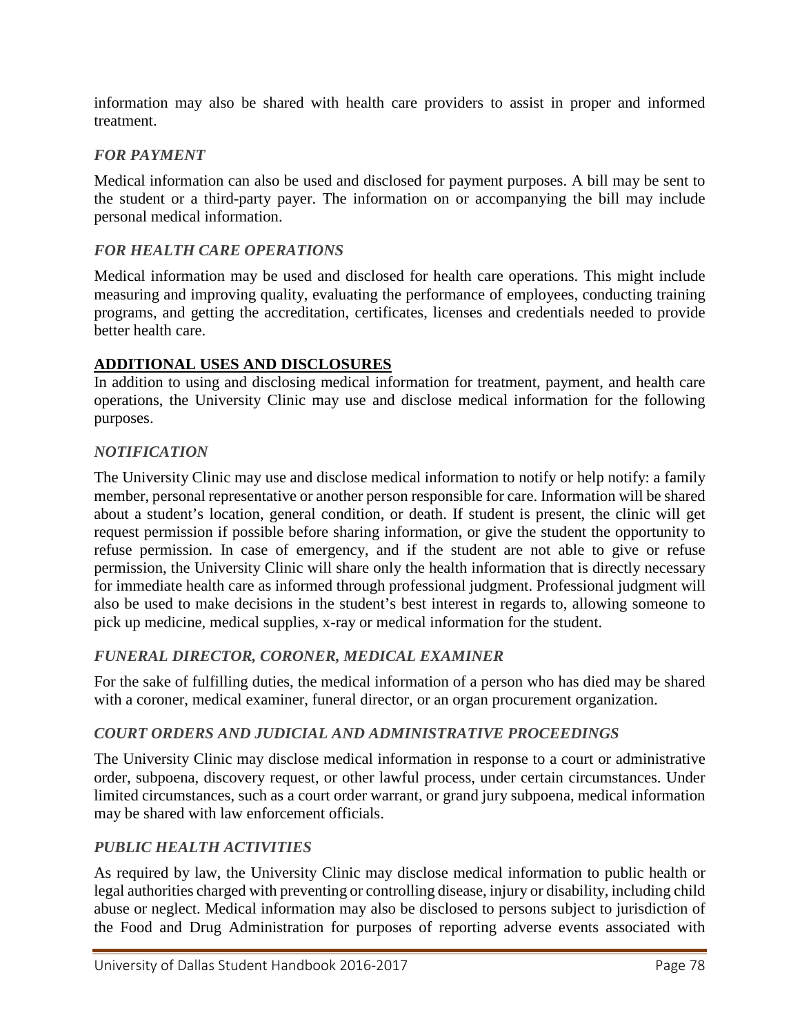information may also be shared with health care providers to assist in proper and informed treatment.

### *FOR PAYMENT*

Medical information can also be used and disclosed for payment purposes. A bill may be sent to the student or a third-party payer. The information on or accompanying the bill may include personal medical information.

### *FOR HEALTH CARE OPERATIONS*

Medical information may be used and disclosed for health care operations. This might include measuring and improving quality, evaluating the performance of employees, conducting training programs, and getting the accreditation, certificates, licenses and credentials needed to provide better health care.

## ADDITIONAL USES AND DISCLOSURES

In addition to using and disclosing medical information for treatment, payment, and health care operations, the University Clinic may use and disclose medical information for the following purposes.

### *NOTIFICATION*

The University Clinic may use and disclose medical information to notify or help notify: a family member, personal representative or another person responsible for care. Information will be shared about a student's location, general condition, or death. If student is present, the clinic will get request permission if possible before sharing information, or give the student the opportunity to refuse permission. In case of emergency, and if the student are not able to give or refuse permission, the University Clinic will share only the health information that is directly necessary for immediate health care as informed through professional judgment. Professional judgment will also be used to make decisions in the student's best interest in regards to, allowing someone to pick up medicine, medical supplies, x-ray or medical information for the student.

### *FUNERAL DIRECTOR, CORONER, MEDICAL EXAMINER*

For the sake of fulfilling duties, the medical information of a person who has died may be shared with a coroner, medical examiner, funeral director, or an organ procurement organization.

### *COURT ORDERS AND JUDICIAL AND ADMINISTRATIVE PROCEEDINGS*

The University Clinic may disclose medical information in response to a court or administrative order, subpoena, discovery request, or other lawful process, under certain circumstances. Under limited circumstances, such as a court order warrant, or grand jury subpoena, medical information may be shared with law enforcement officials.

### *PUBLIC HEALTH ACTIVITIES*

As required by law, the University Clinic may disclose medical information to public health or legal authorities charged with preventing or controlling disease, injury or disability, including child abuse or neglect. Medical information may also be disclosed to persons subject to jurisdiction of the Food and Drug Administration for purposes of reporting adverse events associated with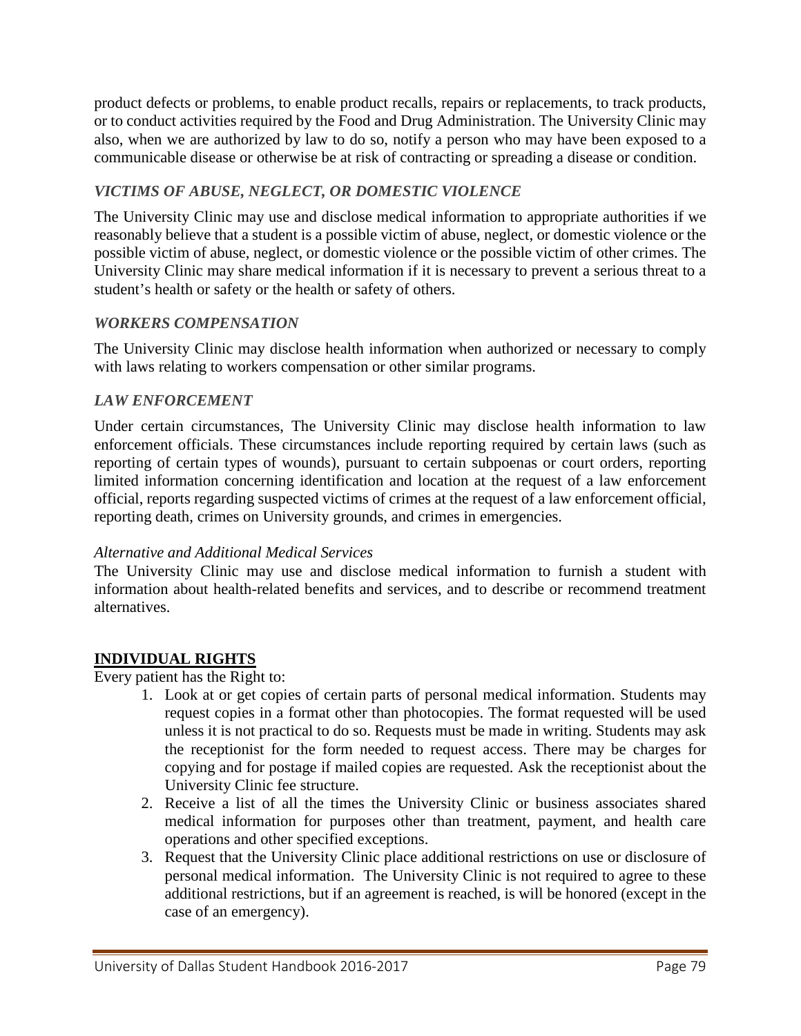product defects or problems, to enable product recalls, repairs or replacements, to track products, or to conduct activities required by the Food and Drug Administration. The University Clinic may also, when we are authorized by law to do so, notify a person who may have been exposed to a communicable disease or otherwise be at risk of contracting or spreading a disease or condition.

### *VICTIMS OF ABUSE, NEGLECT, OR DOMESTIC VIOLENCE*

The University Clinic may use and disclose medical information to appropriate authorities if we reasonably believe that a student is a possible victim of abuse, neglect, or domestic violence or the possible victim of abuse, neglect, or domestic violence or the possible victim of other crimes. The University Clinic may share medical information if it is necessary to prevent a serious threat to a student's health or safety or the health or safety of others.

### *WORKERS COMPENSATION*

The University Clinic may disclose health information when authorized or necessary to comply with laws relating to workers compensation or other similar programs.

### *LAW ENFORCEMENT*

Under certain circumstances, The University Clinic may disclose health information to law enforcement officials. These circumstances include reporting required by certain laws (such as reporting of certain types of wounds), pursuant to certain subpoenas or court orders, reporting limited information concerning identification and location at the request of a law enforcement official, reports regarding suspected victims of crimes at the request of a law enforcement official, reporting death, crimes on University grounds, and crimes in emergencies.

*Alternative and Additional Medical Services*

The University Clinic may use and disclose medical information to furnish a student with information about health-related benefits and services, and to describe or recommend treatment alternatives.

## **INDIVIDUAL RIGHTS**

Every patient has the Right to:

1. Look at or get copies of certain parts of personal medical information. Students may request copies in a format other than photocopies. The format requested will be used unless it is not practical to do so. Requests must be made in writing. Students may ask the receptionist for the form needed to request access. There may be charges for copying and for postage if mailed copies are requested. Ask the receptionist about the University Clinic fee structure.
2. Receive a list of all the times the University Clinic or business associates shared medical information for purposes other than treatment, payment, and health care operations and other specified exceptions.
3. Request that the University Clinic place additional restrictions on use or disclosure of personal medical information. The University Clinic is not required to agree to these additional restrictions, but if an agreement is reached, is will be honored (except in the case of an emergency).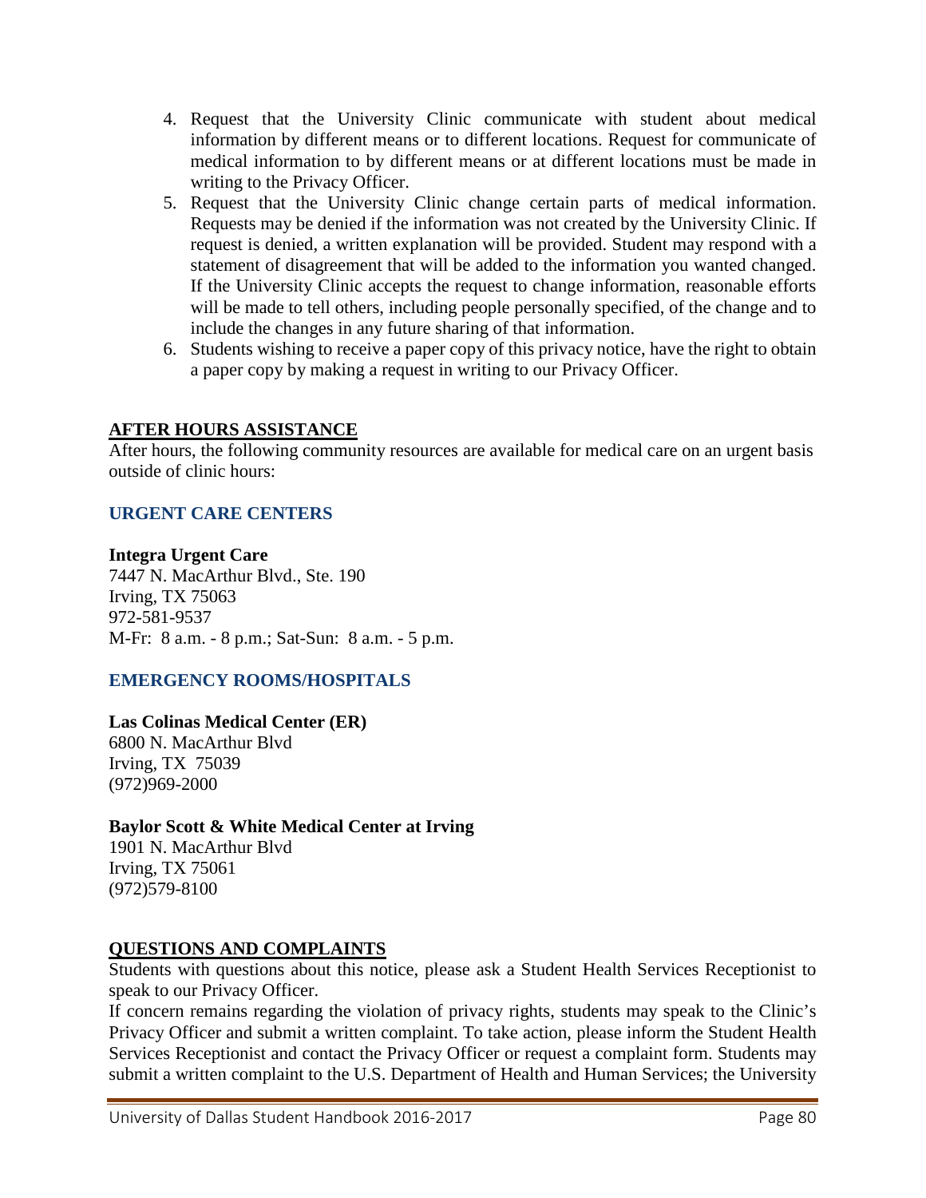4. Request that the University Clinic communicate with student about medical information by different means or to different locations. Request for communicate of medical information to by different means or at different locations must be made in writing to the Privacy Officer.
5. Request that the University Clinic change certain parts of medical information. Requests may be denied if the information was not created by the University Clinic. If request is denied, a written explanation will be provided. Student may respond with a statement of disagreement that will be added to the information you wanted changed. If the University Clinic accepts the request to change information, reasonable efforts will be made to tell others, including people personally specified, of the change and to include the changes in any future sharing of that information.
6. Students wishing to receive a paper copy of this privacy notice, have the right to obtain a paper copy by making a request in writing to our Privacy Officer.

## AFTER HOURS ASSISTANCE

After hours, the following community resources are available for medical care on an urgent basis outside of clinic hours:

### URGENT CARE CENTERS

**Integra Urgent Care**
7447 N. MacArthur Blvd., Ste. 190
Irving, TX 75063
972-581-9537
M-Fr: 8 a.m. - 8 p.m.; Sat-Sun: 8 a.m. - 5 p.m.

### EMERGENCY ROOMS/HOSPITALS

**Las Colinas Medical Center (ER)**
6800 N. MacArthur Blvd
Irving, TX 75039
(972)969-2000

**Baylor Scott & White Medical Center at Irving**
1901 N. MacArthur Blvd
Irving, TX 75061
(972)579-8100

## QUESTIONS AND COMPLAINTS

Students with questions about this notice, please ask a Student Health Services Receptionist to speak to our Privacy Officer.

If concern remains regarding the violation of privacy rights, students may speak to the Clinic's Privacy Officer and submit a written complaint. To take action, please inform the Student Health Services Receptionist and contact the Privacy Officer or request a complaint form. Students may submit a written complaint to the U.S. Department of Health and Human Services; the University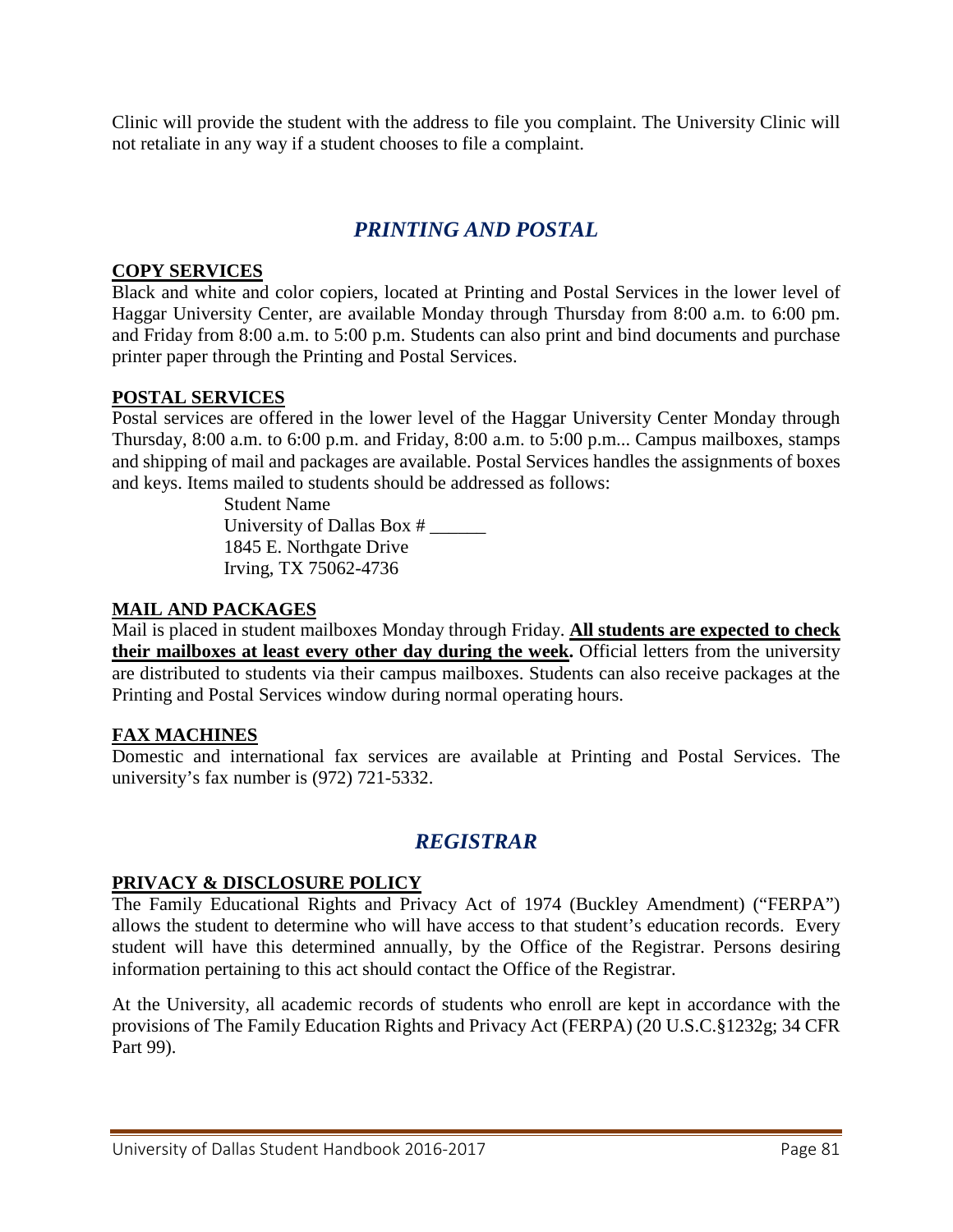Clinic will provide the student with the address to file you complaint. The University Clinic will not retaliate in any way if a student chooses to file a complaint.

## *PRINTING AND POSTAL*

### COPY SERVICES

Black and white and color copiers, located at Printing and Postal Services in the lower level of Haggar University Center, are available Monday through Thursday from 8:00 a.m. to 6:00 pm. and Friday from 8:00 a.m. to 5:00 p.m. Students can also print and bind documents and purchase printer paper through the Printing and Postal Services.

### POSTAL SERVICES

Postal services are offered in the lower level of the Haggar University Center Monday through Thursday, 8:00 a.m. to 6:00 p.m. and Friday, 8:00 a.m. to 5:00 p.m... Campus mailboxes, stamps and shipping of mail and packages are available. Postal Services handles the assignments of boxes and keys. Items mailed to students should be addressed as follows:

> Student Name
> University of Dallas Box # ______
> 1845 E. Northgate Drive
> Irving, TX 75062-4736

### MAIL AND PACKAGES

Mail is placed in student mailboxes Monday through Friday. **All students are expected to check their mailboxes at least every other day during the week.** Official letters from the university are distributed to students via their campus mailboxes. Students can also receive packages at the Printing and Postal Services window during normal operating hours.

### FAX MACHINES

Domestic and international fax services are available at Printing and Postal Services. The university's fax number is (972) 721-5332.

## *REGISTRAR*

### PRIVACY & DISCLOSURE POLICY

The Family Educational Rights and Privacy Act of 1974 (Buckley Amendment) ("FERPA") allows the student to determine who will have access to that student's education records. Every student will have this determined annually, by the Office of the Registrar. Persons desiring information pertaining to this act should contact the Office of the Registrar.

At the University, all academic records of students who enroll are kept in accordance with the provisions of The Family Education Rights and Privacy Act (FERPA) (20 U.S.C.§1232g; 34 CFR Part 99).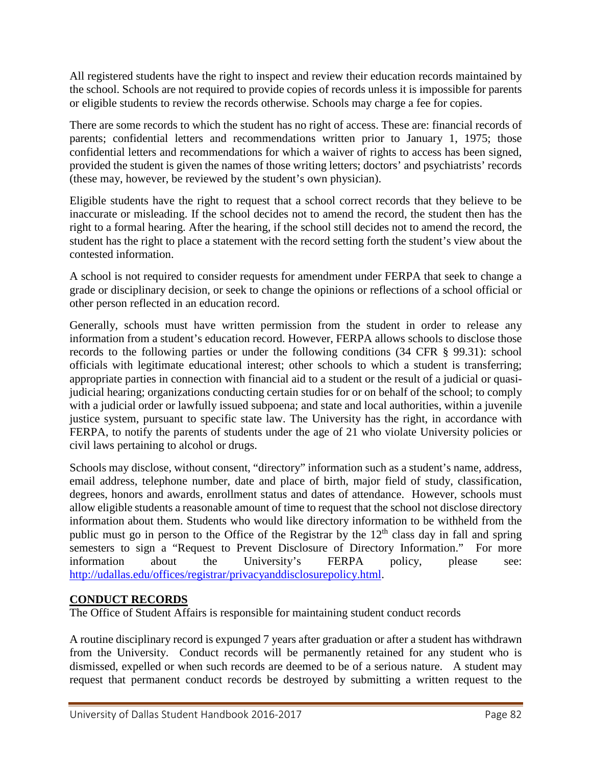All registered students have the right to inspect and review their education records maintained by the school. Schools are not required to provide copies of records unless it is impossible for parents or eligible students to review the records otherwise. Schools may charge a fee for copies.

There are some records to which the student has no right of access. These are: financial records of parents; confidential letters and recommendations written prior to January 1, 1975; those confidential letters and recommendations for which a waiver of rights to access has been signed, provided the student is given the names of those writing letters; doctors' and psychiatrists' records (these may, however, be reviewed by the student's own physician).

Eligible students have the right to request that a school correct records that they believe to be inaccurate or misleading. If the school decides not to amend the record, the student then has the right to a formal hearing. After the hearing, if the school still decides not to amend the record, the student has the right to place a statement with the record setting forth the student's view about the contested information.

A school is not required to consider requests for amendment under FERPA that seek to change a grade or disciplinary decision, or seek to change the opinions or reflections of a school official or other person reflected in an education record.

Generally, schools must have written permission from the student in order to release any information from a student's education record. However, FERPA allows schools to disclose those records to the following parties or under the following conditions (34 CFR § 99.31): school officials with legitimate educational interest; other schools to which a student is transferring; appropriate parties in connection with financial aid to a student or the result of a judicial or quasi-judicial hearing; organizations conducting certain studies for or on behalf of the school; to comply with a judicial order or lawfully issued subpoena; and state and local authorities, within a juvenile justice system, pursuant to specific state law. The University has the right, in accordance with FERPA, to notify the parents of students under the age of 21 who violate University policies or civil laws pertaining to alcohol or drugs.

Schools may disclose, without consent, "directory" information such as a student's name, address, email address, telephone number, date and place of birth, major field of study, classification, degrees, honors and awards, enrollment status and dates of attendance. However, schools must allow eligible students a reasonable amount of time to request that the school not disclose directory information about them. Students who would like directory information to be withheld from the public must go in person to the Office of the Registrar by the 12th class day in fall and spring semesters to sign a "Request to Prevent Disclosure of Directory Information." For more information about the University's FERPA policy, please see: http://udallas.edu/offices/registrar/privacyanddisclosurepolicy.html.

## CONDUCT RECORDS

The Office of Student Affairs is responsible for maintaining student conduct records

A routine disciplinary record is expunged 7 years after graduation or after a student has withdrawn from the University. Conduct records will be permanently retained for any student who is dismissed, expelled or when such records are deemed to be of a serious nature. A student may request that permanent conduct records be destroyed by submitting a written request to the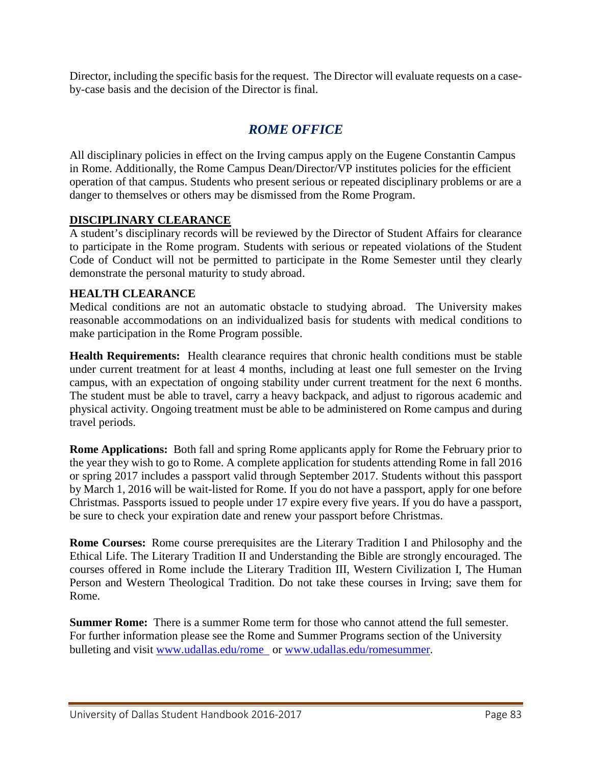Director, including the specific basis for the request. The Director will evaluate requests on a case-by-case basis and the decision of the Director is final.

## *ROME OFFICE*

All disciplinary policies in effect on the Irving campus apply on the Eugene Constantin Campus in Rome. Additionally, the Rome Campus Dean/Director/VP institutes policies for the efficient operation of that campus. Students who present serious or repeated disciplinary problems or are a danger to themselves or others may be dismissed from the Rome Program.

### DISCIPLINARY CLEARANCE

A student's disciplinary records will be reviewed by the Director of Student Affairs for clearance to participate in the Rome program. Students with serious or repeated violations of the Student Code of Conduct will not be permitted to participate in the Rome Semester until they clearly demonstrate the personal maturity to study abroad.

### HEALTH CLEARANCE

Medical conditions are not an automatic obstacle to studying abroad. The University makes reasonable accommodations on an individualized basis for students with medical conditions to make participation in the Rome Program possible.

**Health Requirements:** Health clearance requires that chronic health conditions must be stable under current treatment for at least 4 months, including at least one full semester on the Irving campus, with an expectation of ongoing stability under current treatment for the next 6 months. The student must be able to travel, carry a heavy backpack, and adjust to rigorous academic and physical activity. Ongoing treatment must be able to be administered on Rome campus and during travel periods.

**Rome Applications:** Both fall and spring Rome applicants apply for Rome the February prior to the year they wish to go to Rome. A complete application for students attending Rome in fall 2016 or spring 2017 includes a passport valid through September 2017. Students without this passport by March 1, 2016 will be wait-listed for Rome. If you do not have a passport, apply for one before Christmas. Passports issued to people under 17 expire every five years. If you do have a passport, be sure to check your expiration date and renew your passport before Christmas.

**Rome Courses:** Rome course prerequisites are the Literary Tradition I and Philosophy and the Ethical Life. The Literary Tradition II and Understanding the Bible are strongly encouraged. The courses offered in Rome include the Literary Tradition III, Western Civilization I, The Human Person and Western Theological Tradition. Do not take these courses in Irving; save them for Rome.

**Summer Rome:** There is a summer Rome term for those who cannot attend the full semester. For further information please see the Rome and Summer Programs section of the University bulleting and visit [www.udallas.edu/rome](http://www.udallas.edu/rome) or [www.udallas.edu/romesummer](http://www.udallas.edu/romesummer).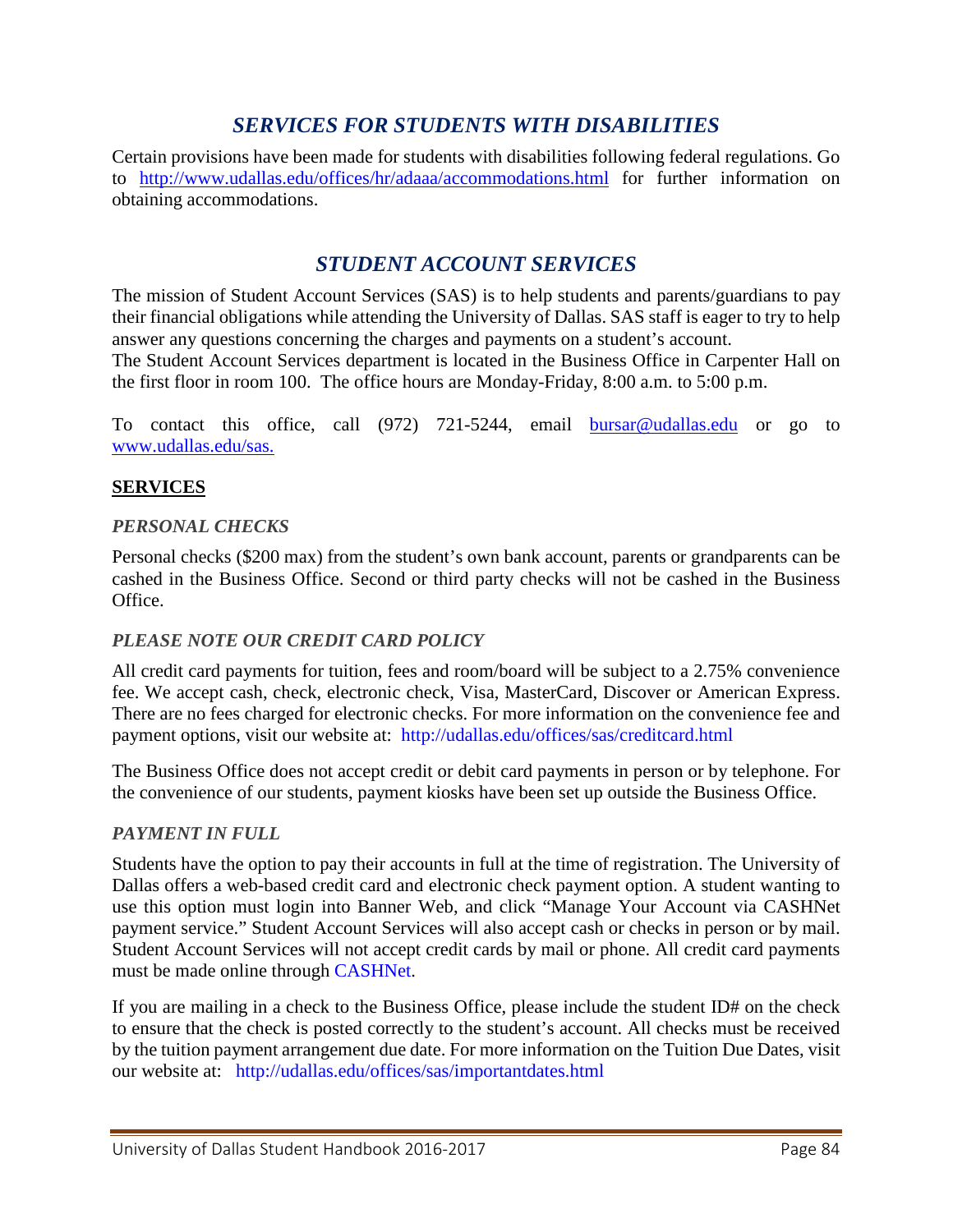## *SERVICES FOR STUDENTS WITH DISABILITIES*

Certain provisions have been made for students with disabilities following federal regulations. Go to http://www.udallas.edu/offices/hr/adaaa/accommodations.html for further information on obtaining accommodations.

## *STUDENT ACCOUNT SERVICES*

The mission of Student Account Services (SAS) is to help students and parents/guardians to pay their financial obligations while attending the University of Dallas. SAS staff is eager to try to help answer any questions concerning the charges and payments on a student's account.
The Student Account Services department is located in the Business Office in Carpenter Hall on the first floor in room 100. The office hours are Monday-Friday, 8:00 a.m. to 5:00 p.m.

To contact this office, call (972) 721-5244, email bursar@udallas.edu or go to www.udallas.edu/sas.

### **SERVICES**

#### *PERSONAL CHECKS*

Personal checks ($200 max) from the student's own bank account, parents or grandparents can be cashed in the Business Office. Second or third party checks will not be cashed in the Business Office.

#### *PLEASE NOTE OUR CREDIT CARD POLICY*

All credit card payments for tuition, fees and room/board will be subject to a 2.75% convenience fee. We accept cash, check, electronic check, Visa, MasterCard, Discover or American Express. There are no fees charged for electronic checks. For more information on the convenience fee and payment options, visit our website at: http://udallas.edu/offices/sas/creditcard.html

The Business Office does not accept credit or debit card payments in person or by telephone. For the convenience of our students, payment kiosks have been set up outside the Business Office.

#### *PAYMENT IN FULL*

Students have the option to pay their accounts in full at the time of registration. The University of Dallas offers a web-based credit card and electronic check payment option. A student wanting to use this option must login into Banner Web, and click "Manage Your Account via CASHNet payment service." Student Account Services will also accept cash or checks in person or by mail. Student Account Services will not accept credit cards by mail or phone. All credit card payments must be made online through CASHNet.

If you are mailing in a check to the Business Office, please include the student ID# on the check to ensure that the check is posted correctly to the student's account. All checks must be received by the tuition payment arrangement due date. For more information on the Tuition Due Dates, visit our website at: http://udallas.edu/offices/sas/importantdates.html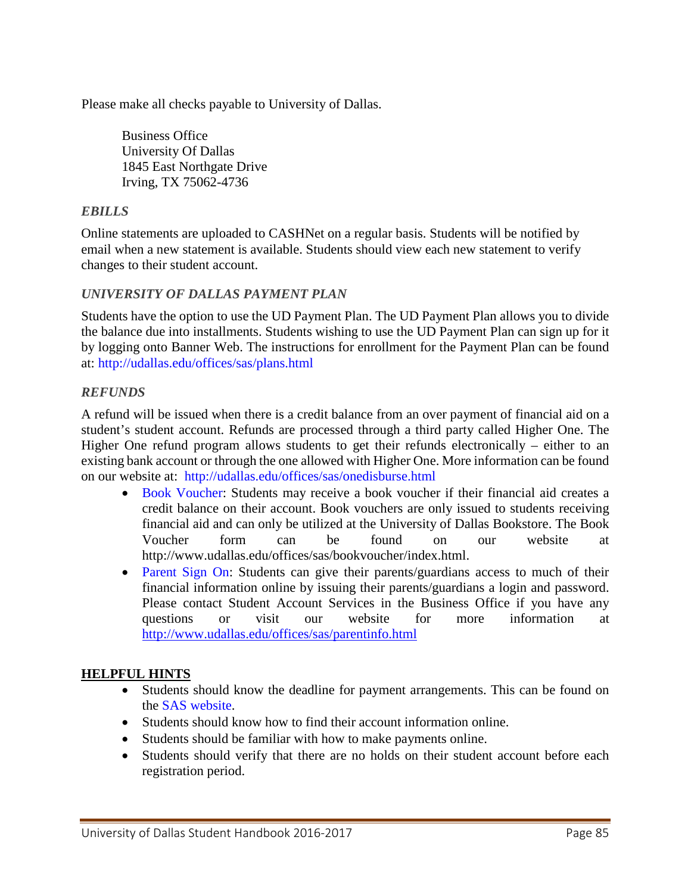Please make all checks payable to University of Dallas.

Business Office
University Of Dallas
1845 East Northgate Drive
Irving, TX 75062-4736

### *EBILLS*

Online statements are uploaded to CASHNet on a regular basis. Students will be notified by email when a new statement is available. Students should view each new statement to verify changes to their student account.

### *UNIVERSITY OF DALLAS PAYMENT PLAN*

Students have the option to use the UD Payment Plan. The UD Payment Plan allows you to divide the balance due into installments. Students wishing to use the UD Payment Plan can sign up for it by logging onto Banner Web. The instructions for enrollment for the Payment Plan can be found at: http://udallas.edu/offices/sas/plans.html

### *REFUNDS*

A refund will be issued when there is a credit balance from an over payment of financial aid on a student's student account. Refunds are processed through a third party called Higher One. The Higher One refund program allows students to get their refunds electronically – either to an existing bank account or through the one allowed with Higher One. More information can be found on our website at: http://udallas.edu/offices/sas/onedisburse.html

- Book Voucher: Students may receive a book voucher if their financial aid creates a credit balance on their account. Book vouchers are only issued to students receiving financial aid and can only be utilized at the University of Dallas Bookstore. The Book Voucher form can be found on our website at http://www.udallas.edu/offices/sas/bookvoucher/index.html.
- Parent Sign On: Students can give their parents/guardians access to much of their financial information online by issuing their parents/guardians a login and password. Please contact Student Account Services in the Business Office if you have any questions or visit our website for more information at http://www.udallas.edu/offices/sas/parentinfo.html

## **HELPFUL HINTS**

- Students should know the deadline for payment arrangements. This can be found on the SAS website.
- Students should know how to find their account information online.
- Students should be familiar with how to make payments online.
- Students should verify that there are no holds on their student account before each registration period.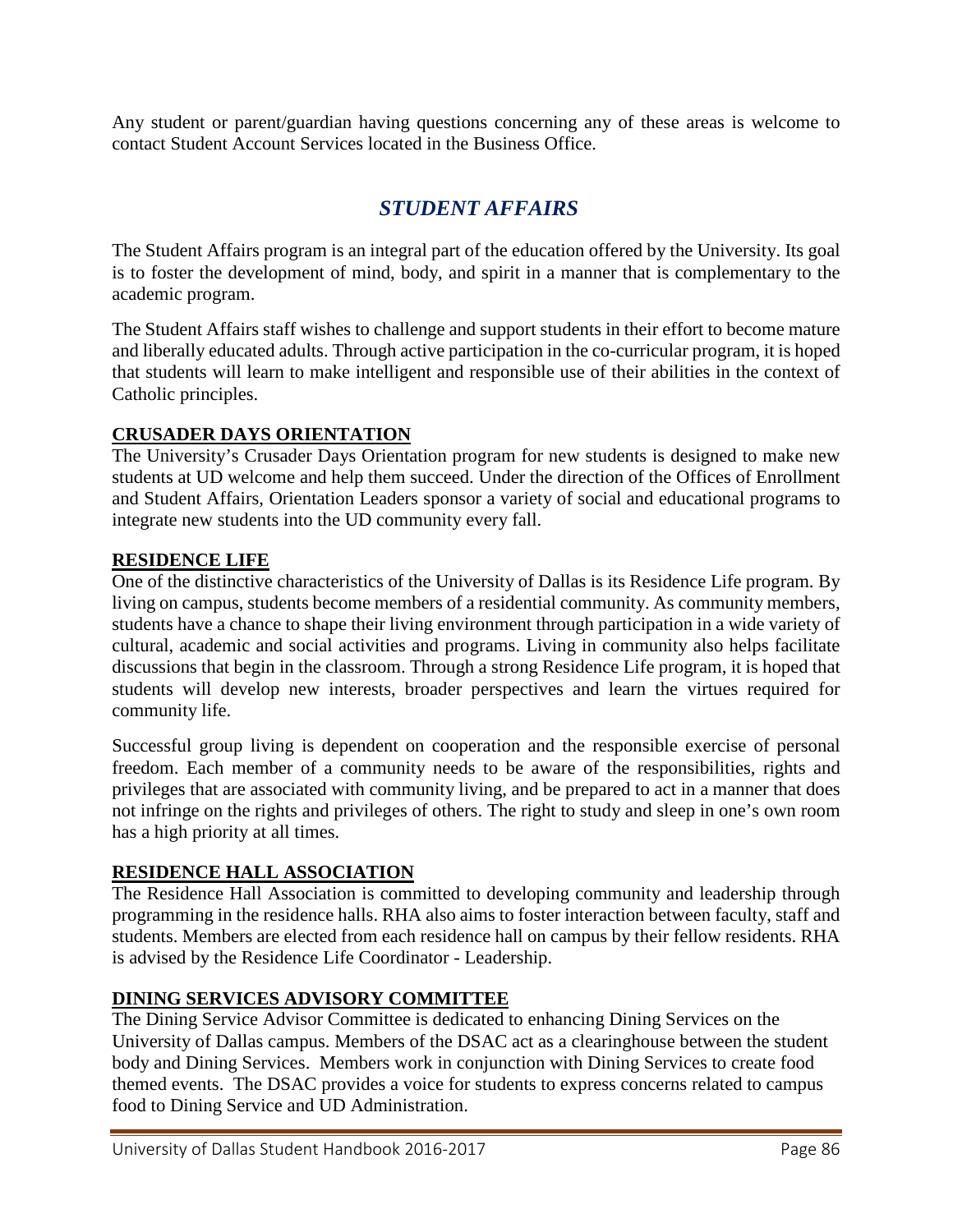Any student or parent/guardian having questions concerning any of these areas is welcome to contact Student Account Services located in the Business Office.

# *STUDENT AFFAIRS*

The Student Affairs program is an integral part of the education offered by the University. Its goal is to foster the development of mind, body, and spirit in a manner that is complementary to the academic program.

The Student Affairs staff wishes to challenge and support students in their effort to become mature and liberally educated adults. Through active participation in the co-curricular program, it is hoped that students will learn to make intelligent and responsible use of their abilities in the context of Catholic principles.

## CRUSADER DAYS ORIENTATION

The University's Crusader Days Orientation program for new students is designed to make new students at UD welcome and help them succeed. Under the direction of the Offices of Enrollment and Student Affairs, Orientation Leaders sponsor a variety of social and educational programs to integrate new students into the UD community every fall.

## RESIDENCE LIFE

One of the distinctive characteristics of the University of Dallas is its Residence Life program. By living on campus, students become members of a residential community. As community members, students have a chance to shape their living environment through participation in a wide variety of cultural, academic and social activities and programs. Living in community also helps facilitate discussions that begin in the classroom. Through a strong Residence Life program, it is hoped that students will develop new interests, broader perspectives and learn the virtues required for community life.

Successful group living is dependent on cooperation and the responsible exercise of personal freedom. Each member of a community needs to be aware of the responsibilities, rights and privileges that are associated with community living, and be prepared to act in a manner that does not infringe on the rights and privileges of others. The right to study and sleep in one's own room has a high priority at all times.

## RESIDENCE HALL ASSOCIATION

The Residence Hall Association is committed to developing community and leadership through programming in the residence halls. RHA also aims to foster interaction between faculty, staff and students. Members are elected from each residence hall on campus by their fellow residents. RHA is advised by the Residence Life Coordinator - Leadership.

## DINING SERVICES ADVISORY COMMITTEE

The Dining Service Advisor Committee is dedicated to enhancing Dining Services on the University of Dallas campus. Members of the DSAC act as a clearinghouse between the student body and Dining Services. Members work in conjunction with Dining Services to create food themed events. The DSAC provides a voice for students to express concerns related to campus food to Dining Service and UD Administration.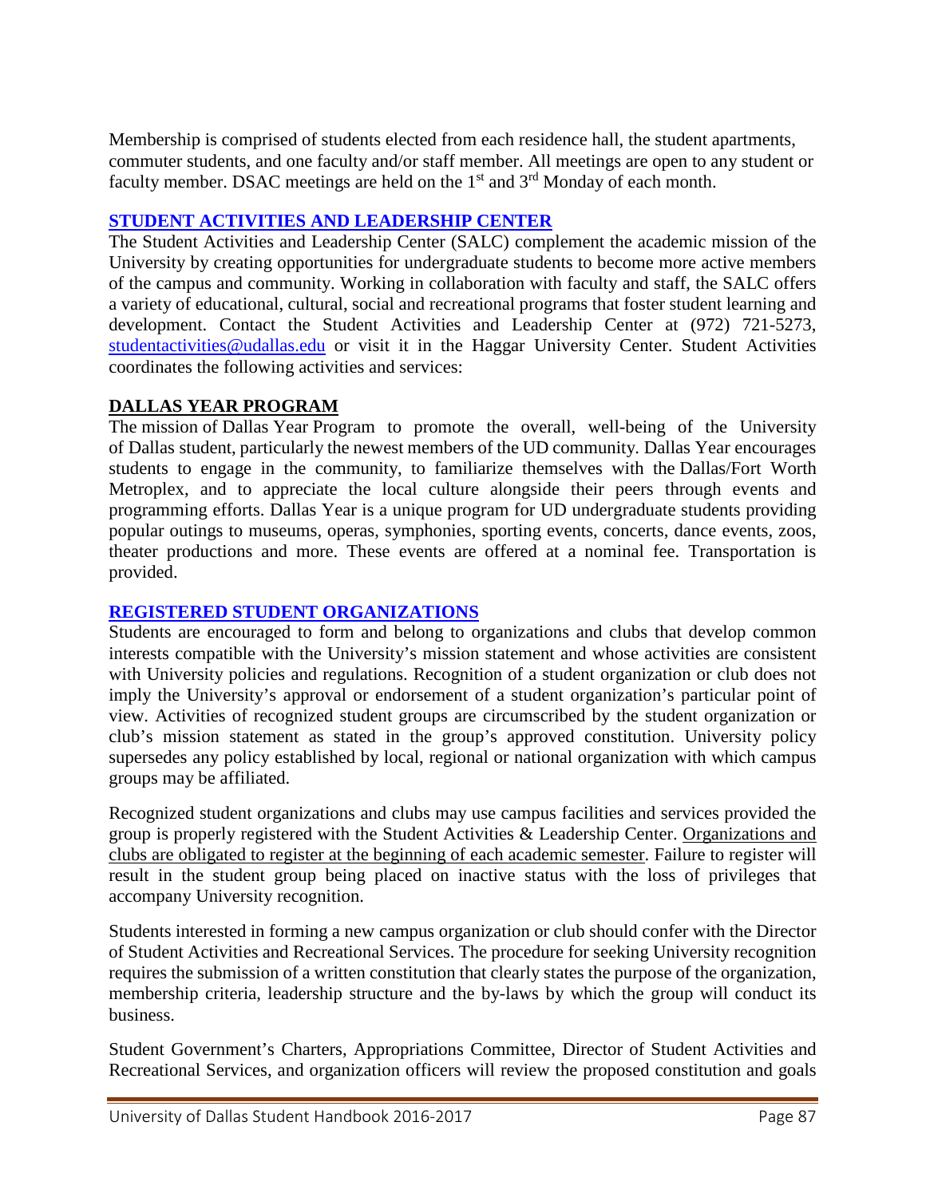Membership is comprised of students elected from each residence hall, the student apartments, commuter students, and one faculty and/or staff member. All meetings are open to any student or faculty member. DSAC meetings are held on the 1st and 3rd Monday of each month.

## STUDENT ACTIVITIES AND LEADERSHIP CENTER

The Student Activities and Leadership Center (SALC) complement the academic mission of the University by creating opportunities for undergraduate students to become more active members of the campus and community. Working in collaboration with faculty and staff, the SALC offers a variety of educational, cultural, social and recreational programs that foster student learning and development. Contact the Student Activities and Leadership Center at (972) 721-5273, studentactivities@udallas.edu or visit it in the Haggar University Center. Student Activities coordinates the following activities and services:

## DALLAS YEAR PROGRAM

The mission of Dallas Year Program to promote the overall, well-being of the University of Dallas student, particularly the newest members of the UD community. Dallas Year encourages students to engage in the community, to familiarize themselves with the Dallas/Fort Worth Metroplex, and to appreciate the local culture alongside their peers through events and programming efforts. Dallas Year is a unique program for UD undergraduate students providing popular outings to museums, operas, symphonies, sporting events, concerts, dance events, zoos, theater productions and more. These events are offered at a nominal fee. Transportation is provided.

## REGISTERED STUDENT ORGANIZATIONS

Students are encouraged to form and belong to organizations and clubs that develop common interests compatible with the University's mission statement and whose activities are consistent with University policies and regulations. Recognition of a student organization or club does not imply the University's approval or endorsement of a student organization's particular point of view. Activities of recognized student groups are circumscribed by the student organization or club's mission statement as stated in the group's approved constitution. University policy supersedes any policy established by local, regional or national organization with which campus groups may be affiliated.

Recognized student organizations and clubs may use campus facilities and services provided the group is properly registered with the Student Activities & Leadership Center. Organizations and clubs are obligated to register at the beginning of each academic semester. Failure to register will result in the student group being placed on inactive status with the loss of privileges that accompany University recognition.

Students interested in forming a new campus organization or club should confer with the Director of Student Activities and Recreational Services. The procedure for seeking University recognition requires the submission of a written constitution that clearly states the purpose of the organization, membership criteria, leadership structure and the by-laws by which the group will conduct its business.

Student Government's Charters, Appropriations Committee, Director of Student Activities and Recreational Services, and organization officers will review the proposed constitution and goals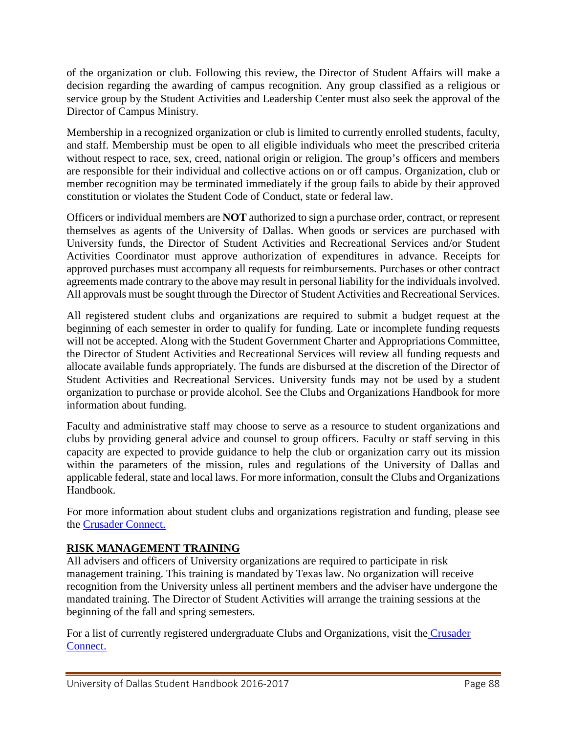of the organization or club. Following this review, the Director of Student Affairs will make a decision regarding the awarding of campus recognition. Any group classified as a religious or service group by the Student Activities and Leadership Center must also seek the approval of the Director of Campus Ministry.

Membership in a recognized organization or club is limited to currently enrolled students, faculty, and staff. Membership must be open to all eligible individuals who meet the prescribed criteria without respect to race, sex, creed, national origin or religion. The group's officers and members are responsible for their individual and collective actions on or off campus. Organization, club or member recognition may be terminated immediately if the group fails to abide by their approved constitution or violates the Student Code of Conduct, state or federal law.

Officers or individual members are **NOT** authorized to sign a purchase order, contract, or represent themselves as agents of the University of Dallas. When goods or services are purchased with University funds, the Director of Student Activities and Recreational Services and/or Student Activities Coordinator must approve authorization of expenditures in advance. Receipts for approved purchases must accompany all requests for reimbursements. Purchases or other contract agreements made contrary to the above may result in personal liability for the individuals involved. All approvals must be sought through the Director of Student Activities and Recreational Services.

All registered student clubs and organizations are required to submit a budget request at the beginning of each semester in order to qualify for funding. Late or incomplete funding requests will not be accepted. Along with the Student Government Charter and Appropriations Committee, the Director of Student Activities and Recreational Services will review all funding requests and allocate available funds appropriately. The funds are disbursed at the discretion of the Director of Student Activities and Recreational Services. University funds may not be used by a student organization to purchase or provide alcohol. See the Clubs and Organizations Handbook for more information about funding.

Faculty and administrative staff may choose to serve as a resource to student organizations and clubs by providing general advice and counsel to group officers. Faculty or staff serving in this capacity are expected to provide guidance to help the club or organization carry out its mission within the parameters of the mission, rules and regulations of the University of Dallas and applicable federal, state and local laws. For more information, consult the Clubs and Organizations Handbook.

For more information about student clubs and organizations registration and funding, please see the Crusader Connect.

## RISK MANAGEMENT TRAINING

All advisers and officers of University organizations are required to participate in risk management training. This training is mandated by Texas law. No organization will receive recognition from the University unless all pertinent members and the adviser have undergone the mandated training. The Director of Student Activities will arrange the training sessions at the beginning of the fall and spring semesters.

For a list of currently registered undergraduate Clubs and Organizations, visit the Crusader Connect.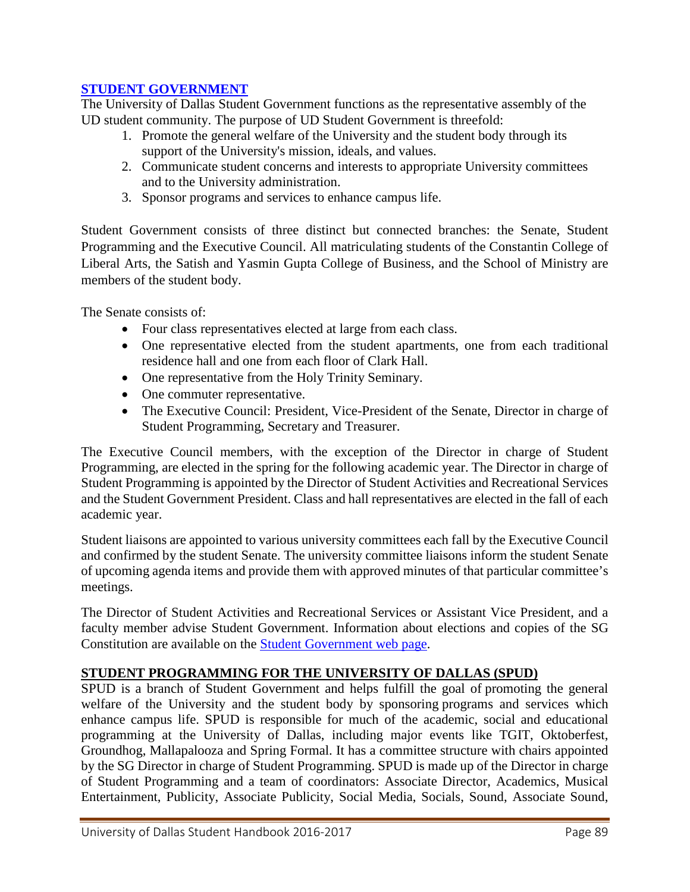## [STUDENT GOVERNMENT]

The University of Dallas Student Government functions as the representative assembly of the UD student community. The purpose of UD Student Government is threefold:

1. Promote the general welfare of the University and the student body through its support of the University's mission, ideals, and values.
2. Communicate student concerns and interests to appropriate University committees and to the University administration.
3. Sponsor programs and services to enhance campus life.

Student Government consists of three distinct but connected branches: the Senate, Student Programming and the Executive Council. All matriculating students of the Constantin College of Liberal Arts, the Satish and Yasmin Gupta College of Business, and the School of Ministry are members of the student body.

The Senate consists of:

- Four class representatives elected at large from each class.
- One representative elected from the student apartments, one from each traditional residence hall and one from each floor of Clark Hall.
- One representative from the Holy Trinity Seminary.
- One commuter representative.
- The Executive Council: President, Vice-President of the Senate, Director in charge of Student Programming, Secretary and Treasurer.

The Executive Council members, with the exception of the Director in charge of Student Programming, are elected in the spring for the following academic year. The Director in charge of Student Programming is appointed by the Director of Student Activities and Recreational Services and the Student Government President. Class and hall representatives are elected in the fall of each academic year.

Student liaisons are appointed to various university committees each fall by the Executive Council and confirmed by the student Senate. The university committee liaisons inform the student Senate of upcoming agenda items and provide them with approved minutes of that particular committee's meetings.

The Director of Student Activities and Recreational Services or Assistant Vice President, and a faculty member advise Student Government. Information about elections and copies of the SG Constitution are available on the Student Government web page.

## STUDENT PROGRAMMING FOR THE UNIVERSITY OF DALLAS (SPUD)

SPUD is a branch of Student Government and helps fulfill the goal of promoting the general welfare of the University and the student body by sponsoring programs and services which enhance campus life. SPUD is responsible for much of the academic, social and educational programming at the University of Dallas, including major events like TGIT, Oktoberfest, Groundhog, Mallapalooza and Spring Formal. It has a committee structure with chairs appointed by the SG Director in charge of Student Programming. SPUD is made up of the Director in charge of Student Programming and a team of coordinators: Associate Director, Academics, Musical Entertainment, Publicity, Associate Publicity, Social Media, Socials, Sound, Associate Sound,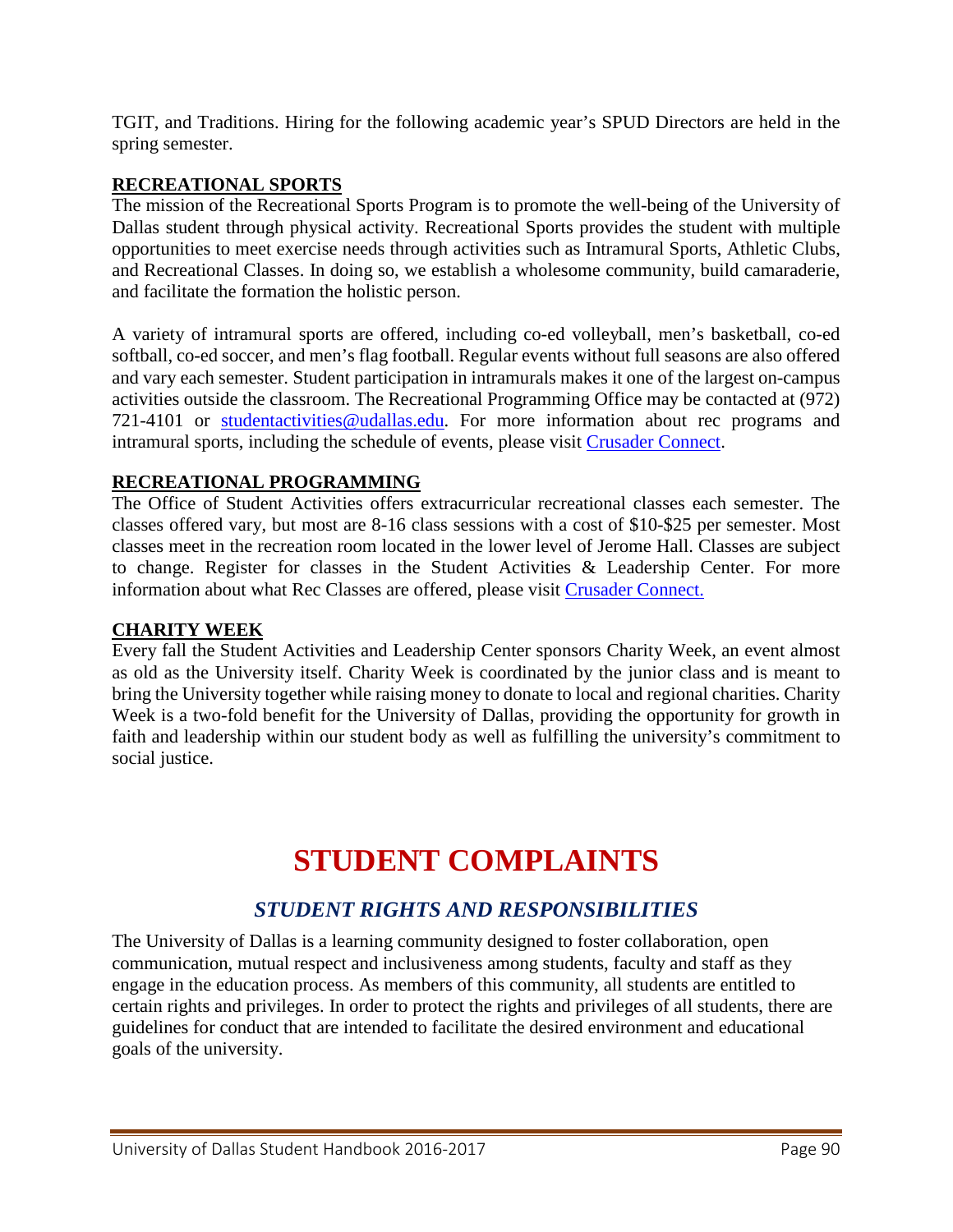TGIT, and Traditions. Hiring for the following academic year's SPUD Directors are held in the spring semester.

**RECREATIONAL SPORTS**

The mission of the Recreational Sports Program is to promote the well-being of the University of Dallas student through physical activity. Recreational Sports provides the student with multiple opportunities to meet exercise needs through activities such as Intramural Sports, Athletic Clubs, and Recreational Classes. In doing so, we establish a wholesome community, build camaraderie, and facilitate the formation the holistic person.

A variety of intramural sports are offered, including co-ed volleyball, men's basketball, co-ed softball, co-ed soccer, and men's flag football. Regular events without full seasons are also offered and vary each semester. Student participation in intramurals makes it one of the largest on-campus activities outside the classroom. The Recreational Programming Office may be contacted at (972) 721-4101 or studentactivities@udallas.edu. For more information about rec programs and intramural sports, including the schedule of events, please visit Crusader Connect.

**RECREATIONAL PROGRAMMING**

The Office of Student Activities offers extracurricular recreational classes each semester. The classes offered vary, but most are 8-16 class sessions with a cost of $10-$25 per semester. Most classes meet in the recreation room located in the lower level of Jerome Hall. Classes are subject to change. Register for classes in the Student Activities & Leadership Center. For more information about what Rec Classes are offered, please visit Crusader Connect.

**CHARITY WEEK**

Every fall the Student Activities and Leadership Center sponsors Charity Week, an event almost as old as the University itself. Charity Week is coordinated by the junior class and is meant to bring the University together while raising money to donate to local and regional charities. Charity Week is a two-fold benefit for the University of Dallas, providing the opportunity for growth in faith and leadership within our student body as well as fulfilling the university's commitment to social justice.

# STUDENT COMPLAINTS

## *STUDENT RIGHTS AND RESPONSIBILITIES*

The University of Dallas is a learning community designed to foster collaboration, open communication, mutual respect and inclusiveness among students, faculty and staff as they engage in the education process. As members of this community, all students are entitled to certain rights and privileges. In order to protect the rights and privileges of all students, there are guidelines for conduct that are intended to facilitate the desired environment and educational goals of the university.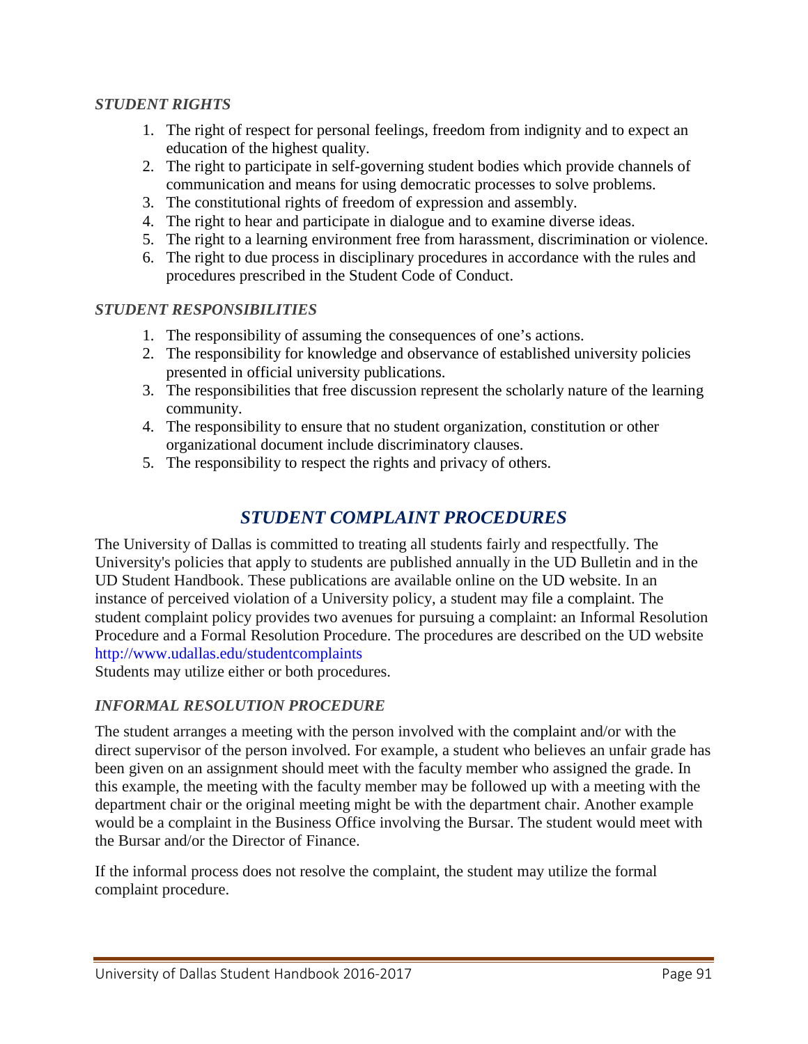### *STUDENT RIGHTS*

1. The right of respect for personal feelings, freedom from indignity and to expect an education of the highest quality.
2. The right to participate in self-governing student bodies which provide channels of communication and means for using democratic processes to solve problems.
3. The constitutional rights of freedom of expression and assembly.
4. The right to hear and participate in dialogue and to examine diverse ideas.
5. The right to a learning environment free from harassment, discrimination or violence.
6. The right to due process in disciplinary procedures in accordance with the rules and procedures prescribed in the Student Code of Conduct.

### *STUDENT RESPONSIBILITIES*

1. The responsibility of assuming the consequences of one's actions.
2. The responsibility for knowledge and observance of established university policies presented in official university publications.
3. The responsibilities that free discussion represent the scholarly nature of the learning community.
4. The responsibility to ensure that no student organization, constitution or other organizational document include discriminatory clauses.
5. The responsibility to respect the rights and privacy of others.

## *STUDENT COMPLAINT PROCEDURES*

The University of Dallas is committed to treating all students fairly and respectfully. The University's policies that apply to students are published annually in the UD Bulletin and in the UD Student Handbook. These publications are available online on the UD website. In an instance of perceived violation of a University policy, a student may file a complaint. The student complaint policy provides two avenues for pursuing a complaint: an Informal Resolution Procedure and a Formal Resolution Procedure. The procedures are described on the UD website http://www.udallas.edu/studentcomplaints
Students may utilize either or both procedures.

### *INFORMAL RESOLUTION PROCEDURE*

The student arranges a meeting with the person involved with the complaint and/or with the direct supervisor of the person involved. For example, a student who believes an unfair grade has been given on an assignment should meet with the faculty member who assigned the grade. In this example, the meeting with the faculty member may be followed up with a meeting with the department chair or the original meeting might be with the department chair. Another example would be a complaint in the Business Office involving the Bursar. The student would meet with the Bursar and/or the Director of Finance.

If the informal process does not resolve the complaint, the student may utilize the formal complaint procedure.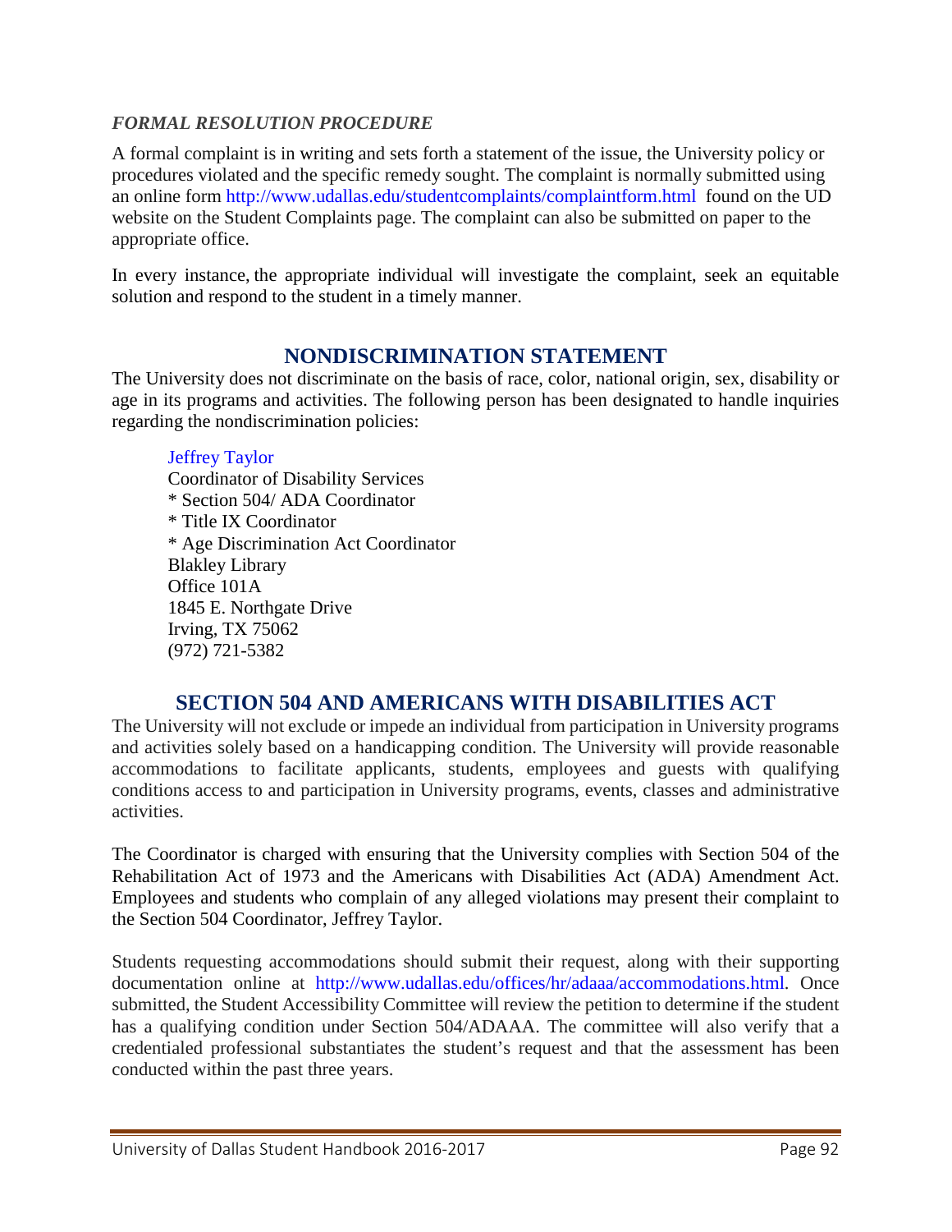### *FORMAL RESOLUTION PROCEDURE*

A formal complaint is in writing and sets forth a statement of the issue, the University policy or procedures violated and the specific remedy sought. The complaint is normally submitted using an online form http://www.udallas.edu/studentcomplaints/complaintform.html found on the UD website on the Student Complaints page. The complaint can also be submitted on paper to the appropriate office.

In every instance, the appropriate individual will investigate the complaint, seek an equitable solution and respond to the student in a timely manner.

## NONDISCRIMINATION STATEMENT

The University does not discriminate on the basis of race, color, national origin, sex, disability or age in its programs and activities. The following person has been designated to handle inquiries regarding the nondiscrimination policies:

Jeffrey Taylor
Coordinator of Disability Services
* Section 504/ ADA Coordinator
* Title IX Coordinator
* Age Discrimination Act Coordinator
Blakley Library
Office 101A
1845 E. Northgate Drive
Irving, TX 75062
(972) 721-5382

## SECTION 504 AND AMERICANS WITH DISABILITIES ACT

The University will not exclude or impede an individual from participation in University programs and activities solely based on a handicapping condition. The University will provide reasonable accommodations to facilitate applicants, students, employees and guests with qualifying conditions access to and participation in University programs, events, classes and administrative activities.

The Coordinator is charged with ensuring that the University complies with Section 504 of the Rehabilitation Act of 1973 and the Americans with Disabilities Act (ADA) Amendment Act. Employees and students who complain of any alleged violations may present their complaint to the Section 504 Coordinator, Jeffrey Taylor.

Students requesting accommodations should submit their request, along with their supporting documentation online at http://www.udallas.edu/offices/hr/adaaa/accommodations.html. Once submitted, the Student Accessibility Committee will review the petition to determine if the student has a qualifying condition under Section 504/ADAAA. The committee will also verify that a credentialed professional substantiates the student's request and that the assessment has been conducted within the past three years.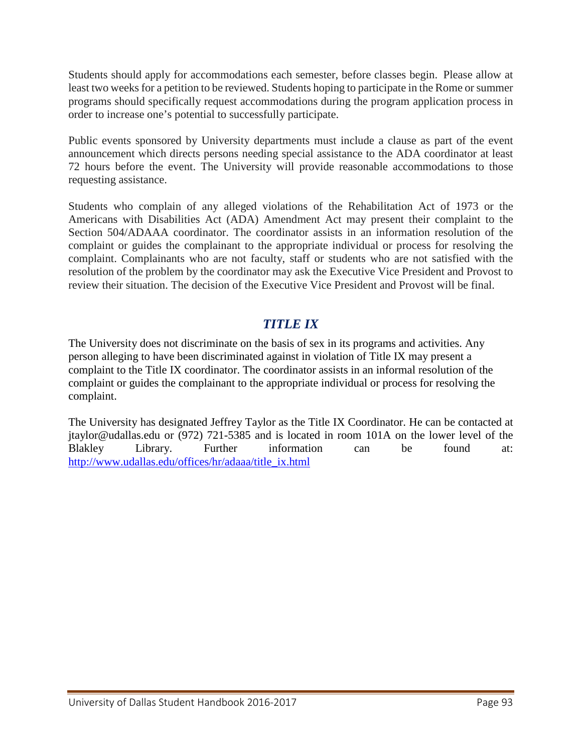Students should apply for accommodations each semester, before classes begin. Please allow at least two weeks for a petition to be reviewed. Students hoping to participate in the Rome or summer programs should specifically request accommodations during the program application process in order to increase one's potential to successfully participate.

Public events sponsored by University departments must include a clause as part of the event announcement which directs persons needing special assistance to the ADA coordinator at least 72 hours before the event. The University will provide reasonable accommodations to those requesting assistance.

Students who complain of any alleged violations of the Rehabilitation Act of 1973 or the Americans with Disabilities Act (ADA) Amendment Act may present their complaint to the Section 504/ADAAA coordinator. The coordinator assists in an information resolution of the complaint or guides the complainant to the appropriate individual or process for resolving the complaint. Complainants who are not faculty, staff or students who are not satisfied with the resolution of the problem by the coordinator may ask the Executive Vice President and Provost to review their situation. The decision of the Executive Vice President and Provost will be final.

## *TITLE IX*

The University does not discriminate on the basis of sex in its programs and activities. Any person alleging to have been discriminated against in violation of Title IX may present a complaint to the Title IX coordinator. The coordinator assists in an informal resolution of the complaint or guides the complainant to the appropriate individual or process for resolving the complaint.

The University has designated Jeffrey Taylor as the Title IX Coordinator. He can be contacted at jtaylor@udallas.edu or (972) 721-5385 and is located in room 101A on the lower level of the Blakley Library. Further information can be found at: http://www.udallas.edu/offices/hr/adaaa/title_ix.html